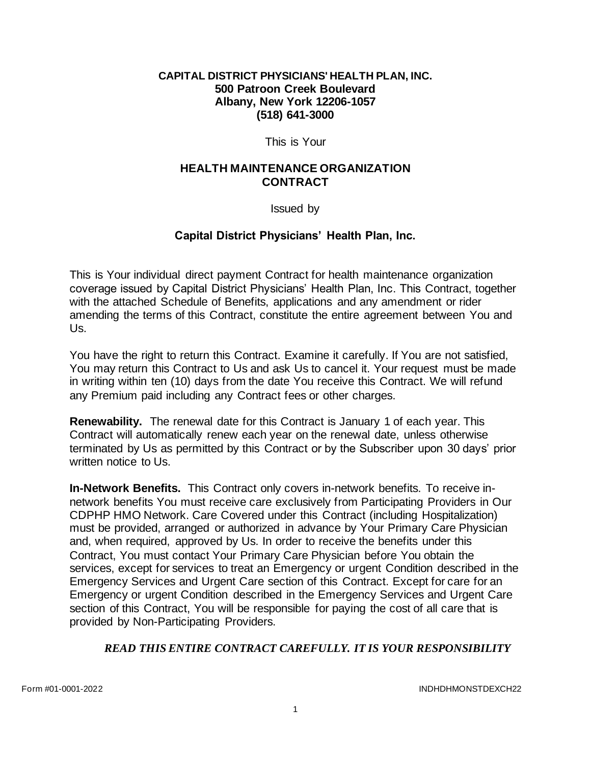**CAPITAL DISTRICT PHYSICIANS' HEALTH PLAN, INC.**
**500 Patroon Creek Boulevard**
**Albany, New York 12206-1057**
**(518) 641-3000**

This is Your

# HEALTH MAINTENANCE ORGANIZATION CONTRACT

Issued by

## Capital District Physicians' Health Plan, Inc.

This is Your individual direct payment Contract for health maintenance organization coverage issued by Capital District Physicians' Health Plan, Inc. This Contract, together with the attached Schedule of Benefits, applications and any amendment or rider amending the terms of this Contract, constitute the entire agreement between You and Us.

You have the right to return this Contract. Examine it carefully. If You are not satisfied, You may return this Contract to Us and ask Us to cancel it. Your request must be made in writing within ten (10) days from the date You receive this Contract. We will refund any Premium paid including any Contract fees or other charges.

**Renewability.** The renewal date for this Contract is January 1 of each year. This Contract will automatically renew each year on the renewal date, unless otherwise terminated by Us as permitted by this Contract or by the Subscriber upon 30 days' prior written notice to Us.

**In-Network Benefits.** This Contract only covers in-network benefits. To receive in-network benefits You must receive care exclusively from Participating Providers in Our CDPHP HMO Network. Care Covered under this Contract (including Hospitalization) must be provided, arranged or authorized in advance by Your Primary Care Physician and, when required, approved by Us. In order to receive the benefits under this Contract, You must contact Your Primary Care Physician before You obtain the services, except for services to treat an Emergency or urgent Condition described in the Emergency Services and Urgent Care section of this Contract. Except for care for an Emergency or urgent Condition described in the Emergency Services and Urgent Care section of this Contract, You will be responsible for paying the cost of all care that is provided by Non-Participating Providers.

***READ THIS ENTIRE CONTRACT CAREFULLY. IT IS YOUR RESPONSIBILITY***

Form #01-0001-2022 INDHDHMONSTDEXCH22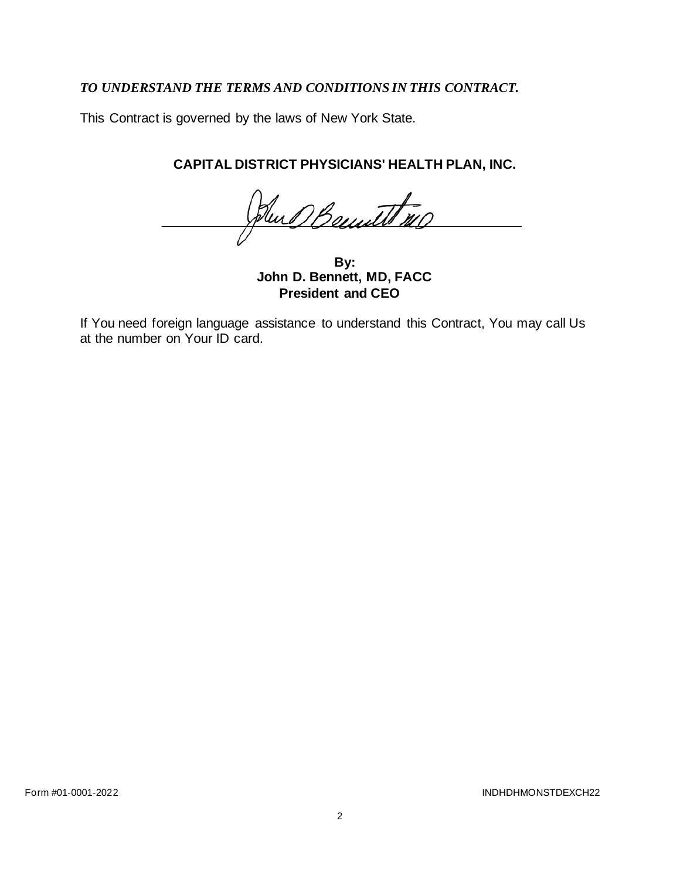***TO UNDERSTAND THE TERMS AND CONDITIONS IN THIS CONTRACT.***

This Contract is governed by the laws of New York State.

**CAPITAL DISTRICT PHYSICIANS' HEALTH PLAN, INC.**

**By:**
**John D. Bennett, MD, FACC**
**President and CEO**

If You need foreign language assistance to understand this Contract, You may call Us at the number on Your ID card.

Form #01-0001-2022 INDHDHMONSTDEXCH22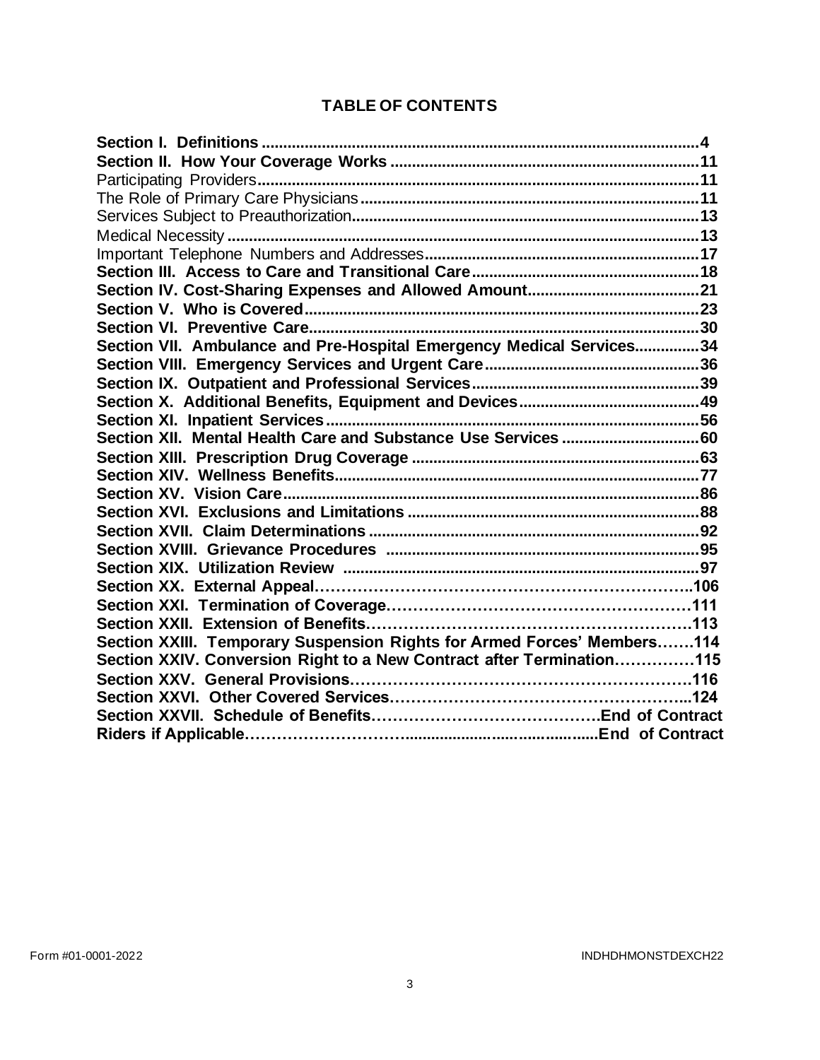# TABLE OF CONTENTS

| | |
|---|---|
| **Section I. Definitions** | **4** |
| **Section II. How Your Coverage Works** | **11** |
| Participating Providers | **11** |
| The Role of Primary Care Physicians | **11** |
| Services Subject to Preauthorization | **13** |
| Medical Necessity | **13** |
| Important Telephone Numbers and Addresses | **17** |
| **Section III. Access to Care and Transitional Care** | **18** |
| **Section IV. Cost-Sharing Expenses and Allowed Amount** | **21** |
| **Section V. Who is Covered** | **23** |
| **Section VI. Preventive Care** | **30** |
| **Section VII. Ambulance and Pre-Hospital Emergency Medical Services** | **34** |
| **Section VIII. Emergency Services and Urgent Care** | **36** |
| **Section IX. Outpatient and Professional Services** | **39** |
| **Section X. Additional Benefits, Equipment and Devices** | **49** |
| **Section XI. Inpatient Services** | **56** |
| **Section XII. Mental Health Care and Substance Use Services** | **60** |
| **Section XIII. Prescription Drug Coverage** | **63** |
| **Section XIV. Wellness Benefits** | **77** |
| **Section XV. Vision Care** | **86** |
| **Section XVI. Exclusions and Limitations** | **88** |
| **Section XVII. Claim Determinations** | **92** |
| **Section XVIII. Grievance Procedures** | **95** |
| **Section XIX. Utilization Review** | **97** |
| **Section XX. External Appeal** | **106** |
| **Section XXI. Termination of Coverage** | **111** |
| **Section XXII. Extension of Benefits** | **113** |
| **Section XXIII. Temporary Suspension Rights for Armed Forces' Members** | **114** |
| **Section XXIV. Conversion Right to a New Contract after Termination** | **115** |
| **Section XXV. General Provisions** | **116** |
| **Section XXVI. Other Covered Services** | **124** |
| **Section XXVII. Schedule of Benefits** | **End of Contract** |
| **Riders if Applicable** | **End of Contract** |

Form #01-0001-2022 INDHDHMONSTDEXCH22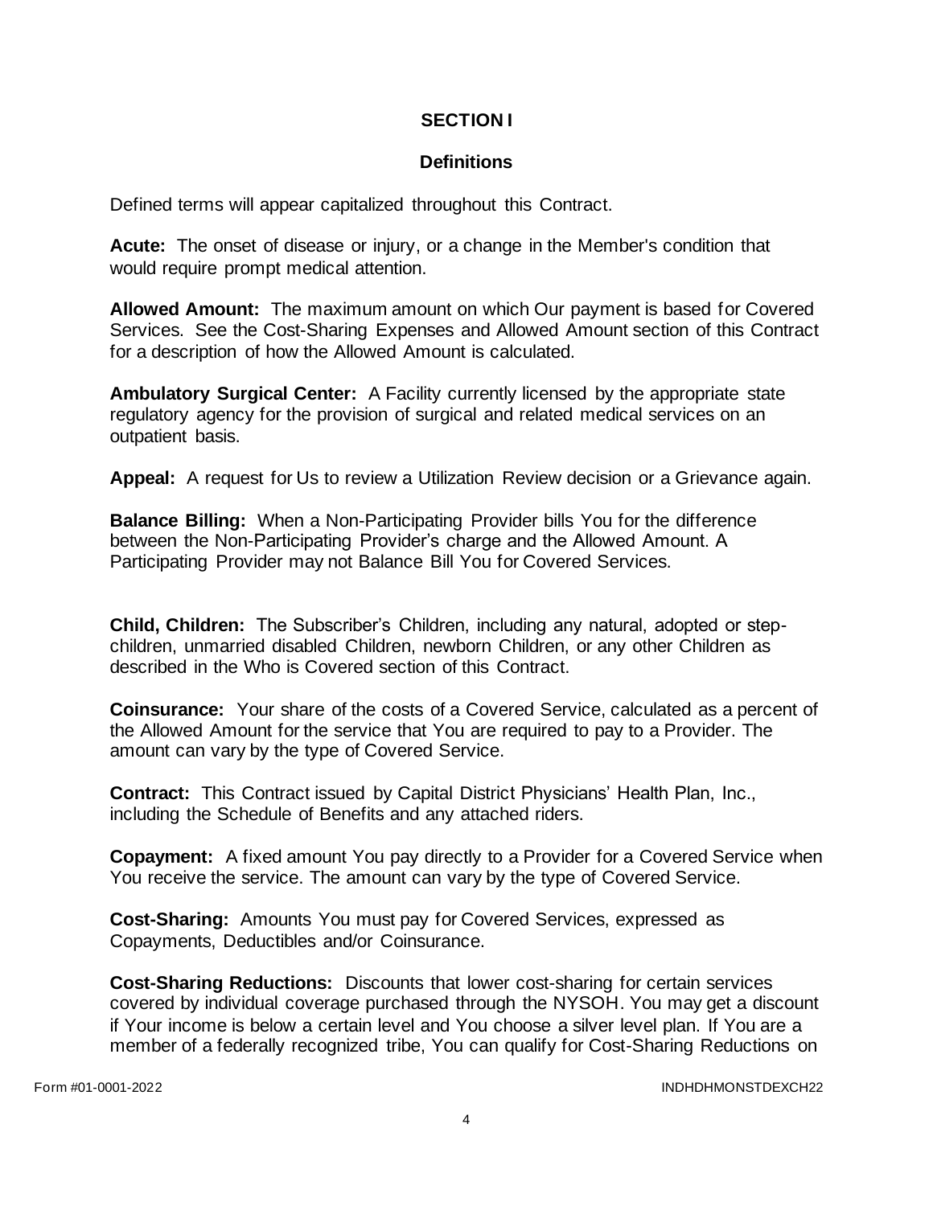# SECTION I

## Definitions

Defined terms will appear capitalized throughout this Contract.

**Acute:** The onset of disease or injury, or a change in the Member's condition that would require prompt medical attention.

**Allowed Amount:** The maximum amount on which Our payment is based for Covered Services. See the Cost-Sharing Expenses and Allowed Amount section of this Contract for a description of how the Allowed Amount is calculated.

**Ambulatory Surgical Center:** A Facility currently licensed by the appropriate state regulatory agency for the provision of surgical and related medical services on an outpatient basis.

**Appeal:** A request for Us to review a Utilization Review decision or a Grievance again.

**Balance Billing:** When a Non-Participating Provider bills You for the difference between the Non-Participating Provider's charge and the Allowed Amount. A Participating Provider may not Balance Bill You for Covered Services.

**Child, Children:** The Subscriber's Children, including any natural, adopted or step-children, unmarried disabled Children, newborn Children, or any other Children as described in the Who is Covered section of this Contract.

**Coinsurance:** Your share of the costs of a Covered Service, calculated as a percent of the Allowed Amount for the service that You are required to pay to a Provider. The amount can vary by the type of Covered Service.

**Contract:** This Contract issued by Capital District Physicians' Health Plan, Inc., including the Schedule of Benefits and any attached riders.

**Copayment:** A fixed amount You pay directly to a Provider for a Covered Service when You receive the service. The amount can vary by the type of Covered Service.

**Cost-Sharing:** Amounts You must pay for Covered Services, expressed as Copayments, Deductibles and/or Coinsurance.

**Cost-Sharing Reductions:** Discounts that lower cost-sharing for certain services covered by individual coverage purchased through the NYSOH. You may get a discount if Your income is below a certain level and You choose a silver level plan. If You are a member of a federally recognized tribe, You can qualify for Cost-Sharing Reductions on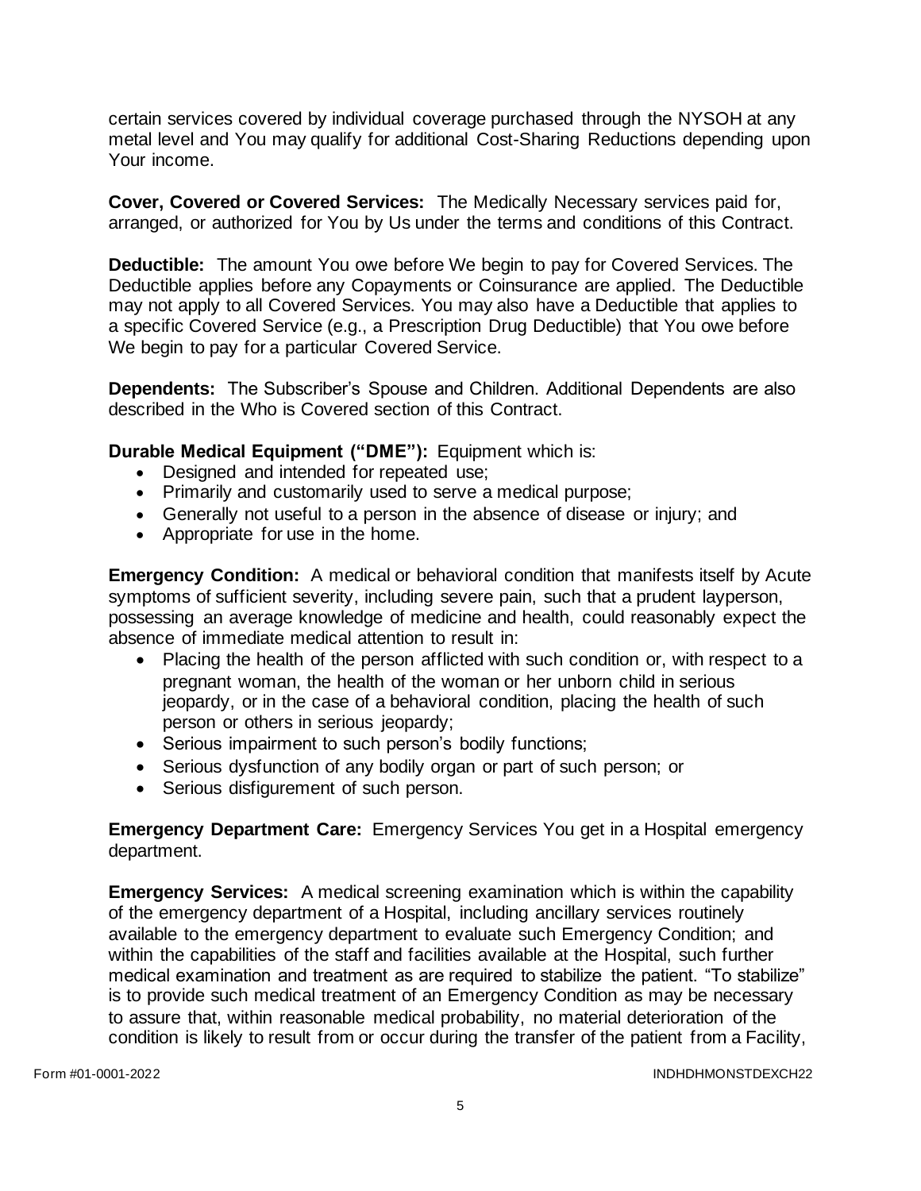certain services covered by individual coverage purchased through the NYSOH at any metal level and You may qualify for additional Cost-Sharing Reductions depending upon Your income.

**Cover, Covered or Covered Services:** The Medically Necessary services paid for, arranged, or authorized for You by Us under the terms and conditions of this Contract.

**Deductible:** The amount You owe before We begin to pay for Covered Services. The Deductible applies before any Copayments or Coinsurance are applied. The Deductible may not apply to all Covered Services. You may also have a Deductible that applies to a specific Covered Service (e.g., a Prescription Drug Deductible) that You owe before We begin to pay for a particular Covered Service.

**Dependents:** The Subscriber's Spouse and Children. Additional Dependents are also described in the Who is Covered section of this Contract.

**Durable Medical Equipment ("DME"):** Equipment which is:

- Designed and intended for repeated use;
- Primarily and customarily used to serve a medical purpose;
- Generally not useful to a person in the absence of disease or injury; and
- Appropriate for use in the home.

**Emergency Condition:** A medical or behavioral condition that manifests itself by Acute symptoms of sufficient severity, including severe pain, such that a prudent layperson, possessing an average knowledge of medicine and health, could reasonably expect the absence of immediate medical attention to result in:

- Placing the health of the person afflicted with such condition or, with respect to a pregnant woman, the health of the woman or her unborn child in serious jeopardy, or in the case of a behavioral condition, placing the health of such person or others in serious jeopardy;
- Serious impairment to such person's bodily functions;
- Serious dysfunction of any bodily organ or part of such person; or
- Serious disfigurement of such person.

**Emergency Department Care:** Emergency Services You get in a Hospital emergency department.

**Emergency Services:** A medical screening examination which is within the capability of the emergency department of a Hospital, including ancillary services routinely available to the emergency department to evaluate such Emergency Condition; and within the capabilities of the staff and facilities available at the Hospital, such further medical examination and treatment as are required to stabilize the patient. "To stabilize" is to provide such medical treatment of an Emergency Condition as may be necessary to assure that, within reasonable medical probability, no material deterioration of the condition is likely to result from or occur during the transfer of the patient from a Facility,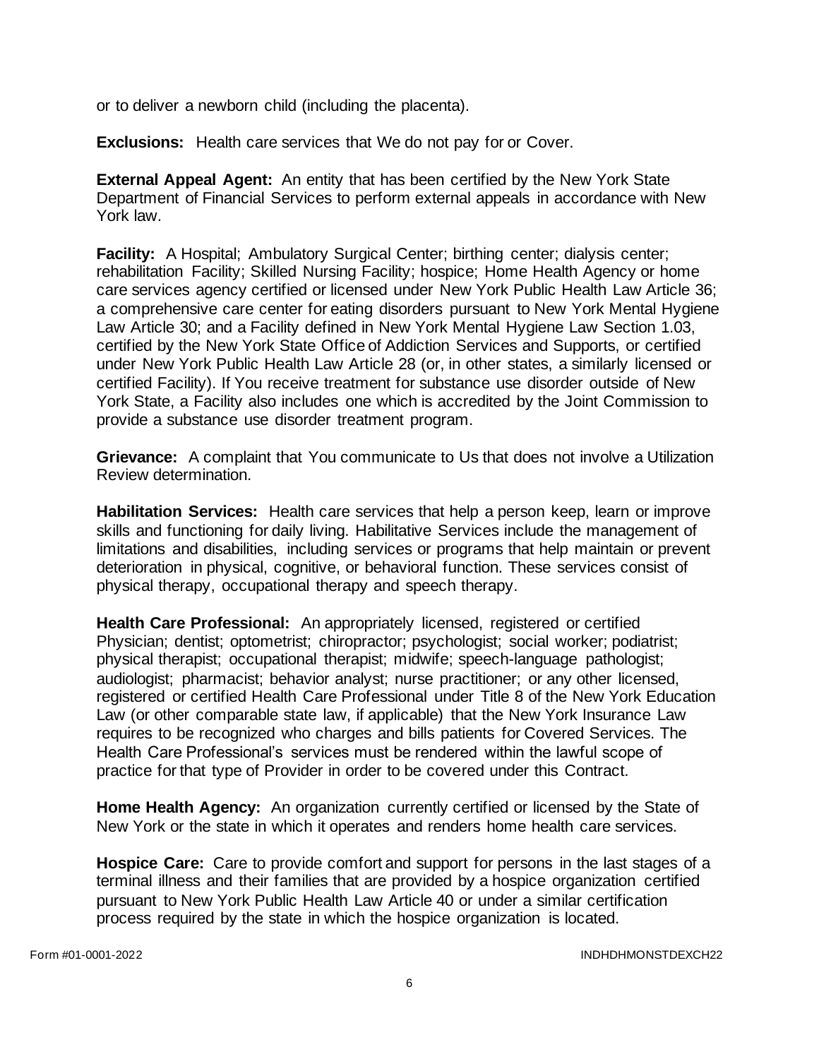or to deliver a newborn child (including the placenta).

**Exclusions:** Health care services that We do not pay for or Cover.

**External Appeal Agent:** An entity that has been certified by the New York State Department of Financial Services to perform external appeals in accordance with New York law.

**Facility:** A Hospital; Ambulatory Surgical Center; birthing center; dialysis center; rehabilitation Facility; Skilled Nursing Facility; hospice; Home Health Agency or home care services agency certified or licensed under New York Public Health Law Article 36; a comprehensive care center for eating disorders pursuant to New York Mental Hygiene Law Article 30; and a Facility defined in New York Mental Hygiene Law Section 1.03, certified by the New York State Office of Addiction Services and Supports, or certified under New York Public Health Law Article 28 (or, in other states, a similarly licensed or certified Facility). If You receive treatment for substance use disorder outside of New York State, a Facility also includes one which is accredited by the Joint Commission to provide a substance use disorder treatment program.

**Grievance:** A complaint that You communicate to Us that does not involve a Utilization Review determination.

**Habilitation Services:** Health care services that help a person keep, learn or improve skills and functioning for daily living. Habilitative Services include the management of limitations and disabilities, including services or programs that help maintain or prevent deterioration in physical, cognitive, or behavioral function. These services consist of physical therapy, occupational therapy and speech therapy.

**Health Care Professional:** An appropriately licensed, registered or certified Physician; dentist; optometrist; chiropractor; psychologist; social worker; podiatrist; physical therapist; occupational therapist; midwife; speech-language pathologist; audiologist; pharmacist; behavior analyst; nurse practitioner; or any other licensed, registered or certified Health Care Professional under Title 8 of the New York Education Law (or other comparable state law, if applicable) that the New York Insurance Law requires to be recognized who charges and bills patients for Covered Services. The Health Care Professional's services must be rendered within the lawful scope of practice for that type of Provider in order to be covered under this Contract.

**Home Health Agency:** An organization currently certified or licensed by the State of New York or the state in which it operates and renders home health care services.

**Hospice Care:** Care to provide comfort and support for persons in the last stages of a terminal illness and their families that are provided by a hospice organization certified pursuant to New York Public Health Law Article 40 or under a similar certification process required by the state in which the hospice organization is located.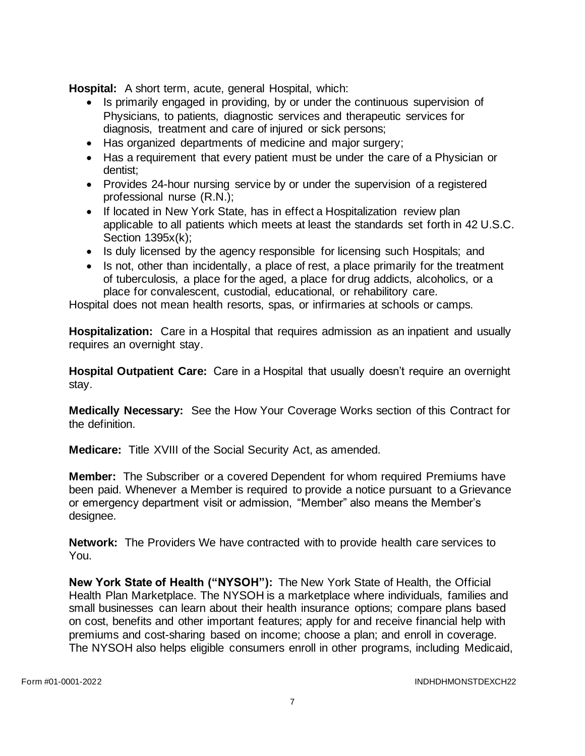**Hospital:** A short term, acute, general Hospital, which:

- Is primarily engaged in providing, by or under the continuous supervision of Physicians, to patients, diagnostic services and therapeutic services for diagnosis, treatment and care of injured or sick persons;
- Has organized departments of medicine and major surgery;
- Has a requirement that every patient must be under the care of a Physician or dentist;
- Provides 24-hour nursing service by or under the supervision of a registered professional nurse (R.N.);
- If located in New York State, has in effect a Hospitalization review plan applicable to all patients which meets at least the standards set forth in 42 U.S.C. Section 1395x(k);
- Is duly licensed by the agency responsible for licensing such Hospitals; and
- Is not, other than incidentally, a place of rest, a place primarily for the treatment of tuberculosis, a place for the aged, a place for drug addicts, alcoholics, or a place for convalescent, custodial, educational, or rehabilitory care.

Hospital does not mean health resorts, spas, or infirmaries at schools or camps.

**Hospitalization:** Care in a Hospital that requires admission as an inpatient and usually requires an overnight stay.

**Hospital Outpatient Care:** Care in a Hospital that usually doesn't require an overnight stay.

**Medically Necessary:** See the How Your Coverage Works section of this Contract for the definition.

**Medicare:** Title XVIII of the Social Security Act, as amended.

**Member:** The Subscriber or a covered Dependent for whom required Premiums have been paid. Whenever a Member is required to provide a notice pursuant to a Grievance or emergency department visit or admission, "Member" also means the Member's designee.

**Network:** The Providers We have contracted with to provide health care services to You.

**New York State of Health ("NYSOH"):** The New York State of Health, the Official Health Plan Marketplace. The NYSOH is a marketplace where individuals, families and small businesses can learn about their health insurance options; compare plans based on cost, benefits and other important features; apply for and receive financial help with premiums and cost-sharing based on income; choose a plan; and enroll in coverage. The NYSOH also helps eligible consumers enroll in other programs, including Medicaid,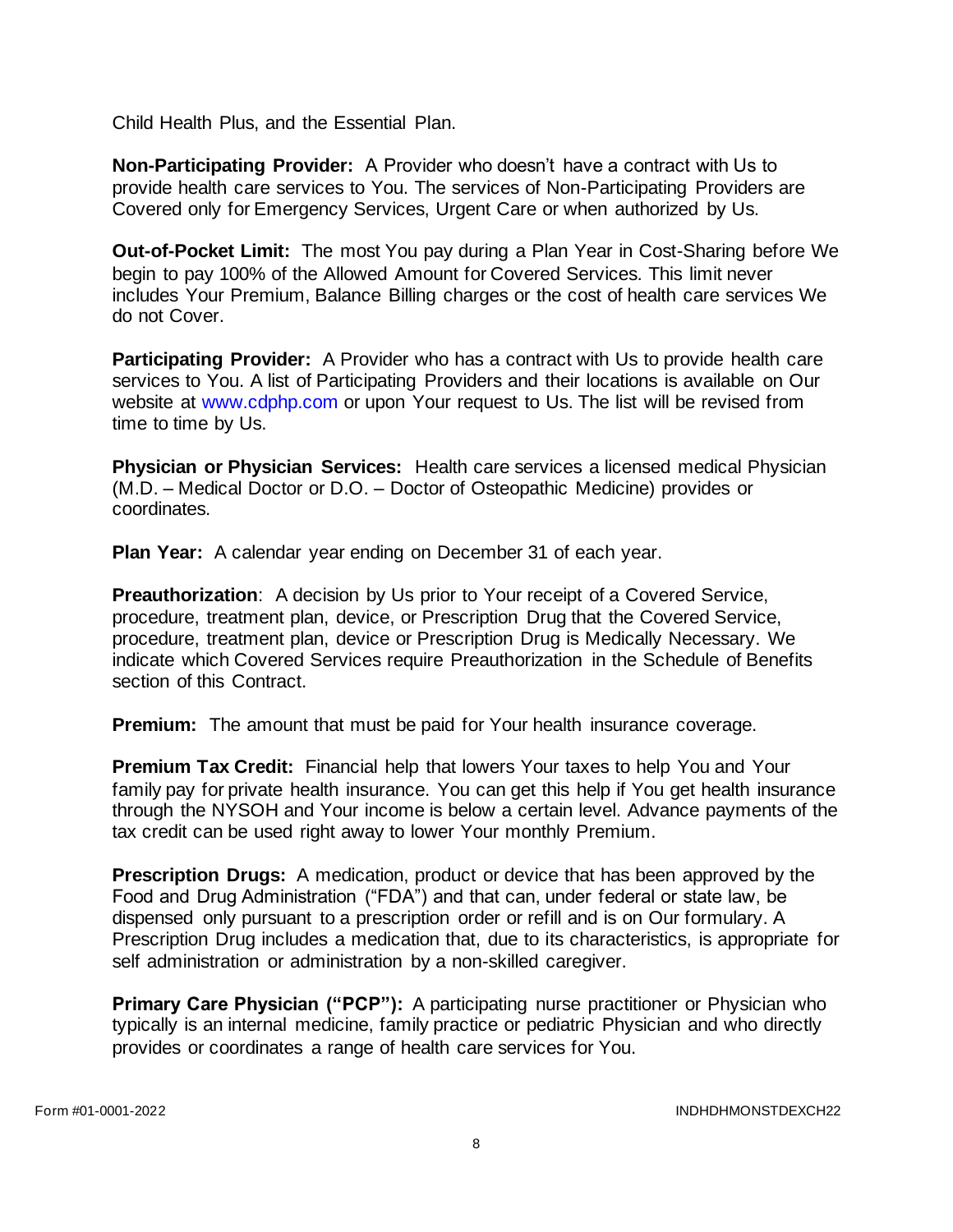Child Health Plus, and the Essential Plan.

**Non-Participating Provider:** A Provider who doesn't have a contract with Us to provide health care services to You. The services of Non-Participating Providers are Covered only for Emergency Services, Urgent Care or when authorized by Us.

**Out-of-Pocket Limit:** The most You pay during a Plan Year in Cost-Sharing before We begin to pay 100% of the Allowed Amount for Covered Services. This limit never includes Your Premium, Balance Billing charges or the cost of health care services We do not Cover.

**Participating Provider:** A Provider who has a contract with Us to provide health care services to You. A list of Participating Providers and their locations is available on Our website at www.cdphp.com or upon Your request to Us. The list will be revised from time to time by Us.

**Physician or Physician Services:** Health care services a licensed medical Physician (M.D. – Medical Doctor or D.O. – Doctor of Osteopathic Medicine) provides or coordinates.

**Plan Year:** A calendar year ending on December 31 of each year.

**Preauthorization**: A decision by Us prior to Your receipt of a Covered Service, procedure, treatment plan, device, or Prescription Drug that the Covered Service, procedure, treatment plan, device or Prescription Drug is Medically Necessary. We indicate which Covered Services require Preauthorization in the Schedule of Benefits section of this Contract.

**Premium:** The amount that must be paid for Your health insurance coverage.

**Premium Tax Credit:** Financial help that lowers Your taxes to help You and Your family pay for private health insurance. You can get this help if You get health insurance through the NYSOH and Your income is below a certain level. Advance payments of the tax credit can be used right away to lower Your monthly Premium.

**Prescription Drugs:** A medication, product or device that has been approved by the Food and Drug Administration ("FDA") and that can, under federal or state law, be dispensed only pursuant to a prescription order or refill and is on Our formulary. A Prescription Drug includes a medication that, due to its characteristics, is appropriate for self administration or administration by a non-skilled caregiver.

**Primary Care Physician ("PCP"):** A participating nurse practitioner or Physician who typically is an internal medicine, family practice or pediatric Physician and who directly provides or coordinates a range of health care services for You.

Form #01-0001-2022 INDHDHMONSTDEXCH22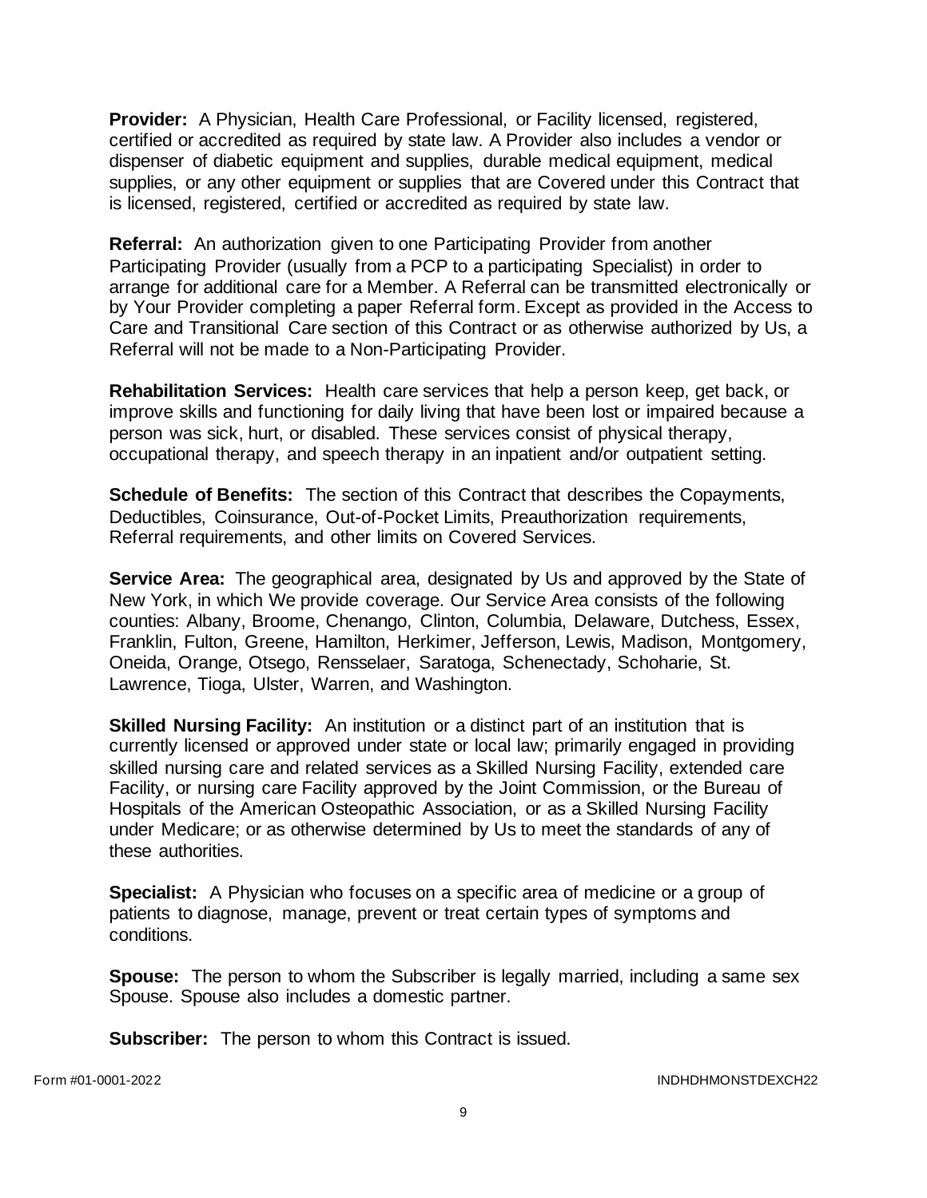**Provider:** A Physician, Health Care Professional, or Facility licensed, registered, certified or accredited as required by state law. A Provider also includes a vendor or dispenser of diabetic equipment and supplies, durable medical equipment, medical supplies, or any other equipment or supplies that are Covered under this Contract that is licensed, registered, certified or accredited as required by state law.

**Referral:** An authorization given to one Participating Provider from another Participating Provider (usually from a PCP to a participating Specialist) in order to arrange for additional care for a Member. A Referral can be transmitted electronically or by Your Provider completing a paper Referral form. Except as provided in the Access to Care and Transitional Care section of this Contract or as otherwise authorized by Us, a Referral will not be made to a Non-Participating Provider.

**Rehabilitation Services:** Health care services that help a person keep, get back, or improve skills and functioning for daily living that have been lost or impaired because a person was sick, hurt, or disabled. These services consist of physical therapy, occupational therapy, and speech therapy in an inpatient and/or outpatient setting.

**Schedule of Benefits:** The section of this Contract that describes the Copayments, Deductibles, Coinsurance, Out-of-Pocket Limits, Preauthorization requirements, Referral requirements, and other limits on Covered Services.

**Service Area:** The geographical area, designated by Us and approved by the State of New York, in which We provide coverage. Our Service Area consists of the following counties: Albany, Broome, Chenango, Clinton, Columbia, Delaware, Dutchess, Essex, Franklin, Fulton, Greene, Hamilton, Herkimer, Jefferson, Lewis, Madison, Montgomery, Oneida, Orange, Otsego, Rensselaer, Saratoga, Schenectady, Schoharie, St. Lawrence, Tioga, Ulster, Warren, and Washington.

**Skilled Nursing Facility:** An institution or a distinct part of an institution that is currently licensed or approved under state or local law; primarily engaged in providing skilled nursing care and related services as a Skilled Nursing Facility, extended care Facility, or nursing care Facility approved by the Joint Commission, or the Bureau of Hospitals of the American Osteopathic Association, or as a Skilled Nursing Facility under Medicare; or as otherwise determined by Us to meet the standards of any of these authorities.

**Specialist:** A Physician who focuses on a specific area of medicine or a group of patients to diagnose, manage, prevent or treat certain types of symptoms and conditions.

**Spouse:** The person to whom the Subscriber is legally married, including a same sex Spouse. Spouse also includes a domestic partner.

**Subscriber:** The person to whom this Contract is issued.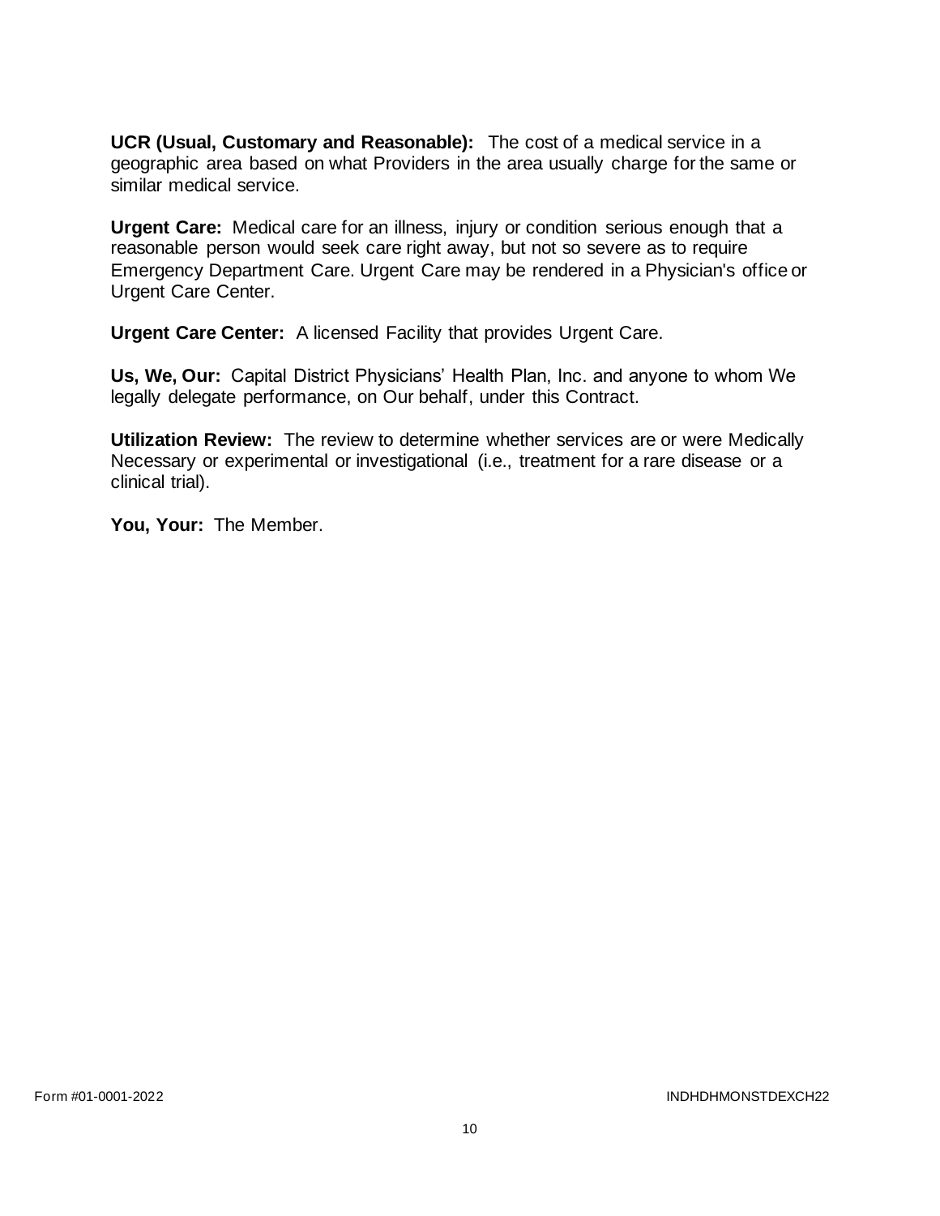**UCR (Usual, Customary and Reasonable):** The cost of a medical service in a geographic area based on what Providers in the area usually charge for the same or similar medical service.

**Urgent Care:** Medical care for an illness, injury or condition serious enough that a reasonable person would seek care right away, but not so severe as to require Emergency Department Care. Urgent Care may be rendered in a Physician's office or Urgent Care Center.

**Urgent Care Center:** A licensed Facility that provides Urgent Care.

**Us, We, Our:** Capital District Physicians' Health Plan, Inc. and anyone to whom We legally delegate performance, on Our behalf, under this Contract.

**Utilization Review:** The review to determine whether services are or were Medically Necessary or experimental or investigational (i.e., treatment for a rare disease or a clinical trial).

**You, Your:** The Member.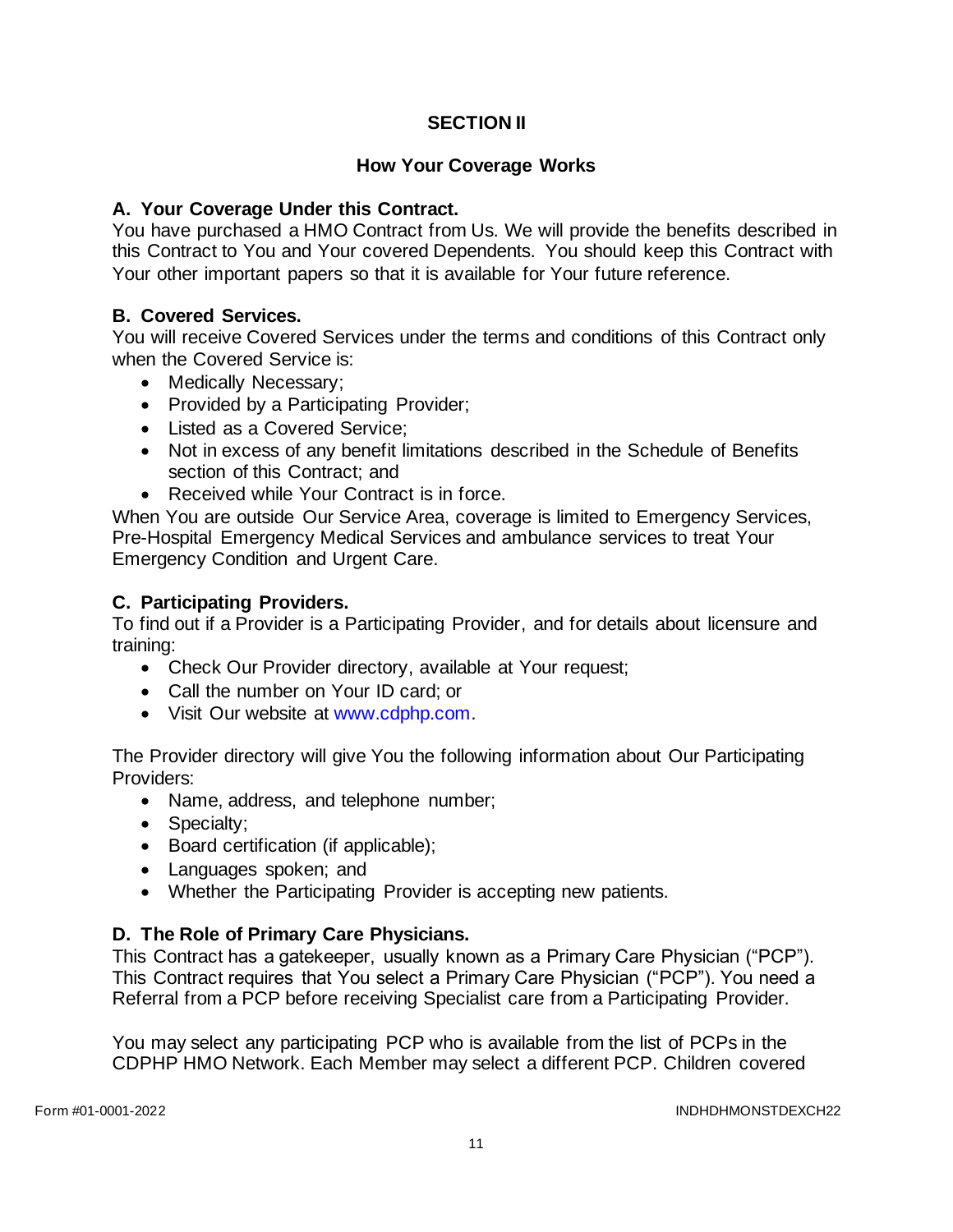# SECTION II

## How Your Coverage Works

### A. Your Coverage Under this Contract.

You have purchased a HMO Contract from Us. We will provide the benefits described in this Contract to You and Your covered Dependents. You should keep this Contract with Your other important papers so that it is available for Your future reference.

### B. Covered Services.

You will receive Covered Services under the terms and conditions of this Contract only when the Covered Service is:

- Medically Necessary;
- Provided by a Participating Provider;
- Listed as a Covered Service;
- Not in excess of any benefit limitations described in the Schedule of Benefits section of this Contract; and
- Received while Your Contract is in force.

When You are outside Our Service Area, coverage is limited to Emergency Services, Pre-Hospital Emergency Medical Services and ambulance services to treat Your Emergency Condition and Urgent Care.

### C. Participating Providers.

To find out if a Provider is a Participating Provider, and for details about licensure and training:

- Check Our Provider directory, available at Your request;
- Call the number on Your ID card; or
- Visit Our website at www.cdphp.com.

The Provider directory will give You the following information about Our Participating Providers:

- Name, address, and telephone number;
- Specialty;
- Board certification (if applicable);
- Languages spoken; and
- Whether the Participating Provider is accepting new patients.

### D. The Role of Primary Care Physicians.

This Contract has a gatekeeper, usually known as a Primary Care Physician ("PCP"). This Contract requires that You select a Primary Care Physician ("PCP"). You need a Referral from a PCP before receiving Specialist care from a Participating Provider.

You may select any participating PCP who is available from the list of PCPs in the CDPHP HMO Network. Each Member may select a different PCP. Children covered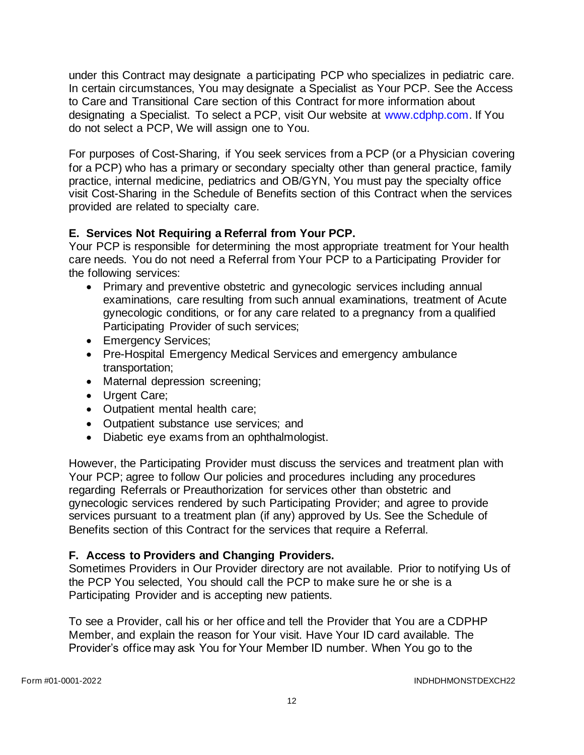under this Contract may designate a participating PCP who specializes in pediatric care. In certain circumstances, You may designate a Specialist as Your PCP. See the Access to Care and Transitional Care section of this Contract for more information about designating a Specialist. To select a PCP, visit Our website at www.cdphp.com. If You do not select a PCP, We will assign one to You.

For purposes of Cost-Sharing, if You seek services from a PCP (or a Physician covering for a PCP) who has a primary or secondary specialty other than general practice, family practice, internal medicine, pediatrics and OB/GYN, You must pay the specialty office visit Cost-Sharing in the Schedule of Benefits section of this Contract when the services provided are related to specialty care.

### E. Services Not Requiring a Referral from Your PCP.

Your PCP is responsible for determining the most appropriate treatment for Your health care needs. You do not need a Referral from Your PCP to a Participating Provider for the following services:

- Primary and preventive obstetric and gynecologic services including annual examinations, care resulting from such annual examinations, treatment of Acute gynecologic conditions, or for any care related to a pregnancy from a qualified Participating Provider of such services;
- Emergency Services;
- Pre-Hospital Emergency Medical Services and emergency ambulance transportation;
- Maternal depression screening;
- Urgent Care;
- Outpatient mental health care;
- Outpatient substance use services; and
- Diabetic eye exams from an ophthalmologist.

However, the Participating Provider must discuss the services and treatment plan with Your PCP; agree to follow Our policies and procedures including any procedures regarding Referrals or Preauthorization for services other than obstetric and gynecologic services rendered by such Participating Provider; and agree to provide services pursuant to a treatment plan (if any) approved by Us. See the Schedule of Benefits section of this Contract for the services that require a Referral.

### F. Access to Providers and Changing Providers.

Sometimes Providers in Our Provider directory are not available. Prior to notifying Us of the PCP You selected, You should call the PCP to make sure he or she is a Participating Provider and is accepting new patients.

To see a Provider, call his or her office and tell the Provider that You are a CDPHP Member, and explain the reason for Your visit. Have Your ID card available. The Provider's office may ask You for Your Member ID number. When You go to the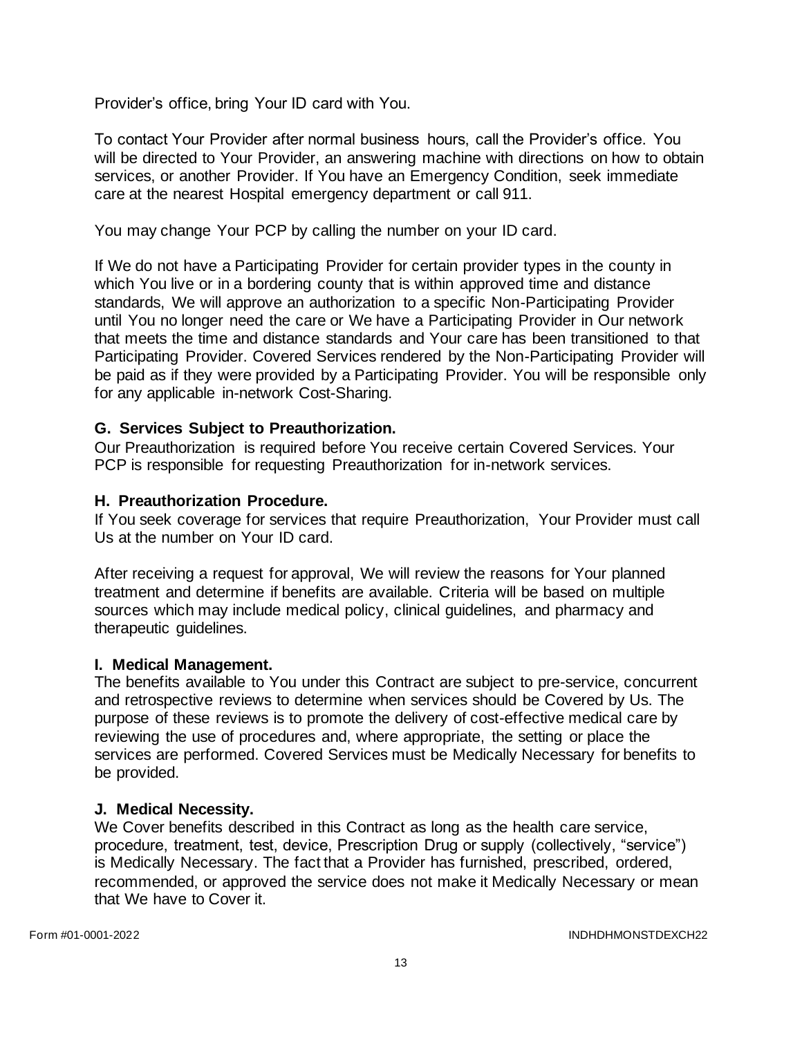Provider's office, bring Your ID card with You.

To contact Your Provider after normal business hours, call the Provider's office. You will be directed to Your Provider, an answering machine with directions on how to obtain services, or another Provider. If You have an Emergency Condition, seek immediate care at the nearest Hospital emergency department or call 911.

You may change Your PCP by calling the number on your ID card.

If We do not have a Participating Provider for certain provider types in the county in which You live or in a bordering county that is within approved time and distance standards, We will approve an authorization to a specific Non-Participating Provider until You no longer need the care or We have a Participating Provider in Our network that meets the time and distance standards and Your care has been transitioned to that Participating Provider. Covered Services rendered by the Non-Participating Provider will be paid as if they were provided by a Participating Provider. You will be responsible only for any applicable in-network Cost-Sharing.

**G. Services Subject to Preauthorization.**
Our Preauthorization is required before You receive certain Covered Services. Your PCP is responsible for requesting Preauthorization for in-network services.

**H. Preauthorization Procedure.**
If You seek coverage for services that require Preauthorization, Your Provider must call Us at the number on Your ID card.

After receiving a request for approval, We will review the reasons for Your planned treatment and determine if benefits are available. Criteria will be based on multiple sources which may include medical policy, clinical guidelines, and pharmacy and therapeutic guidelines.

**I. Medical Management.**
The benefits available to You under this Contract are subject to pre-service, concurrent and retrospective reviews to determine when services should be Covered by Us. The purpose of these reviews is to promote the delivery of cost-effective medical care by reviewing the use of procedures and, where appropriate, the setting or place the services are performed. Covered Services must be Medically Necessary for benefits to be provided.

**J. Medical Necessity.**
We Cover benefits described in this Contract as long as the health care service, procedure, treatment, test, device, Prescription Drug or supply (collectively, "service") is Medically Necessary. The fact that a Provider has furnished, prescribed, ordered, recommended, or approved the service does not make it Medically Necessary or mean that We have to Cover it.

Form #01-0001-2022 INDHDHMONSTDEXCH22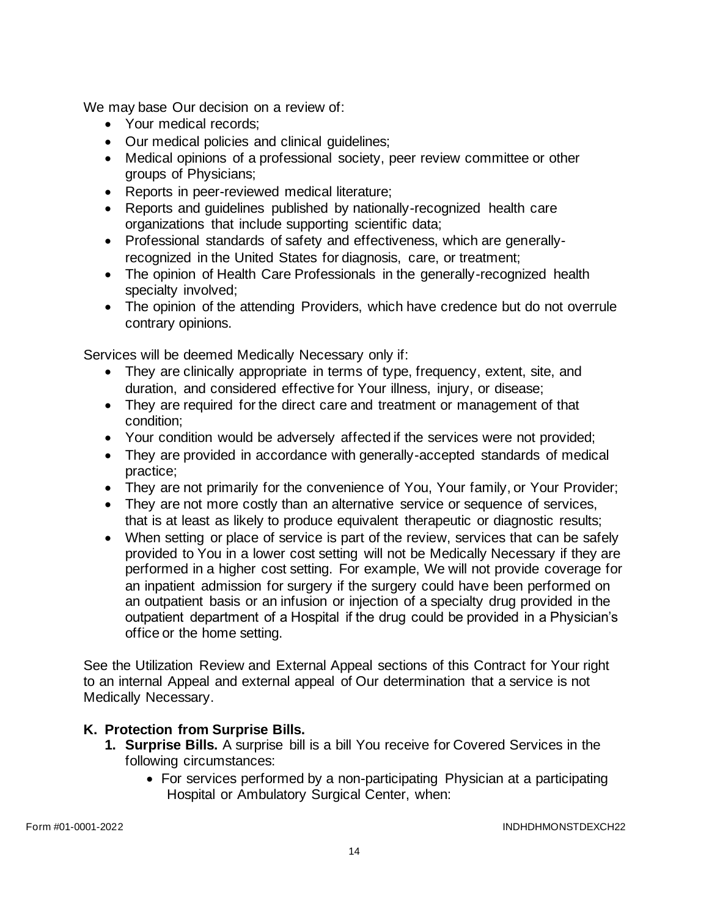We may base Our decision on a review of:

- Your medical records;
- Our medical policies and clinical guidelines;
- Medical opinions of a professional society, peer review committee or other groups of Physicians;
- Reports in peer-reviewed medical literature;
- Reports and guidelines published by nationally-recognized health care organizations that include supporting scientific data;
- Professional standards of safety and effectiveness, which are generally-recognized in the United States for diagnosis, care, or treatment;
- The opinion of Health Care Professionals in the generally-recognized health specialty involved;
- The opinion of the attending Providers, which have credence but do not overrule contrary opinions.

Services will be deemed Medically Necessary only if:

- They are clinically appropriate in terms of type, frequency, extent, site, and duration, and considered effective for Your illness, injury, or disease;
- They are required for the direct care and treatment or management of that condition;
- Your condition would be adversely affected if the services were not provided;
- They are provided in accordance with generally-accepted standards of medical practice;
- They are not primarily for the convenience of You, Your family, or Your Provider;
- They are not more costly than an alternative service or sequence of services, that is at least as likely to produce equivalent therapeutic or diagnostic results;
- When setting or place of service is part of the review, services that can be safely provided to You in a lower cost setting will not be Medically Necessary if they are performed in a higher cost setting. For example, We will not provide coverage for an inpatient admission for surgery if the surgery could have been performed on an outpatient basis or an infusion or injection of a specialty drug provided in the outpatient department of a Hospital if the drug could be provided in a Physician's office or the home setting.

See the Utilization Review and External Appeal sections of this Contract for Your right to an internal Appeal and external appeal of Our determination that a service is not Medically Necessary.

### K. Protection from Surprise Bills.

1. **Surprise Bills.** A surprise bill is a bill You receive for Covered Services in the following circumstances:
   - For services performed by a non-participating Physician at a participating Hospital or Ambulatory Surgical Center, when: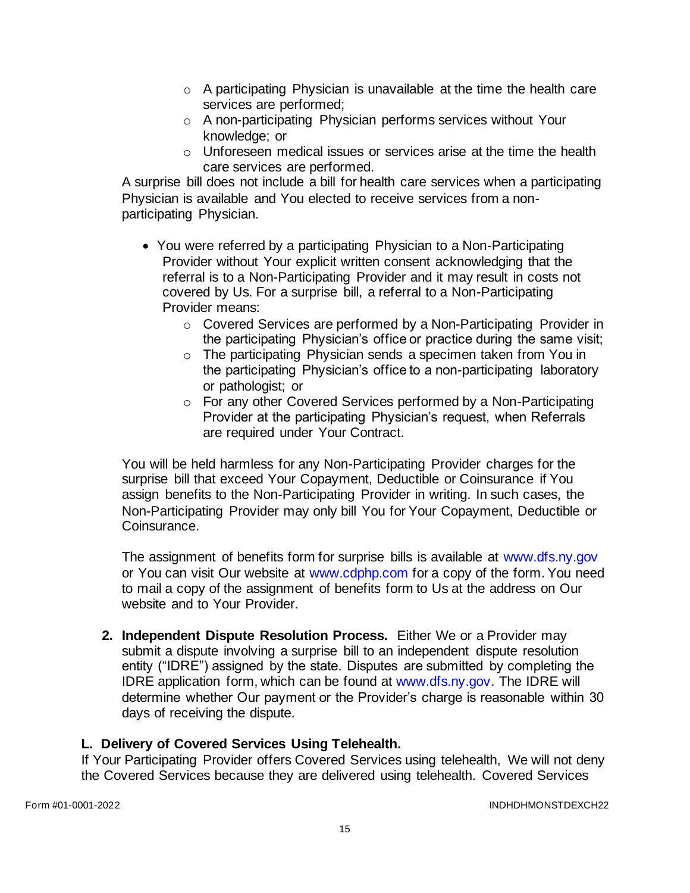- A participating Physician is unavailable at the time the health care services are performed;
  - A non-participating Physician performs services without Your knowledge; or
  - Unforeseen medical issues or services arise at the time the health care services are performed.

A surprise bill does not include a bill for health care services when a participating Physician is available and You elected to receive services from a non-participating Physician.

- You were referred by a participating Physician to a Non-Participating Provider without Your explicit written consent acknowledging that the referral is to a Non-Participating Provider and it may result in costs not covered by Us. For a surprise bill, a referral to a Non-Participating Provider means:
  - Covered Services are performed by a Non-Participating Provider in the participating Physician's office or practice during the same visit;
  - The participating Physician sends a specimen taken from You in the participating Physician's office to a non-participating laboratory or pathologist; or
  - For any other Covered Services performed by a Non-Participating Provider at the participating Physician's request, when Referrals are required under Your Contract.

You will be held harmless for any Non-Participating Provider charges for the surprise bill that exceed Your Copayment, Deductible or Coinsurance if You assign benefits to the Non-Participating Provider in writing. In such cases, the Non-Participating Provider may only bill You for Your Copayment, Deductible or Coinsurance.

The assignment of benefits form for surprise bills is available at www.dfs.ny.gov or You can visit Our website at www.cdphp.com for a copy of the form. You need to mail a copy of the assignment of benefits form to Us at the address on Our website and to Your Provider.

2. **Independent Dispute Resolution Process.** Either We or a Provider may submit a dispute involving a surprise bill to an independent dispute resolution entity ("IDRE") assigned by the state. Disputes are submitted by completing the IDRE application form, which can be found at www.dfs.ny.gov. The IDRE will determine whether Our payment or the Provider's charge is reasonable within 30 days of receiving the dispute.

## L. Delivery of Covered Services Using Telehealth.

If Your Participating Provider offers Covered Services using telehealth, We will not deny the Covered Services because they are delivered using telehealth. Covered Services

Form #01-0001-2022 INDHDHMONSTDEXCH22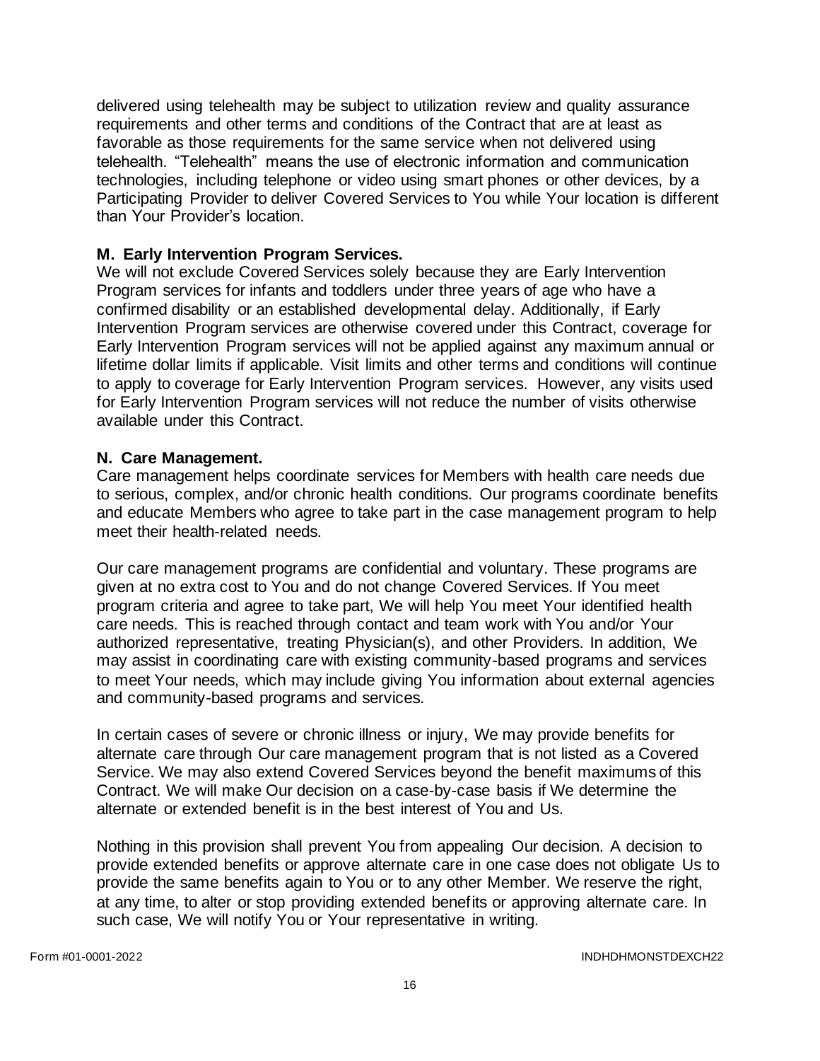delivered using telehealth may be subject to utilization review and quality assurance requirements and other terms and conditions of the Contract that are at least as favorable as those requirements for the same service when not delivered using telehealth. "Telehealth" means the use of electronic information and communication technologies, including telephone or video using smart phones or other devices, by a Participating Provider to deliver Covered Services to You while Your location is different than Your Provider's location.

**M. Early Intervention Program Services.**

We will not exclude Covered Services solely because they are Early Intervention Program services for infants and toddlers under three years of age who have a confirmed disability or an established developmental delay. Additionally, if Early Intervention Program services are otherwise covered under this Contract, coverage for Early Intervention Program services will not be applied against any maximum annual or lifetime dollar limits if applicable. Visit limits and other terms and conditions will continue to apply to coverage for Early Intervention Program services. However, any visits used for Early Intervention Program services will not reduce the number of visits otherwise available under this Contract.

**N. Care Management.**

Care management helps coordinate services for Members with health care needs due to serious, complex, and/or chronic health conditions. Our programs coordinate benefits and educate Members who agree to take part in the case management program to help meet their health-related needs.

Our care management programs are confidential and voluntary. These programs are given at no extra cost to You and do not change Covered Services. If You meet program criteria and agree to take part, We will help You meet Your identified health care needs. This is reached through contact and team work with You and/or Your authorized representative, treating Physician(s), and other Providers. In addition, We may assist in coordinating care with existing community-based programs and services to meet Your needs, which may include giving You information about external agencies and community-based programs and services.

In certain cases of severe or chronic illness or injury, We may provide benefits for alternate care through Our care management program that is not listed as a Covered Service. We may also extend Covered Services beyond the benefit maximums of this Contract. We will make Our decision on a case-by-case basis if We determine the alternate or extended benefit is in the best interest of You and Us.

Nothing in this provision shall prevent You from appealing Our decision. A decision to provide extended benefits or approve alternate care in one case does not obligate Us to provide the same benefits again to You or to any other Member. We reserve the right, at any time, to alter or stop providing extended benefits or approving alternate care. In such case, We will notify You or Your representative in writing.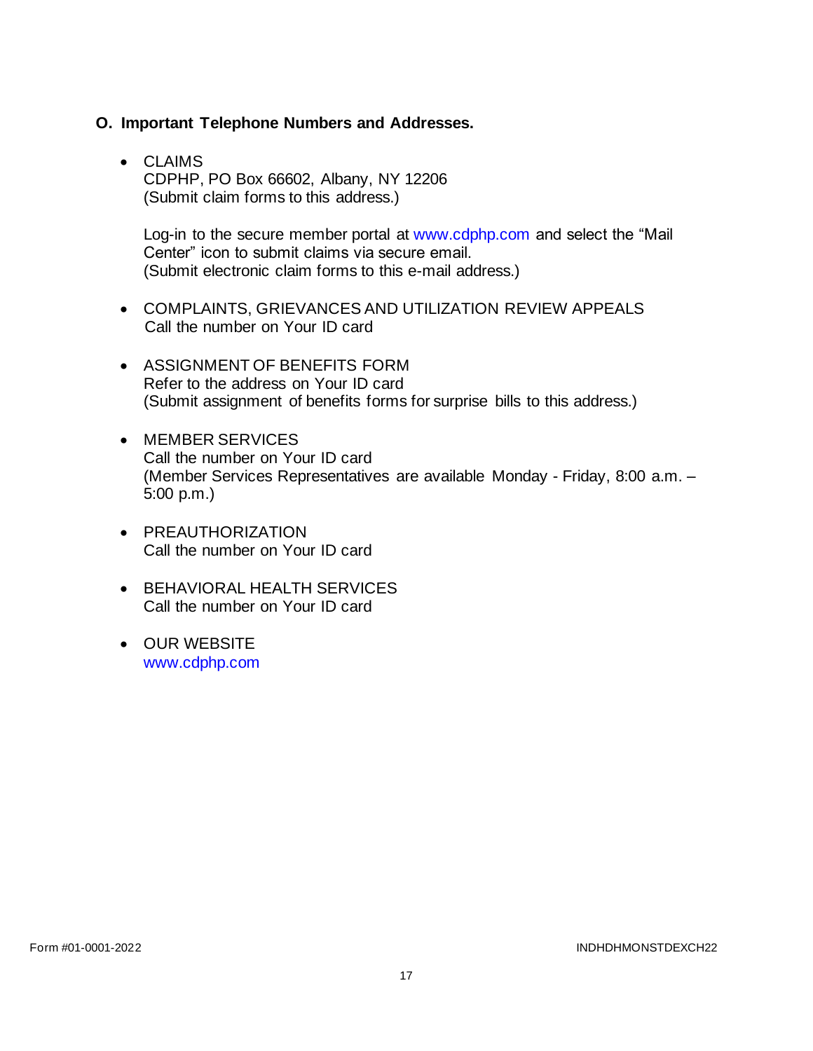### O. Important Telephone Numbers and Addresses.

- CLAIMS
  CDPHP, PO Box 66602, Albany, NY 12206
  (Submit claim forms to this address.)

  Log-in to the secure member portal at www.cdphp.com and select the "Mail Center" icon to submit claims via secure email.
  (Submit electronic claim forms to this e-mail address.)

- COMPLAINTS, GRIEVANCES AND UTILIZATION REVIEW APPEALS
  Call the number on Your ID card

- ASSIGNMENT OF BENEFITS FORM
  Refer to the address on Your ID card
  (Submit assignment of benefits forms for surprise bills to this address.)

- MEMBER SERVICES
  Call the number on Your ID card
  (Member Services Representatives are available Monday - Friday, 8:00 a.m. – 5:00 p.m.)

- PREAUTHORIZATION
  Call the number on Your ID card

- BEHAVIORAL HEALTH SERVICES
  Call the number on Your ID card

- OUR WEBSITE
  www.cdphp.com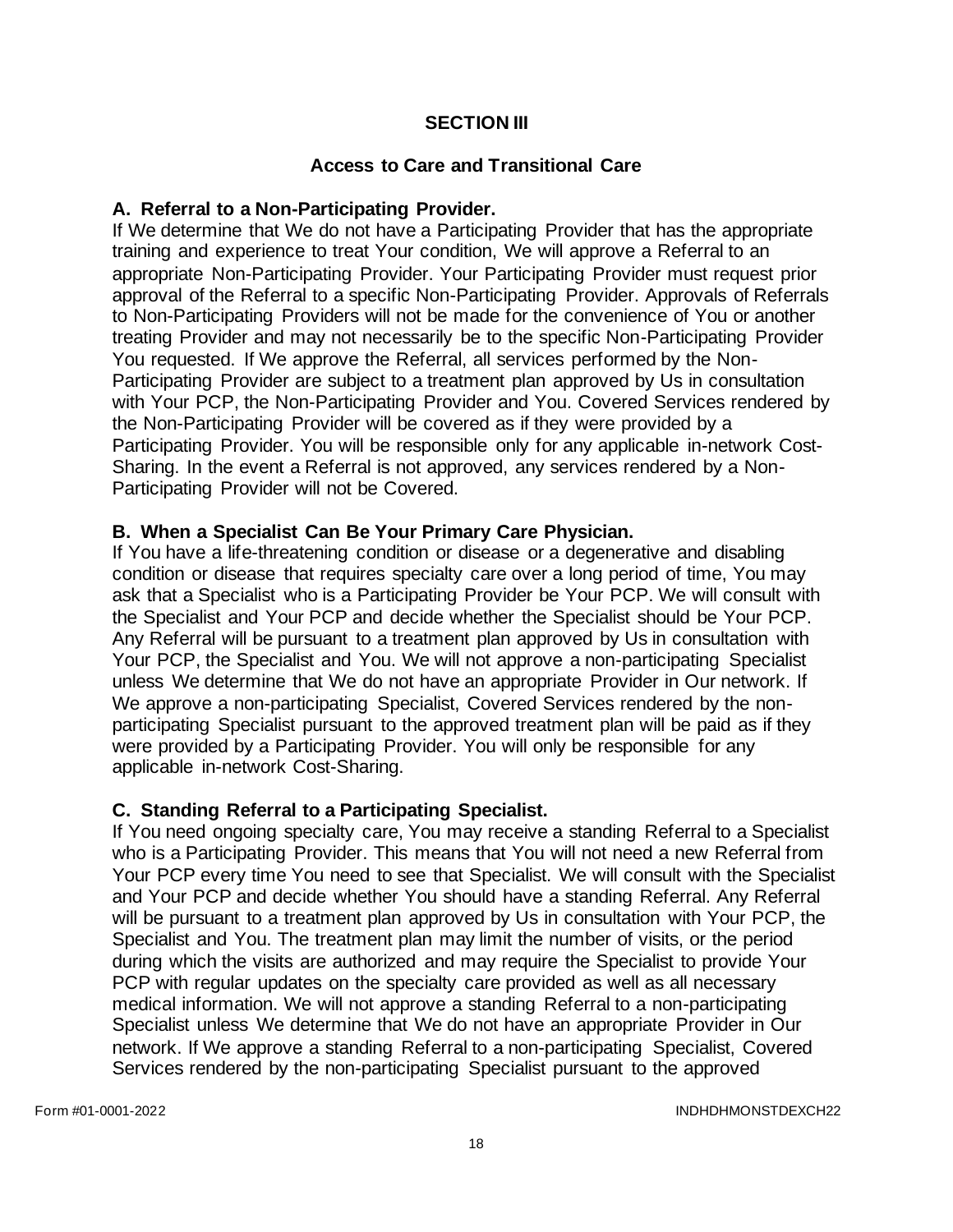## SECTION III

## Access to Care and Transitional Care

### A. Referral to a Non-Participating Provider.

If We determine that We do not have a Participating Provider that has the appropriate training and experience to treat Your condition, We will approve a Referral to an appropriate Non-Participating Provider. Your Participating Provider must request prior approval of the Referral to a specific Non-Participating Provider. Approvals of Referrals to Non-Participating Providers will not be made for the convenience of You or another treating Provider and may not necessarily be to the specific Non-Participating Provider You requested. If We approve the Referral, all services performed by the Non-Participating Provider are subject to a treatment plan approved by Us in consultation with Your PCP, the Non-Participating Provider and You. Covered Services rendered by the Non-Participating Provider will be covered as if they were provided by a Participating Provider. You will be responsible only for any applicable in-network Cost-Sharing. In the event a Referral is not approved, any services rendered by a Non-Participating Provider will not be Covered.

### B. When a Specialist Can Be Your Primary Care Physician.

If You have a life-threatening condition or disease or a degenerative and disabling condition or disease that requires specialty care over a long period of time, You may ask that a Specialist who is a Participating Provider be Your PCP. We will consult with the Specialist and Your PCP and decide whether the Specialist should be Your PCP. Any Referral will be pursuant to a treatment plan approved by Us in consultation with Your PCP, the Specialist and You. We will not approve a non-participating Specialist unless We determine that We do not have an appropriate Provider in Our network. If We approve a non-participating Specialist, Covered Services rendered by the non-participating Specialist pursuant to the approved treatment plan will be paid as if they were provided by a Participating Provider. You will only be responsible for any applicable in-network Cost-Sharing.

### C. Standing Referral to a Participating Specialist.

If You need ongoing specialty care, You may receive a standing Referral to a Specialist who is a Participating Provider. This means that You will not need a new Referral from Your PCP every time You need to see that Specialist. We will consult with the Specialist and Your PCP and decide whether You should have a standing Referral. Any Referral will be pursuant to a treatment plan approved by Us in consultation with Your PCP, the Specialist and You. The treatment plan may limit the number of visits, or the period during which the visits are authorized and may require the Specialist to provide Your PCP with regular updates on the specialty care provided as well as all necessary medical information. We will not approve a standing Referral to a non-participating Specialist unless We determine that We do not have an appropriate Provider in Our network. If We approve a standing Referral to a non-participating Specialist, Covered Services rendered by the non-participating Specialist pursuant to the approved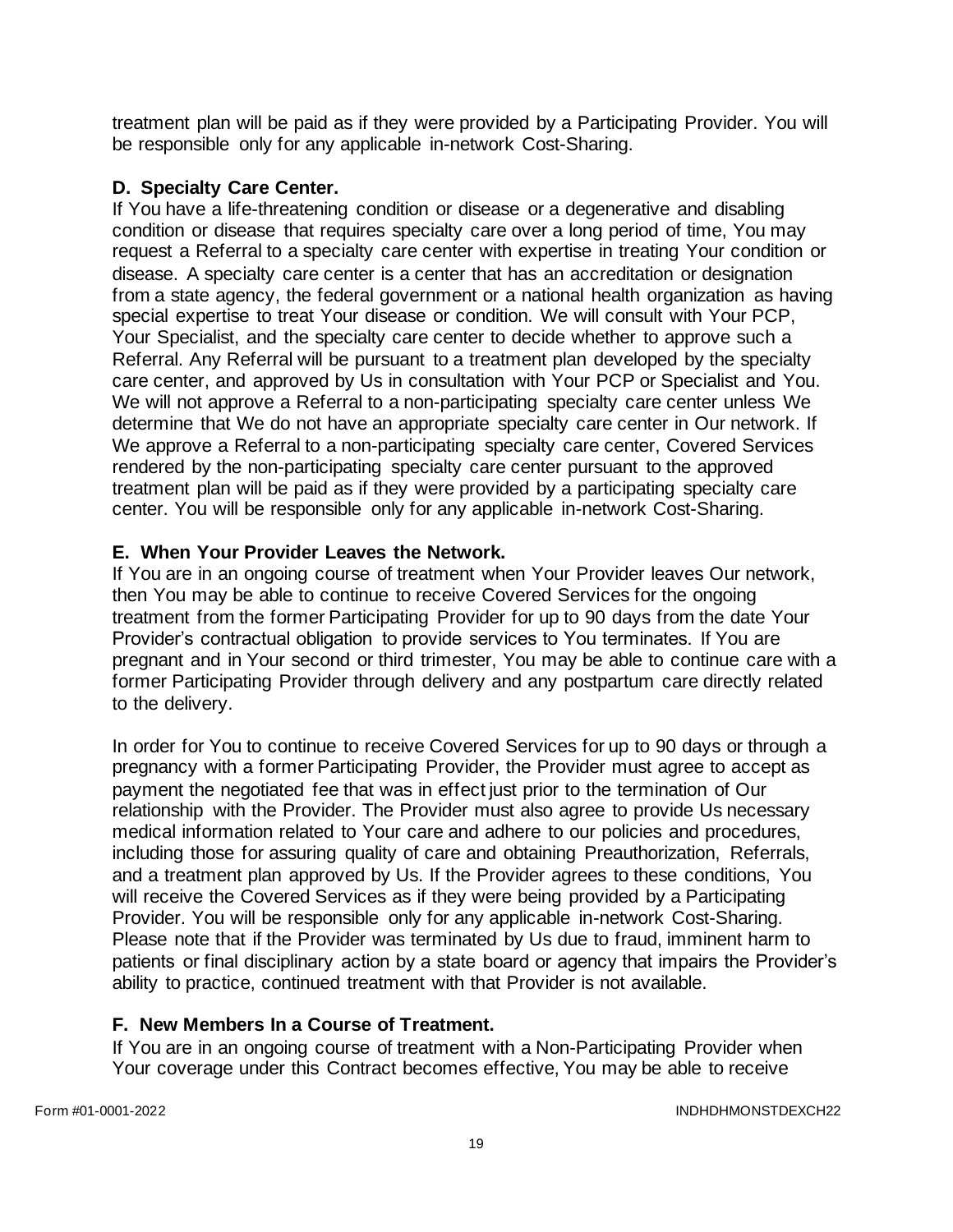treatment plan will be paid as if they were provided by a Participating Provider. You will be responsible only for any applicable in-network Cost-Sharing.

**D. Specialty Care Center.**

If You have a life-threatening condition or disease or a degenerative and disabling condition or disease that requires specialty care over a long period of time, You may request a Referral to a specialty care center with expertise in treating Your condition or disease. A specialty care center is a center that has an accreditation or designation from a state agency, the federal government or a national health organization as having special expertise to treat Your disease or condition. We will consult with Your PCP, Your Specialist, and the specialty care center to decide whether to approve such a Referral. Any Referral will be pursuant to a treatment plan developed by the specialty care center, and approved by Us in consultation with Your PCP or Specialist and You. We will not approve a Referral to a non-participating specialty care center unless We determine that We do not have an appropriate specialty care center in Our network. If We approve a Referral to a non-participating specialty care center, Covered Services rendered by the non-participating specialty care center pursuant to the approved treatment plan will be paid as if they were provided by a participating specialty care center. You will be responsible only for any applicable in-network Cost-Sharing.

**E. When Your Provider Leaves the Network.**

If You are in an ongoing course of treatment when Your Provider leaves Our network, then You may be able to continue to receive Covered Services for the ongoing treatment from the former Participating Provider for up to 90 days from the date Your Provider's contractual obligation to provide services to You terminates. If You are pregnant and in Your second or third trimester, You may be able to continue care with a former Participating Provider through delivery and any postpartum care directly related to the delivery.

In order for You to continue to receive Covered Services for up to 90 days or through a pregnancy with a former Participating Provider, the Provider must agree to accept as payment the negotiated fee that was in effect just prior to the termination of Our relationship with the Provider. The Provider must also agree to provide Us necessary medical information related to Your care and adhere to our policies and procedures, including those for assuring quality of care and obtaining Preauthorization, Referrals, and a treatment plan approved by Us. If the Provider agrees to these conditions, You will receive the Covered Services as if they were being provided by a Participating Provider. You will be responsible only for any applicable in-network Cost-Sharing. Please note that if the Provider was terminated by Us due to fraud, imminent harm to patients or final disciplinary action by a state board or agency that impairs the Provider's ability to practice, continued treatment with that Provider is not available.

**F. New Members In a Course of Treatment.**

If You are in an ongoing course of treatment with a Non-Participating Provider when Your coverage under this Contract becomes effective, You may be able to receive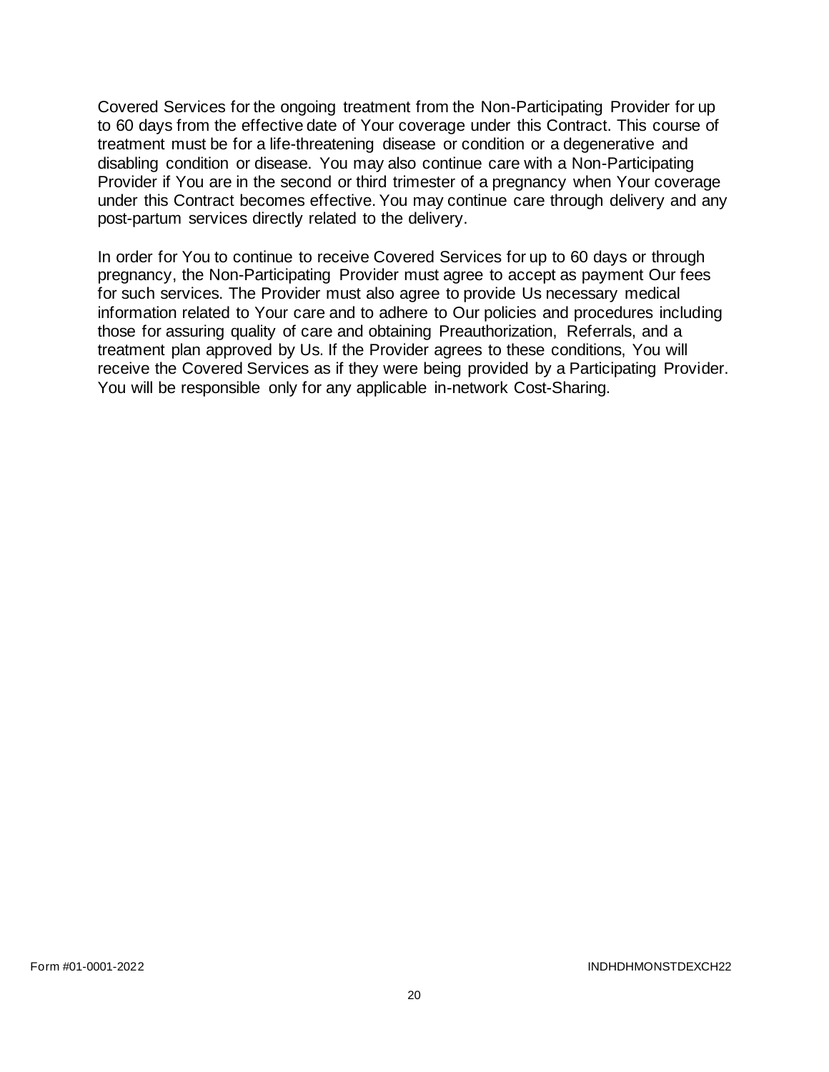Covered Services for the ongoing treatment from the Non-Participating Provider for up to 60 days from the effective date of Your coverage under this Contract. This course of treatment must be for a life-threatening disease or condition or a degenerative and disabling condition or disease. You may also continue care with a Non-Participating Provider if You are in the second or third trimester of a pregnancy when Your coverage under this Contract becomes effective. You may continue care through delivery and any post-partum services directly related to the delivery.

In order for You to continue to receive Covered Services for up to 60 days or through pregnancy, the Non-Participating Provider must agree to accept as payment Our fees for such services. The Provider must also agree to provide Us necessary medical information related to Your care and to adhere to Our policies and procedures including those for assuring quality of care and obtaining Preauthorization, Referrals, and a treatment plan approved by Us. If the Provider agrees to these conditions, You will receive the Covered Services as if they were being provided by a Participating Provider. You will be responsible only for any applicable in-network Cost-Sharing.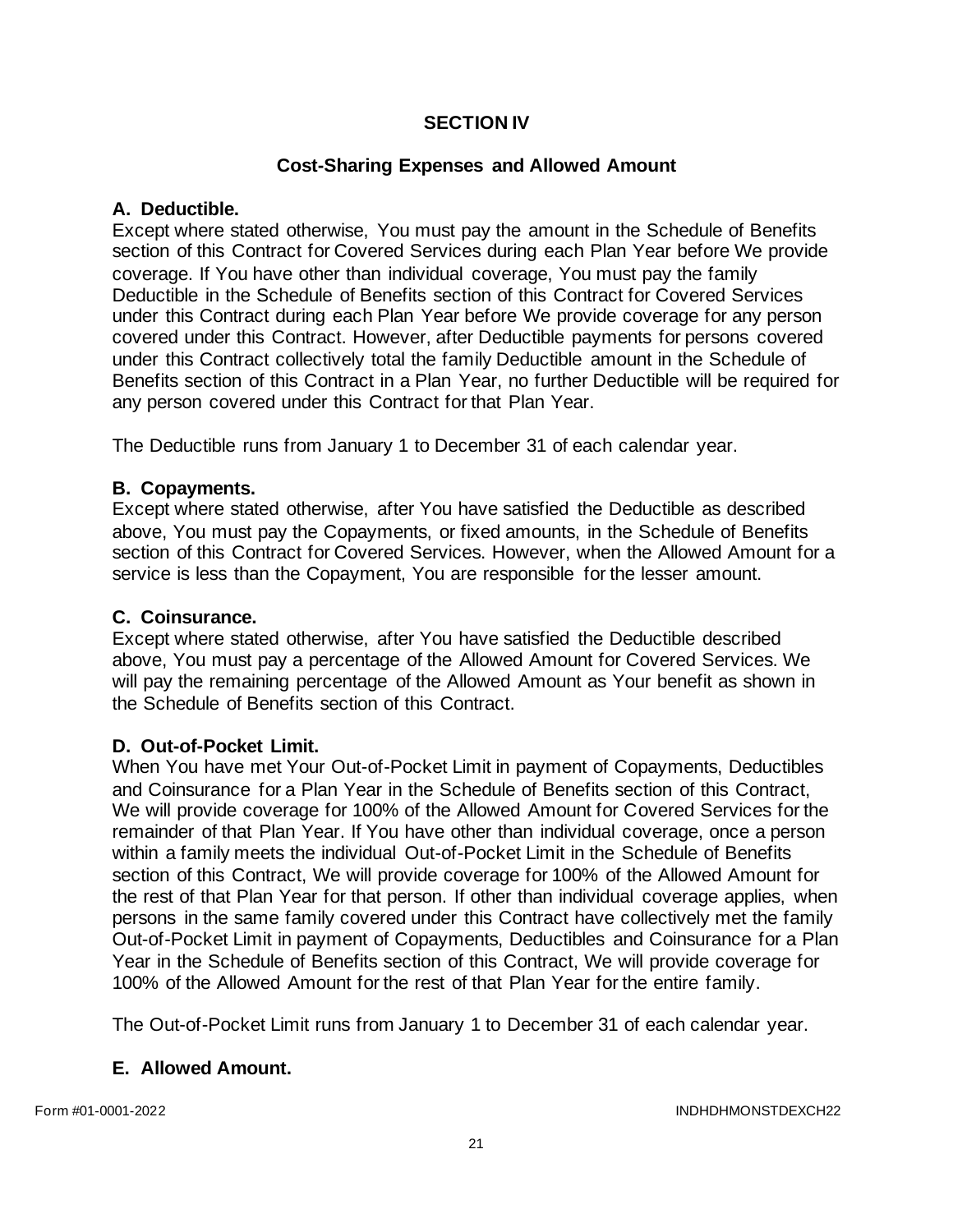# SECTION IV

## Cost-Sharing Expenses and Allowed Amount

### A. Deductible.

Except where stated otherwise, You must pay the amount in the Schedule of Benefits section of this Contract for Covered Services during each Plan Year before We provide coverage. If You have other than individual coverage, You must pay the family Deductible in the Schedule of Benefits section of this Contract for Covered Services under this Contract during each Plan Year before We provide coverage for any person covered under this Contract. However, after Deductible payments for persons covered under this Contract collectively total the family Deductible amount in the Schedule of Benefits section of this Contract in a Plan Year, no further Deductible will be required for any person covered under this Contract for that Plan Year.

The Deductible runs from January 1 to December 31 of each calendar year.

### B. Copayments.

Except where stated otherwise, after You have satisfied the Deductible as described above, You must pay the Copayments, or fixed amounts, in the Schedule of Benefits section of this Contract for Covered Services. However, when the Allowed Amount for a service is less than the Copayment, You are responsible for the lesser amount.

### C. Coinsurance.

Except where stated otherwise, after You have satisfied the Deductible described above, You must pay a percentage of the Allowed Amount for Covered Services. We will pay the remaining percentage of the Allowed Amount as Your benefit as shown in the Schedule of Benefits section of this Contract.

### D. Out-of-Pocket Limit.

When You have met Your Out-of-Pocket Limit in payment of Copayments, Deductibles and Coinsurance for a Plan Year in the Schedule of Benefits section of this Contract, We will provide coverage for 100% of the Allowed Amount for Covered Services for the remainder of that Plan Year. If You have other than individual coverage, once a person within a family meets the individual Out-of-Pocket Limit in the Schedule of Benefits section of this Contract, We will provide coverage for 100% of the Allowed Amount for the rest of that Plan Year for that person. If other than individual coverage applies, when persons in the same family covered under this Contract have collectively met the family Out-of-Pocket Limit in payment of Copayments, Deductibles and Coinsurance for a Plan Year in the Schedule of Benefits section of this Contract, We will provide coverage for 100% of the Allowed Amount for the rest of that Plan Year for the entire family.

The Out-of-Pocket Limit runs from January 1 to December 31 of each calendar year.

### E. Allowed Amount.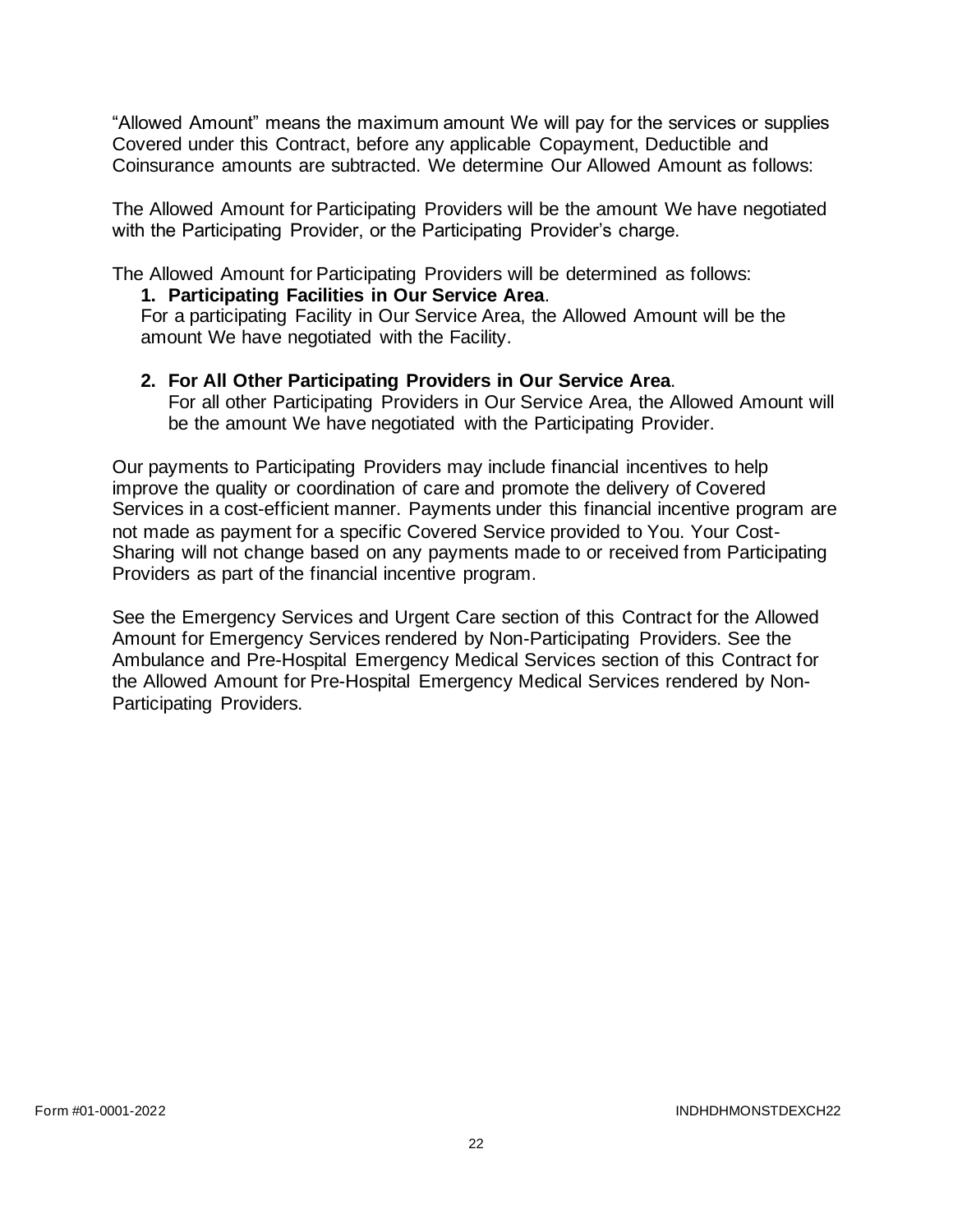"Allowed Amount" means the maximum amount We will pay for the services or supplies Covered under this Contract, before any applicable Copayment, Deductible and Coinsurance amounts are subtracted. We determine Our Allowed Amount as follows:

The Allowed Amount for Participating Providers will be the amount We have negotiated with the Participating Provider, or the Participating Provider's charge.

The Allowed Amount for Participating Providers will be determined as follows:

1. **Participating Facilities in Our Service Area**.
   For a participating Facility in Our Service Area, the Allowed Amount will be the amount We have negotiated with the Facility.

2. **For All Other Participating Providers in Our Service Area**.
   For all other Participating Providers in Our Service Area, the Allowed Amount will be the amount We have negotiated with the Participating Provider.

Our payments to Participating Providers may include financial incentives to help improve the quality or coordination of care and promote the delivery of Covered Services in a cost-efficient manner. Payments under this financial incentive program are not made as payment for a specific Covered Service provided to You. Your Cost-Sharing will not change based on any payments made to or received from Participating Providers as part of the financial incentive program.

See the Emergency Services and Urgent Care section of this Contract for the Allowed Amount for Emergency Services rendered by Non-Participating Providers. See the Ambulance and Pre-Hospital Emergency Medical Services section of this Contract for the Allowed Amount for Pre-Hospital Emergency Medical Services rendered by Non-Participating Providers.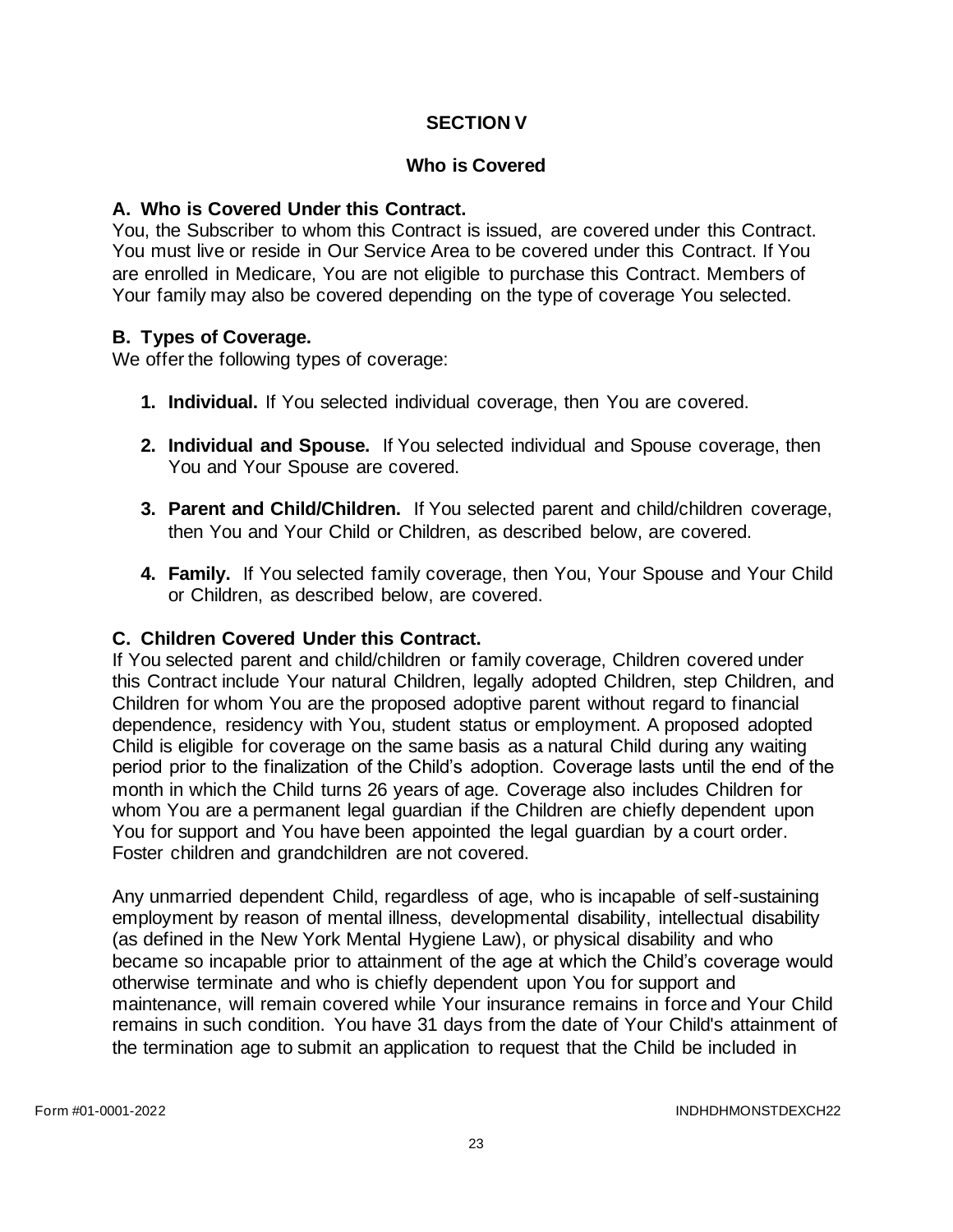# SECTION V

## Who is Covered

### A. Who is Covered Under this Contract.

You, the Subscriber to whom this Contract is issued, are covered under this Contract. You must live or reside in Our Service Area to be covered under this Contract. If You are enrolled in Medicare, You are not eligible to purchase this Contract. Members of Your family may also be covered depending on the type of coverage You selected.

### B. Types of Coverage.

We offer the following types of coverage:

1. **Individual.** If You selected individual coverage, then You are covered.

2. **Individual and Spouse.** If You selected individual and Spouse coverage, then You and Your Spouse are covered.

3. **Parent and Child/Children.** If You selected parent and child/children coverage, then You and Your Child or Children, as described below, are covered.

4. **Family.** If You selected family coverage, then You, Your Spouse and Your Child or Children, as described below, are covered.

### C. Children Covered Under this Contract.

If You selected parent and child/children or family coverage, Children covered under this Contract include Your natural Children, legally adopted Children, step Children, and Children for whom You are the proposed adoptive parent without regard to financial dependence, residency with You, student status or employment. A proposed adopted Child is eligible for coverage on the same basis as a natural Child during any waiting period prior to the finalization of the Child's adoption. Coverage lasts until the end of the month in which the Child turns 26 years of age. Coverage also includes Children for whom You are a permanent legal guardian if the Children are chiefly dependent upon You for support and You have been appointed the legal guardian by a court order. Foster children and grandchildren are not covered.

Any unmarried dependent Child, regardless of age, who is incapable of self-sustaining employment by reason of mental illness, developmental disability, intellectual disability (as defined in the New York Mental Hygiene Law), or physical disability and who became so incapable prior to attainment of the age at which the Child's coverage would otherwise terminate and who is chiefly dependent upon You for support and maintenance, will remain covered while Your insurance remains in force and Your Child remains in such condition. You have 31 days from the date of Your Child's attainment of the termination age to submit an application to request that the Child be included in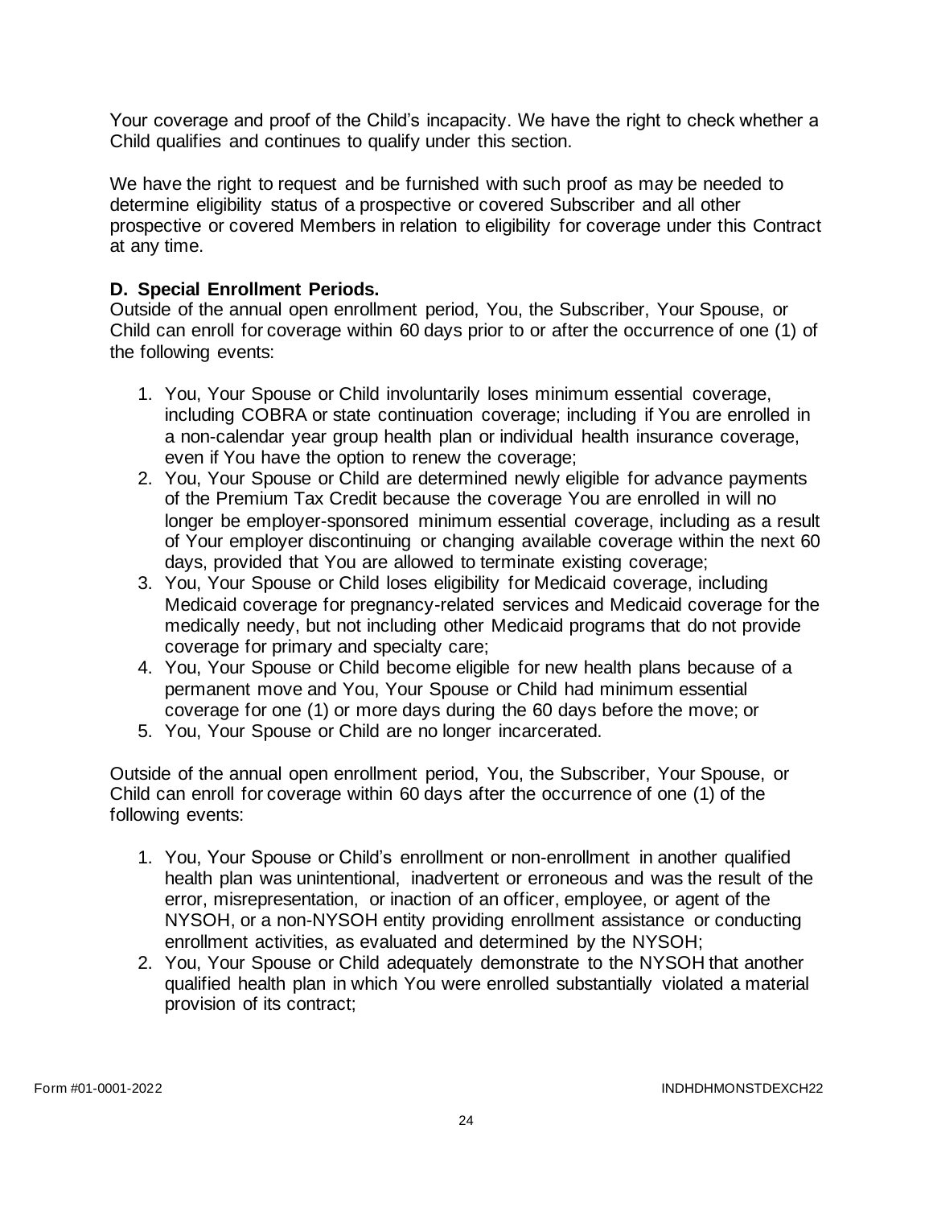Your coverage and proof of the Child's incapacity. We have the right to check whether a Child qualifies and continues to qualify under this section.

We have the right to request and be furnished with such proof as may be needed to determine eligibility status of a prospective or covered Subscriber and all other prospective or covered Members in relation to eligibility for coverage under this Contract at any time.

**D. Special Enrollment Periods.**
Outside of the annual open enrollment period, You, the Subscriber, Your Spouse, or Child can enroll for coverage within 60 days prior to or after the occurrence of one (1) of the following events:

1. You, Your Spouse or Child involuntarily loses minimum essential coverage, including COBRA or state continuation coverage; including if You are enrolled in a non-calendar year group health plan or individual health insurance coverage, even if You have the option to renew the coverage;
2. You, Your Spouse or Child are determined newly eligible for advance payments of the Premium Tax Credit because the coverage You are enrolled in will no longer be employer-sponsored minimum essential coverage, including as a result of Your employer discontinuing or changing available coverage within the next 60 days, provided that You are allowed to terminate existing coverage;
3. You, Your Spouse or Child loses eligibility for Medicaid coverage, including Medicaid coverage for pregnancy-related services and Medicaid coverage for the medically needy, but not including other Medicaid programs that do not provide coverage for primary and specialty care;
4. You, Your Spouse or Child become eligible for new health plans because of a permanent move and You, Your Spouse or Child had minimum essential coverage for one (1) or more days during the 60 days before the move; or
5. You, Your Spouse or Child are no longer incarcerated.

Outside of the annual open enrollment period, You, the Subscriber, Your Spouse, or Child can enroll for coverage within 60 days after the occurrence of one (1) of the following events:

1. You, Your Spouse or Child's enrollment or non-enrollment in another qualified health plan was unintentional, inadvertent or erroneous and was the result of the error, misrepresentation, or inaction of an officer, employee, or agent of the NYSOH, or a non-NYSOH entity providing enrollment assistance or conducting enrollment activities, as evaluated and determined by the NYSOH;
2. You, Your Spouse or Child adequately demonstrate to the NYSOH that another qualified health plan in which You were enrolled substantially violated a material provision of its contract;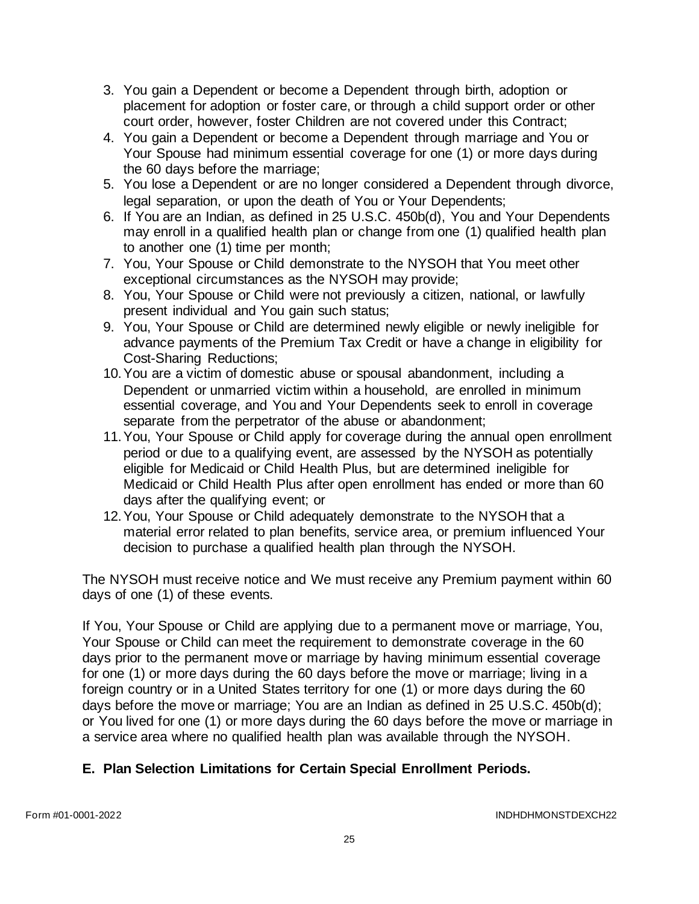3. You gain a Dependent or become a Dependent through birth, adoption or placement for adoption or foster care, or through a child support order or other court order, however, foster Children are not covered under this Contract;
4. You gain a Dependent or become a Dependent through marriage and You or Your Spouse had minimum essential coverage for one (1) or more days during the 60 days before the marriage;
5. You lose a Dependent or are no longer considered a Dependent through divorce, legal separation, or upon the death of You or Your Dependents;
6. If You are an Indian, as defined in 25 U.S.C. 450b(d), You and Your Dependents may enroll in a qualified health plan or change from one (1) qualified health plan to another one (1) time per month;
7. You, Your Spouse or Child demonstrate to the NYSOH that You meet other exceptional circumstances as the NYSOH may provide;
8. You, Your Spouse or Child were not previously a citizen, national, or lawfully present individual and You gain such status;
9. You, Your Spouse or Child are determined newly eligible or newly ineligible for advance payments of the Premium Tax Credit or have a change in eligibility for Cost-Sharing Reductions;
10. You are a victim of domestic abuse or spousal abandonment, including a Dependent or unmarried victim within a household, are enrolled in minimum essential coverage, and You and Your Dependents seek to enroll in coverage separate from the perpetrator of the abuse or abandonment;
11. You, Your Spouse or Child apply for coverage during the annual open enrollment period or due to a qualifying event, are assessed by the NYSOH as potentially eligible for Medicaid or Child Health Plus, but are determined ineligible for Medicaid or Child Health Plus after open enrollment has ended or more than 60 days after the qualifying event; or
12. You, Your Spouse or Child adequately demonstrate to the NYSOH that a material error related to plan benefits, service area, or premium influenced Your decision to purchase a qualified health plan through the NYSOH.

The NYSOH must receive notice and We must receive any Premium payment within 60 days of one (1) of these events.

If You, Your Spouse or Child are applying due to a permanent move or marriage, You, Your Spouse or Child can meet the requirement to demonstrate coverage in the 60 days prior to the permanent move or marriage by having minimum essential coverage for one (1) or more days during the 60 days before the move or marriage; living in a foreign country or in a United States territory for one (1) or more days during the 60 days before the move or marriage; You are an Indian as defined in 25 U.S.C. 450b(d); or You lived for one (1) or more days during the 60 days before the move or marriage in a service area where no qualified health plan was available through the NYSOH.

**E. Plan Selection Limitations for Certain Special Enrollment Periods.**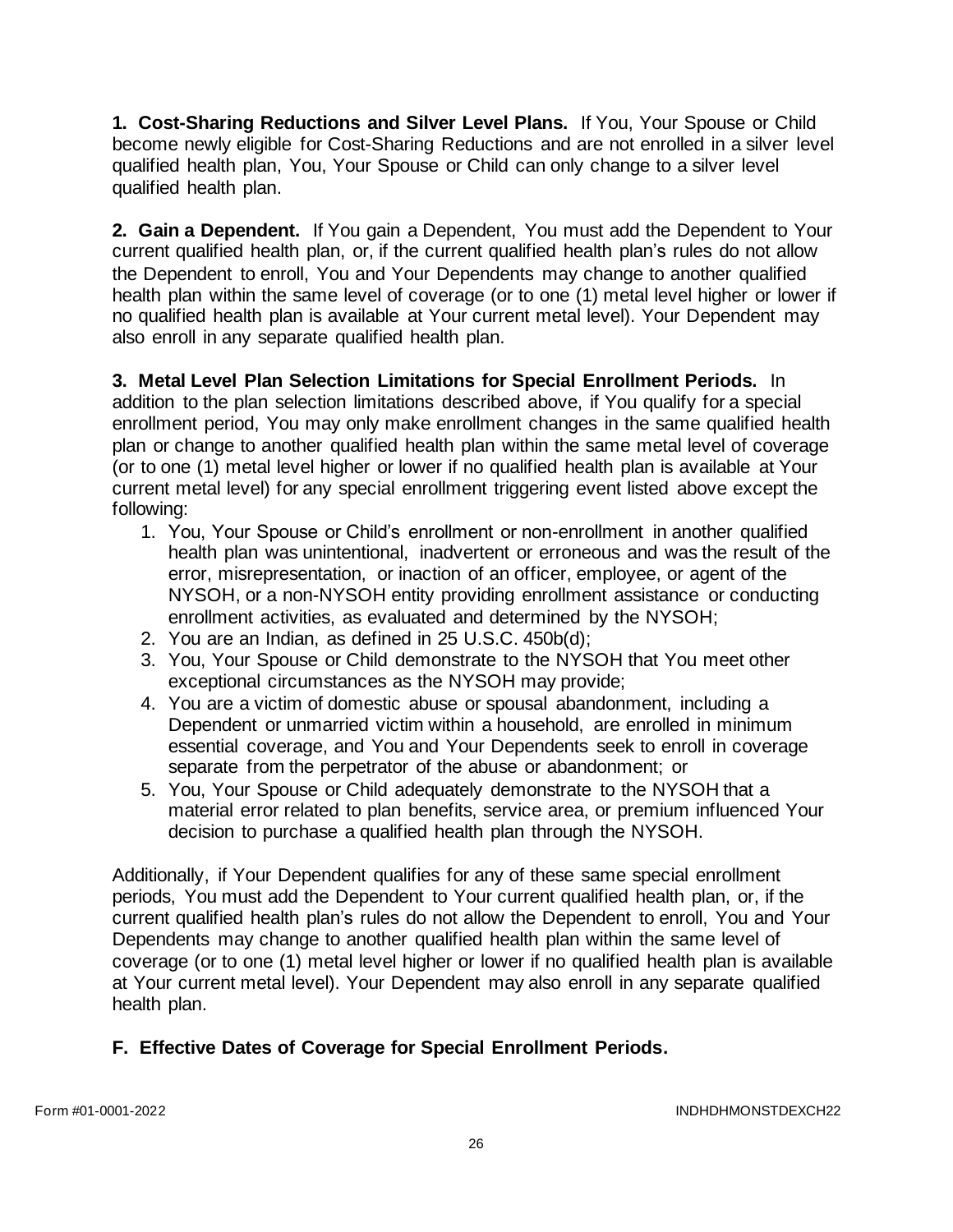**1. Cost-Sharing Reductions and Silver Level Plans.** If You, Your Spouse or Child become newly eligible for Cost-Sharing Reductions and are not enrolled in a silver level qualified health plan, You, Your Spouse or Child can only change to a silver level qualified health plan.

**2. Gain a Dependent.** If You gain a Dependent, You must add the Dependent to Your current qualified health plan, or, if the current qualified health plan's rules do not allow the Dependent to enroll, You and Your Dependents may change to another qualified health plan within the same level of coverage (or to one (1) metal level higher or lower if no qualified health plan is available at Your current metal level). Your Dependent may also enroll in any separate qualified health plan.

**3. Metal Level Plan Selection Limitations for Special Enrollment Periods.** In addition to the plan selection limitations described above, if You qualify for a special enrollment period, You may only make enrollment changes in the same qualified health plan or change to another qualified health plan within the same metal level of coverage (or to one (1) metal level higher or lower if no qualified health plan is available at Your current metal level) for any special enrollment triggering event listed above except the following:

1. You, Your Spouse or Child's enrollment or non-enrollment in another qualified health plan was unintentional, inadvertent or erroneous and was the result of the error, misrepresentation, or inaction of an officer, employee, or agent of the NYSOH, or a non-NYSOH entity providing enrollment assistance or conducting enrollment activities, as evaluated and determined by the NYSOH;
2. You are an Indian, as defined in 25 U.S.C. 450b(d);
3. You, Your Spouse or Child demonstrate to the NYSOH that You meet other exceptional circumstances as the NYSOH may provide;
4. You are a victim of domestic abuse or spousal abandonment, including a Dependent or unmarried victim within a household, are enrolled in minimum essential coverage, and You and Your Dependents seek to enroll in coverage separate from the perpetrator of the abuse or abandonment; or
5. You, Your Spouse or Child adequately demonstrate to the NYSOH that a material error related to plan benefits, service area, or premium influenced Your decision to purchase a qualified health plan through the NYSOH.

Additionally, if Your Dependent qualifies for any of these same special enrollment periods, You must add the Dependent to Your current qualified health plan, or, if the current qualified health plan's rules do not allow the Dependent to enroll, You and Your Dependents may change to another qualified health plan within the same level of coverage (or to one (1) metal level higher or lower if no qualified health plan is available at Your current metal level). Your Dependent may also enroll in any separate qualified health plan.

## F. Effective Dates of Coverage for Special Enrollment Periods.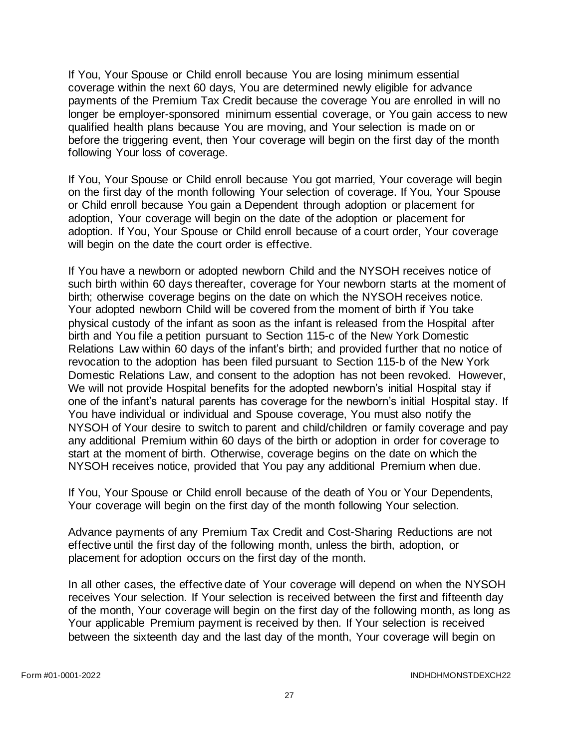If You, Your Spouse or Child enroll because You are losing minimum essential coverage within the next 60 days, You are determined newly eligible for advance payments of the Premium Tax Credit because the coverage You are enrolled in will no longer be employer-sponsored minimum essential coverage, or You gain access to new qualified health plans because You are moving, and Your selection is made on or before the triggering event, then Your coverage will begin on the first day of the month following Your loss of coverage.

If You, Your Spouse or Child enroll because You got married, Your coverage will begin on the first day of the month following Your selection of coverage. If You, Your Spouse or Child enroll because You gain a Dependent through adoption or placement for adoption, Your coverage will begin on the date of the adoption or placement for adoption. If You, Your Spouse or Child enroll because of a court order, Your coverage will begin on the date the court order is effective.

If You have a newborn or adopted newborn Child and the NYSOH receives notice of such birth within 60 days thereafter, coverage for Your newborn starts at the moment of birth; otherwise coverage begins on the date on which the NYSOH receives notice. Your adopted newborn Child will be covered from the moment of birth if You take physical custody of the infant as soon as the infant is released from the Hospital after birth and You file a petition pursuant to Section 115-c of the New York Domestic Relations Law within 60 days of the infant's birth; and provided further that no notice of revocation to the adoption has been filed pursuant to Section 115-b of the New York Domestic Relations Law, and consent to the adoption has not been revoked. However, We will not provide Hospital benefits for the adopted newborn's initial Hospital stay if one of the infant's natural parents has coverage for the newborn's initial Hospital stay. If You have individual or individual and Spouse coverage, You must also notify the NYSOH of Your desire to switch to parent and child/children or family coverage and pay any additional Premium within 60 days of the birth or adoption in order for coverage to start at the moment of birth. Otherwise, coverage begins on the date on which the NYSOH receives notice, provided that You pay any additional Premium when due.

If You, Your Spouse or Child enroll because of the death of You or Your Dependents, Your coverage will begin on the first day of the month following Your selection.

Advance payments of any Premium Tax Credit and Cost-Sharing Reductions are not effective until the first day of the following month, unless the birth, adoption, or placement for adoption occurs on the first day of the month.

In all other cases, the effective date of Your coverage will depend on when the NYSOH receives Your selection. If Your selection is received between the first and fifteenth day of the month, Your coverage will begin on the first day of the following month, as long as Your applicable Premium payment is received by then. If Your selection is received between the sixteenth day and the last day of the month, Your coverage will begin on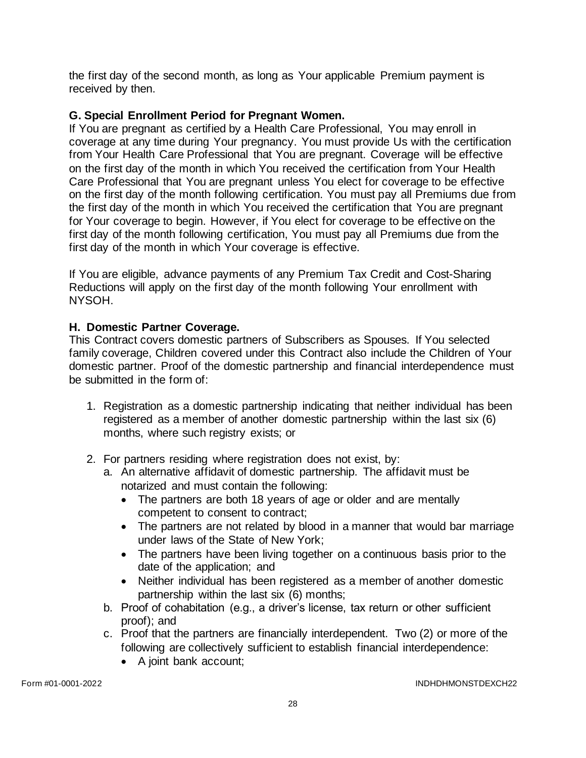the first day of the second month, as long as Your applicable Premium payment is received by then.

**G. Special Enrollment Period for Pregnant Women.**
If You are pregnant as certified by a Health Care Professional, You may enroll in coverage at any time during Your pregnancy. You must provide Us with the certification from Your Health Care Professional that You are pregnant. Coverage will be effective on the first day of the month in which You received the certification from Your Health Care Professional that You are pregnant unless You elect for coverage to be effective on the first day of the month following certification. You must pay all Premiums due from the first day of the month in which You received the certification that You are pregnant for Your coverage to begin. However, if You elect for coverage to be effective on the first day of the month following certification, You must pay all Premiums due from the first day of the month in which Your coverage is effective.

If You are eligible, advance payments of any Premium Tax Credit and Cost-Sharing Reductions will apply on the first day of the month following Your enrollment with NYSOH.

**H. Domestic Partner Coverage.**
This Contract covers domestic partners of Subscribers as Spouses. If You selected family coverage, Children covered under this Contract also include the Children of Your domestic partner. Proof of the domestic partnership and financial interdependence must be submitted in the form of:

1. Registration as a domestic partnership indicating that neither individual has been registered as a member of another domestic partnership within the last six (6) months, where such registry exists; or

2. For partners residing where registration does not exist, by:
   a. An alternative affidavit of domestic partnership. The affidavit must be notarized and must contain the following:
      - The partners are both 18 years of age or older and are mentally competent to consent to contract;
      - The partners are not related by blood in a manner that would bar marriage under laws of the State of New York;
      - The partners have been living together on a continuous basis prior to the date of the application; and
      - Neither individual has been registered as a member of another domestic partnership within the last six (6) months;
   b. Proof of cohabitation (e.g., a driver's license, tax return or other sufficient proof); and
   c. Proof that the partners are financially interdependent. Two (2) or more of the following are collectively sufficient to establish financial interdependence:
      - A joint bank account;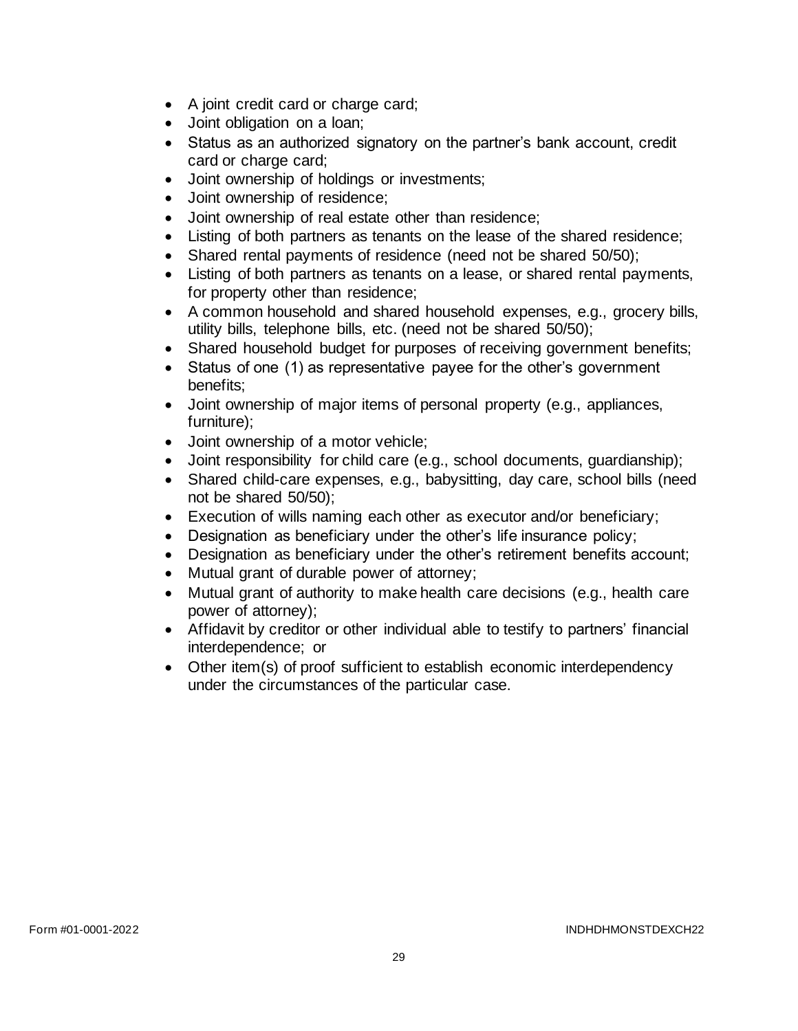- A joint credit card or charge card;
- Joint obligation on a loan;
- Status as an authorized signatory on the partner's bank account, credit card or charge card;
- Joint ownership of holdings or investments;
- Joint ownership of residence;
- Joint ownership of real estate other than residence;
- Listing of both partners as tenants on the lease of the shared residence;
- Shared rental payments of residence (need not be shared 50/50);
- Listing of both partners as tenants on a lease, or shared rental payments, for property other than residence;
- A common household and shared household expenses, e.g., grocery bills, utility bills, telephone bills, etc. (need not be shared 50/50);
- Shared household budget for purposes of receiving government benefits;
- Status of one (1) as representative payee for the other's government benefits;
- Joint ownership of major items of personal property (e.g., appliances, furniture);
- Joint ownership of a motor vehicle;
- Joint responsibility for child care (e.g., school documents, guardianship);
- Shared child-care expenses, e.g., babysitting, day care, school bills (need not be shared 50/50);
- Execution of wills naming each other as executor and/or beneficiary;
- Designation as beneficiary under the other's life insurance policy;
- Designation as beneficiary under the other's retirement benefits account;
- Mutual grant of durable power of attorney;
- Mutual grant of authority to make health care decisions (e.g., health care power of attorney);
- Affidavit by creditor or other individual able to testify to partners' financial interdependence; or
- Other item(s) of proof sufficient to establish economic interdependency under the circumstances of the particular case.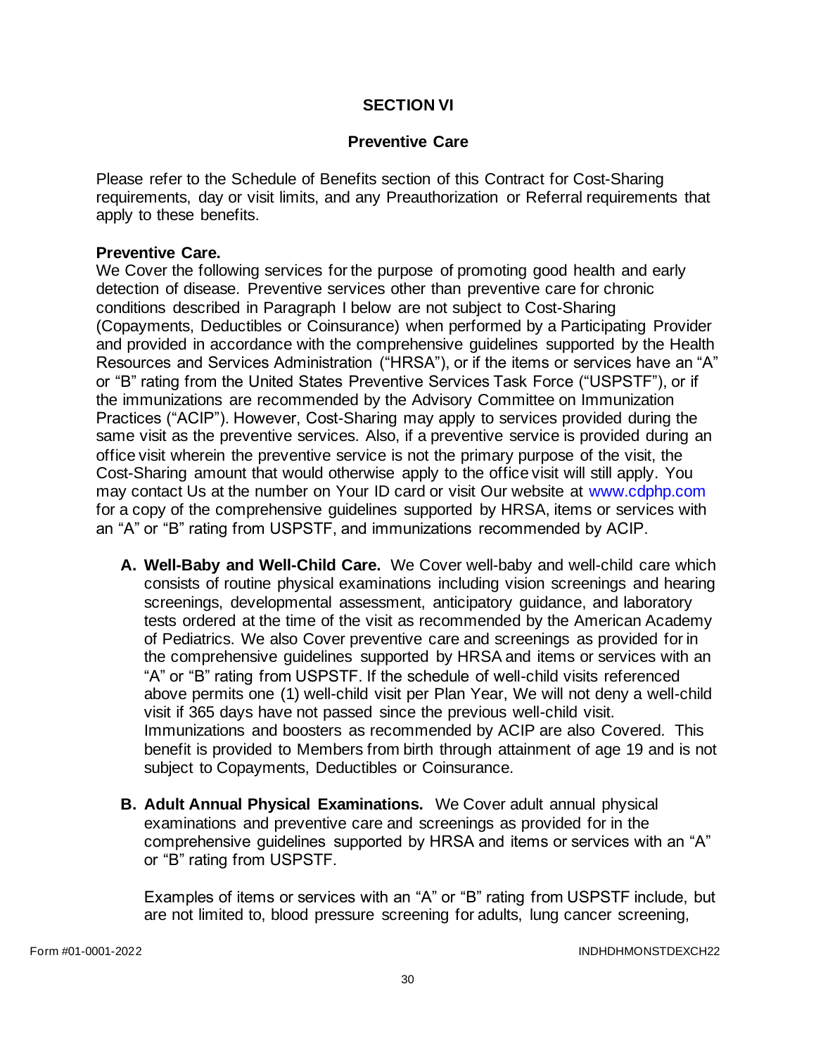## SECTION VI

### Preventive Care

Please refer to the Schedule of Benefits section of this Contract for Cost-Sharing requirements, day or visit limits, and any Preauthorization or Referral requirements that apply to these benefits.

**Preventive Care.**
We Cover the following services for the purpose of promoting good health and early detection of disease. Preventive services other than preventive care for chronic conditions described in Paragraph I below are not subject to Cost-Sharing (Copayments, Deductibles or Coinsurance) when performed by a Participating Provider and provided in accordance with the comprehensive guidelines supported by the Health Resources and Services Administration ("HRSA"), or if the items or services have an "A" or "B" rating from the United States Preventive Services Task Force ("USPSTF"), or if the immunizations are recommended by the Advisory Committee on Immunization Practices ("ACIP"). However, Cost-Sharing may apply to services provided during the same visit as the preventive services. Also, if a preventive service is provided during an office visit wherein the preventive service is not the primary purpose of the visit, the Cost-Sharing amount that would otherwise apply to the office visit will still apply. You may contact Us at the number on Your ID card or visit Our website at www.cdphp.com for a copy of the comprehensive guidelines supported by HRSA, items or services with an "A" or "B" rating from USPSTF, and immunizations recommended by ACIP.

**A. Well-Baby and Well-Child Care.** We Cover well-baby and well-child care which consists of routine physical examinations including vision screenings and hearing screenings, developmental assessment, anticipatory guidance, and laboratory tests ordered at the time of the visit as recommended by the American Academy of Pediatrics. We also Cover preventive care and screenings as provided for in the comprehensive guidelines supported by HRSA and items or services with an "A" or "B" rating from USPSTF. If the schedule of well-child visits referenced above permits one (1) well-child visit per Plan Year, We will not deny a well-child visit if 365 days have not passed since the previous well-child visit. Immunizations and boosters as recommended by ACIP are also Covered. This benefit is provided to Members from birth through attainment of age 19 and is not subject to Copayments, Deductibles or Coinsurance.

**B. Adult Annual Physical Examinations.** We Cover adult annual physical examinations and preventive care and screenings as provided for in the comprehensive guidelines supported by HRSA and items or services with an "A" or "B" rating from USPSTF.

Examples of items or services with an "A" or "B" rating from USPSTF include, but are not limited to, blood pressure screening for adults, lung cancer screening,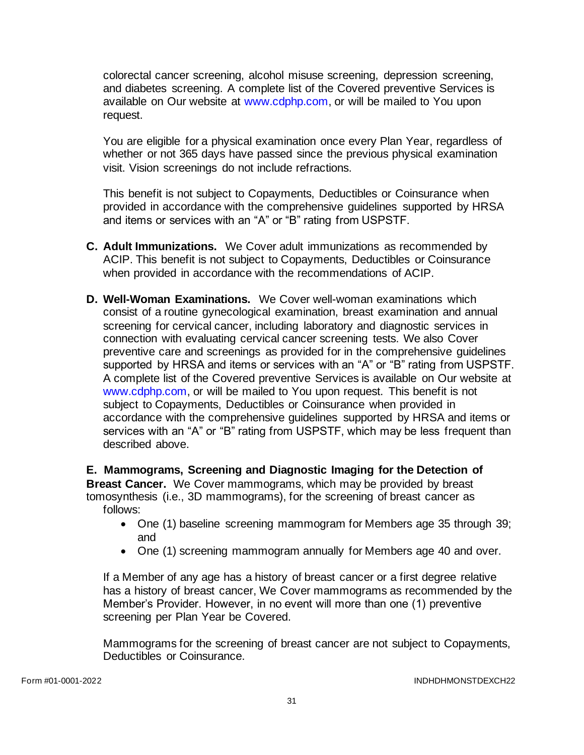colorectal cancer screening, alcohol misuse screening, depression screening, and diabetes screening. A complete list of the Covered preventive Services is available on Our website at www.cdphp.com, or will be mailed to You upon request.

You are eligible for a physical examination once every Plan Year, regardless of whether or not 365 days have passed since the previous physical examination visit. Vision screenings do not include refractions.

This benefit is not subject to Copayments, Deductibles or Coinsurance when provided in accordance with the comprehensive guidelines supported by HRSA and items or services with an "A" or "B" rating from USPSTF.

**C. Adult Immunizations.** We Cover adult immunizations as recommended by ACIP. This benefit is not subject to Copayments, Deductibles or Coinsurance when provided in accordance with the recommendations of ACIP.

**D. Well-Woman Examinations.** We Cover well-woman examinations which consist of a routine gynecological examination, breast examination and annual screening for cervical cancer, including laboratory and diagnostic services in connection with evaluating cervical cancer screening tests. We also Cover preventive care and screenings as provided for in the comprehensive guidelines supported by HRSA and items or services with an "A" or "B" rating from USPSTF. A complete list of the Covered preventive Services is available on Our website at www.cdphp.com, or will be mailed to You upon request. This benefit is not subject to Copayments, Deductibles or Coinsurance when provided in accordance with the comprehensive guidelines supported by HRSA and items or services with an "A" or "B" rating from USPSTF, which may be less frequent than described above.

**E. Mammograms, Screening and Diagnostic Imaging for the Detection of Breast Cancer.** We Cover mammograms, which may be provided by breast tomosynthesis (i.e., 3D mammograms), for the screening of breast cancer as follows:

- One (1) baseline screening mammogram for Members age 35 through 39; and
- One (1) screening mammogram annually for Members age 40 and over.

If a Member of any age has a history of breast cancer or a first degree relative has a history of breast cancer, We Cover mammograms as recommended by the Member's Provider. However, in no event will more than one (1) preventive screening per Plan Year be Covered.

Mammograms for the screening of breast cancer are not subject to Copayments, Deductibles or Coinsurance.

Form #01-0001-2022 INDHDHMONSTDEXCH22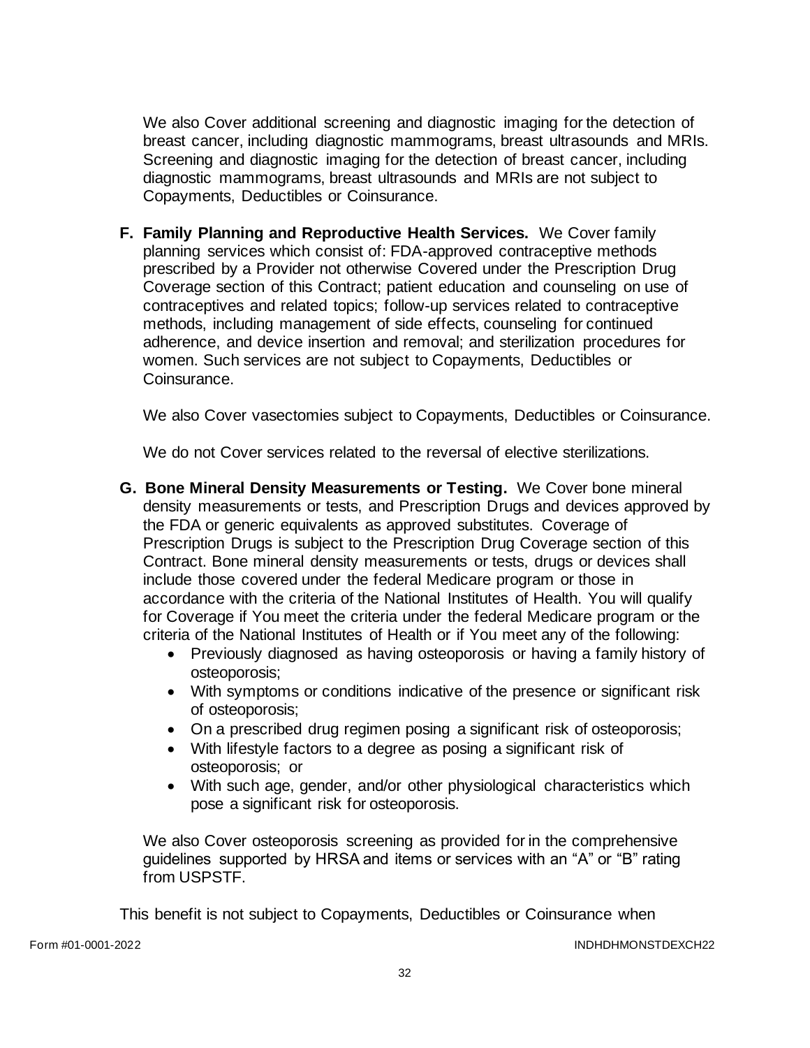We also Cover additional screening and diagnostic imaging for the detection of breast cancer, including diagnostic mammograms, breast ultrasounds and MRIs. Screening and diagnostic imaging for the detection of breast cancer, including diagnostic mammograms, breast ultrasounds and MRIs are not subject to Copayments, Deductibles or Coinsurance.

**F. Family Planning and Reproductive Health Services.** We Cover family planning services which consist of: FDA-approved contraceptive methods prescribed by a Provider not otherwise Covered under the Prescription Drug Coverage section of this Contract; patient education and counseling on use of contraceptives and related topics; follow-up services related to contraceptive methods, including management of side effects, counseling for continued adherence, and device insertion and removal; and sterilization procedures for women. Such services are not subject to Copayments, Deductibles or Coinsurance.

We also Cover vasectomies subject to Copayments, Deductibles or Coinsurance.

We do not Cover services related to the reversal of elective sterilizations.

**G. Bone Mineral Density Measurements or Testing.** We Cover bone mineral density measurements or tests, and Prescription Drugs and devices approved by the FDA or generic equivalents as approved substitutes. Coverage of Prescription Drugs is subject to the Prescription Drug Coverage section of this Contract. Bone mineral density measurements or tests, drugs or devices shall include those covered under the federal Medicare program or those in accordance with the criteria of the National Institutes of Health. You will qualify for Coverage if You meet the criteria under the federal Medicare program or the criteria of the National Institutes of Health or if You meet any of the following:

- Previously diagnosed as having osteoporosis or having a family history of osteoporosis;
- With symptoms or conditions indicative of the presence or significant risk of osteoporosis;
- On a prescribed drug regimen posing a significant risk of osteoporosis;
- With lifestyle factors to a degree as posing a significant risk of osteoporosis; or
- With such age, gender, and/or other physiological characteristics which pose a significant risk for osteoporosis.

We also Cover osteoporosis screening as provided for in the comprehensive guidelines supported by HRSA and items or services with an "A" or "B" rating from USPSTF.

This benefit is not subject to Copayments, Deductibles or Coinsurance when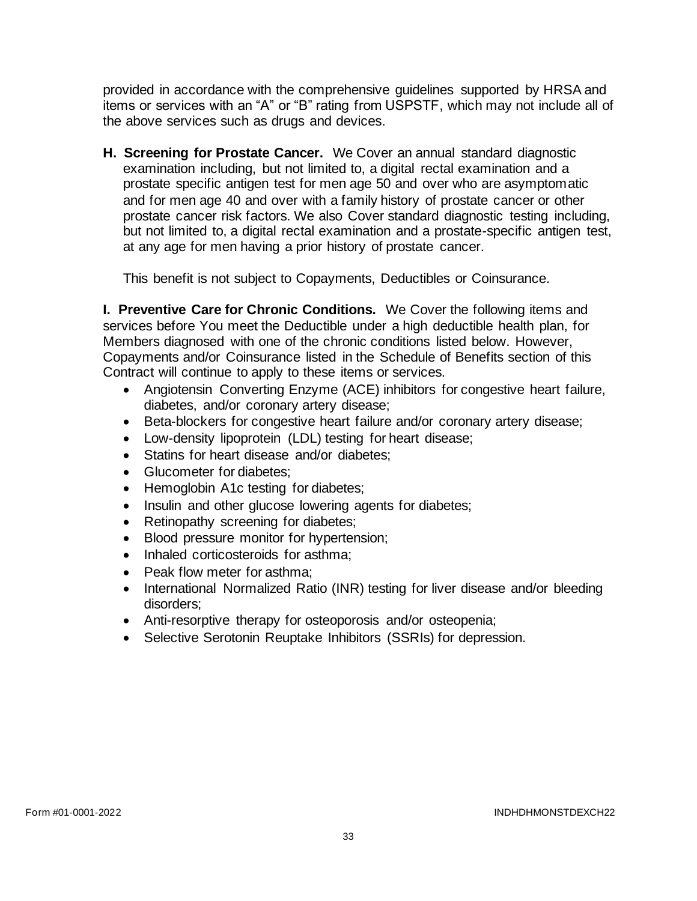provided in accordance with the comprehensive guidelines supported by HRSA and items or services with an "A" or "B" rating from USPSTF, which may not include all of the above services such as drugs and devices.

**H. Screening for Prostate Cancer.** We Cover an annual standard diagnostic examination including, but not limited to, a digital rectal examination and a prostate specific antigen test for men age 50 and over who are asymptomatic and for men age 40 and over with a family history of prostate cancer or other prostate cancer risk factors. We also Cover standard diagnostic testing including, but not limited to, a digital rectal examination and a prostate-specific antigen test, at any age for men having a prior history of prostate cancer.

This benefit is not subject to Copayments, Deductibles or Coinsurance.

**I. Preventive Care for Chronic Conditions.** We Cover the following items and services before You meet the Deductible under a high deductible health plan, for Members diagnosed with one of the chronic conditions listed below. However, Copayments and/or Coinsurance listed in the Schedule of Benefits section of this Contract will continue to apply to these items or services.

- Angiotensin Converting Enzyme (ACE) inhibitors for congestive heart failure, diabetes, and/or coronary artery disease;
- Beta-blockers for congestive heart failure and/or coronary artery disease;
- Low-density lipoprotein (LDL) testing for heart disease;
- Statins for heart disease and/or diabetes;
- Glucometer for diabetes;
- Hemoglobin A1c testing for diabetes;
- Insulin and other glucose lowering agents for diabetes;
- Retinopathy screening for diabetes;
- Blood pressure monitor for hypertension;
- Inhaled corticosteroids for asthma;
- Peak flow meter for asthma;
- International Normalized Ratio (INR) testing for liver disease and/or bleeding disorders;
- Anti-resorptive therapy for osteoporosis and/or osteopenia;
- Selective Serotonin Reuptake Inhibitors (SSRIs) for depression.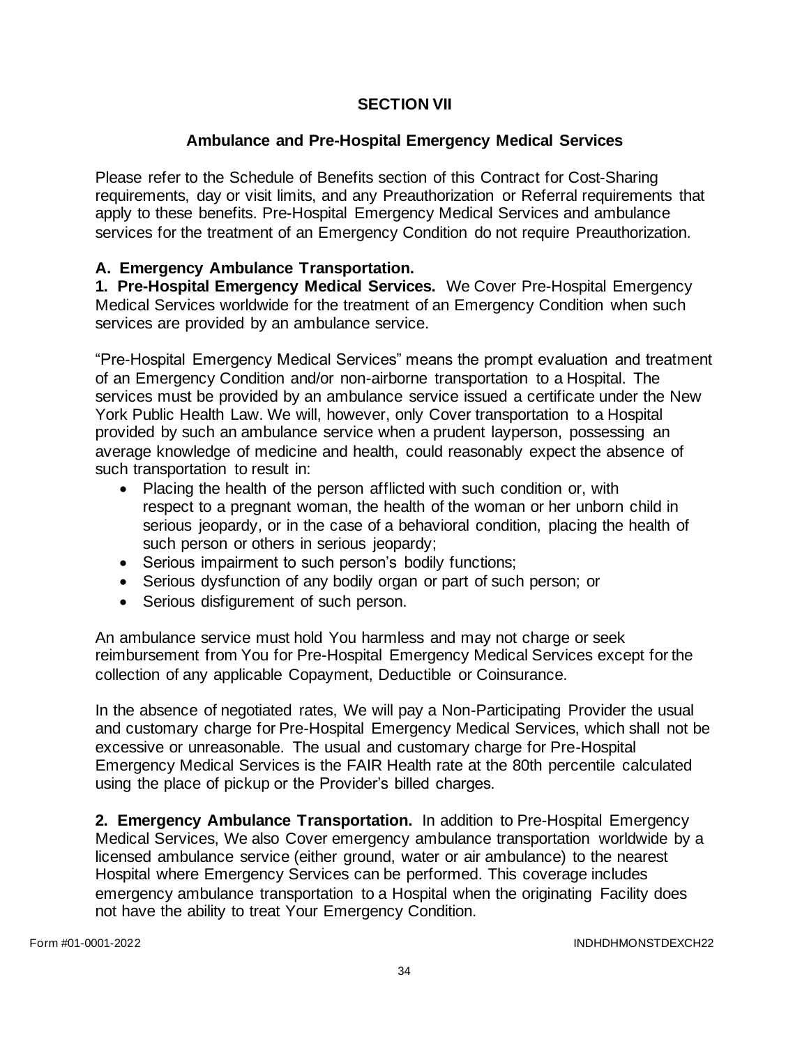## SECTION VII

## Ambulance and Pre-Hospital Emergency Medical Services

Please refer to the Schedule of Benefits section of this Contract for Cost-Sharing requirements, day or visit limits, and any Preauthorization or Referral requirements that apply to these benefits. Pre-Hospital Emergency Medical Services and ambulance services for the treatment of an Emergency Condition do not require Preauthorization.

### A. Emergency Ambulance Transportation.

**1. Pre-Hospital Emergency Medical Services.** We Cover Pre-Hospital Emergency Medical Services worldwide for the treatment of an Emergency Condition when such services are provided by an ambulance service.

"Pre-Hospital Emergency Medical Services" means the prompt evaluation and treatment of an Emergency Condition and/or non-airborne transportation to a Hospital. The services must be provided by an ambulance service issued a certificate under the New York Public Health Law. We will, however, only Cover transportation to a Hospital provided by such an ambulance service when a prudent layperson, possessing an average knowledge of medicine and health, could reasonably expect the absence of such transportation to result in:

- Placing the health of the person afflicted with such condition or, with respect to a pregnant woman, the health of the woman or her unborn child in serious jeopardy, or in the case of a behavioral condition, placing the health of such person or others in serious jeopardy;
- Serious impairment to such person's bodily functions;
- Serious dysfunction of any bodily organ or part of such person; or
- Serious disfigurement of such person.

An ambulance service must hold You harmless and may not charge or seek reimbursement from You for Pre-Hospital Emergency Medical Services except for the collection of any applicable Copayment, Deductible or Coinsurance.

In the absence of negotiated rates, We will pay a Non-Participating Provider the usual and customary charge for Pre-Hospital Emergency Medical Services, which shall not be excessive or unreasonable. The usual and customary charge for Pre-Hospital Emergency Medical Services is the FAIR Health rate at the 80th percentile calculated using the place of pickup or the Provider's billed charges.

**2. Emergency Ambulance Transportation.** In addition to Pre-Hospital Emergency Medical Services, We also Cover emergency ambulance transportation worldwide by a licensed ambulance service (either ground, water or air ambulance) to the nearest Hospital where Emergency Services can be performed. This coverage includes emergency ambulance transportation to a Hospital when the originating Facility does not have the ability to treat Your Emergency Condition.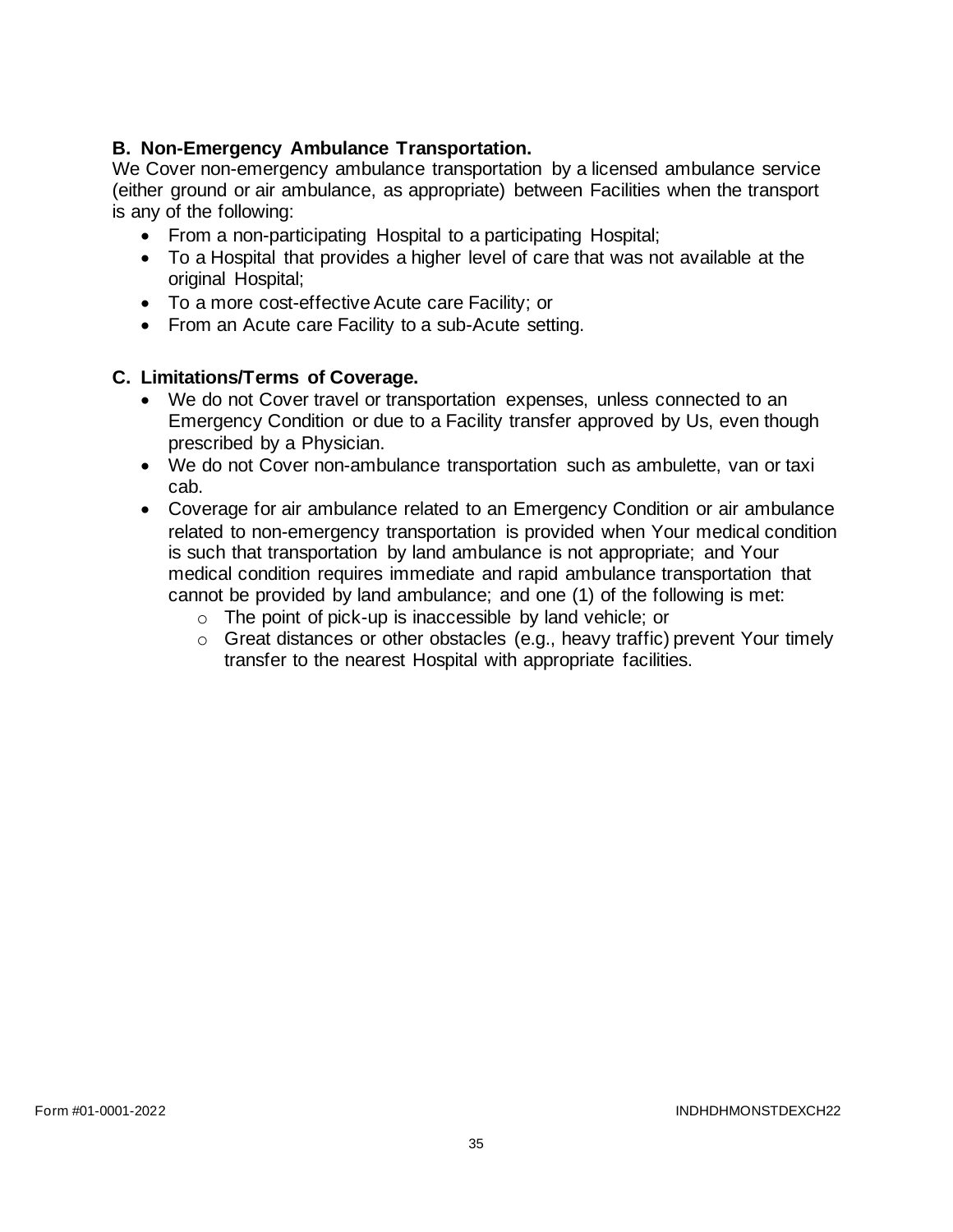**B. Non-Emergency Ambulance Transportation.**

We Cover non-emergency ambulance transportation by a licensed ambulance service (either ground or air ambulance, as appropriate) between Facilities when the transport is any of the following:

- From a non-participating Hospital to a participating Hospital;
- To a Hospital that provides a higher level of care that was not available at the original Hospital;
- To a more cost-effective Acute care Facility; or
- From an Acute care Facility to a sub-Acute setting.

**C. Limitations/Terms of Coverage.**

- We do not Cover travel or transportation expenses, unless connected to an Emergency Condition or due to a Facility transfer approved by Us, even though prescribed by a Physician.
- We do not Cover non-ambulance transportation such as ambulette, van or taxi cab.
- Coverage for air ambulance related to an Emergency Condition or air ambulance related to non-emergency transportation is provided when Your medical condition is such that transportation by land ambulance is not appropriate; and Your medical condition requires immediate and rapid ambulance transportation that cannot be provided by land ambulance; and one (1) of the following is met:
  - The point of pick-up is inaccessible by land vehicle; or
  - Great distances or other obstacles (e.g., heavy traffic) prevent Your timely transfer to the nearest Hospital with appropriate facilities.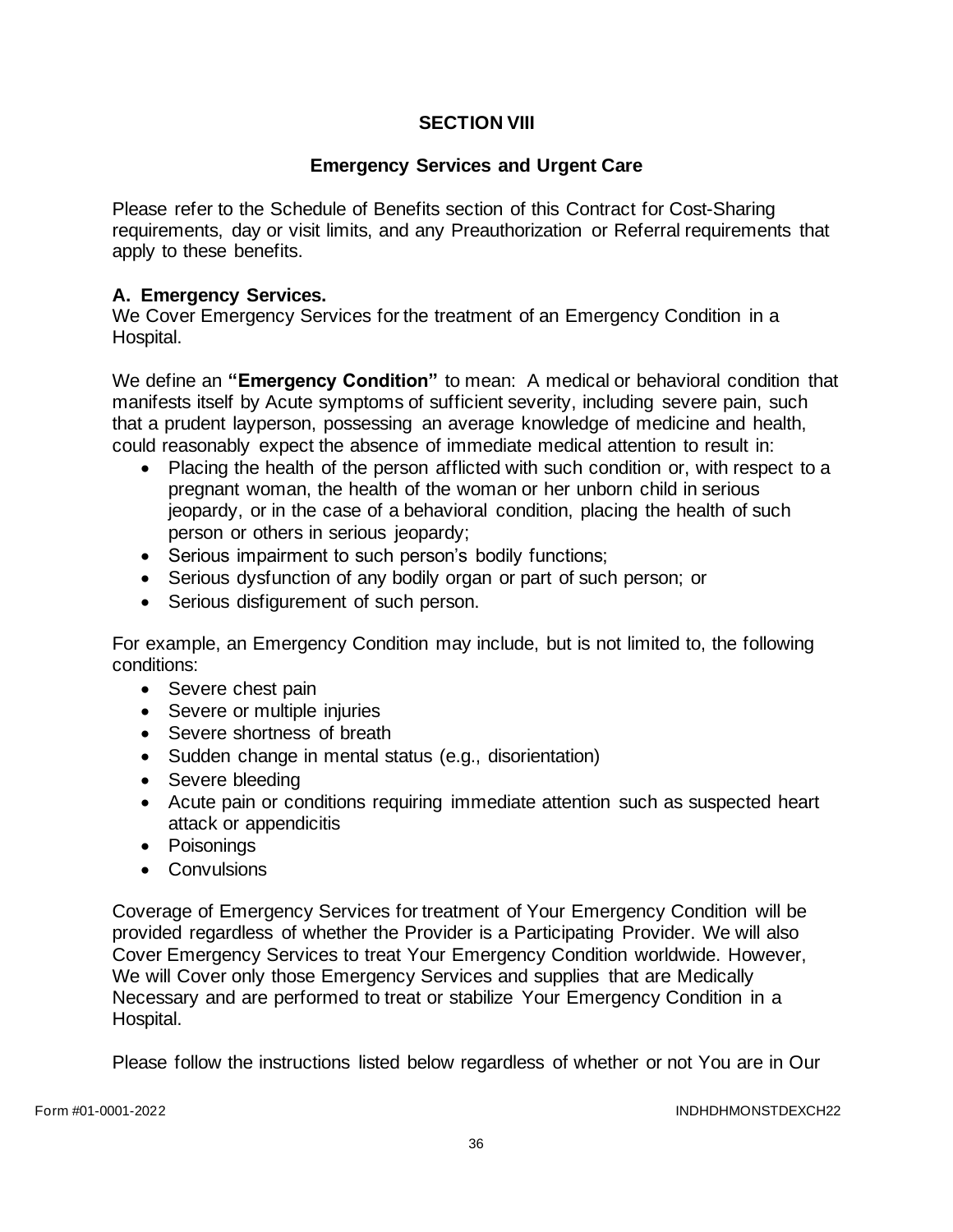# SECTION VIII

## Emergency Services and Urgent Care

Please refer to the Schedule of Benefits section of this Contract for Cost-Sharing requirements, day or visit limits, and any Preauthorization or Referral requirements that apply to these benefits.

### A. Emergency Services.

We Cover Emergency Services for the treatment of an Emergency Condition in a Hospital.

We define an **"Emergency Condition"** to mean: A medical or behavioral condition that manifests itself by Acute symptoms of sufficient severity, including severe pain, such that a prudent layperson, possessing an average knowledge of medicine and health, could reasonably expect the absence of immediate medical attention to result in:

- Placing the health of the person afflicted with such condition or, with respect to a pregnant woman, the health of the woman or her unborn child in serious jeopardy, or in the case of a behavioral condition, placing the health of such person or others in serious jeopardy;
- Serious impairment to such person's bodily functions;
- Serious dysfunction of any bodily organ or part of such person; or
- Serious disfigurement of such person.

For example, an Emergency Condition may include, but is not limited to, the following conditions:

- Severe chest pain
- Severe or multiple injuries
- Severe shortness of breath
- Sudden change in mental status (e.g., disorientation)
- Severe bleeding
- Acute pain or conditions requiring immediate attention such as suspected heart attack or appendicitis
- Poisonings
- Convulsions

Coverage of Emergency Services for treatment of Your Emergency Condition will be provided regardless of whether the Provider is a Participating Provider. We will also Cover Emergency Services to treat Your Emergency Condition worldwide. However, We will Cover only those Emergency Services and supplies that are Medically Necessary and are performed to treat or stabilize Your Emergency Condition in a Hospital.

Please follow the instructions listed below regardless of whether or not You are in Our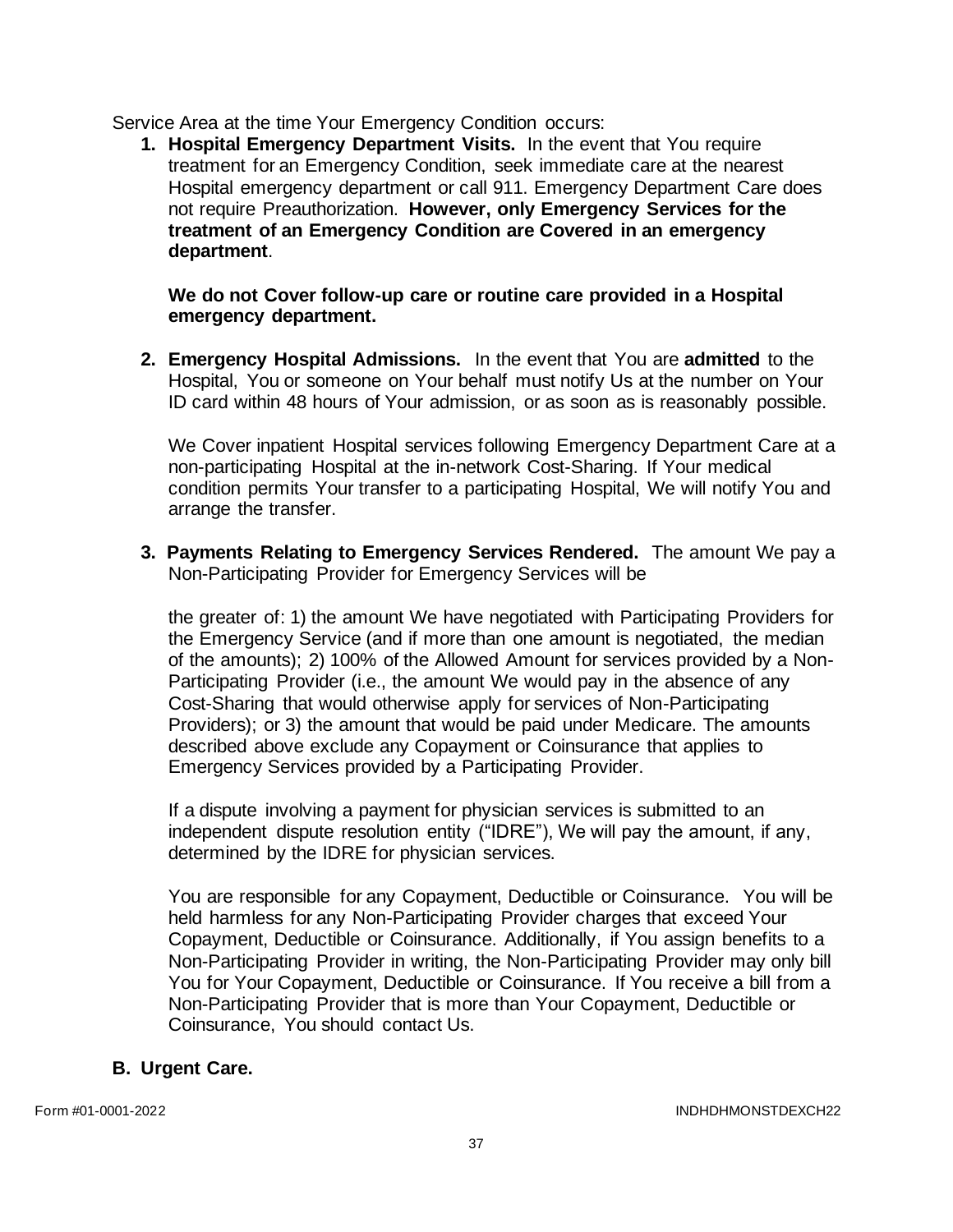Service Area at the time Your Emergency Condition occurs:

1. **Hospital Emergency Department Visits.** In the event that You require treatment for an Emergency Condition, seek immediate care at the nearest Hospital emergency department or call 911. Emergency Department Care does not require Preauthorization. **However, only Emergency Services for the treatment of an Emergency Condition are Covered in an emergency department**.

   **We do not Cover follow-up care or routine care provided in a Hospital emergency department.**

2. **Emergency Hospital Admissions.** In the event that You are **admitted** to the Hospital, You or someone on Your behalf must notify Us at the number on Your ID card within 48 hours of Your admission, or as soon as is reasonably possible.

   We Cover inpatient Hospital services following Emergency Department Care at a non-participating Hospital at the in-network Cost-Sharing. If Your medical condition permits Your transfer to a participating Hospital, We will notify You and arrange the transfer.

3. **Payments Relating to Emergency Services Rendered.** The amount We pay a Non-Participating Provider for Emergency Services will be

   the greater of: 1) the amount We have negotiated with Participating Providers for the Emergency Service (and if more than one amount is negotiated, the median of the amounts); 2) 100% of the Allowed Amount for services provided by a Non-Participating Provider (i.e., the amount We would pay in the absence of any Cost-Sharing that would otherwise apply for services of Non-Participating Providers); or 3) the amount that would be paid under Medicare. The amounts described above exclude any Copayment or Coinsurance that applies to Emergency Services provided by a Participating Provider.

   If a dispute involving a payment for physician services is submitted to an independent dispute resolution entity ("IDRE"), We will pay the amount, if any, determined by the IDRE for physician services.

   You are responsible for any Copayment, Deductible or Coinsurance. You will be held harmless for any Non-Participating Provider charges that exceed Your Copayment, Deductible or Coinsurance. Additionally, if You assign benefits to a Non-Participating Provider in writing, the Non-Participating Provider may only bill You for Your Copayment, Deductible or Coinsurance. If You receive a bill from a Non-Participating Provider that is more than Your Copayment, Deductible or Coinsurance, You should contact Us.

## B. Urgent Care.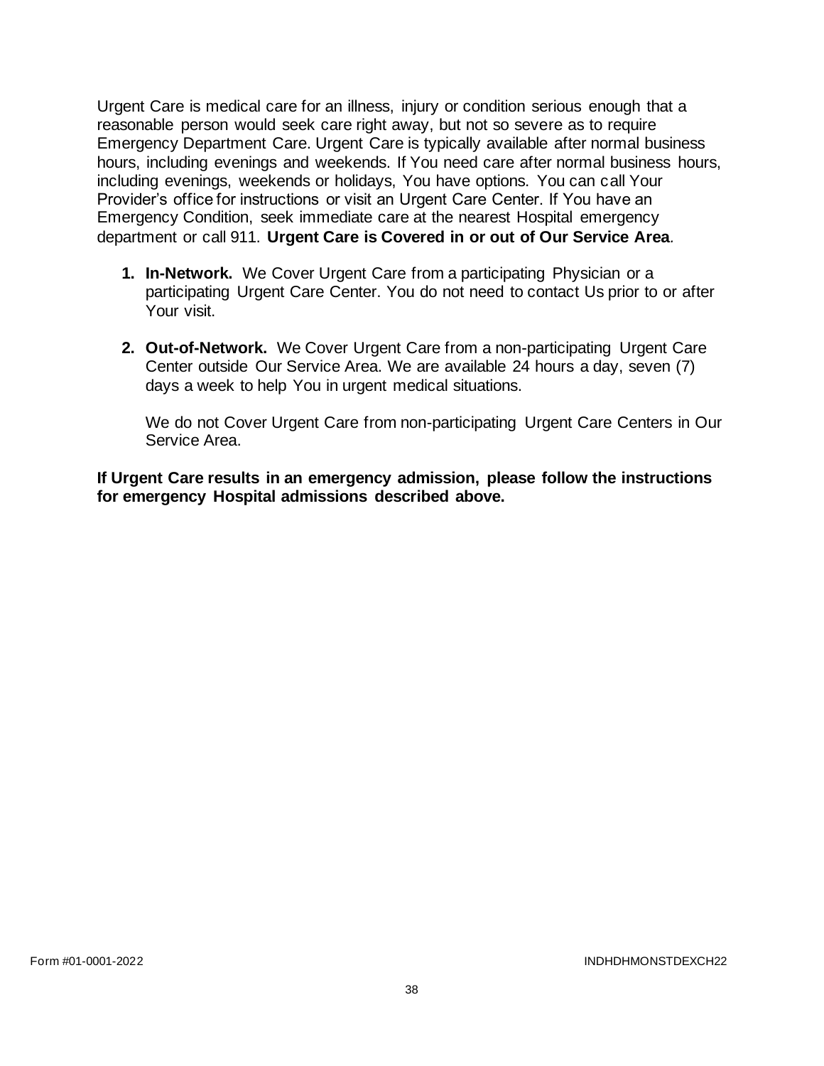Urgent Care is medical care for an illness, injury or condition serious enough that a reasonable person would seek care right away, but not so severe as to require Emergency Department Care. Urgent Care is typically available after normal business hours, including evenings and weekends. If You need care after normal business hours, including evenings, weekends or holidays, You have options. You can call Your Provider's office for instructions or visit an Urgent Care Center. If You have an Emergency Condition, seek immediate care at the nearest Hospital emergency department or call 911. **Urgent Care is Covered in or out of Our Service Area**.

1. **In-Network.** We Cover Urgent Care from a participating Physician or a participating Urgent Care Center. You do not need to contact Us prior to or after Your visit.

2. **Out-of-Network.** We Cover Urgent Care from a non-participating Urgent Care Center outside Our Service Area. We are available 24 hours a day, seven (7) days a week to help You in urgent medical situations.

   We do not Cover Urgent Care from non-participating Urgent Care Centers in Our Service Area.

**If Urgent Care results in an emergency admission, please follow the instructions for emergency Hospital admissions described above.**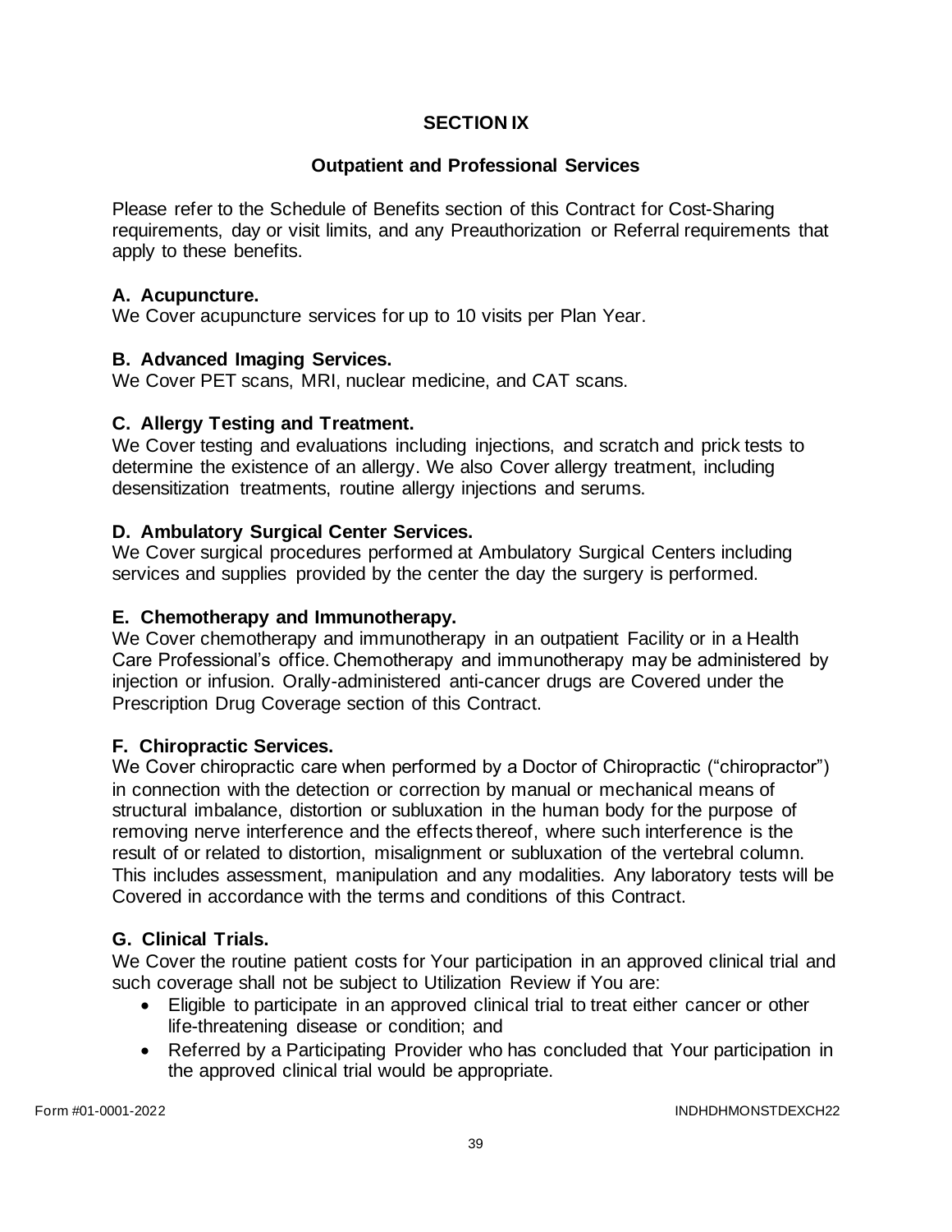# SECTION IX

## Outpatient and Professional Services

Please refer to the Schedule of Benefits section of this Contract for Cost-Sharing requirements, day or visit limits, and any Preauthorization or Referral requirements that apply to these benefits.

### A. Acupuncture.

We Cover acupuncture services for up to 10 visits per Plan Year.

### B. Advanced Imaging Services.

We Cover PET scans, MRI, nuclear medicine, and CAT scans.

### C. Allergy Testing and Treatment.

We Cover testing and evaluations including injections, and scratch and prick tests to determine the existence of an allergy. We also Cover allergy treatment, including desensitization treatments, routine allergy injections and serums.

### D. Ambulatory Surgical Center Services.

We Cover surgical procedures performed at Ambulatory Surgical Centers including services and supplies provided by the center the day the surgery is performed.

### E. Chemotherapy and Immunotherapy.

We Cover chemotherapy and immunotherapy in an outpatient Facility or in a Health Care Professional's office. Chemotherapy and immunotherapy may be administered by injection or infusion. Orally-administered anti-cancer drugs are Covered under the Prescription Drug Coverage section of this Contract.

### F. Chiropractic Services.

We Cover chiropractic care when performed by a Doctor of Chiropractic ("chiropractor") in connection with the detection or correction by manual or mechanical means of structural imbalance, distortion or subluxation in the human body for the purpose of removing nerve interference and the effects thereof, where such interference is the result of or related to distortion, misalignment or subluxation of the vertebral column. This includes assessment, manipulation and any modalities. Any laboratory tests will be Covered in accordance with the terms and conditions of this Contract.

### G. Clinical Trials.

We Cover the routine patient costs for Your participation in an approved clinical trial and such coverage shall not be subject to Utilization Review if You are:

- Eligible to participate in an approved clinical trial to treat either cancer or other life-threatening disease or condition; and
- Referred by a Participating Provider who has concluded that Your participation in the approved clinical trial would be appropriate.

Form #01-0001-2022 INDHDHMONSTDEXCH22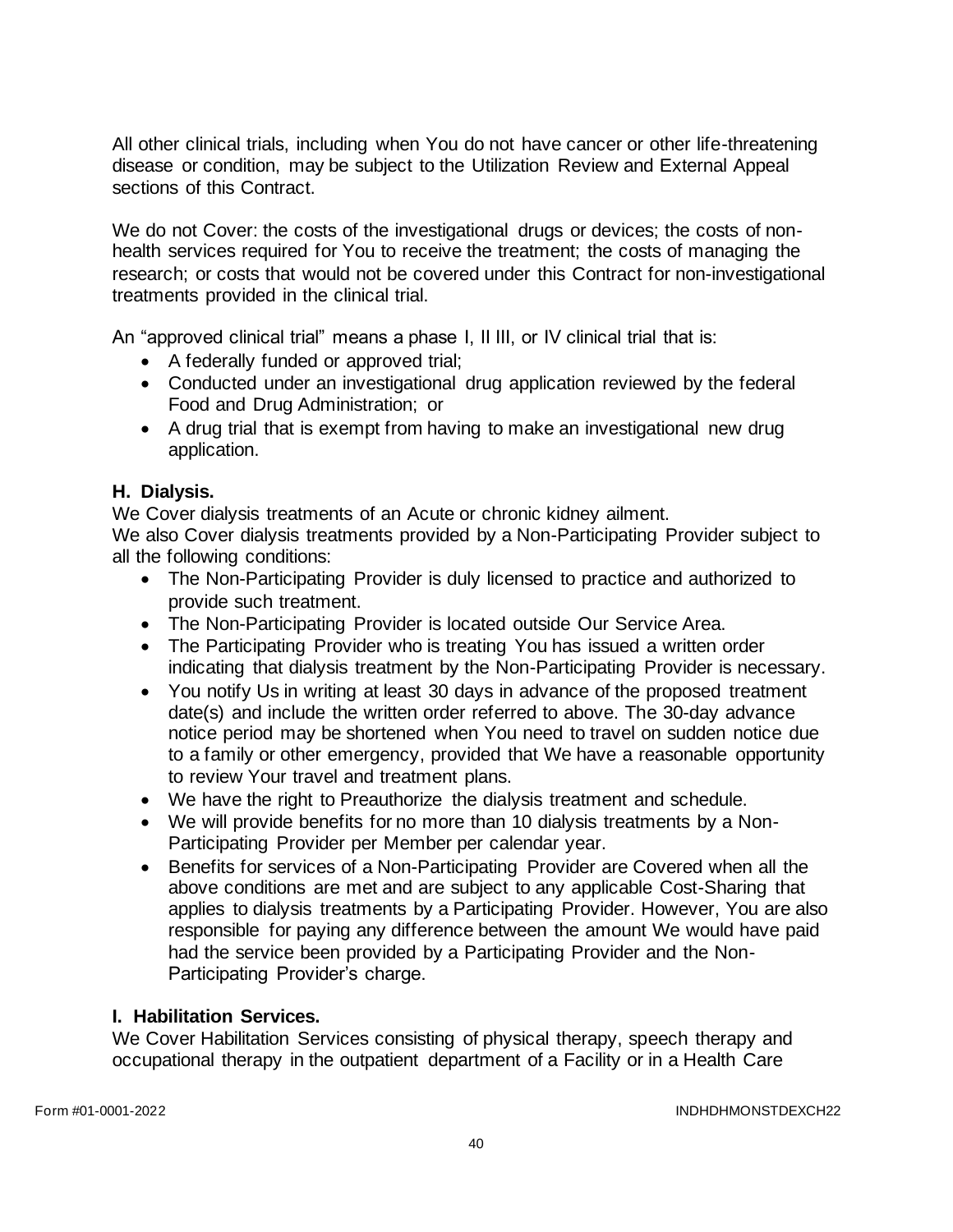All other clinical trials, including when You do not have cancer or other life-threatening disease or condition, may be subject to the Utilization Review and External Appeal sections of this Contract.

We do not Cover: the costs of the investigational drugs or devices; the costs of non-health services required for You to receive the treatment; the costs of managing the research; or costs that would not be covered under this Contract for non-investigational treatments provided in the clinical trial.

An "approved clinical trial" means a phase I, II III, or IV clinical trial that is:

- A federally funded or approved trial;
- Conducted under an investigational drug application reviewed by the federal Food and Drug Administration; or
- A drug trial that is exempt from having to make an investigational new drug application.

### H. Dialysis.

We Cover dialysis treatments of an Acute or chronic kidney ailment.
We also Cover dialysis treatments provided by a Non-Participating Provider subject to all the following conditions:

- The Non-Participating Provider is duly licensed to practice and authorized to provide such treatment.
- The Non-Participating Provider is located outside Our Service Area.
- The Participating Provider who is treating You has issued a written order indicating that dialysis treatment by the Non-Participating Provider is necessary.
- You notify Us in writing at least 30 days in advance of the proposed treatment date(s) and include the written order referred to above. The 30-day advance notice period may be shortened when You need to travel on sudden notice due to a family or other emergency, provided that We have a reasonable opportunity to review Your travel and treatment plans.
- We have the right to Preauthorize the dialysis treatment and schedule.
- We will provide benefits for no more than 10 dialysis treatments by a Non-Participating Provider per Member per calendar year.
- Benefits for services of a Non-Participating Provider are Covered when all the above conditions are met and are subject to any applicable Cost-Sharing that applies to dialysis treatments by a Participating Provider. However, You are also responsible for paying any difference between the amount We would have paid had the service been provided by a Participating Provider and the Non-Participating Provider's charge.

### I. Habilitation Services.

We Cover Habilitation Services consisting of physical therapy, speech therapy and occupational therapy in the outpatient department of a Facility or in a Health Care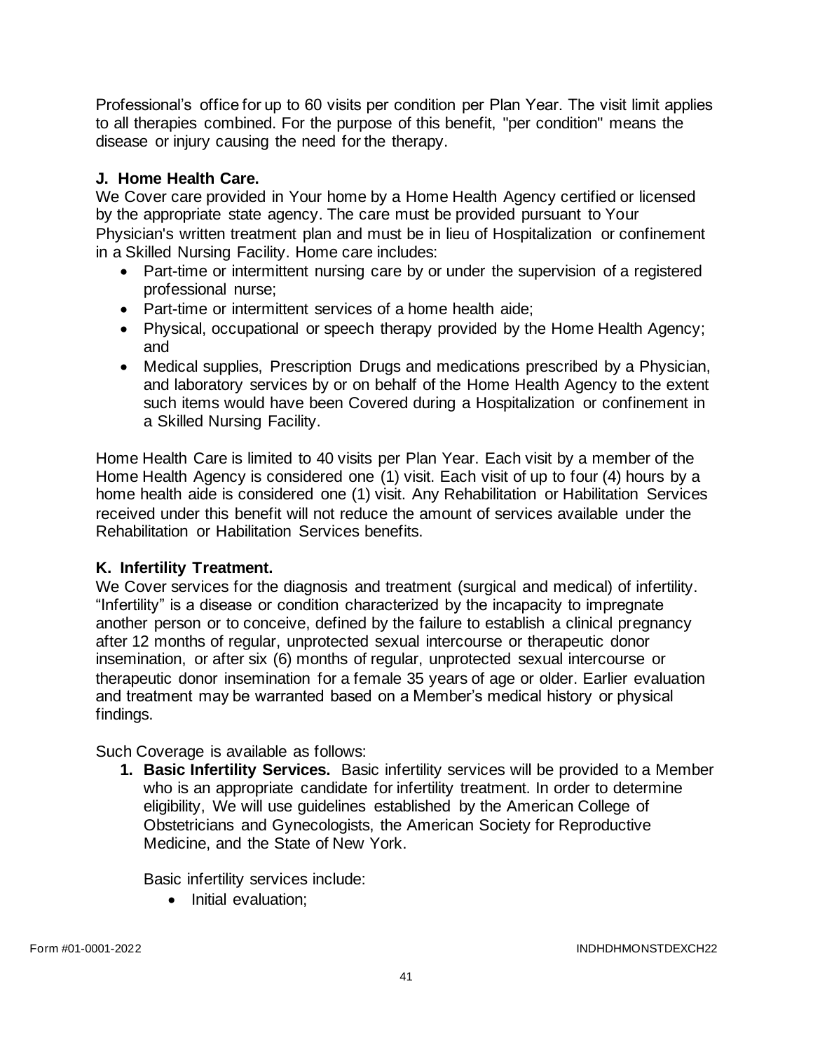Professional's office for up to 60 visits per condition per Plan Year. The visit limit applies to all therapies combined. For the purpose of this benefit, "per condition" means the disease or injury causing the need for the therapy.

### J. Home Health Care.

We Cover care provided in Your home by a Home Health Agency certified or licensed by the appropriate state agency. The care must be provided pursuant to Your Physician's written treatment plan and must be in lieu of Hospitalization or confinement in a Skilled Nursing Facility. Home care includes:

- Part-time or intermittent nursing care by or under the supervision of a registered professional nurse;
- Part-time or intermittent services of a home health aide;
- Physical, occupational or speech therapy provided by the Home Health Agency; and
- Medical supplies, Prescription Drugs and medications prescribed by a Physician, and laboratory services by or on behalf of the Home Health Agency to the extent such items would have been Covered during a Hospitalization or confinement in a Skilled Nursing Facility.

Home Health Care is limited to 40 visits per Plan Year. Each visit by a member of the Home Health Agency is considered one (1) visit. Each visit of up to four (4) hours by a home health aide is considered one (1) visit. Any Rehabilitation or Habilitation Services received under this benefit will not reduce the amount of services available under the Rehabilitation or Habilitation Services benefits.

### K. Infertility Treatment.

We Cover services for the diagnosis and treatment (surgical and medical) of infertility. "Infertility" is a disease or condition characterized by the incapacity to impregnate another person or to conceive, defined by the failure to establish a clinical pregnancy after 12 months of regular, unprotected sexual intercourse or therapeutic donor insemination, or after six (6) months of regular, unprotected sexual intercourse or therapeutic donor insemination for a female 35 years of age or older. Earlier evaluation and treatment may be warranted based on a Member's medical history or physical findings.

Such Coverage is available as follows:

1. **Basic Infertility Services.** Basic infertility services will be provided to a Member who is an appropriate candidate for infertility treatment. In order to determine eligibility, We will use guidelines established by the American College of Obstetricians and Gynecologists, the American Society for Reproductive Medicine, and the State of New York.

   Basic infertility services include:

   - Initial evaluation;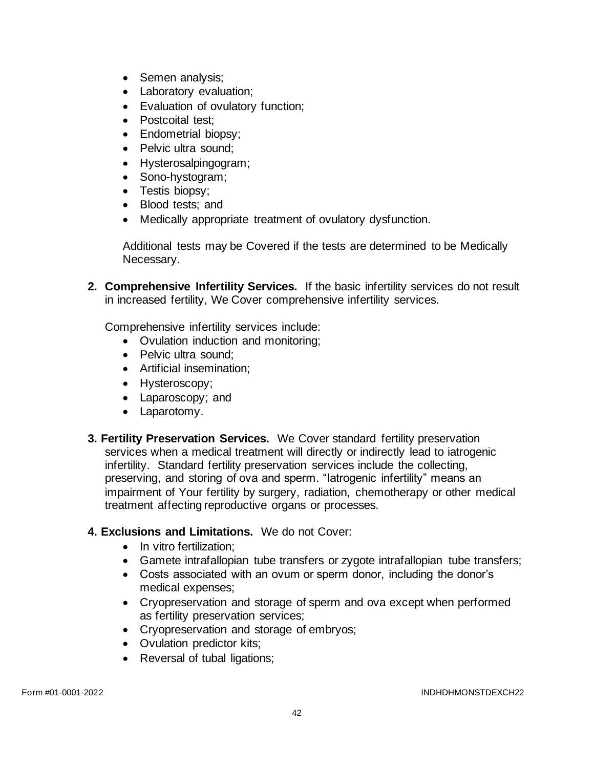- Semen analysis;
- Laboratory evaluation;
- Evaluation of ovulatory function;
- Postcoital test;
- Endometrial biopsy;
- Pelvic ultra sound;
- Hysterosalpingogram;
- Sono-hystogram;
- Testis biopsy;
- Blood tests; and
- Medically appropriate treatment of ovulatory dysfunction.

Additional tests may be Covered if the tests are determined to be Medically Necessary.

**2. Comprehensive Infertility Services.** If the basic infertility services do not result in increased fertility, We Cover comprehensive infertility services.

Comprehensive infertility services include:

- Ovulation induction and monitoring;
- Pelvic ultra sound;
- Artificial insemination;
- Hysteroscopy;
- Laparoscopy; and
- Laparotomy.

**3. Fertility Preservation Services.** We Cover standard fertility preservation services when a medical treatment will directly or indirectly lead to iatrogenic infertility. Standard fertility preservation services include the collecting, preserving, and storing of ova and sperm. "Iatrogenic infertility" means an impairment of Your fertility by surgery, radiation, chemotherapy or other medical treatment affecting reproductive organs or processes.

**4. Exclusions and Limitations.** We do not Cover:

- In vitro fertilization;
- Gamete intrafallopian tube transfers or zygote intrafallopian tube transfers;
- Costs associated with an ovum or sperm donor, including the donor's medical expenses;
- Cryopreservation and storage of sperm and ova except when performed as fertility preservation services;
- Cryopreservation and storage of embryos;
- Ovulation predictor kits;
- Reversal of tubal ligations;

Form #01-0001-2022 INDHDHMONSTDEXCH22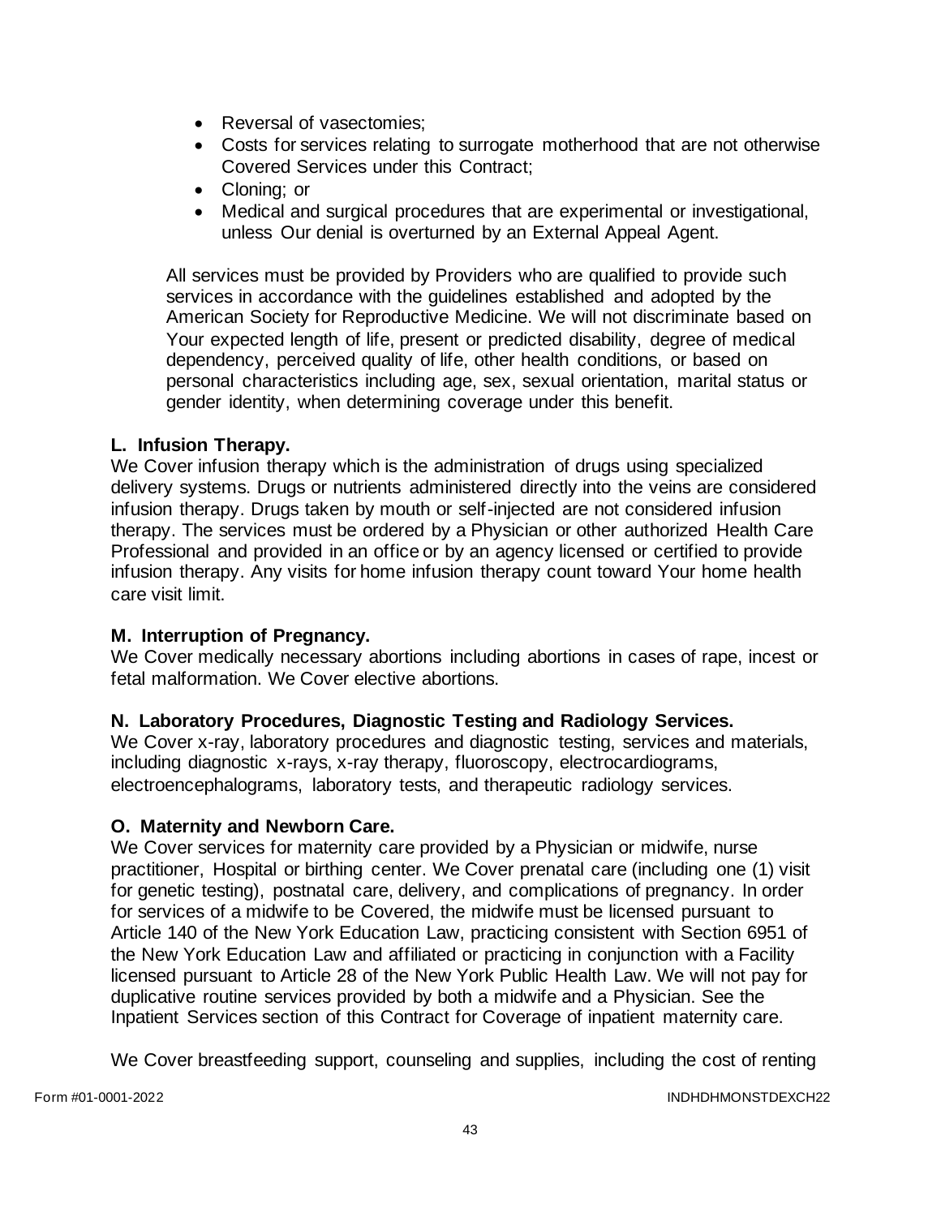- Reversal of vasectomies;
- Costs for services relating to surrogate motherhood that are not otherwise Covered Services under this Contract;
- Cloning; or
- Medical and surgical procedures that are experimental or investigational, unless Our denial is overturned by an External Appeal Agent.

All services must be provided by Providers who are qualified to provide such services in accordance with the guidelines established and adopted by the American Society for Reproductive Medicine. We will not discriminate based on Your expected length of life, present or predicted disability, degree of medical dependency, perceived quality of life, other health conditions, or based on personal characteristics including age, sex, sexual orientation, marital status or gender identity, when determining coverage under this benefit.

**L. Infusion Therapy.**

We Cover infusion therapy which is the administration of drugs using specialized delivery systems. Drugs or nutrients administered directly into the veins are considered infusion therapy. Drugs taken by mouth or self-injected are not considered infusion therapy. The services must be ordered by a Physician or other authorized Health Care Professional and provided in an office or by an agency licensed or certified to provide infusion therapy. Any visits for home infusion therapy count toward Your home health care visit limit.

**M. Interruption of Pregnancy.**

We Cover medically necessary abortions including abortions in cases of rape, incest or fetal malformation. We Cover elective abortions.

**N. Laboratory Procedures, Diagnostic Testing and Radiology Services.**

We Cover x-ray, laboratory procedures and diagnostic testing, services and materials, including diagnostic x-rays, x-ray therapy, fluoroscopy, electrocardiograms, electroencephalograms, laboratory tests, and therapeutic radiology services.

**O. Maternity and Newborn Care.**

We Cover services for maternity care provided by a Physician or midwife, nurse practitioner, Hospital or birthing center. We Cover prenatal care (including one (1) visit for genetic testing), postnatal care, delivery, and complications of pregnancy. In order for services of a midwife to be Covered, the midwife must be licensed pursuant to Article 140 of the New York Education Law, practicing consistent with Section 6951 of the New York Education Law and affiliated or practicing in conjunction with a Facility licensed pursuant to Article 28 of the New York Public Health Law. We will not pay for duplicative routine services provided by both a midwife and a Physician. See the Inpatient Services section of this Contract for Coverage of inpatient maternity care.

We Cover breastfeeding support, counseling and supplies, including the cost of renting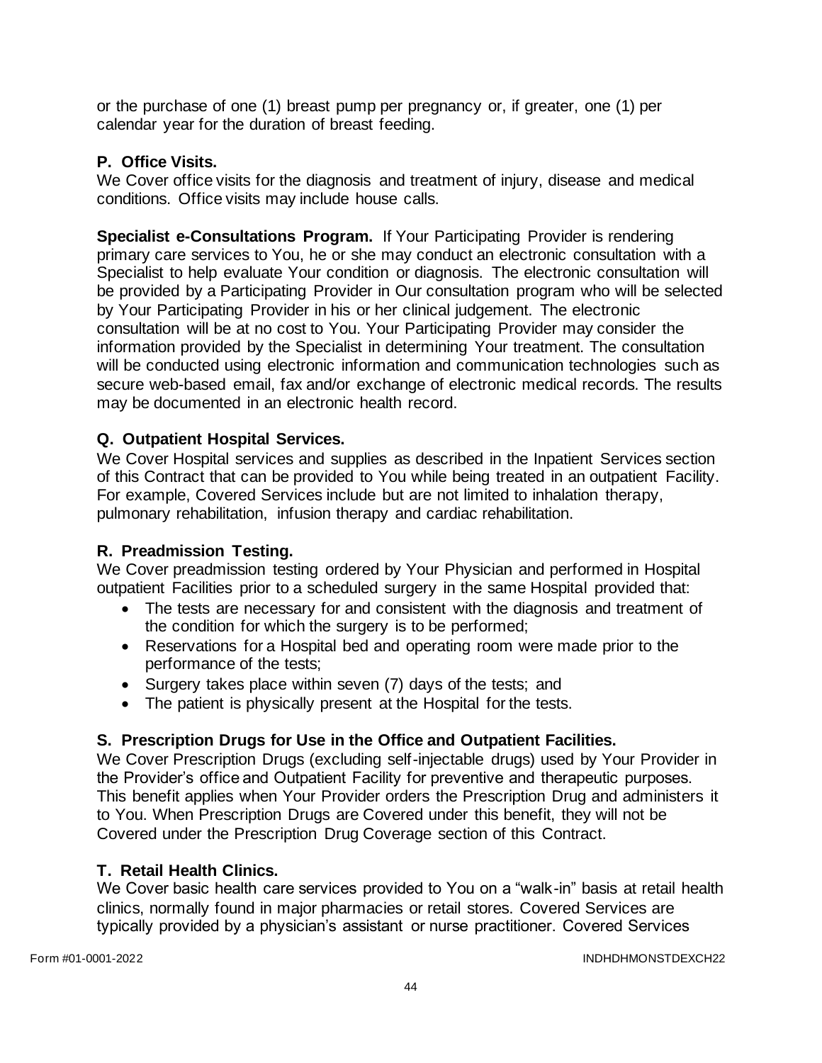or the purchase of one (1) breast pump per pregnancy or, if greater, one (1) per calendar year for the duration of breast feeding.

### P. Office Visits.

We Cover office visits for the diagnosis and treatment of injury, disease and medical conditions. Office visits may include house calls.

**Specialist e-Consultations Program.** If Your Participating Provider is rendering primary care services to You, he or she may conduct an electronic consultation with a Specialist to help evaluate Your condition or diagnosis. The electronic consultation will be provided by a Participating Provider in Our consultation program who will be selected by Your Participating Provider in his or her clinical judgement. The electronic consultation will be at no cost to You. Your Participating Provider may consider the information provided by the Specialist in determining Your treatment. The consultation will be conducted using electronic information and communication technologies such as secure web-based email, fax and/or exchange of electronic medical records. The results may be documented in an electronic health record.

### Q. Outpatient Hospital Services.

We Cover Hospital services and supplies as described in the Inpatient Services section of this Contract that can be provided to You while being treated in an outpatient Facility. For example, Covered Services include but are not limited to inhalation therapy, pulmonary rehabilitation, infusion therapy and cardiac rehabilitation.

### R. Preadmission Testing.

We Cover preadmission testing ordered by Your Physician and performed in Hospital outpatient Facilities prior to a scheduled surgery in the same Hospital provided that:

- The tests are necessary for and consistent with the diagnosis and treatment of the condition for which the surgery is to be performed;
- Reservations for a Hospital bed and operating room were made prior to the performance of the tests;
- Surgery takes place within seven (7) days of the tests; and
- The patient is physically present at the Hospital for the tests.

### S. Prescription Drugs for Use in the Office and Outpatient Facilities.

We Cover Prescription Drugs (excluding self-injectable drugs) used by Your Provider in the Provider's office and Outpatient Facility for preventive and therapeutic purposes. This benefit applies when Your Provider orders the Prescription Drug and administers it to You. When Prescription Drugs are Covered under this benefit, they will not be Covered under the Prescription Drug Coverage section of this Contract.

### T. Retail Health Clinics.

We Cover basic health care services provided to You on a "walk-in" basis at retail health clinics, normally found in major pharmacies or retail stores. Covered Services are typically provided by a physician's assistant or nurse practitioner. Covered Services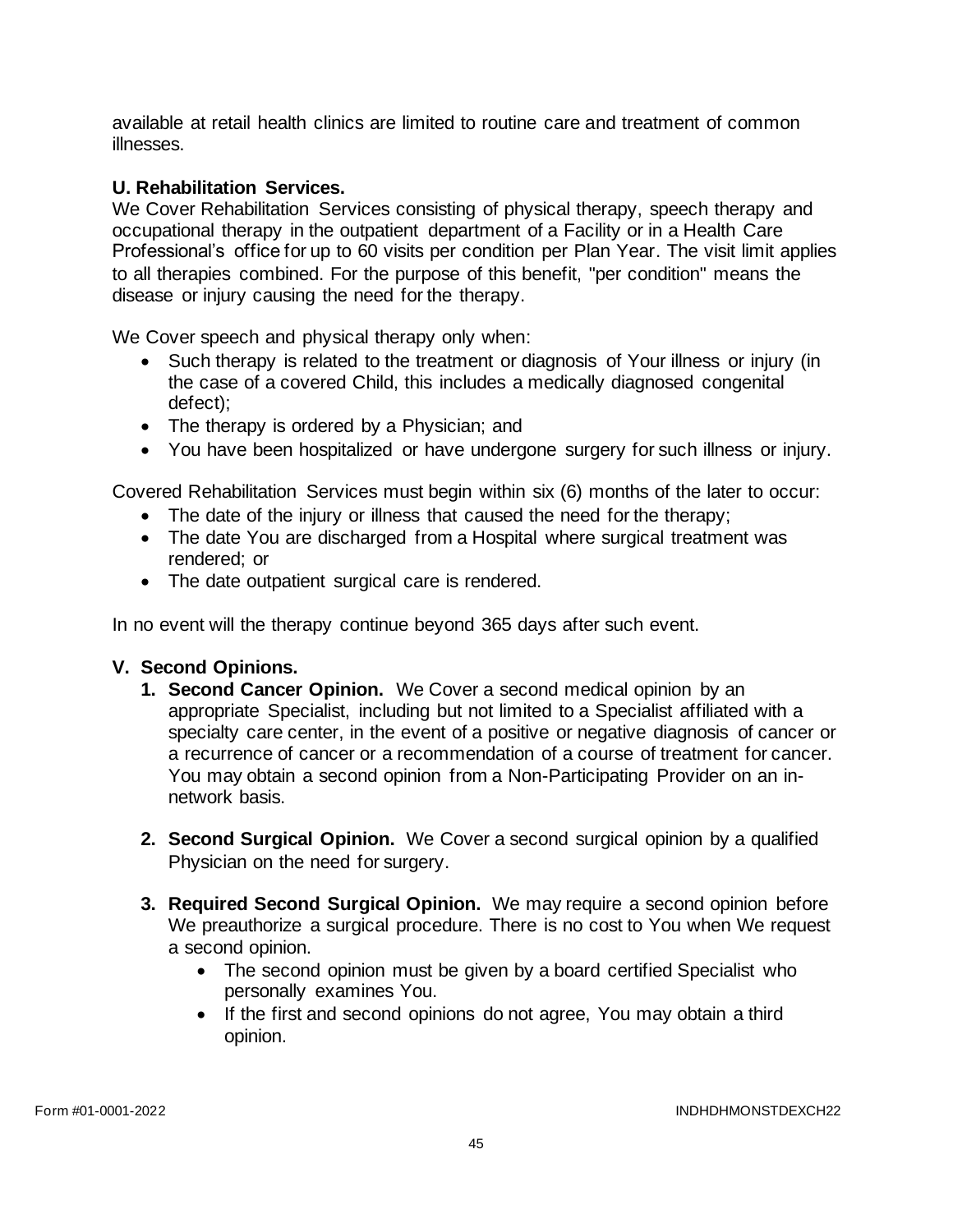available at retail health clinics are limited to routine care and treatment of common illnesses.

**U. Rehabilitation Services.**
We Cover Rehabilitation Services consisting of physical therapy, speech therapy and occupational therapy in the outpatient department of a Facility or in a Health Care Professional's office for up to 60 visits per condition per Plan Year. The visit limit applies to all therapies combined. For the purpose of this benefit, "per condition" means the disease or injury causing the need for the therapy.

We Cover speech and physical therapy only when:

- Such therapy is related to the treatment or diagnosis of Your illness or injury (in the case of a covered Child, this includes a medically diagnosed congenital defect);
- The therapy is ordered by a Physician; and
- You have been hospitalized or have undergone surgery for such illness or injury.

Covered Rehabilitation Services must begin within six (6) months of the later to occur:

- The date of the injury or illness that caused the need for the therapy;
- The date You are discharged from a Hospital where surgical treatment was rendered; or
- The date outpatient surgical care is rendered.

In no event will the therapy continue beyond 365 days after such event.

**V. Second Opinions.**

1. **Second Cancer Opinion.** We Cover a second medical opinion by an appropriate Specialist, including but not limited to a Specialist affiliated with a specialty care center, in the event of a positive or negative diagnosis of cancer or a recurrence of cancer or a recommendation of a course of treatment for cancer. You may obtain a second opinion from a Non-Participating Provider on an in-network basis.

2. **Second Surgical Opinion.** We Cover a second surgical opinion by a qualified Physician on the need for surgery.

3. **Required Second Surgical Opinion.** We may require a second opinion before We preauthorize a surgical procedure. There is no cost to You when We request a second opinion.
   - The second opinion must be given by a board certified Specialist who personally examines You.
   - If the first and second opinions do not agree, You may obtain a third opinion.

Form #01-0001-2022 INDHDHMONSTDEXCH22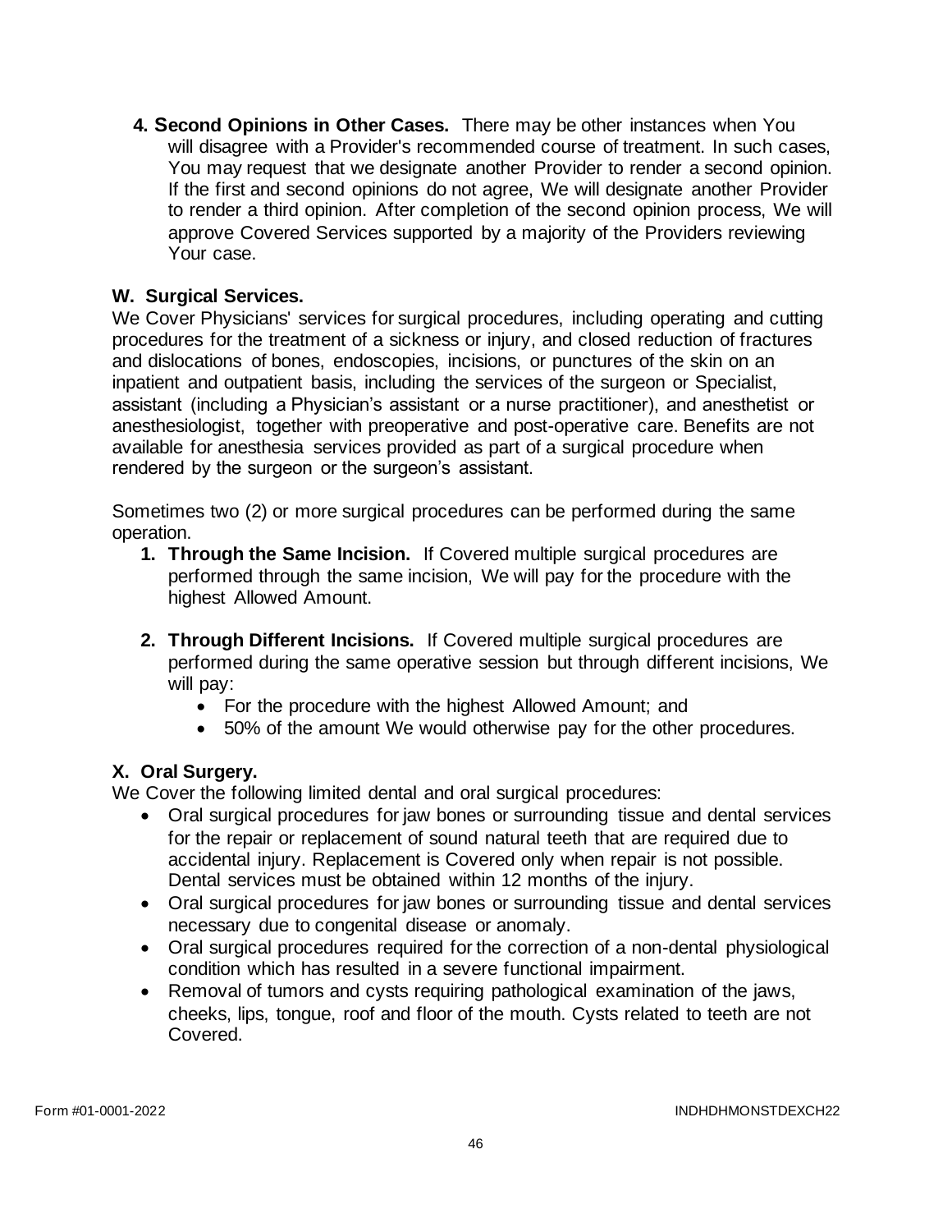4. **Second Opinions in Other Cases.** There may be other instances when You will disagree with a Provider's recommended course of treatment. In such cases, You may request that we designate another Provider to render a second opinion. If the first and second opinions do not agree, We will designate another Provider to render a third opinion. After completion of the second opinion process, We will approve Covered Services supported by a majority of the Providers reviewing Your case.

**W. Surgical Services.**

We Cover Physicians' services for surgical procedures, including operating and cutting procedures for the treatment of a sickness or injury, and closed reduction of fractures and dislocations of bones, endoscopies, incisions, or punctures of the skin on an inpatient and outpatient basis, including the services of the surgeon or Specialist, assistant (including a Physician's assistant or a nurse practitioner), and anesthetist or anesthesiologist, together with preoperative and post-operative care. Benefits are not available for anesthesia services provided as part of a surgical procedure when rendered by the surgeon or the surgeon's assistant.

Sometimes two (2) or more surgical procedures can be performed during the same operation.

1. **Through the Same Incision.** If Covered multiple surgical procedures are performed through the same incision, We will pay for the procedure with the highest Allowed Amount.

2. **Through Different Incisions.** If Covered multiple surgical procedures are performed during the same operative session but through different incisions, We will pay:
   - For the procedure with the highest Allowed Amount; and
   - 50% of the amount We would otherwise pay for the other procedures.

**X. Oral Surgery.**

We Cover the following limited dental and oral surgical procedures:

- Oral surgical procedures for jaw bones or surrounding tissue and dental services for the repair or replacement of sound natural teeth that are required due to accidental injury. Replacement is Covered only when repair is not possible. Dental services must be obtained within 12 months of the injury.
- Oral surgical procedures for jaw bones or surrounding tissue and dental services necessary due to congenital disease or anomaly.
- Oral surgical procedures required for the correction of a non-dental physiological condition which has resulted in a severe functional impairment.
- Removal of tumors and cysts requiring pathological examination of the jaws, cheeks, lips, tongue, roof and floor of the mouth. Cysts related to teeth are not Covered.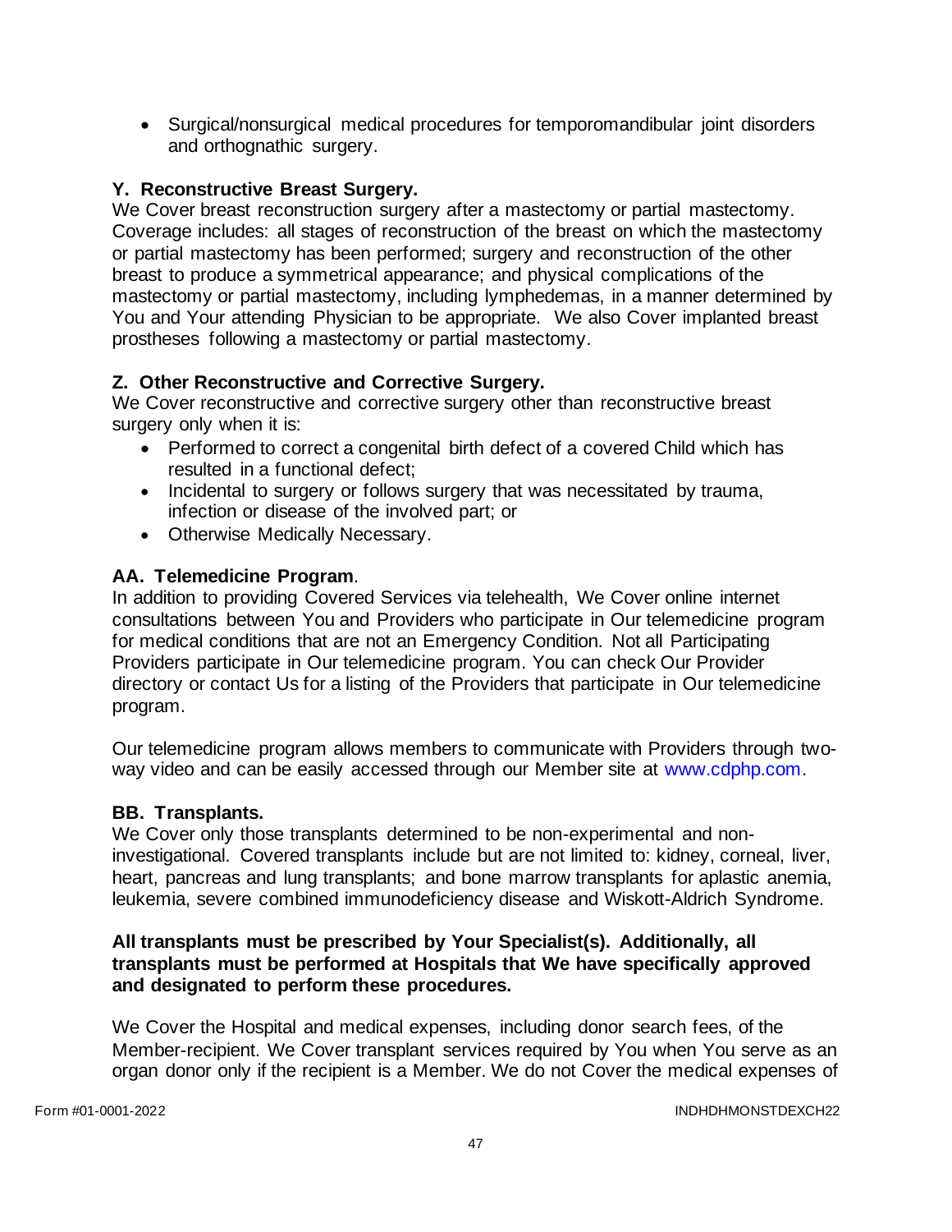- Surgical/nonsurgical medical procedures for temporomandibular joint disorders and orthognathic surgery.

### Y. Reconstructive Breast Surgery.

We Cover breast reconstruction surgery after a mastectomy or partial mastectomy. Coverage includes: all stages of reconstruction of the breast on which the mastectomy or partial mastectomy has been performed; surgery and reconstruction of the other breast to produce a symmetrical appearance; and physical complications of the mastectomy or partial mastectomy, including lymphedemas, in a manner determined by You and Your attending Physician to be appropriate. We also Cover implanted breast prostheses following a mastectomy or partial mastectomy.

### Z. Other Reconstructive and Corrective Surgery.

We Cover reconstructive and corrective surgery other than reconstructive breast surgery only when it is:

- Performed to correct a congenital birth defect of a covered Child which has resulted in a functional defect;
- Incidental to surgery or follows surgery that was necessitated by trauma, infection or disease of the involved part; or
- Otherwise Medically Necessary.

### AA. Telemedicine Program.

In addition to providing Covered Services via telehealth, We Cover online internet consultations between You and Providers who participate in Our telemedicine program for medical conditions that are not an Emergency Condition. Not all Participating Providers participate in Our telemedicine program. You can check Our Provider directory or contact Us for a listing of the Providers that participate in Our telemedicine program.

Our telemedicine program allows members to communicate with Providers through two-way video and can be easily accessed through our Member site at www.cdphp.com.

### BB. Transplants.

We Cover only those transplants determined to be non-experimental and non-investigational. Covered transplants include but are not limited to: kidney, corneal, liver, heart, pancreas and lung transplants; and bone marrow transplants for aplastic anemia, leukemia, severe combined immunodeficiency disease and Wiskott-Aldrich Syndrome.

**All transplants must be prescribed by Your Specialist(s). Additionally, all transplants must be performed at Hospitals that We have specifically approved and designated to perform these procedures.**

We Cover the Hospital and medical expenses, including donor search fees, of the Member-recipient. We Cover transplant services required by You when You serve as an organ donor only if the recipient is a Member. We do not Cover the medical expenses of

Form #01-0001-2022 INDHDHMONSTDEXCH22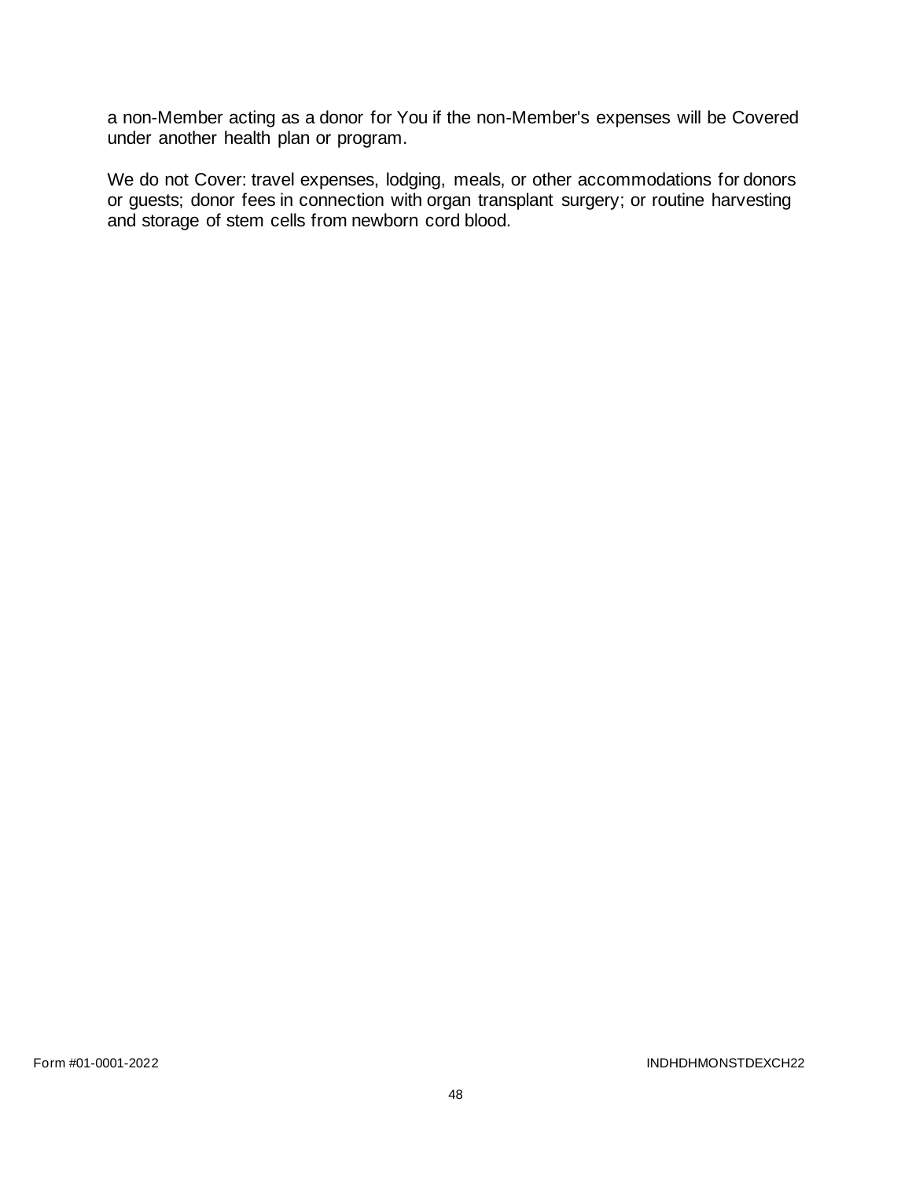a non-Member acting as a donor for You if the non-Member's expenses will be Covered under another health plan or program.

We do not Cover: travel expenses, lodging, meals, or other accommodations for donors or guests; donor fees in connection with organ transplant surgery; or routine harvesting and storage of stem cells from newborn cord blood.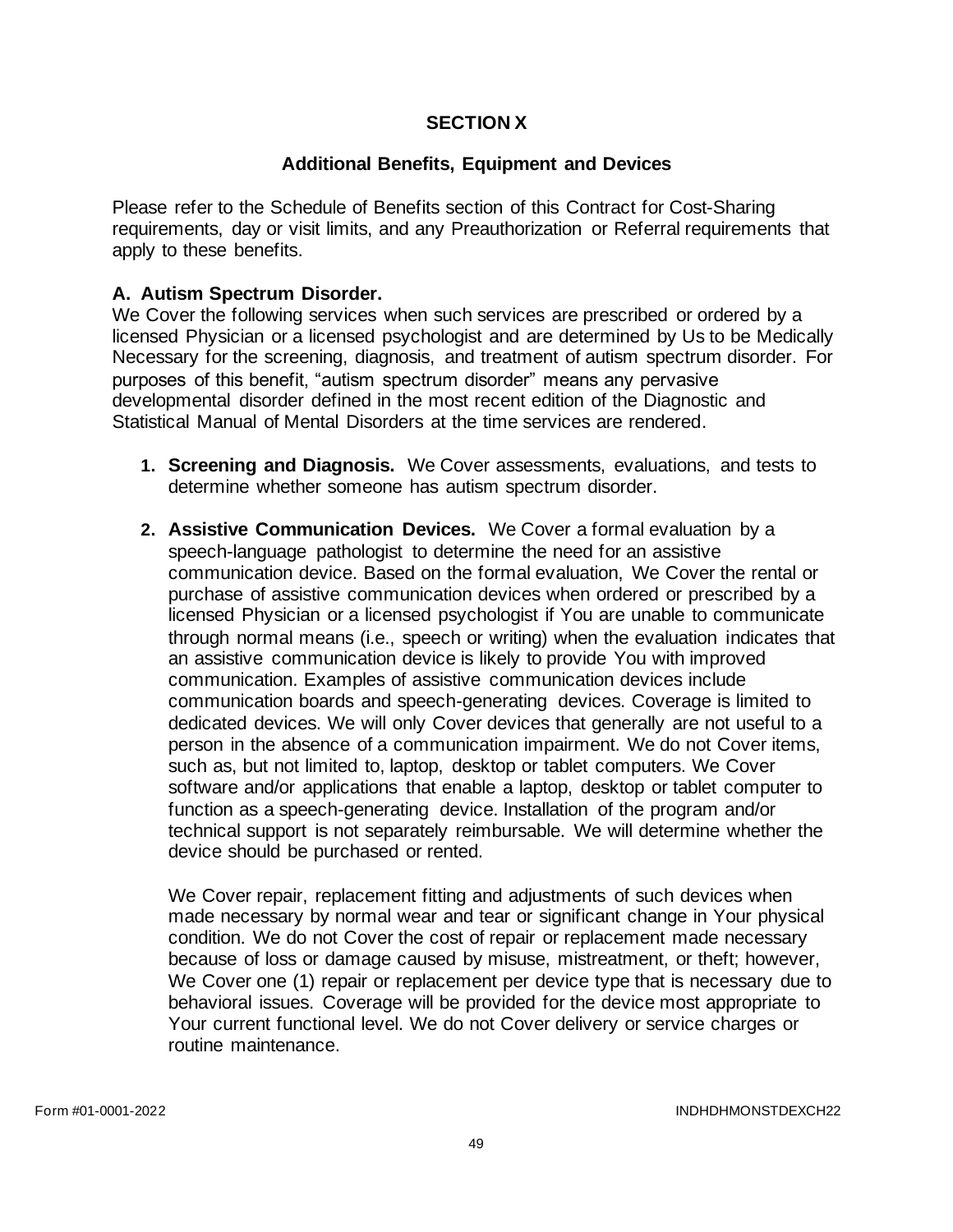# SECTION X

## Additional Benefits, Equipment and Devices

Please refer to the Schedule of Benefits section of this Contract for Cost-Sharing requirements, day or visit limits, and any Preauthorization or Referral requirements that apply to these benefits.

### A. Autism Spectrum Disorder.

We Cover the following services when such services are prescribed or ordered by a licensed Physician or a licensed psychologist and are determined by Us to be Medically Necessary for the screening, diagnosis, and treatment of autism spectrum disorder. For purposes of this benefit, "autism spectrum disorder" means any pervasive developmental disorder defined in the most recent edition of the Diagnostic and Statistical Manual of Mental Disorders at the time services are rendered.

1. **Screening and Diagnosis.** We Cover assessments, evaluations, and tests to determine whether someone has autism spectrum disorder.

2. **Assistive Communication Devices.** We Cover a formal evaluation by a speech-language pathologist to determine the need for an assistive communication device. Based on the formal evaluation, We Cover the rental or purchase of assistive communication devices when ordered or prescribed by a licensed Physician or a licensed psychologist if You are unable to communicate through normal means (i.e., speech or writing) when the evaluation indicates that an assistive communication device is likely to provide You with improved communication. Examples of assistive communication devices include communication boards and speech-generating devices. Coverage is limited to dedicated devices. We will only Cover devices that generally are not useful to a person in the absence of a communication impairment. We do not Cover items, such as, but not limited to, laptop, desktop or tablet computers. We Cover software and/or applications that enable a laptop, desktop or tablet computer to function as a speech-generating device. Installation of the program and/or technical support is not separately reimbursable. We will determine whether the device should be purchased or rented.

   We Cover repair, replacement fitting and adjustments of such devices when made necessary by normal wear and tear or significant change in Your physical condition. We do not Cover the cost of repair or replacement made necessary because of loss or damage caused by misuse, mistreatment, or theft; however, We Cover one (1) repair or replacement per device type that is necessary due to behavioral issues. Coverage will be provided for the device most appropriate to Your current functional level. We do not Cover delivery or service charges or routine maintenance.

Form #01-0001-2022 INDHDHMONSTDEXCH22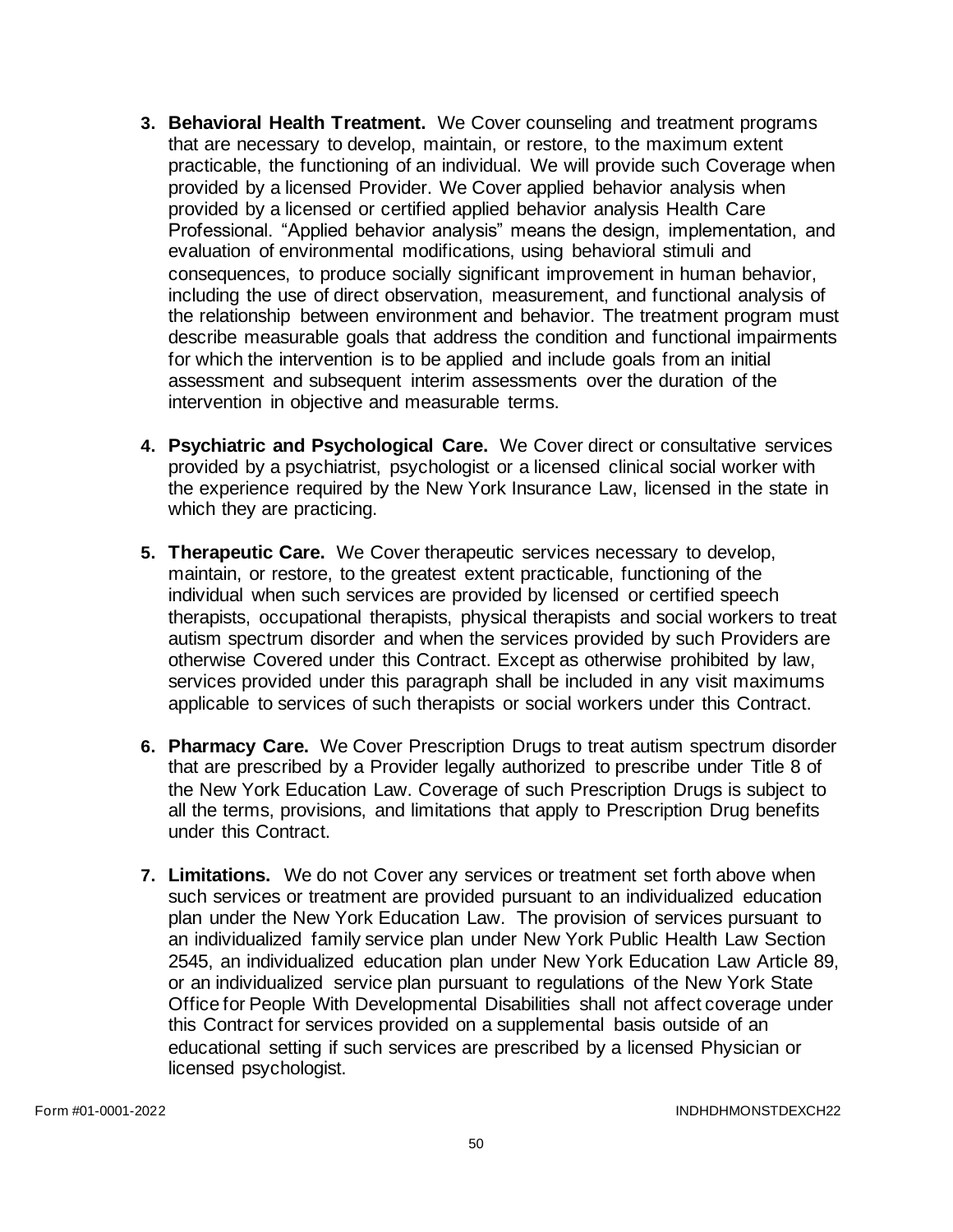3. **Behavioral Health Treatment.** We Cover counseling and treatment programs that are necessary to develop, maintain, or restore, to the maximum extent practicable, the functioning of an individual. We will provide such Coverage when provided by a licensed Provider. We Cover applied behavior analysis when provided by a licensed or certified applied behavior analysis Health Care Professional. "Applied behavior analysis" means the design, implementation, and evaluation of environmental modifications, using behavioral stimuli and consequences, to produce socially significant improvement in human behavior, including the use of direct observation, measurement, and functional analysis of the relationship between environment and behavior. The treatment program must describe measurable goals that address the condition and functional impairments for which the intervention is to be applied and include goals from an initial assessment and subsequent interim assessments over the duration of the intervention in objective and measurable terms.

4. **Psychiatric and Psychological Care.** We Cover direct or consultative services provided by a psychiatrist, psychologist or a licensed clinical social worker with the experience required by the New York Insurance Law, licensed in the state in which they are practicing.

5. **Therapeutic Care.** We Cover therapeutic services necessary to develop, maintain, or restore, to the greatest extent practicable, functioning of the individual when such services are provided by licensed or certified speech therapists, occupational therapists, physical therapists and social workers to treat autism spectrum disorder and when the services provided by such Providers are otherwise Covered under this Contract. Except as otherwise prohibited by law, services provided under this paragraph shall be included in any visit maximums applicable to services of such therapists or social workers under this Contract.

6. **Pharmacy Care.** We Cover Prescription Drugs to treat autism spectrum disorder that are prescribed by a Provider legally authorized to prescribe under Title 8 of the New York Education Law. Coverage of such Prescription Drugs is subject to all the terms, provisions, and limitations that apply to Prescription Drug benefits under this Contract.

7. **Limitations.** We do not Cover any services or treatment set forth above when such services or treatment are provided pursuant to an individualized education plan under the New York Education Law. The provision of services pursuant to an individualized family service plan under New York Public Health Law Section 2545, an individualized education plan under New York Education Law Article 89, or an individualized service plan pursuant to regulations of the New York State Office for People With Developmental Disabilities shall not affect coverage under this Contract for services provided on a supplemental basis outside of an educational setting if such services are prescribed by a licensed Physician or licensed psychologist.

Form #01-0001-2022 INDHDHMONSTDEXCH22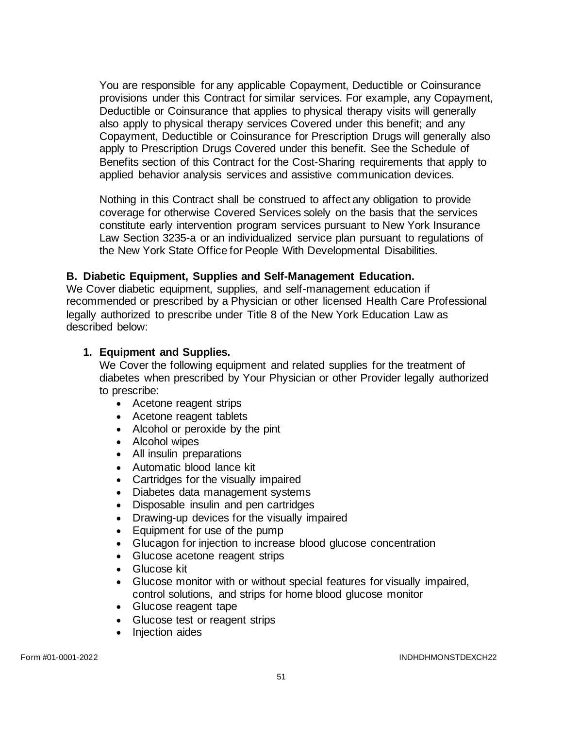You are responsible for any applicable Copayment, Deductible or Coinsurance provisions under this Contract for similar services. For example, any Copayment, Deductible or Coinsurance that applies to physical therapy visits will generally also apply to physical therapy services Covered under this benefit; and any Copayment, Deductible or Coinsurance for Prescription Drugs will generally also apply to Prescription Drugs Covered under this benefit. See the Schedule of Benefits section of this Contract for the Cost-Sharing requirements that apply to applied behavior analysis services and assistive communication devices.

Nothing in this Contract shall be construed to affect any obligation to provide coverage for otherwise Covered Services solely on the basis that the services constitute early intervention program services pursuant to New York Insurance Law Section 3235-a or an individualized service plan pursuant to regulations of the New York State Office for People With Developmental Disabilities.

**B. Diabetic Equipment, Supplies and Self-Management Education.**

We Cover diabetic equipment, supplies, and self-management education if recommended or prescribed by a Physician or other licensed Health Care Professional legally authorized to prescribe under Title 8 of the New York Education Law as described below:

**1. Equipment and Supplies.**

We Cover the following equipment and related supplies for the treatment of diabetes when prescribed by Your Physician or other Provider legally authorized to prescribe:

- Acetone reagent strips
- Acetone reagent tablets
- Alcohol or peroxide by the pint
- Alcohol wipes
- All insulin preparations
- Automatic blood lance kit
- Cartridges for the visually impaired
- Diabetes data management systems
- Disposable insulin and pen cartridges
- Drawing-up devices for the visually impaired
- Equipment for use of the pump
- Glucagon for injection to increase blood glucose concentration
- Glucose acetone reagent strips
- Glucose kit
- Glucose monitor with or without special features for visually impaired, control solutions, and strips for home blood glucose monitor
- Glucose reagent tape
- Glucose test or reagent strips
- Injection aides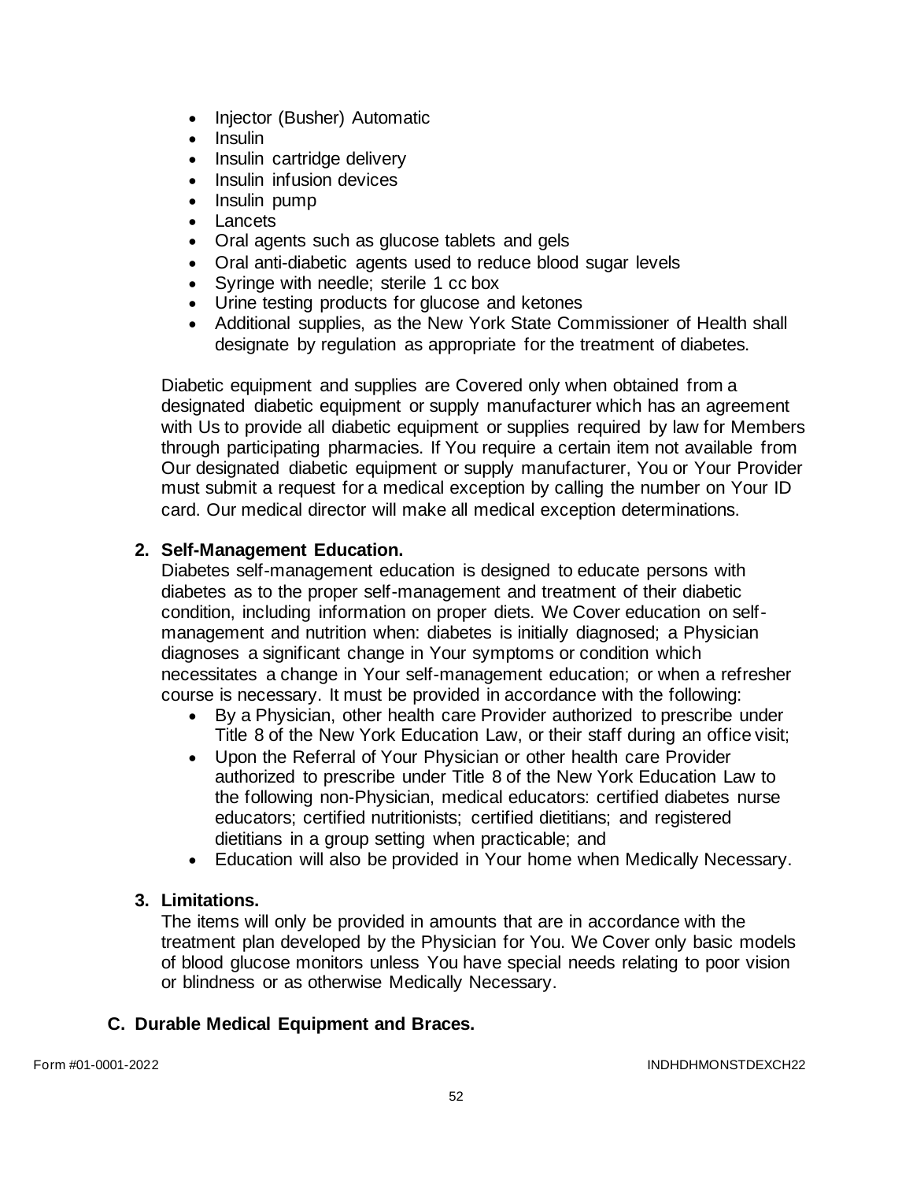- Injector (Busher) Automatic
- Insulin
- Insulin cartridge delivery
- Insulin infusion devices
- Insulin pump
- Lancets
- Oral agents such as glucose tablets and gels
- Oral anti-diabetic agents used to reduce blood sugar levels
- Syringe with needle; sterile 1 cc box
- Urine testing products for glucose and ketones
- Additional supplies, as the New York State Commissioner of Health shall designate by regulation as appropriate for the treatment of diabetes.

Diabetic equipment and supplies are Covered only when obtained from a designated diabetic equipment or supply manufacturer which has an agreement with Us to provide all diabetic equipment or supplies required by law for Members through participating pharmacies. If You require a certain item not available from Our designated diabetic equipment or supply manufacturer, You or Your Provider must submit a request for a medical exception by calling the number on Your ID card. Our medical director will make all medical exception determinations.

**2. Self-Management Education.**

Diabetes self-management education is designed to educate persons with diabetes as to the proper self-management and treatment of their diabetic condition, including information on proper diets. We Cover education on self-management and nutrition when: diabetes is initially diagnosed; a Physician diagnoses a significant change in Your symptoms or condition which necessitates a change in Your self-management education; or when a refresher course is necessary. It must be provided in accordance with the following:

- By a Physician, other health care Provider authorized to prescribe under Title 8 of the New York Education Law, or their staff during an office visit;
- Upon the Referral of Your Physician or other health care Provider authorized to prescribe under Title 8 of the New York Education Law to the following non-Physician, medical educators: certified diabetes nurse educators; certified nutritionists; certified dietitians; and registered dietitians in a group setting when practicable; and
- Education will also be provided in Your home when Medically Necessary.

**3. Limitations.**

The items will only be provided in amounts that are in accordance with the treatment plan developed by the Physician for You. We Cover only basic models of blood glucose monitors unless You have special needs relating to poor vision or blindness or as otherwise Medically Necessary.

## C. Durable Medical Equipment and Braces.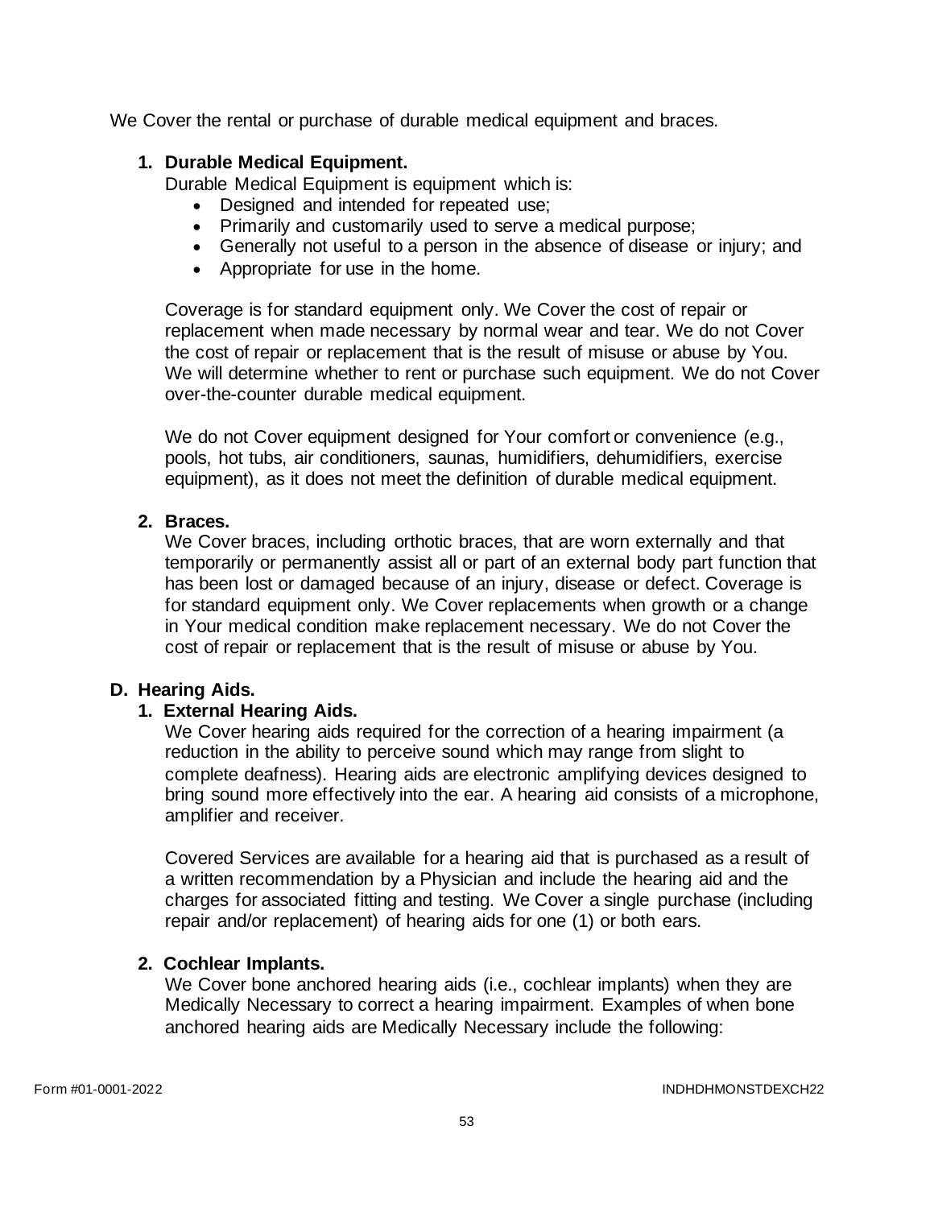We Cover the rental or purchase of durable medical equipment and braces.

1. **Durable Medical Equipment.**
   Durable Medical Equipment is equipment which is:
   - Designed and intended for repeated use;
   - Primarily and customarily used to serve a medical purpose;
   - Generally not useful to a person in the absence of disease or injury; and
   - Appropriate for use in the home.

   Coverage is for standard equipment only. We Cover the cost of repair or replacement when made necessary by normal wear and tear. We do not Cover the cost of repair or replacement that is the result of misuse or abuse by You. We will determine whether to rent or purchase such equipment. We do not Cover over-the-counter durable medical equipment.

   We do not Cover equipment designed for Your comfort or convenience (e.g., pools, hot tubs, air conditioners, saunas, humidifiers, dehumidifiers, exercise equipment), as it does not meet the definition of durable medical equipment.

2. **Braces.**
   We Cover braces, including orthotic braces, that are worn externally and that temporarily or permanently assist all or part of an external body part function that has been lost or damaged because of an injury, disease or defect. Coverage is for standard equipment only. We Cover replacements when growth or a change in Your medical condition make replacement necessary. We do not Cover the cost of repair or replacement that is the result of misuse or abuse by You.

**D. Hearing Aids.**

1. **External Hearing Aids.**
   We Cover hearing aids required for the correction of a hearing impairment (a reduction in the ability to perceive sound which may range from slight to complete deafness). Hearing aids are electronic amplifying devices designed to bring sound more effectively into the ear. A hearing aid consists of a microphone, amplifier and receiver.

   Covered Services are available for a hearing aid that is purchased as a result of a written recommendation by a Physician and include the hearing aid and the charges for associated fitting and testing. We Cover a single purchase (including repair and/or replacement) of hearing aids for one (1) or both ears.

2. **Cochlear Implants.**
   We Cover bone anchored hearing aids (i.e., cochlear implants) when they are Medically Necessary to correct a hearing impairment. Examples of when bone anchored hearing aids are Medically Necessary include the following: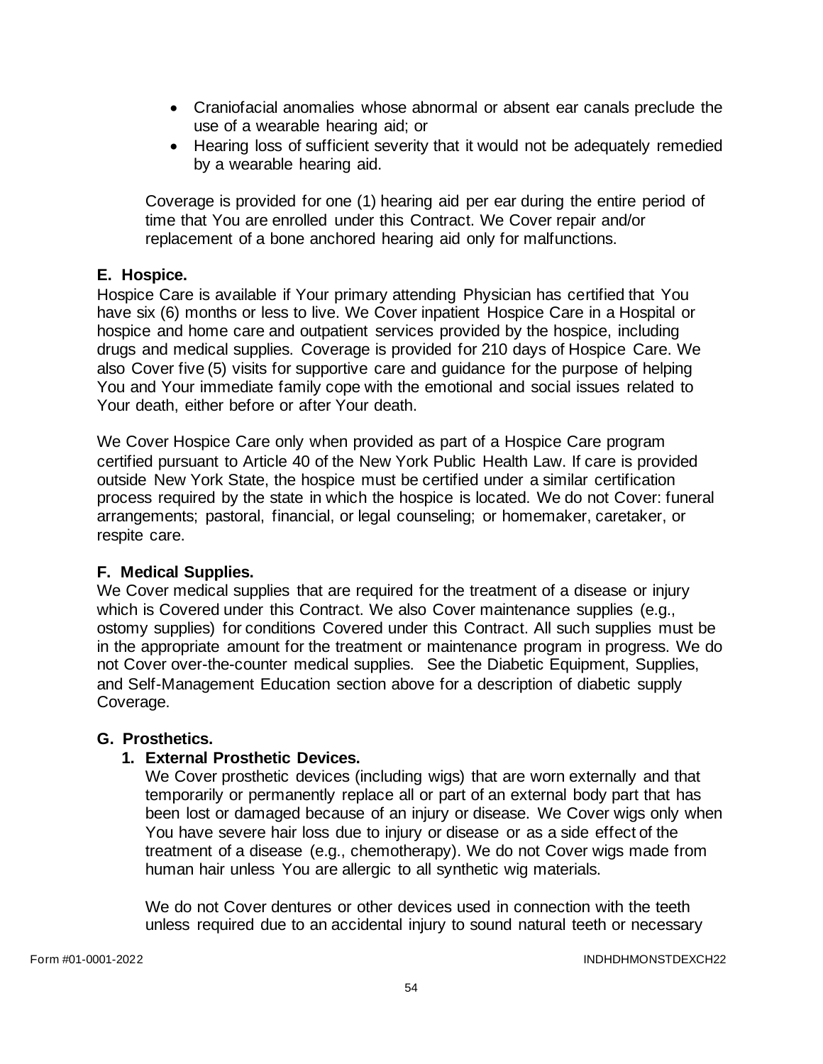- Craniofacial anomalies whose abnormal or absent ear canals preclude the use of a wearable hearing aid; or
- Hearing loss of sufficient severity that it would not be adequately remedied by a wearable hearing aid.

Coverage is provided for one (1) hearing aid per ear during the entire period of time that You are enrolled under this Contract. We Cover repair and/or replacement of a bone anchored hearing aid only for malfunctions.

### E. Hospice.

Hospice Care is available if Your primary attending Physician has certified that You have six (6) months or less to live. We Cover inpatient Hospice Care in a Hospital or hospice and home care and outpatient services provided by the hospice, including drugs and medical supplies. Coverage is provided for 210 days of Hospice Care. We also Cover five (5) visits for supportive care and guidance for the purpose of helping You and Your immediate family cope with the emotional and social issues related to Your death, either before or after Your death.

We Cover Hospice Care only when provided as part of a Hospice Care program certified pursuant to Article 40 of the New York Public Health Law. If care is provided outside New York State, the hospice must be certified under a similar certification process required by the state in which the hospice is located. We do not Cover: funeral arrangements; pastoral, financial, or legal counseling; or homemaker, caretaker, or respite care.

### F. Medical Supplies.

We Cover medical supplies that are required for the treatment of a disease or injury which is Covered under this Contract. We also Cover maintenance supplies (e.g., ostomy supplies) for conditions Covered under this Contract. All such supplies must be in the appropriate amount for the treatment or maintenance program in progress. We do not Cover over-the-counter medical supplies. See the Diabetic Equipment, Supplies, and Self-Management Education section above for a description of diabetic supply Coverage.

### G. Prosthetics.

#### 1. External Prosthetic Devices.

We Cover prosthetic devices (including wigs) that are worn externally and that temporarily or permanently replace all or part of an external body part that has been lost or damaged because of an injury or disease. We Cover wigs only when You have severe hair loss due to injury or disease or as a side effect of the treatment of a disease (e.g., chemotherapy). We do not Cover wigs made from human hair unless You are allergic to all synthetic wig materials.

We do not Cover dentures or other devices used in connection with the teeth unless required due to an accidental injury to sound natural teeth or necessary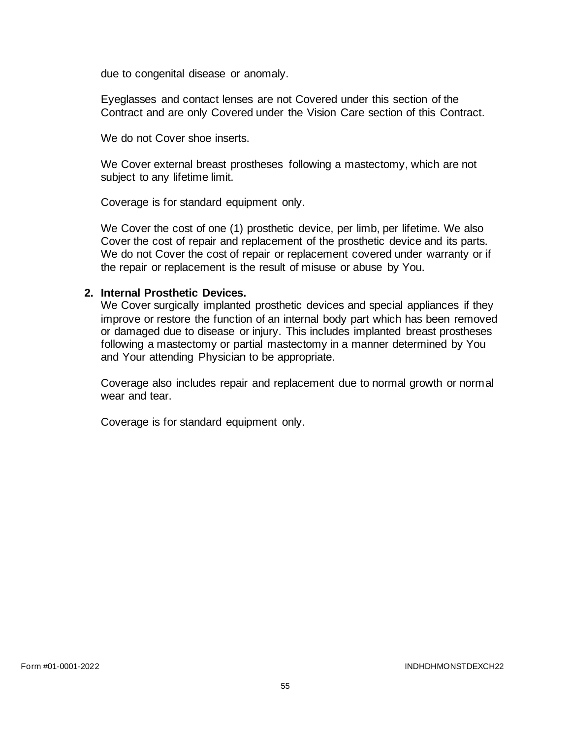due to congenital disease or anomaly.

Eyeglasses and contact lenses are not Covered under this section of the Contract and are only Covered under the Vision Care section of this Contract.

We do not Cover shoe inserts.

We Cover external breast prostheses following a mastectomy, which are not subject to any lifetime limit.

Coverage is for standard equipment only.

We Cover the cost of one (1) prosthetic device, per limb, per lifetime. We also Cover the cost of repair and replacement of the prosthetic device and its parts. We do not Cover the cost of repair or replacement covered under warranty or if the repair or replacement is the result of misuse or abuse by You.

2. **Internal Prosthetic Devices.**
   We Cover surgically implanted prosthetic devices and special appliances if they improve or restore the function of an internal body part which has been removed or damaged due to disease or injury. This includes implanted breast prostheses following a mastectomy or partial mastectomy in a manner determined by You and Your attending Physician to be appropriate.

   Coverage also includes repair and replacement due to normal growth or normal wear and tear.

   Coverage is for standard equipment only.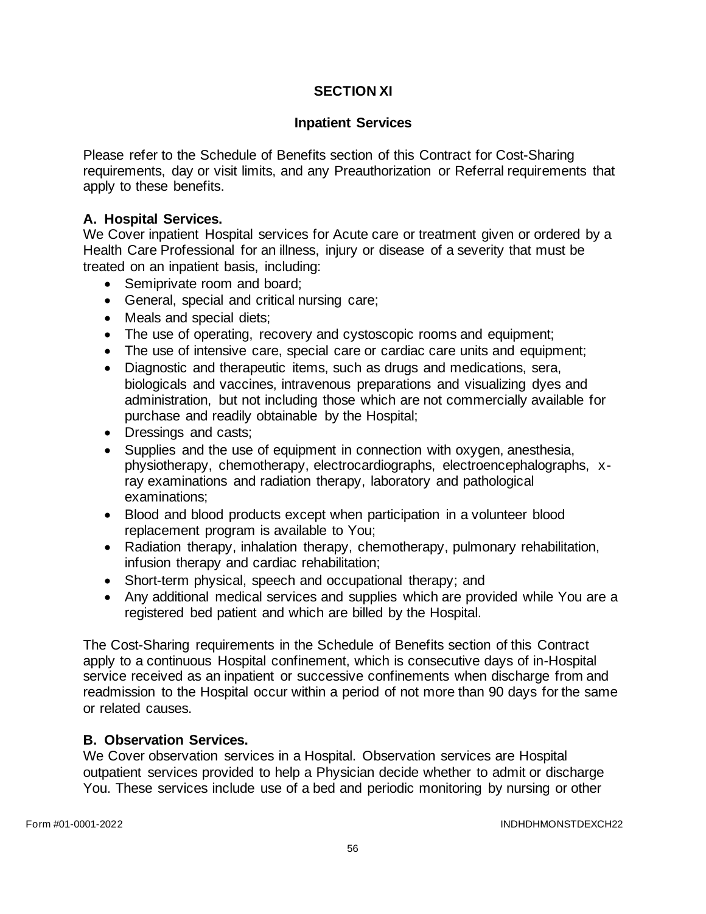# SECTION XI

## Inpatient Services

Please refer to the Schedule of Benefits section of this Contract for Cost-Sharing requirements, day or visit limits, and any Preauthorization or Referral requirements that apply to these benefits.

### A. Hospital Services.

We Cover inpatient Hospital services for Acute care or treatment given or ordered by a Health Care Professional for an illness, injury or disease of a severity that must be treated on an inpatient basis, including:

- Semiprivate room and board;
- General, special and critical nursing care;
- Meals and special diets;
- The use of operating, recovery and cystoscopic rooms and equipment;
- The use of intensive care, special care or cardiac care units and equipment;
- Diagnostic and therapeutic items, such as drugs and medications, sera, biologicals and vaccines, intravenous preparations and visualizing dyes and administration, but not including those which are not commercially available for purchase and readily obtainable by the Hospital;
- Dressings and casts;
- Supplies and the use of equipment in connection with oxygen, anesthesia, physiotherapy, chemotherapy, electrocardiographs, electroencephalographs, x-ray examinations and radiation therapy, laboratory and pathological examinations;
- Blood and blood products except when participation in a volunteer blood replacement program is available to You;
- Radiation therapy, inhalation therapy, chemotherapy, pulmonary rehabilitation, infusion therapy and cardiac rehabilitation;
- Short-term physical, speech and occupational therapy; and
- Any additional medical services and supplies which are provided while You are a registered bed patient and which are billed by the Hospital.

The Cost-Sharing requirements in the Schedule of Benefits section of this Contract apply to a continuous Hospital confinement, which is consecutive days of in-Hospital service received as an inpatient or successive confinements when discharge from and readmission to the Hospital occur within a period of not more than 90 days for the same or related causes.

### B. Observation Services.

We Cover observation services in a Hospital. Observation services are Hospital outpatient services provided to help a Physician decide whether to admit or discharge You. These services include use of a bed and periodic monitoring by nursing or other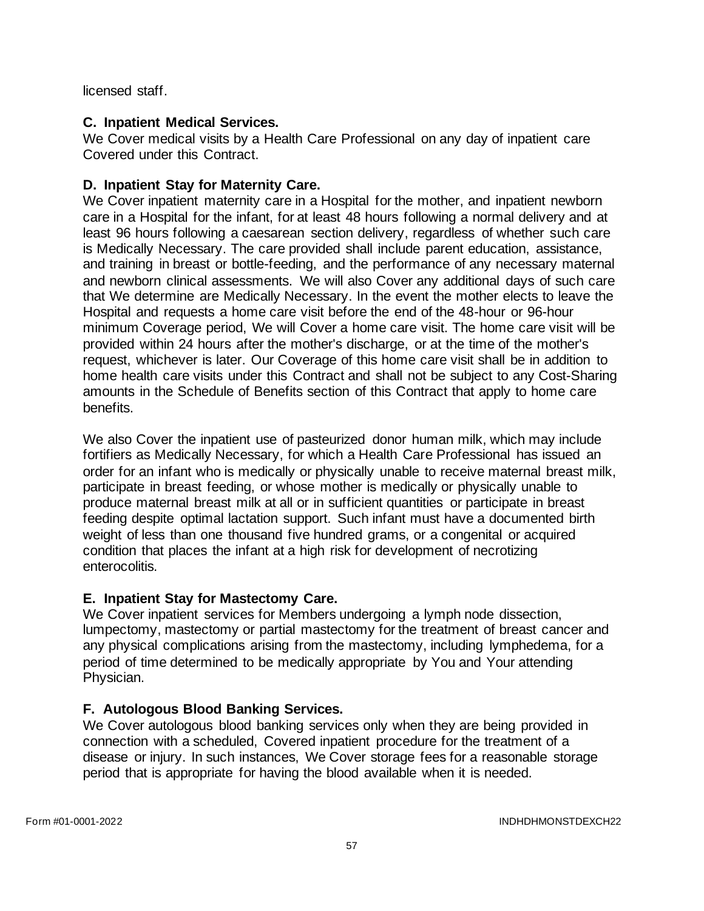licensed staff.

### C. Inpatient Medical Services.

We Cover medical visits by a Health Care Professional on any day of inpatient care Covered under this Contract.

### D. Inpatient Stay for Maternity Care.

We Cover inpatient maternity care in a Hospital for the mother, and inpatient newborn care in a Hospital for the infant, for at least 48 hours following a normal delivery and at least 96 hours following a caesarean section delivery, regardless of whether such care is Medically Necessary. The care provided shall include parent education, assistance, and training in breast or bottle-feeding, and the performance of any necessary maternal and newborn clinical assessments. We will also Cover any additional days of such care that We determine are Medically Necessary. In the event the mother elects to leave the Hospital and requests a home care visit before the end of the 48-hour or 96-hour minimum Coverage period, We will Cover a home care visit. The home care visit will be provided within 24 hours after the mother's discharge, or at the time of the mother's request, whichever is later. Our Coverage of this home care visit shall be in addition to home health care visits under this Contract and shall not be subject to any Cost-Sharing amounts in the Schedule of Benefits section of this Contract that apply to home care benefits.

We also Cover the inpatient use of pasteurized donor human milk, which may include fortifiers as Medically Necessary, for which a Health Care Professional has issued an order for an infant who is medically or physically unable to receive maternal breast milk, participate in breast feeding, or whose mother is medically or physically unable to produce maternal breast milk at all or in sufficient quantities or participate in breast feeding despite optimal lactation support. Such infant must have a documented birth weight of less than one thousand five hundred grams, or a congenital or acquired condition that places the infant at a high risk for development of necrotizing enterocolitis.

### E. Inpatient Stay for Mastectomy Care.

We Cover inpatient services for Members undergoing a lymph node dissection, lumpectomy, mastectomy or partial mastectomy for the treatment of breast cancer and any physical complications arising from the mastectomy, including lymphedema, for a period of time determined to be medically appropriate by You and Your attending Physician.

### F. Autologous Blood Banking Services.

We Cover autologous blood banking services only when they are being provided in connection with a scheduled, Covered inpatient procedure for the treatment of a disease or injury. In such instances, We Cover storage fees for a reasonable storage period that is appropriate for having the blood available when it is needed.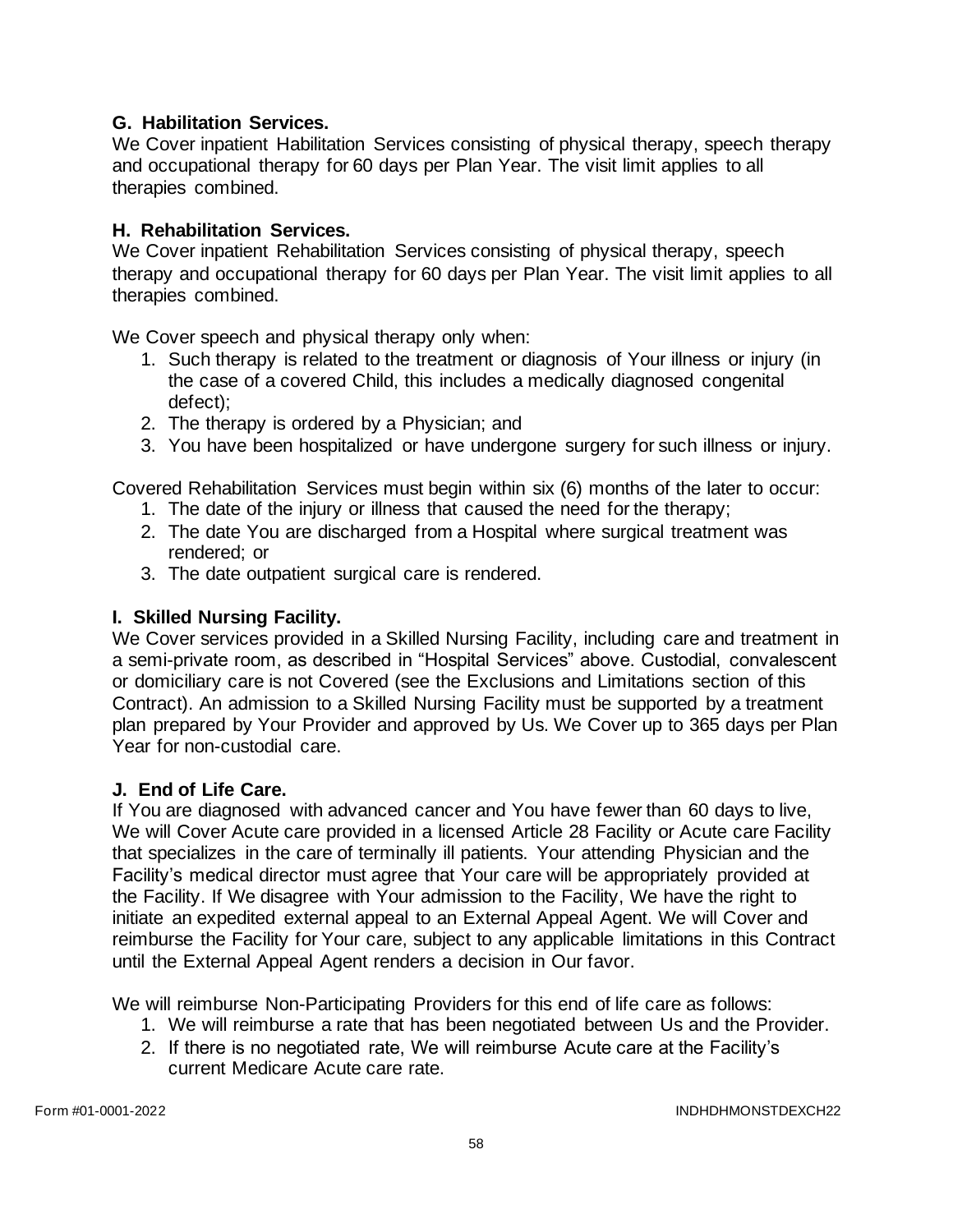### G. Habilitation Services.

We Cover inpatient Habilitation Services consisting of physical therapy, speech therapy and occupational therapy for 60 days per Plan Year. The visit limit applies to all therapies combined.

### H. Rehabilitation Services.

We Cover inpatient Rehabilitation Services consisting of physical therapy, speech therapy and occupational therapy for 60 days per Plan Year. The visit limit applies to all therapies combined.

We Cover speech and physical therapy only when:

1. Such therapy is related to the treatment or diagnosis of Your illness or injury (in the case of a covered Child, this includes a medically diagnosed congenital defect);
2. The therapy is ordered by a Physician; and
3. You have been hospitalized or have undergone surgery for such illness or injury.

Covered Rehabilitation Services must begin within six (6) months of the later to occur:

1. The date of the injury or illness that caused the need for the therapy;
2. The date You are discharged from a Hospital where surgical treatment was rendered; or
3. The date outpatient surgical care is rendered.

### I. Skilled Nursing Facility.

We Cover services provided in a Skilled Nursing Facility, including care and treatment in a semi-private room, as described in "Hospital Services" above. Custodial, convalescent or domiciliary care is not Covered (see the Exclusions and Limitations section of this Contract). An admission to a Skilled Nursing Facility must be supported by a treatment plan prepared by Your Provider and approved by Us. We Cover up to 365 days per Plan Year for non-custodial care.

### J. End of Life Care.

If You are diagnosed with advanced cancer and You have fewer than 60 days to live, We will Cover Acute care provided in a licensed Article 28 Facility or Acute care Facility that specializes in the care of terminally ill patients. Your attending Physician and the Facility's medical director must agree that Your care will be appropriately provided at the Facility. If We disagree with Your admission to the Facility, We have the right to initiate an expedited external appeal to an External Appeal Agent. We will Cover and reimburse the Facility for Your care, subject to any applicable limitations in this Contract until the External Appeal Agent renders a decision in Our favor.

We will reimburse Non-Participating Providers for this end of life care as follows:

1. We will reimburse a rate that has been negotiated between Us and the Provider.
2. If there is no negotiated rate, We will reimburse Acute care at the Facility's current Medicare Acute care rate.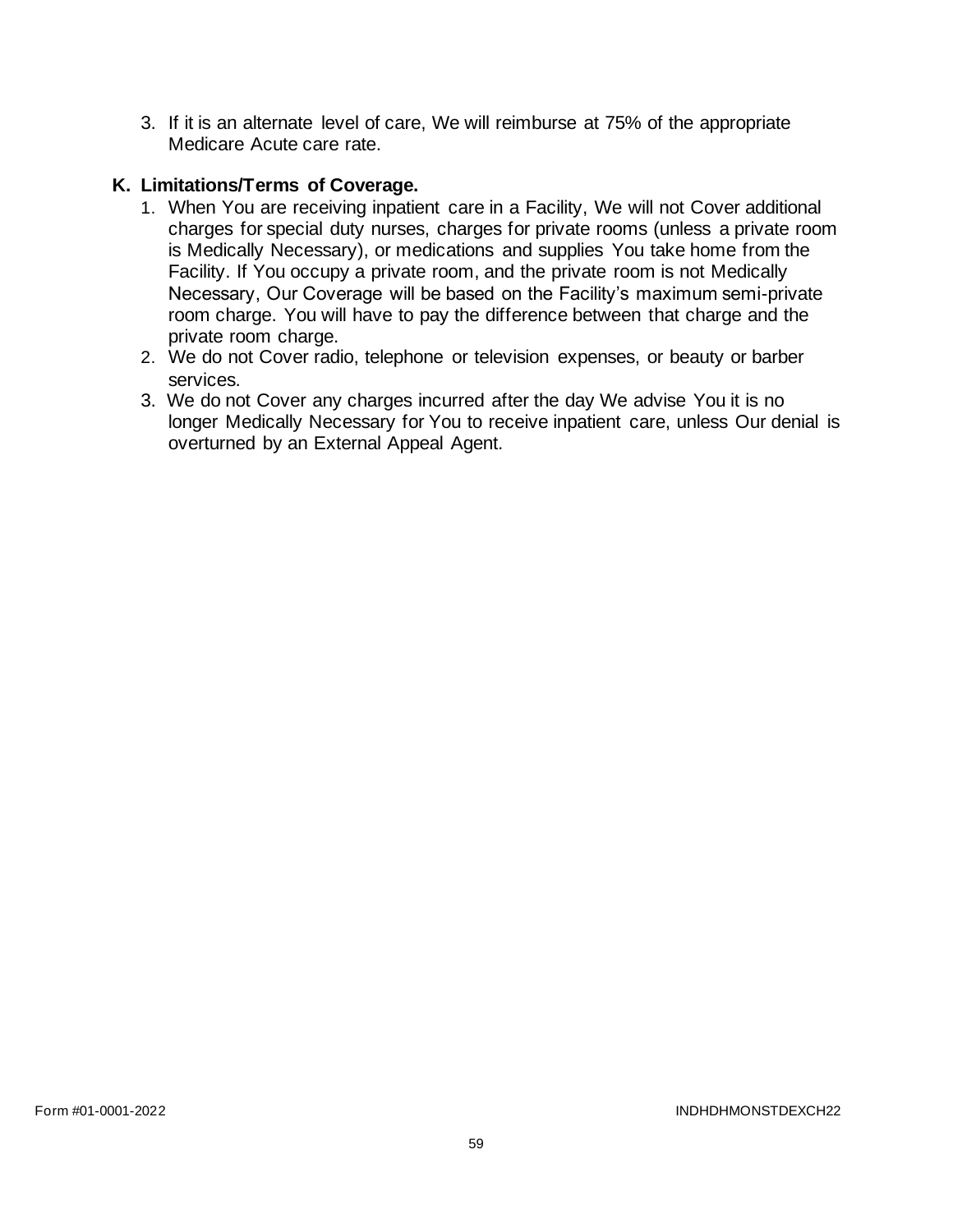3. If it is an alternate level of care, We will reimburse at 75% of the appropriate Medicare Acute care rate.

## K. Limitations/Terms of Coverage.

1. When You are receiving inpatient care in a Facility, We will not Cover additional charges for special duty nurses, charges for private rooms (unless a private room is Medically Necessary), or medications and supplies You take home from the Facility. If You occupy a private room, and the private room is not Medically Necessary, Our Coverage will be based on the Facility's maximum semi-private room charge. You will have to pay the difference between that charge and the private room charge.
2. We do not Cover radio, telephone or television expenses, or beauty or barber services.
3. We do not Cover any charges incurred after the day We advise You it is no longer Medically Necessary for You to receive inpatient care, unless Our denial is overturned by an External Appeal Agent.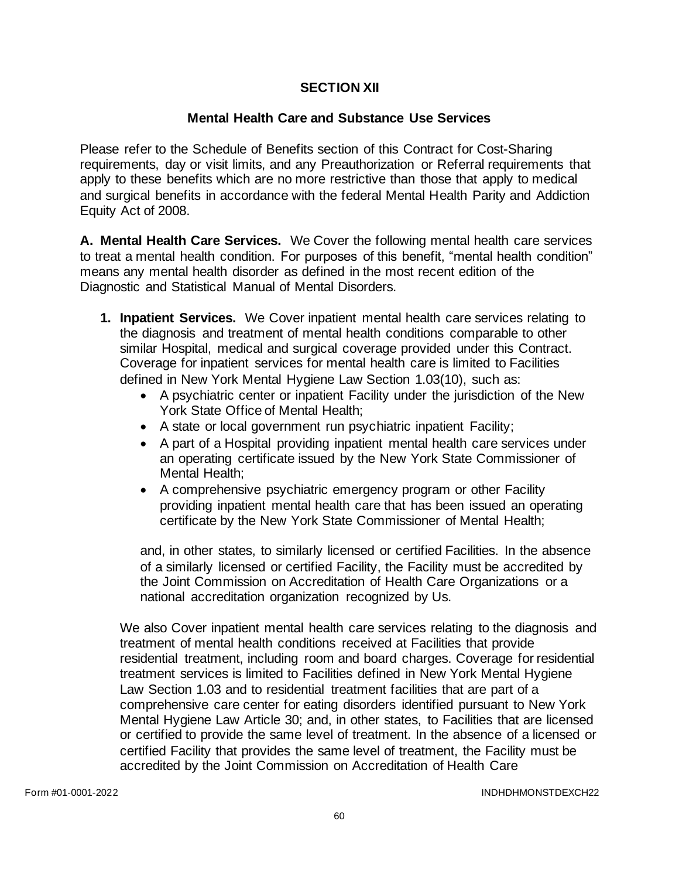# SECTION XII

## Mental Health Care and Substance Use Services

Please refer to the Schedule of Benefits section of this Contract for Cost-Sharing requirements, day or visit limits, and any Preauthorization or Referral requirements that apply to these benefits which are no more restrictive than those that apply to medical and surgical benefits in accordance with the federal Mental Health Parity and Addiction Equity Act of 2008.

**A. Mental Health Care Services.** We Cover the following mental health care services to treat a mental health condition. For purposes of this benefit, "mental health condition" means any mental health disorder as defined in the most recent edition of the Diagnostic and Statistical Manual of Mental Disorders.

1. **Inpatient Services.** We Cover inpatient mental health care services relating to the diagnosis and treatment of mental health conditions comparable to other similar Hospital, medical and surgical coverage provided under this Contract. Coverage for inpatient services for mental health care is limited to Facilities defined in New York Mental Hygiene Law Section 1.03(10), such as:
   - A psychiatric center or inpatient Facility under the jurisdiction of the New York State Office of Mental Health;
   - A state or local government run psychiatric inpatient Facility;
   - A part of a Hospital providing inpatient mental health care services under an operating certificate issued by the New York State Commissioner of Mental Health;
   - A comprehensive psychiatric emergency program or other Facility providing inpatient mental health care that has been issued an operating certificate by the New York State Commissioner of Mental Health;

   and, in other states, to similarly licensed or certified Facilities. In the absence of a similarly licensed or certified Facility, the Facility must be accredited by the Joint Commission on Accreditation of Health Care Organizations or a national accreditation organization recognized by Us.

   We also Cover inpatient mental health care services relating to the diagnosis and treatment of mental health conditions received at Facilities that provide residential treatment, including room and board charges. Coverage for residential treatment services is limited to Facilities defined in New York Mental Hygiene Law Section 1.03 and to residential treatment facilities that are part of a comprehensive care center for eating disorders identified pursuant to New York Mental Hygiene Law Article 30; and, in other states, to Facilities that are licensed or certified to provide the same level of treatment. In the absence of a licensed or certified Facility that provides the same level of treatment, the Facility must be accredited by the Joint Commission on Accreditation of Health Care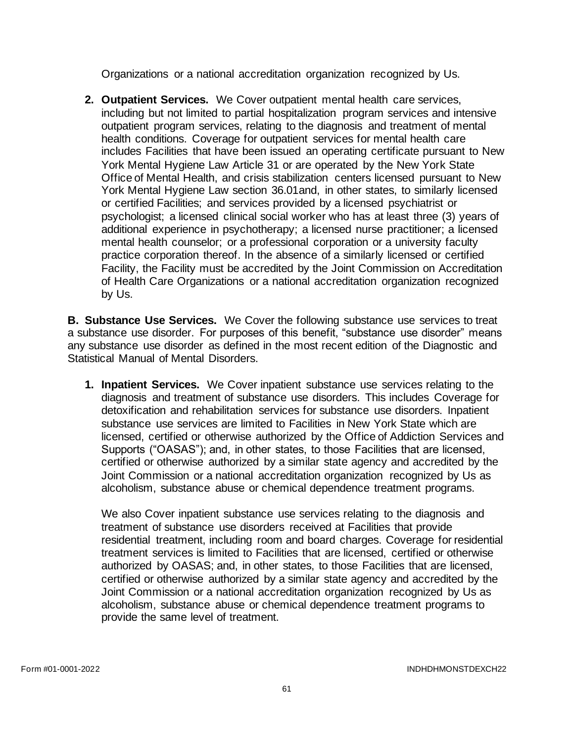Organizations or a national accreditation organization recognized by Us.

2. **Outpatient Services.** We Cover outpatient mental health care services, including but not limited to partial hospitalization program services and intensive outpatient program services, relating to the diagnosis and treatment of mental health conditions. Coverage for outpatient services for mental health care includes Facilities that have been issued an operating certificate pursuant to New York Mental Hygiene Law Article 31 or are operated by the New York State Office of Mental Health, and crisis stabilization centers licensed pursuant to New York Mental Hygiene Law section 36.01and, in other states, to similarly licensed or certified Facilities; and services provided by a licensed psychiatrist or psychologist; a licensed clinical social worker who has at least three (3) years of additional experience in psychotherapy; a licensed nurse practitioner; a licensed mental health counselor; or a professional corporation or a university faculty practice corporation thereof. In the absence of a similarly licensed or certified Facility, the Facility must be accredited by the Joint Commission on Accreditation of Health Care Organizations or a national accreditation organization recognized by Us.

**B. Substance Use Services.** We Cover the following substance use services to treat a substance use disorder. For purposes of this benefit, "substance use disorder" means any substance use disorder as defined in the most recent edition of the Diagnostic and Statistical Manual of Mental Disorders.

1. **Inpatient Services.** We Cover inpatient substance use services relating to the diagnosis and treatment of substance use disorders. This includes Coverage for detoxification and rehabilitation services for substance use disorders. Inpatient substance use services are limited to Facilities in New York State which are licensed, certified or otherwise authorized by the Office of Addiction Services and Supports ("OASAS"); and, in other states, to those Facilities that are licensed, certified or otherwise authorized by a similar state agency and accredited by the Joint Commission or a national accreditation organization recognized by Us as alcoholism, substance abuse or chemical dependence treatment programs.

   We also Cover inpatient substance use services relating to the diagnosis and treatment of substance use disorders received at Facilities that provide residential treatment, including room and board charges. Coverage for residential treatment services is limited to Facilities that are licensed, certified or otherwise authorized by OASAS; and, in other states, to those Facilities that are licensed, certified or otherwise authorized by a similar state agency and accredited by the Joint Commission or a national accreditation organization recognized by Us as alcoholism, substance abuse or chemical dependence treatment programs to provide the same level of treatment.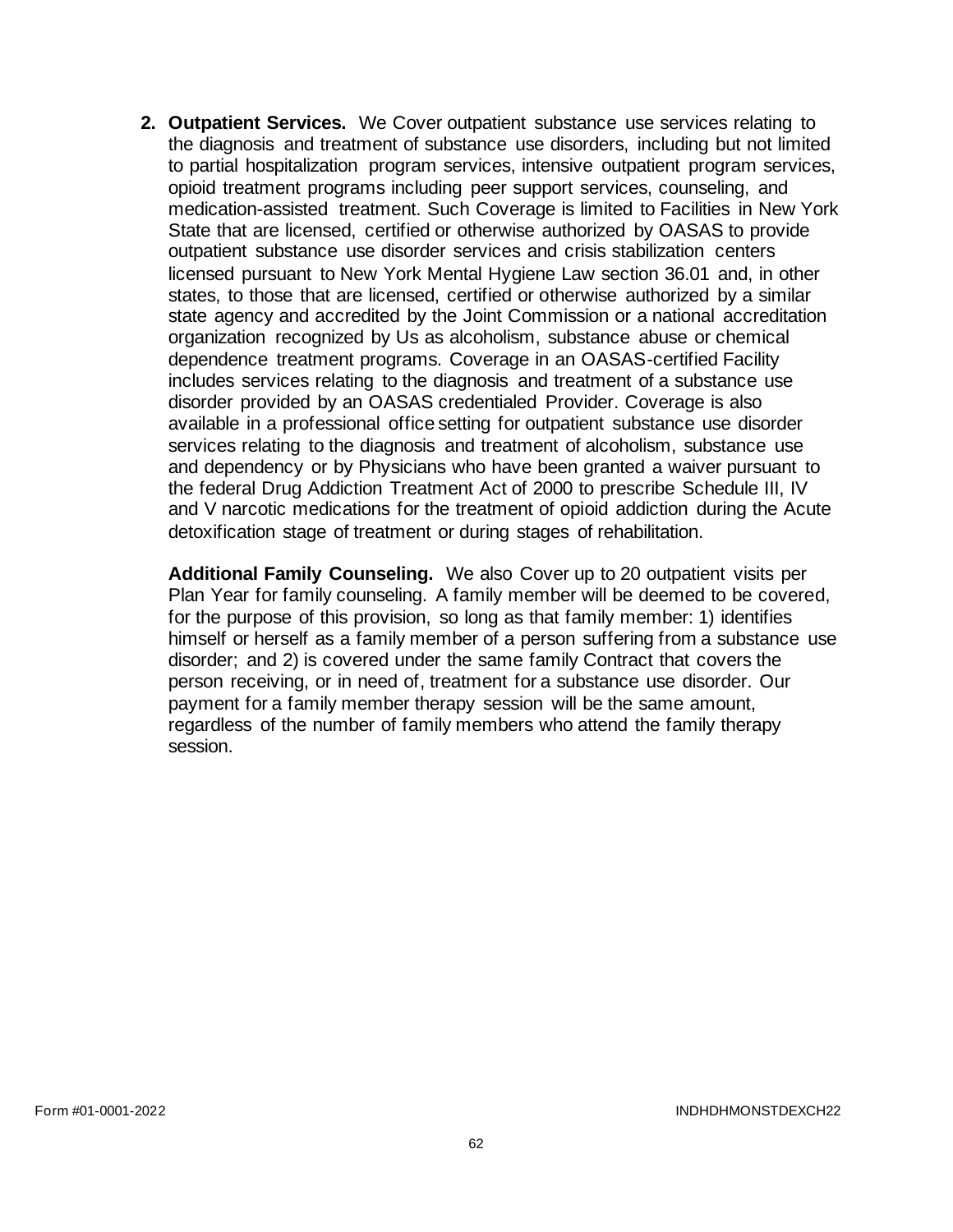2. **Outpatient Services.** We Cover outpatient substance use services relating to the diagnosis and treatment of substance use disorders, including but not limited to partial hospitalization program services, intensive outpatient program services, opioid treatment programs including peer support services, counseling, and medication-assisted treatment. Such Coverage is limited to Facilities in New York State that are licensed, certified or otherwise authorized by OASAS to provide outpatient substance use disorder services and crisis stabilization centers licensed pursuant to New York Mental Hygiene Law section 36.01 and, in other states, to those that are licensed, certified or otherwise authorized by a similar state agency and accredited by the Joint Commission or a national accreditation organization recognized by Us as alcoholism, substance abuse or chemical dependence treatment programs. Coverage in an OASAS-certified Facility includes services relating to the diagnosis and treatment of a substance use disorder provided by an OASAS credentialed Provider. Coverage is also available in a professional office setting for outpatient substance use disorder services relating to the diagnosis and treatment of alcoholism, substance use and dependency or by Physicians who have been granted a waiver pursuant to the federal Drug Addiction Treatment Act of 2000 to prescribe Schedule III, IV and V narcotic medications for the treatment of opioid addiction during the Acute detoxification stage of treatment or during stages of rehabilitation.

   **Additional Family Counseling.** We also Cover up to 20 outpatient visits per Plan Year for family counseling. A family member will be deemed to be covered, for the purpose of this provision, so long as that family member: 1) identifies himself or herself as a family member of a person suffering from a substance use disorder; and 2) is covered under the same family Contract that covers the person receiving, or in need of, treatment for a substance use disorder. Our payment for a family member therapy session will be the same amount, regardless of the number of family members who attend the family therapy session.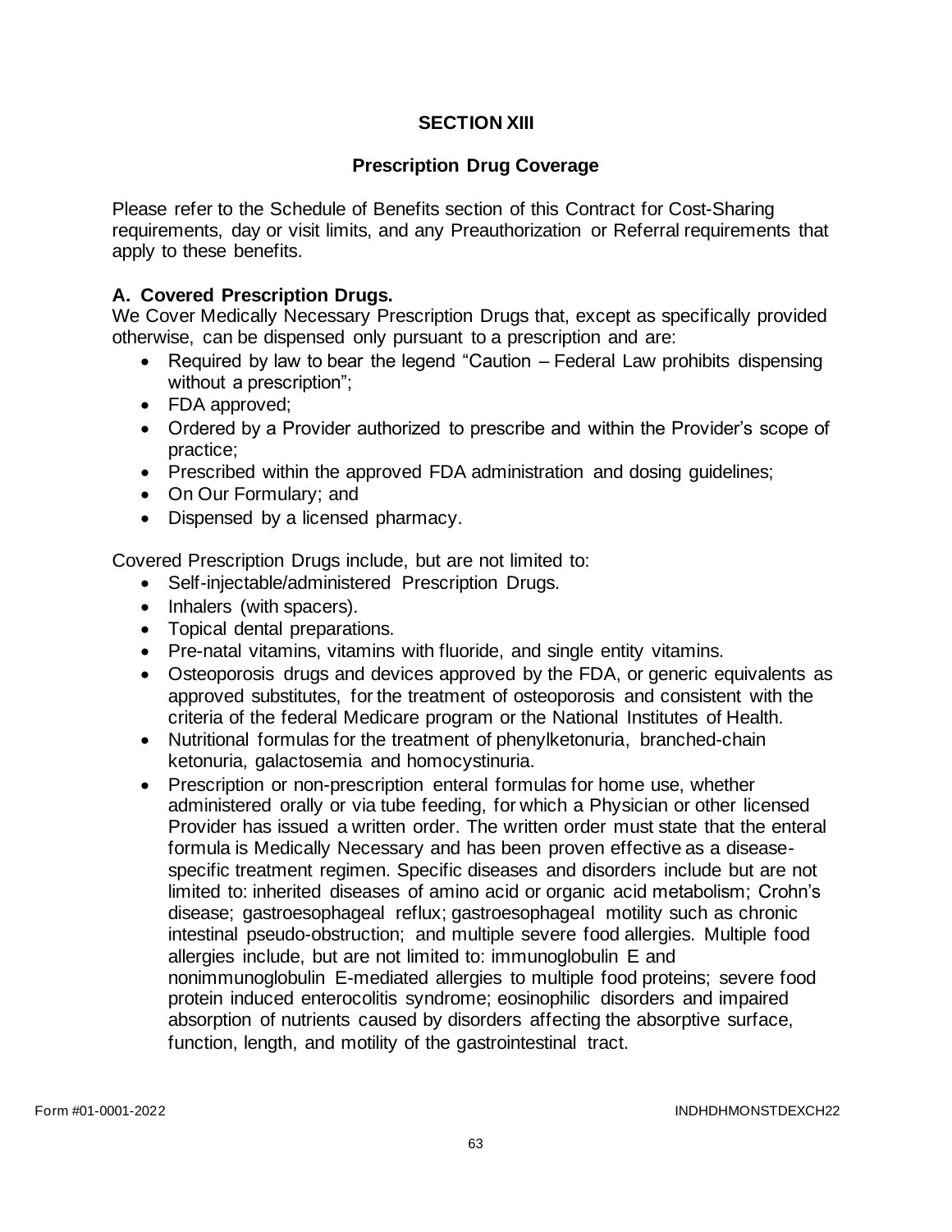# SECTION XIII

## Prescription Drug Coverage

Please refer to the Schedule of Benefits section of this Contract for Cost-Sharing requirements, day or visit limits, and any Preauthorization or Referral requirements that apply to these benefits.

### A. Covered Prescription Drugs.

We Cover Medically Necessary Prescription Drugs that, except as specifically provided otherwise, can be dispensed only pursuant to a prescription and are:

- Required by law to bear the legend "Caution – Federal Law prohibits dispensing without a prescription";
- FDA approved;
- Ordered by a Provider authorized to prescribe and within the Provider's scope of practice;
- Prescribed within the approved FDA administration and dosing guidelines;
- On Our Formulary; and
- Dispensed by a licensed pharmacy.

Covered Prescription Drugs include, but are not limited to:

- Self-injectable/administered Prescription Drugs.
- Inhalers (with spacers).
- Topical dental preparations.
- Pre-natal vitamins, vitamins with fluoride, and single entity vitamins.
- Osteoporosis drugs and devices approved by the FDA, or generic equivalents as approved substitutes, for the treatment of osteoporosis and consistent with the criteria of the federal Medicare program or the National Institutes of Health.
- Nutritional formulas for the treatment of phenylketonuria, branched-chain ketonuria, galactosemia and homocystinuria.
- Prescription or non-prescription enteral formulas for home use, whether administered orally or via tube feeding, for which a Physician or other licensed Provider has issued a written order. The written order must state that the enteral formula is Medically Necessary and has been proven effective as a disease-specific treatment regimen. Specific diseases and disorders include but are not limited to: inherited diseases of amino acid or organic acid metabolism; Crohn's disease; gastroesophageal reflux; gastroesophageal motility such as chronic intestinal pseudo-obstruction; and multiple severe food allergies. Multiple food allergies include, but are not limited to: immunoglobulin E and nonimmunoglobulin E-mediated allergies to multiple food proteins; severe food protein induced enterocolitis syndrome; eosinophilic disorders and impaired absorption of nutrients caused by disorders affecting the absorptive surface, function, length, and motility of the gastrointestinal tract.

Form #01-0001-2022 INDHDHMONSTDEXCH22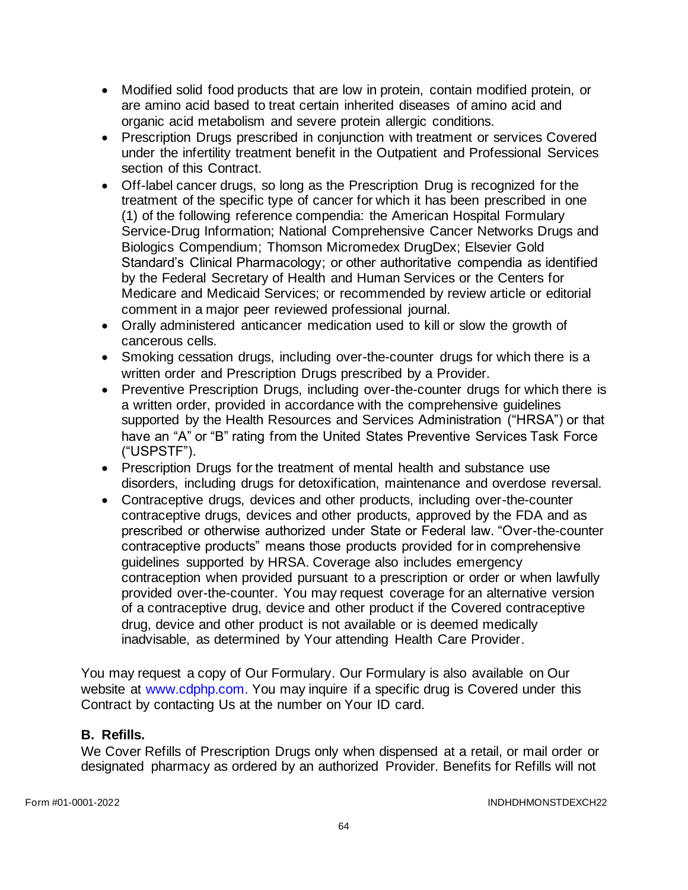- Modified solid food products that are low in protein, contain modified protein, or are amino acid based to treat certain inherited diseases of amino acid and organic acid metabolism and severe protein allergic conditions.
- Prescription Drugs prescribed in conjunction with treatment or services Covered under the infertility treatment benefit in the Outpatient and Professional Services section of this Contract.
- Off-label cancer drugs, so long as the Prescription Drug is recognized for the treatment of the specific type of cancer for which it has been prescribed in one (1) of the following reference compendia: the American Hospital Formulary Service-Drug Information; National Comprehensive Cancer Networks Drugs and Biologics Compendium; Thomson Micromedex DrugDex; Elsevier Gold Standard's Clinical Pharmacology; or other authoritative compendia as identified by the Federal Secretary of Health and Human Services or the Centers for Medicare and Medicaid Services; or recommended by review article or editorial comment in a major peer reviewed professional journal.
- Orally administered anticancer medication used to kill or slow the growth of cancerous cells.
- Smoking cessation drugs, including over-the-counter drugs for which there is a written order and Prescription Drugs prescribed by a Provider.
- Preventive Prescription Drugs, including over-the-counter drugs for which there is a written order, provided in accordance with the comprehensive guidelines supported by the Health Resources and Services Administration ("HRSA") or that have an "A" or "B" rating from the United States Preventive Services Task Force ("USPSTF").
- Prescription Drugs for the treatment of mental health and substance use disorders, including drugs for detoxification, maintenance and overdose reversal.
- Contraceptive drugs, devices and other products, including over-the-counter contraceptive drugs, devices and other products, approved by the FDA and as prescribed or otherwise authorized under State or Federal law. "Over-the-counter contraceptive products" means those products provided for in comprehensive guidelines supported by HRSA. Coverage also includes emergency contraception when provided pursuant to a prescription or order or when lawfully provided over-the-counter. You may request coverage for an alternative version of a contraceptive drug, device and other product if the Covered contraceptive drug, device and other product is not available or is deemed medically inadvisable, as determined by Your attending Health Care Provider.

You may request a copy of Our Formulary. Our Formulary is also available on Our website at www.cdphp.com. You may inquire if a specific drug is Covered under this Contract by contacting Us at the number on Your ID card.

**B. Refills.**

We Cover Refills of Prescription Drugs only when dispensed at a retail, or mail order or designated pharmacy as ordered by an authorized Provider. Benefits for Refills will not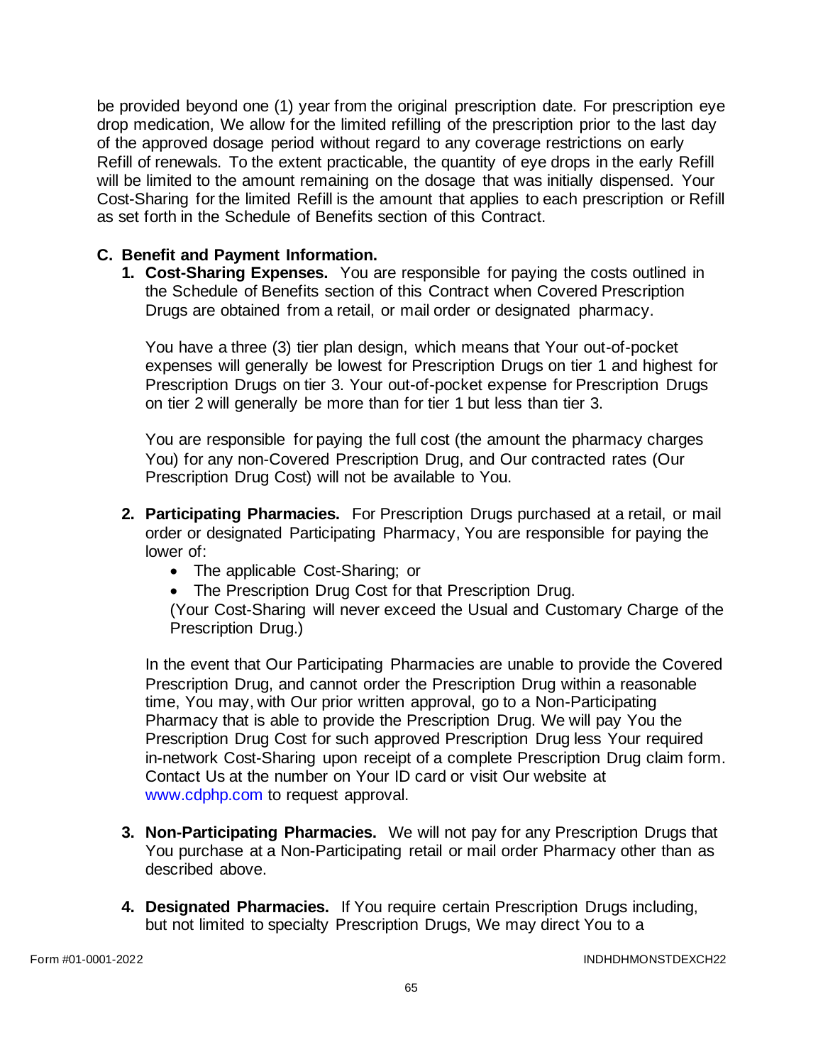be provided beyond one (1) year from the original prescription date. For prescription eye drop medication, We allow for the limited refilling of the prescription prior to the last day of the approved dosage period without regard to any coverage restrictions on early Refill of renewals. To the extent practicable, the quantity of eye drops in the early Refill will be limited to the amount remaining on the dosage that was initially dispensed. Your Cost-Sharing for the limited Refill is the amount that applies to each prescription or Refill as set forth in the Schedule of Benefits section of this Contract.

## C. Benefit and Payment Information.

1. **Cost-Sharing Expenses.** You are responsible for paying the costs outlined in the Schedule of Benefits section of this Contract when Covered Prescription Drugs are obtained from a retail, or mail order or designated pharmacy.

   You have a three (3) tier plan design, which means that Your out-of-pocket expenses will generally be lowest for Prescription Drugs on tier 1 and highest for Prescription Drugs on tier 3. Your out-of-pocket expense for Prescription Drugs on tier 2 will generally be more than for tier 1 but less than tier 3.

   You are responsible for paying the full cost (the amount the pharmacy charges You) for any non-Covered Prescription Drug, and Our contracted rates (Our Prescription Drug Cost) will not be available to You.

2. **Participating Pharmacies.** For Prescription Drugs purchased at a retail, or mail order or designated Participating Pharmacy, You are responsible for paying the lower of:
   - The applicable Cost-Sharing; or
   - The Prescription Drug Cost for that Prescription Drug.

   (Your Cost-Sharing will never exceed the Usual and Customary Charge of the Prescription Drug.)

   In the event that Our Participating Pharmacies are unable to provide the Covered Prescription Drug, and cannot order the Prescription Drug within a reasonable time, You may, with Our prior written approval, go to a Non-Participating Pharmacy that is able to provide the Prescription Drug. We will pay You the Prescription Drug Cost for such approved Prescription Drug less Your required in-network Cost-Sharing upon receipt of a complete Prescription Drug claim form. Contact Us at the number on Your ID card or visit Our website at www.cdphp.com to request approval.

3. **Non-Participating Pharmacies.** We will not pay for any Prescription Drugs that You purchase at a Non-Participating retail or mail order Pharmacy other than as described above.

4. **Designated Pharmacies.** If You require certain Prescription Drugs including, but not limited to specialty Prescription Drugs, We may direct You to a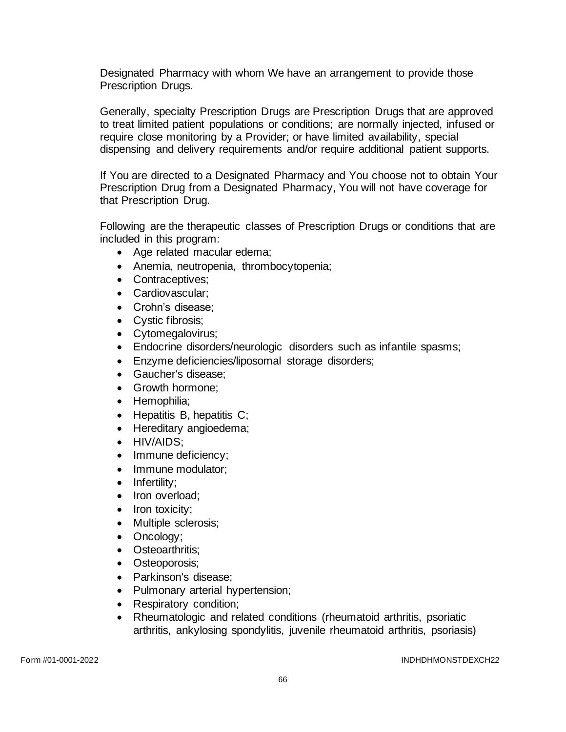Designated Pharmacy with whom We have an arrangement to provide those Prescription Drugs.

Generally, specialty Prescription Drugs are Prescription Drugs that are approved to treat limited patient populations or conditions; are normally injected, infused or require close monitoring by a Provider; or have limited availability, special dispensing and delivery requirements and/or require additional patient supports.

If You are directed to a Designated Pharmacy and You choose not to obtain Your Prescription Drug from a Designated Pharmacy, You will not have coverage for that Prescription Drug.

Following are the therapeutic classes of Prescription Drugs or conditions that are included in this program:

- Age related macular edema;
- Anemia, neutropenia, thrombocytopenia;
- Contraceptives;
- Cardiovascular;
- Crohn's disease;
- Cystic fibrosis;
- Cytomegalovirus;
- Endocrine disorders/neurologic disorders such as infantile spasms;
- Enzyme deficiencies/liposomal storage disorders;
- Gaucher's disease;
- Growth hormone;
- Hemophilia;
- Hepatitis B, hepatitis C;
- Hereditary angioedema;
- HIV/AIDS;
- Immune deficiency;
- Immune modulator;
- Infertility;
- Iron overload;
- Iron toxicity;
- Multiple sclerosis;
- Oncology;
- Osteoarthritis;
- Osteoporosis;
- Parkinson's disease;
- Pulmonary arterial hypertension;
- Respiratory condition;
- Rheumatologic and related conditions (rheumatoid arthritis, psoriatic arthritis, ankylosing spondylitis, juvenile rheumatoid arthritis, psoriasis)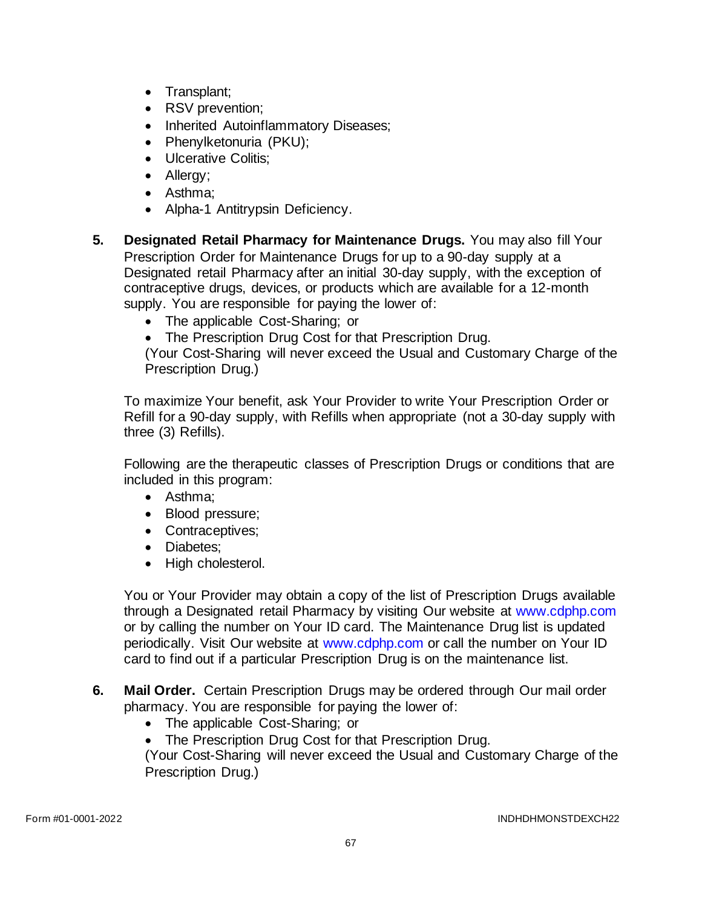- Transplant;
- RSV prevention;
- Inherited Autoinflammatory Diseases;
- Phenylketonuria (PKU);
- Ulcerative Colitis;
- Allergy;
- Asthma;
- Alpha-1 Antitrypsin Deficiency.

5. **Designated Retail Pharmacy for Maintenance Drugs.** You may also fill Your Prescription Order for Maintenance Drugs for up to a 90-day supply at a Designated retail Pharmacy after an initial 30-day supply, with the exception of contraceptive drugs, devices, or products which are available for a 12-month supply. You are responsible for paying the lower of:
   - The applicable Cost-Sharing; or
   - The Prescription Drug Cost for that Prescription Drug.

   (Your Cost-Sharing will never exceed the Usual and Customary Charge of the Prescription Drug.)

   To maximize Your benefit, ask Your Provider to write Your Prescription Order or Refill for a 90-day supply, with Refills when appropriate (not a 30-day supply with three (3) Refills).

   Following are the therapeutic classes of Prescription Drugs or conditions that are included in this program:
   - Asthma;
   - Blood pressure;
   - Contraceptives;
   - Diabetes;
   - High cholesterol.

   You or Your Provider may obtain a copy of the list of Prescription Drugs available through a Designated retail Pharmacy by visiting Our website at www.cdphp.com or by calling the number on Your ID card. The Maintenance Drug list is updated periodically. Visit Our website at www.cdphp.com or call the number on Your ID card to find out if a particular Prescription Drug is on the maintenance list.

6. **Mail Order.** Certain Prescription Drugs may be ordered through Our mail order pharmacy. You are responsible for paying the lower of:
   - The applicable Cost-Sharing; or
   - The Prescription Drug Cost for that Prescription Drug.

   (Your Cost-Sharing will never exceed the Usual and Customary Charge of the Prescription Drug.)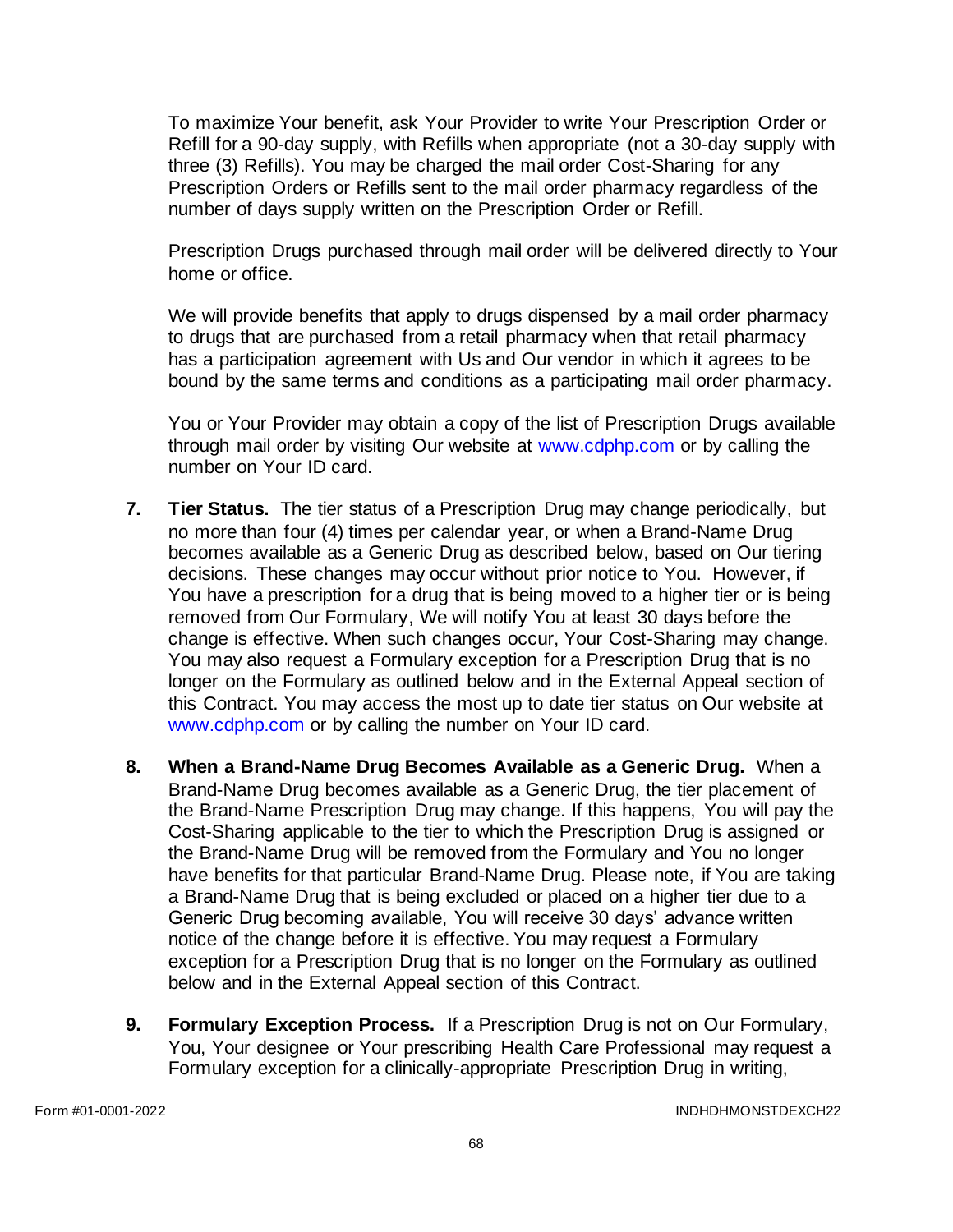To maximize Your benefit, ask Your Provider to write Your Prescription Order or Refill for a 90-day supply, with Refills when appropriate (not a 30-day supply with three (3) Refills). You may be charged the mail order Cost-Sharing for any Prescription Orders or Refills sent to the mail order pharmacy regardless of the number of days supply written on the Prescription Order or Refill.

Prescription Drugs purchased through mail order will be delivered directly to Your home or office.

We will provide benefits that apply to drugs dispensed by a mail order pharmacy to drugs that are purchased from a retail pharmacy when that retail pharmacy has a participation agreement with Us and Our vendor in which it agrees to be bound by the same terms and conditions as a participating mail order pharmacy.

You or Your Provider may obtain a copy of the list of Prescription Drugs available through mail order by visiting Our website at www.cdphp.com or by calling the number on Your ID card.

7. **Tier Status.** The tier status of a Prescription Drug may change periodically, but no more than four (4) times per calendar year, or when a Brand-Name Drug becomes available as a Generic Drug as described below, based on Our tiering decisions. These changes may occur without prior notice to You. However, if You have a prescription for a drug that is being moved to a higher tier or is being removed from Our Formulary, We will notify You at least 30 days before the change is effective. When such changes occur, Your Cost-Sharing may change. You may also request a Formulary exception for a Prescription Drug that is no longer on the Formulary as outlined below and in the External Appeal section of this Contract. You may access the most up to date tier status on Our website at www.cdphp.com or by calling the number on Your ID card.

8. **When a Brand-Name Drug Becomes Available as a Generic Drug.** When a Brand-Name Drug becomes available as a Generic Drug, the tier placement of the Brand-Name Prescription Drug may change. If this happens, You will pay the Cost-Sharing applicable to the tier to which the Prescription Drug is assigned or the Brand-Name Drug will be removed from the Formulary and You no longer have benefits for that particular Brand-Name Drug. Please note, if You are taking a Brand-Name Drug that is being excluded or placed on a higher tier due to a Generic Drug becoming available, You will receive 30 days' advance written notice of the change before it is effective. You may request a Formulary exception for a Prescription Drug that is no longer on the Formulary as outlined below and in the External Appeal section of this Contract.

9. **Formulary Exception Process.** If a Prescription Drug is not on Our Formulary, You, Your designee or Your prescribing Health Care Professional may request a Formulary exception for a clinically-appropriate Prescription Drug in writing,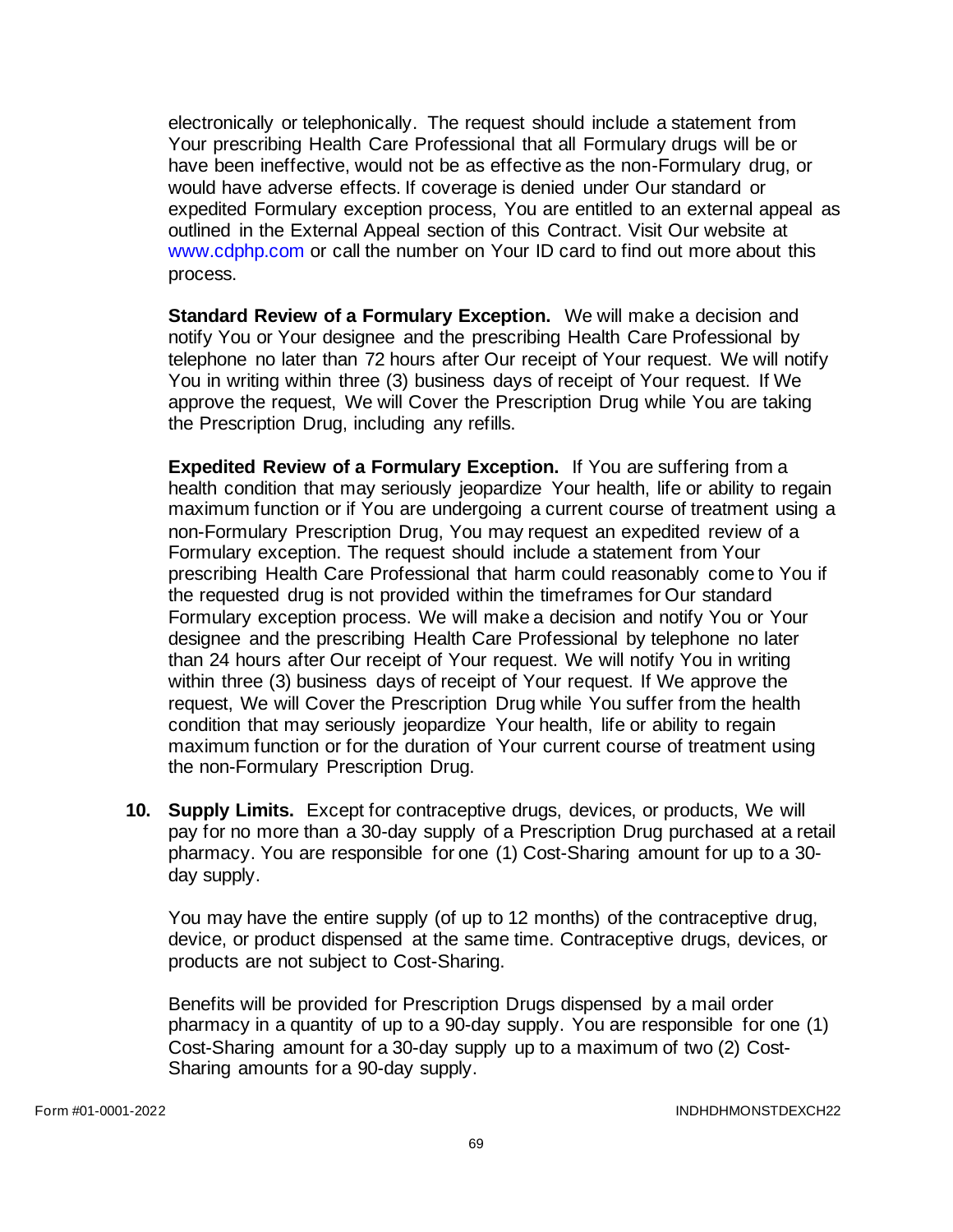electronically or telephonically. The request should include a statement from Your prescribing Health Care Professional that all Formulary drugs will be or have been ineffective, would not be as effective as the non-Formulary drug, or would have adverse effects. If coverage is denied under Our standard or expedited Formulary exception process, You are entitled to an external appeal as outlined in the External Appeal section of this Contract. Visit Our website at www.cdphp.com or call the number on Your ID card to find out more about this process.

**Standard Review of a Formulary Exception.** We will make a decision and notify You or Your designee and the prescribing Health Care Professional by telephone no later than 72 hours after Our receipt of Your request. We will notify You in writing within three (3) business days of receipt of Your request. If We approve the request, We will Cover the Prescription Drug while You are taking the Prescription Drug, including any refills.

**Expedited Review of a Formulary Exception.** If You are suffering from a health condition that may seriously jeopardize Your health, life or ability to regain maximum function or if You are undergoing a current course of treatment using a non-Formulary Prescription Drug, You may request an expedited review of a Formulary exception. The request should include a statement from Your prescribing Health Care Professional that harm could reasonably come to You if the requested drug is not provided within the timeframes for Our standard Formulary exception process. We will make a decision and notify You or Your designee and the prescribing Health Care Professional by telephone no later than 24 hours after Our receipt of Your request. We will notify You in writing within three (3) business days of receipt of Your request. If We approve the request, We will Cover the Prescription Drug while You suffer from the health condition that may seriously jeopardize Your health, life or ability to regain maximum function or for the duration of Your current course of treatment using the non-Formulary Prescription Drug.

10. **Supply Limits.** Except for contraceptive drugs, devices, or products, We will pay for no more than a 30-day supply of a Prescription Drug purchased at a retail pharmacy. You are responsible for one (1) Cost-Sharing amount for up to a 30-day supply.

    You may have the entire supply (of up to 12 months) of the contraceptive drug, device, or product dispensed at the same time. Contraceptive drugs, devices, or products are not subject to Cost-Sharing.

    Benefits will be provided for Prescription Drugs dispensed by a mail order pharmacy in a quantity of up to a 90-day supply. You are responsible for one (1) Cost-Sharing amount for a 30-day supply up to a maximum of two (2) Cost-Sharing amounts for a 90-day supply.

Form #01-0001-2022 INDHDHMONSTDEXCH22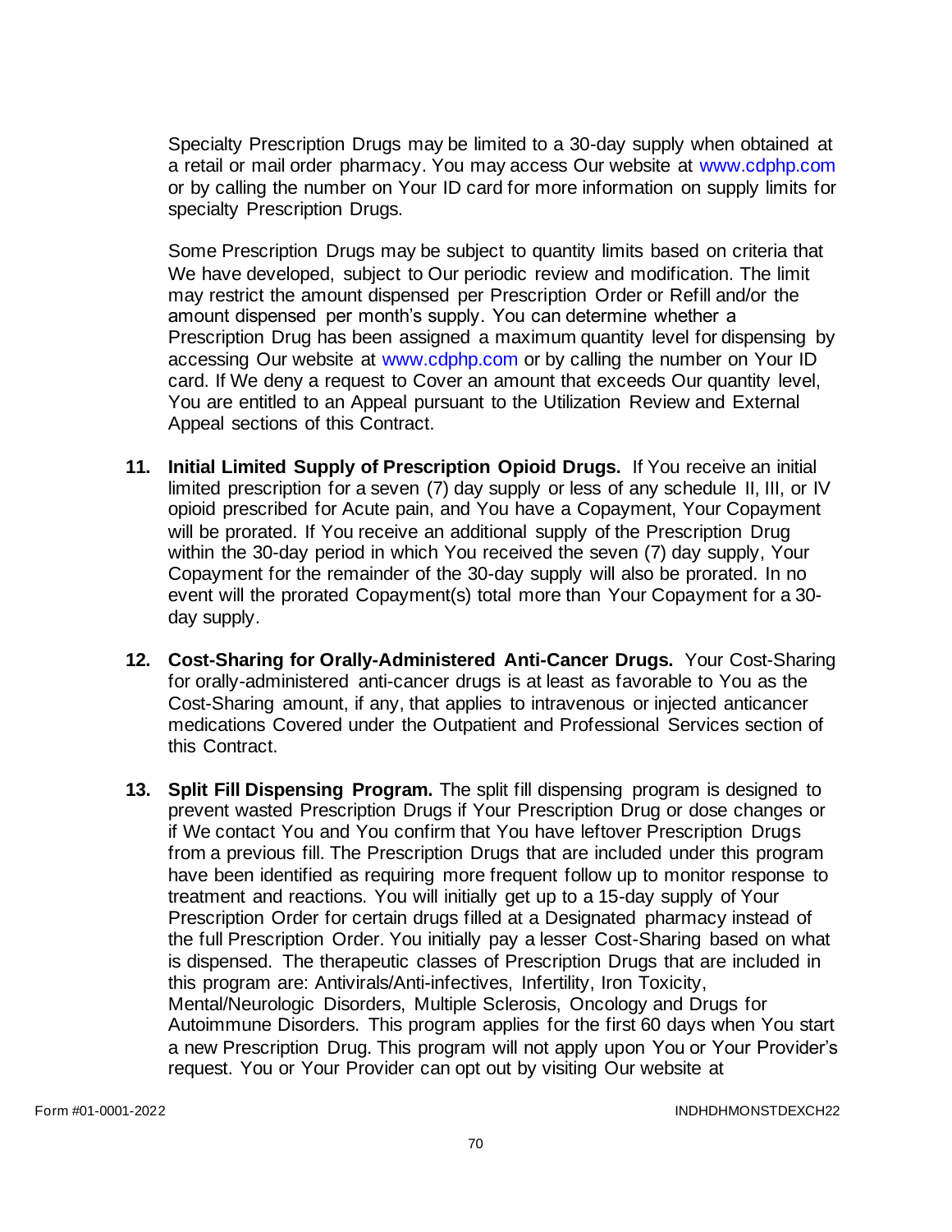Specialty Prescription Drugs may be limited to a 30-day supply when obtained at a retail or mail order pharmacy. You may access Our website at www.cdphp.com or by calling the number on Your ID card for more information on supply limits for specialty Prescription Drugs.

Some Prescription Drugs may be subject to quantity limits based on criteria that We have developed, subject to Our periodic review and modification. The limit may restrict the amount dispensed per Prescription Order or Refill and/or the amount dispensed per month's supply. You can determine whether a Prescription Drug has been assigned a maximum quantity level for dispensing by accessing Our website at www.cdphp.com or by calling the number on Your ID card. If We deny a request to Cover an amount that exceeds Our quantity level, You are entitled to an Appeal pursuant to the Utilization Review and External Appeal sections of this Contract.

11. **Initial Limited Supply of Prescription Opioid Drugs.** If You receive an initial limited prescription for a seven (7) day supply or less of any schedule II, III, or IV opioid prescribed for Acute pain, and You have a Copayment, Your Copayment will be prorated. If You receive an additional supply of the Prescription Drug within the 30-day period in which You received the seven (7) day supply, Your Copayment for the remainder of the 30-day supply will also be prorated. In no event will the prorated Copayment(s) total more than Your Copayment for a 30-day supply.

12. **Cost-Sharing for Orally-Administered Anti-Cancer Drugs.** Your Cost-Sharing for orally-administered anti-cancer drugs is at least as favorable to You as the Cost-Sharing amount, if any, that applies to intravenous or injected anticancer medications Covered under the Outpatient and Professional Services section of this Contract.

13. **Split Fill Dispensing Program.** The split fill dispensing program is designed to prevent wasted Prescription Drugs if Your Prescription Drug or dose changes or if We contact You and You confirm that You have leftover Prescription Drugs from a previous fill. The Prescription Drugs that are included under this program have been identified as requiring more frequent follow up to monitor response to treatment and reactions. You will initially get up to a 15-day supply of Your Prescription Order for certain drugs filled at a Designated pharmacy instead of the full Prescription Order. You initially pay a lesser Cost-Sharing based on what is dispensed. The therapeutic classes of Prescription Drugs that are included in this program are: Antivirals/Anti-infectives, Infertility, Iron Toxicity, Mental/Neurologic Disorders, Multiple Sclerosis, Oncology and Drugs for Autoimmune Disorders. This program applies for the first 60 days when You start a new Prescription Drug. This program will not apply upon You or Your Provider's request. You or Your Provider can opt out by visiting Our website at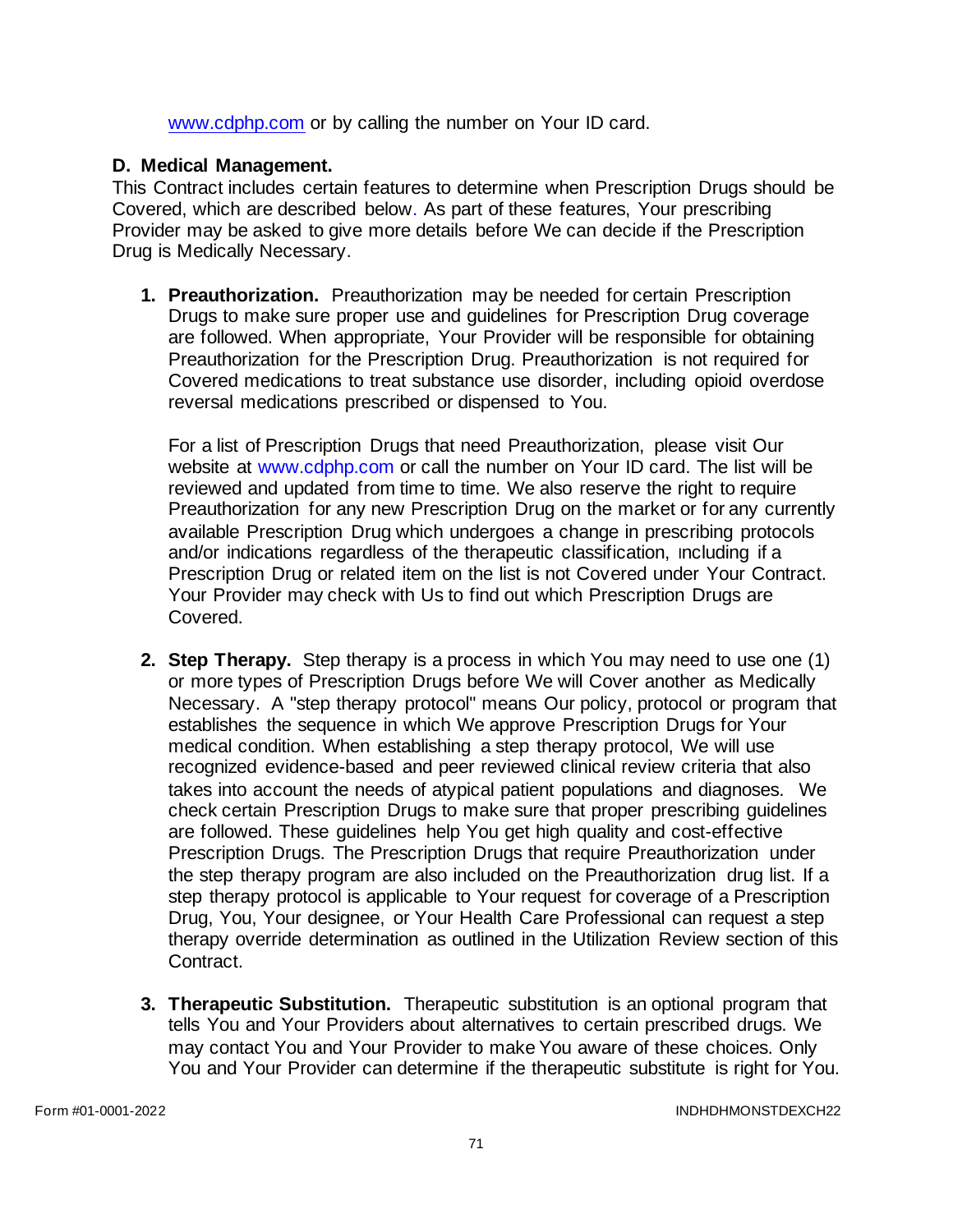www.cdphp.com or by calling the number on Your ID card.

**D. Medical Management.**

This Contract includes certain features to determine when Prescription Drugs should be Covered, which are described below. As part of these features, Your prescribing Provider may be asked to give more details before We can decide if the Prescription Drug is Medically Necessary.

1. **Preauthorization.** Preauthorization may be needed for certain Prescription Drugs to make sure proper use and guidelines for Prescription Drug coverage are followed. When appropriate, Your Provider will be responsible for obtaining Preauthorization for the Prescription Drug. Preauthorization is not required for Covered medications to treat substance use disorder, including opioid overdose reversal medications prescribed or dispensed to You.

   For a list of Prescription Drugs that need Preauthorization, please visit Our website at www.cdphp.com or call the number on Your ID card. The list will be reviewed and updated from time to time. We also reserve the right to require Preauthorization for any new Prescription Drug on the market or for any currently available Prescription Drug which undergoes a change in prescribing protocols and/or indications regardless of the therapeutic classification, including if a Prescription Drug or related item on the list is not Covered under Your Contract. Your Provider may check with Us to find out which Prescription Drugs are Covered.

2. **Step Therapy.** Step therapy is a process in which You may need to use one (1) or more types of Prescription Drugs before We will Cover another as Medically Necessary. A "step therapy protocol" means Our policy, protocol or program that establishes the sequence in which We approve Prescription Drugs for Your medical condition. When establishing a step therapy protocol, We will use recognized evidence-based and peer reviewed clinical review criteria that also takes into account the needs of atypical patient populations and diagnoses. We check certain Prescription Drugs to make sure that proper prescribing guidelines are followed. These guidelines help You get high quality and cost-effective Prescription Drugs. The Prescription Drugs that require Preauthorization under the step therapy program are also included on the Preauthorization drug list. If a step therapy protocol is applicable to Your request for coverage of a Prescription Drug, You, Your designee, or Your Health Care Professional can request a step therapy override determination as outlined in the Utilization Review section of this Contract.

3. **Therapeutic Substitution.** Therapeutic substitution is an optional program that tells You and Your Providers about alternatives to certain prescribed drugs. We may contact You and Your Provider to make You aware of these choices. Only You and Your Provider can determine if the therapeutic substitute is right for You.

Form #01-0001-2022 INDHDHMONSTDEXCH22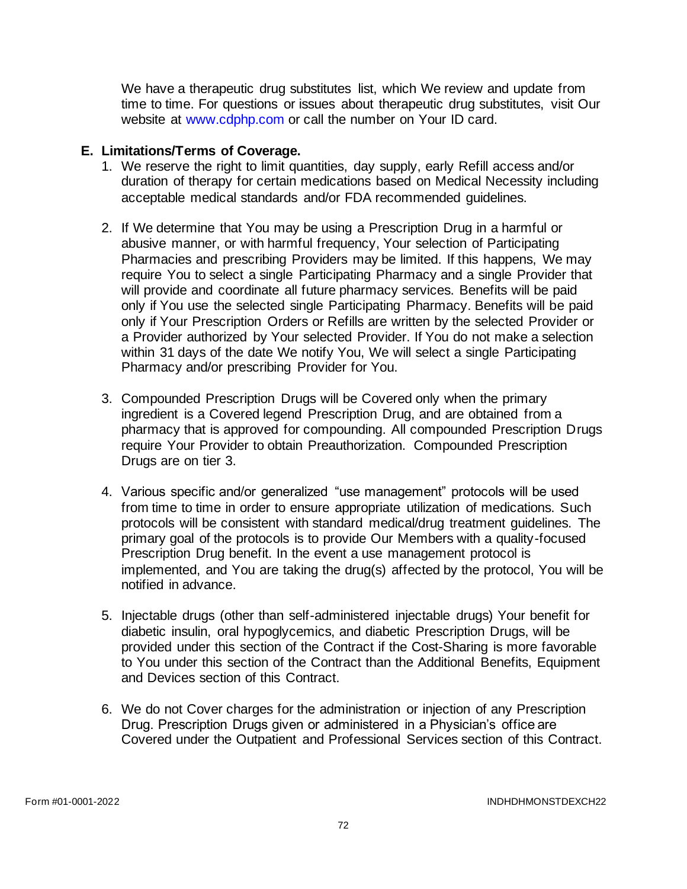We have a therapeutic drug substitutes list, which We review and update from time to time. For questions or issues about therapeutic drug substitutes, visit Our website at www.cdphp.com or call the number on Your ID card.

**E. Limitations/Terms of Coverage.**

1. We reserve the right to limit quantities, day supply, early Refill access and/or duration of therapy for certain medications based on Medical Necessity including acceptable medical standards and/or FDA recommended guidelines.

2. If We determine that You may be using a Prescription Drug in a harmful or abusive manner, or with harmful frequency, Your selection of Participating Pharmacies and prescribing Providers may be limited. If this happens, We may require You to select a single Participating Pharmacy and a single Provider that will provide and coordinate all future pharmacy services. Benefits will be paid only if You use the selected single Participating Pharmacy. Benefits will be paid only if Your Prescription Orders or Refills are written by the selected Provider or a Provider authorized by Your selected Provider. If You do not make a selection within 31 days of the date We notify You, We will select a single Participating Pharmacy and/or prescribing Provider for You.

3. Compounded Prescription Drugs will be Covered only when the primary ingredient is a Covered legend Prescription Drug, and are obtained from a pharmacy that is approved for compounding. All compounded Prescription Drugs require Your Provider to obtain Preauthorization. Compounded Prescription Drugs are on tier 3.

4. Various specific and/or generalized "use management" protocols will be used from time to time in order to ensure appropriate utilization of medications. Such protocols will be consistent with standard medical/drug treatment guidelines. The primary goal of the protocols is to provide Our Members with a quality-focused Prescription Drug benefit. In the event a use management protocol is implemented, and You are taking the drug(s) affected by the protocol, You will be notified in advance.

5. Injectable drugs (other than self-administered injectable drugs) Your benefit for diabetic insulin, oral hypoglycemics, and diabetic Prescription Drugs, will be provided under this section of the Contract if the Cost-Sharing is more favorable to You under this section of the Contract than the Additional Benefits, Equipment and Devices section of this Contract.

6. We do not Cover charges for the administration or injection of any Prescription Drug. Prescription Drugs given or administered in a Physician's office are Covered under the Outpatient and Professional Services section of this Contract.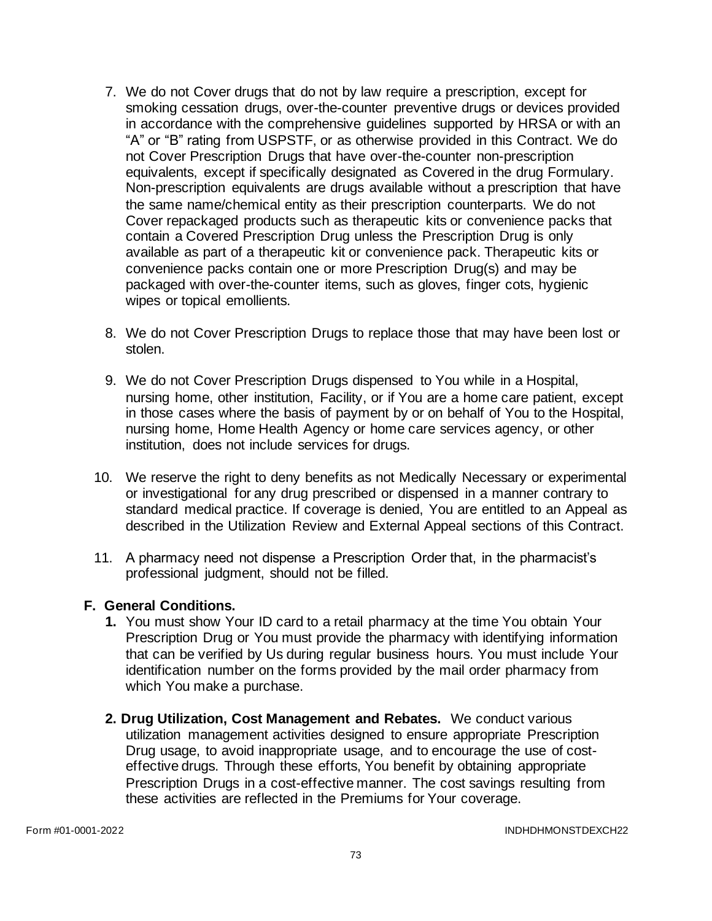7. We do not Cover drugs that do not by law require a prescription, except for smoking cessation drugs, over-the-counter preventive drugs or devices provided in accordance with the comprehensive guidelines supported by HRSA or with an "A" or "B" rating from USPSTF, or as otherwise provided in this Contract. We do not Cover Prescription Drugs that have over-the-counter non-prescription equivalents, except if specifically designated as Covered in the drug Formulary. Non-prescription equivalents are drugs available without a prescription that have the same name/chemical entity as their prescription counterparts. We do not Cover repackaged products such as therapeutic kits or convenience packs that contain a Covered Prescription Drug unless the Prescription Drug is only available as part of a therapeutic kit or convenience pack. Therapeutic kits or convenience packs contain one or more Prescription Drug(s) and may be packaged with over-the-counter items, such as gloves, finger cots, hygienic wipes or topical emollients.

8. We do not Cover Prescription Drugs to replace those that may have been lost or stolen.

9. We do not Cover Prescription Drugs dispensed to You while in a Hospital, nursing home, other institution, Facility, or if You are a home care patient, except in those cases where the basis of payment by or on behalf of You to the Hospital, nursing home, Home Health Agency or home care services agency, or other institution, does not include services for drugs.

10. We reserve the right to deny benefits as not Medically Necessary or experimental or investigational for any drug prescribed or dispensed in a manner contrary to standard medical practice. If coverage is denied, You are entitled to an Appeal as described in the Utilization Review and External Appeal sections of this Contract.

11. A pharmacy need not dispense a Prescription Order that, in the pharmacist's professional judgment, should not be filled.

## F. General Conditions.

1. You must show Your ID card to a retail pharmacy at the time You obtain Your Prescription Drug or You must provide the pharmacy with identifying information that can be verified by Us during regular business hours. You must include Your identification number on the forms provided by the mail order pharmacy from which You make a purchase.

2. **Drug Utilization, Cost Management and Rebates.** We conduct various utilization management activities designed to ensure appropriate Prescription Drug usage, to avoid inappropriate usage, and to encourage the use of cost-effective drugs. Through these efforts, You benefit by obtaining appropriate Prescription Drugs in a cost-effective manner. The cost savings resulting from these activities are reflected in the Premiums for Your coverage.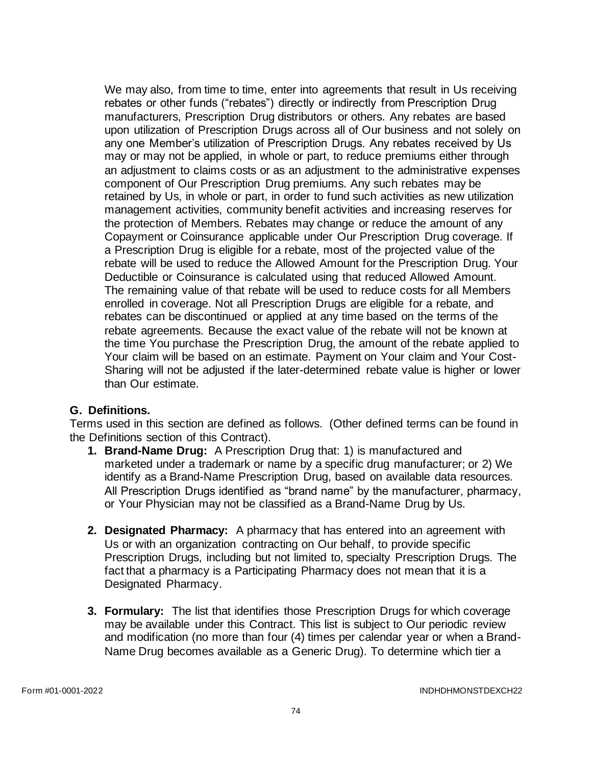We may also, from time to time, enter into agreements that result in Us receiving rebates or other funds ("rebates") directly or indirectly from Prescription Drug manufacturers, Prescription Drug distributors or others. Any rebates are based upon utilization of Prescription Drugs across all of Our business and not solely on any one Member's utilization of Prescription Drugs. Any rebates received by Us may or may not be applied, in whole or part, to reduce premiums either through an adjustment to claims costs or as an adjustment to the administrative expenses component of Our Prescription Drug premiums. Any such rebates may be retained by Us, in whole or part, in order to fund such activities as new utilization management activities, community benefit activities and increasing reserves for the protection of Members. Rebates may change or reduce the amount of any Copayment or Coinsurance applicable under Our Prescription Drug coverage. If a Prescription Drug is eligible for a rebate, most of the projected value of the rebate will be used to reduce the Allowed Amount for the Prescription Drug. Your Deductible or Coinsurance is calculated using that reduced Allowed Amount. The remaining value of that rebate will be used to reduce costs for all Members enrolled in coverage. Not all Prescription Drugs are eligible for a rebate, and rebates can be discontinued or applied at any time based on the terms of the rebate agreements. Because the exact value of the rebate will not be known at the time You purchase the Prescription Drug, the amount of the rebate applied to Your claim will be based on an estimate. Payment on Your claim and Your Cost-Sharing will not be adjusted if the later-determined rebate value is higher or lower than Our estimate.

**G. Definitions.**

Terms used in this section are defined as follows. (Other defined terms can be found in the Definitions section of this Contract).

1. **Brand-Name Drug:** A Prescription Drug that: 1) is manufactured and marketed under a trademark or name by a specific drug manufacturer; or 2) We identify as a Brand-Name Prescription Drug, based on available data resources. All Prescription Drugs identified as "brand name" by the manufacturer, pharmacy, or Your Physician may not be classified as a Brand-Name Drug by Us.

2. **Designated Pharmacy:** A pharmacy that has entered into an agreement with Us or with an organization contracting on Our behalf, to provide specific Prescription Drugs, including but not limited to, specialty Prescription Drugs. The fact that a pharmacy is a Participating Pharmacy does not mean that it is a Designated Pharmacy.

3. **Formulary:** The list that identifies those Prescription Drugs for which coverage may be available under this Contract. This list is subject to Our periodic review and modification (no more than four (4) times per calendar year or when a Brand-Name Drug becomes available as a Generic Drug). To determine which tier a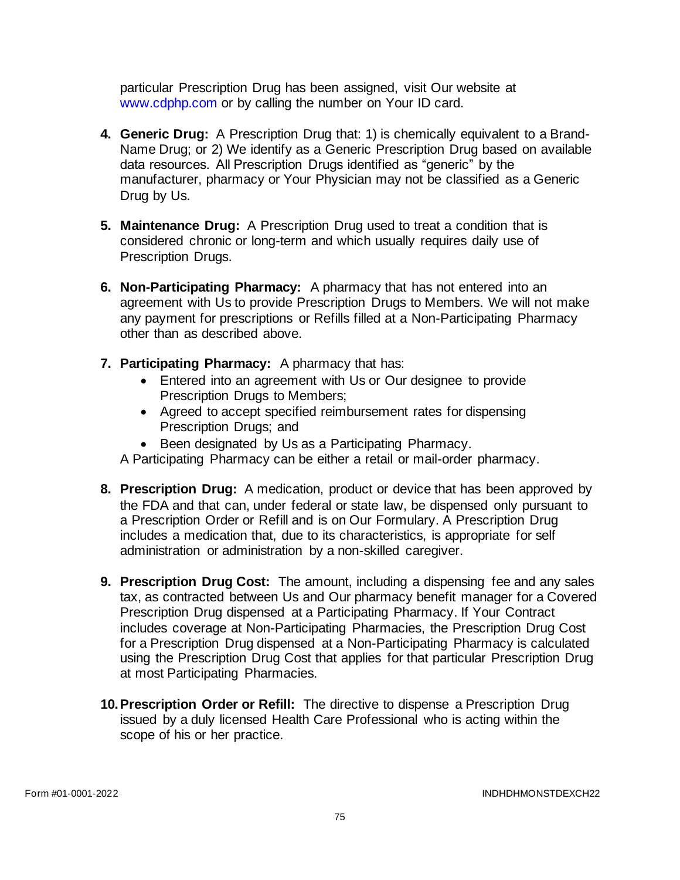particular Prescription Drug has been assigned, visit Our website at www.cdphp.com or by calling the number on Your ID card.

4. **Generic Drug:** A Prescription Drug that: 1) is chemically equivalent to a Brand-Name Drug; or 2) We identify as a Generic Prescription Drug based on available data resources. All Prescription Drugs identified as "generic" by the manufacturer, pharmacy or Your Physician may not be classified as a Generic Drug by Us.

5. **Maintenance Drug:** A Prescription Drug used to treat a condition that is considered chronic or long-term and which usually requires daily use of Prescription Drugs.

6. **Non-Participating Pharmacy:** A pharmacy that has not entered into an agreement with Us to provide Prescription Drugs to Members. We will not make any payment for prescriptions or Refills filled at a Non-Participating Pharmacy other than as described above.

7. **Participating Pharmacy:** A pharmacy that has:
   - Entered into an agreement with Us or Our designee to provide Prescription Drugs to Members;
   - Agreed to accept specified reimbursement rates for dispensing Prescription Drugs; and
   - Been designated by Us as a Participating Pharmacy.

   A Participating Pharmacy can be either a retail or mail-order pharmacy.

8. **Prescription Drug:** A medication, product or device that has been approved by the FDA and that can, under federal or state law, be dispensed only pursuant to a Prescription Order or Refill and is on Our Formulary. A Prescription Drug includes a medication that, due to its characteristics, is appropriate for self administration or administration by a non-skilled caregiver.

9. **Prescription Drug Cost:** The amount, including a dispensing fee and any sales tax, as contracted between Us and Our pharmacy benefit manager for a Covered Prescription Drug dispensed at a Participating Pharmacy. If Your Contract includes coverage at Non-Participating Pharmacies, the Prescription Drug Cost for a Prescription Drug dispensed at a Non-Participating Pharmacy is calculated using the Prescription Drug Cost that applies for that particular Prescription Drug at most Participating Pharmacies.

10. **Prescription Order or Refill:** The directive to dispense a Prescription Drug issued by a duly licensed Health Care Professional who is acting within the scope of his or her practice.

Form #01-0001-2022 INDHDHMONSTDEXCH22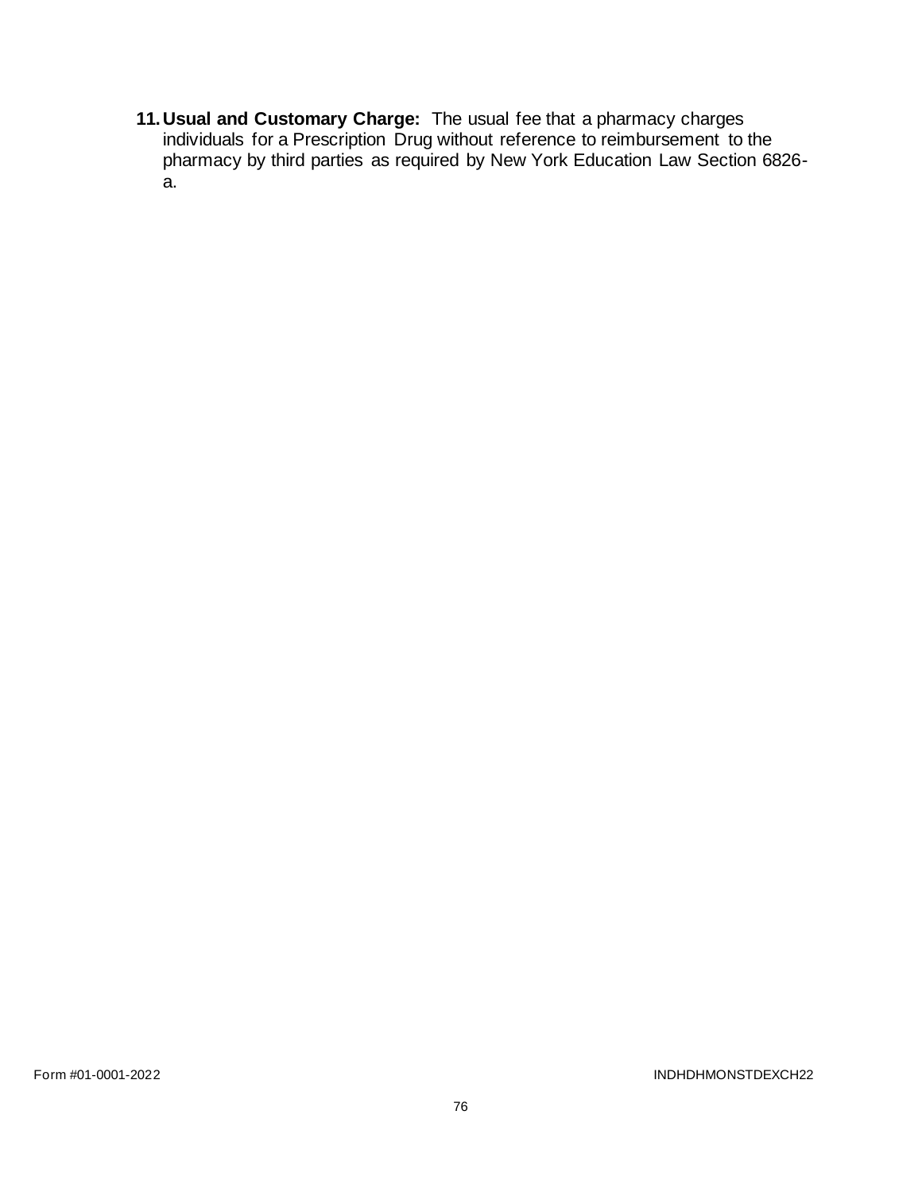11. **Usual and Customary Charge:** The usual fee that a pharmacy charges individuals for a Prescription Drug without reference to reimbursement to the pharmacy by third parties as required by New York Education Law Section 6826-a.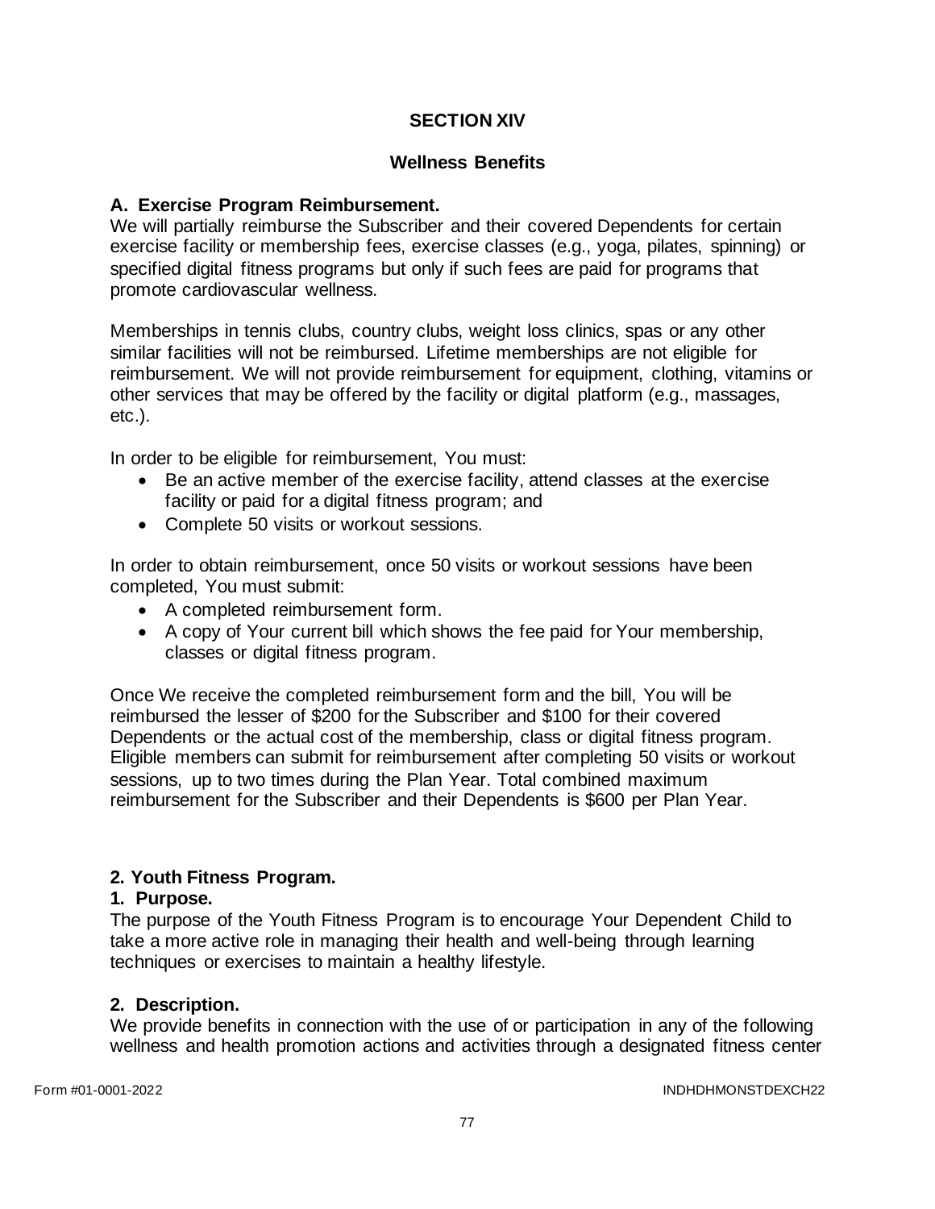## SECTION XIV

## Wellness Benefits

### A. Exercise Program Reimbursement.

We will partially reimburse the Subscriber and their covered Dependents for certain exercise facility or membership fees, exercise classes (e.g., yoga, pilates, spinning) or specified digital fitness programs but only if such fees are paid for programs that promote cardiovascular wellness.

Memberships in tennis clubs, country clubs, weight loss clinics, spas or any other similar facilities will not be reimbursed. Lifetime memberships are not eligible for reimbursement. We will not provide reimbursement for equipment, clothing, vitamins or other services that may be offered by the facility or digital platform (e.g., massages, etc.).

In order to be eligible for reimbursement, You must:

- Be an active member of the exercise facility, attend classes at the exercise facility or paid for a digital fitness program; and
- Complete 50 visits or workout sessions.

In order to obtain reimbursement, once 50 visits or workout sessions have been completed, You must submit:

- A completed reimbursement form.
- A copy of Your current bill which shows the fee paid for Your membership, classes or digital fitness program.

Once We receive the completed reimbursement form and the bill, You will be reimbursed the lesser of $200 for the Subscriber and $100 for their covered Dependents or the actual cost of the membership, class or digital fitness program. Eligible members can submit for reimbursement after completing 50 visits or workout sessions, up to two times during the Plan Year. Total combined maximum reimbursement for the Subscriber and their Dependents is $600 per Plan Year.

### 2. Youth Fitness Program.

#### 1. Purpose.

The purpose of the Youth Fitness Program is to encourage Your Dependent Child to take a more active role in managing their health and well-being through learning techniques or exercises to maintain a healthy lifestyle.

#### 2. Description.

We provide benefits in connection with the use of or participation in any of the following wellness and health promotion actions and activities through a designated fitness center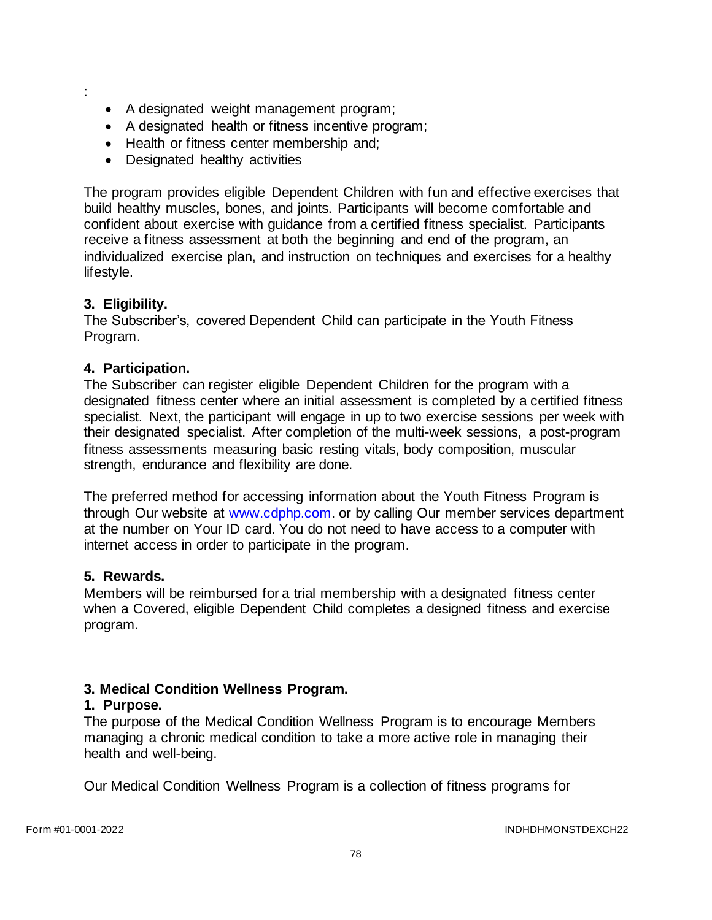:

- A designated weight management program;
- A designated health or fitness incentive program;
- Health or fitness center membership and;
- Designated healthy activities

The program provides eligible Dependent Children with fun and effective exercises that build healthy muscles, bones, and joints. Participants will become comfortable and confident about exercise with guidance from a certified fitness specialist. Participants receive a fitness assessment at both the beginning and end of the program, an individualized exercise plan, and instruction on techniques and exercises for a healthy lifestyle.

**3. Eligibility.**
The Subscriber's, covered Dependent Child can participate in the Youth Fitness Program.

**4. Participation.**
The Subscriber can register eligible Dependent Children for the program with a designated fitness center where an initial assessment is completed by a certified fitness specialist. Next, the participant will engage in up to two exercise sessions per week with their designated specialist. After completion of the multi-week sessions, a post-program fitness assessments measuring basic resting vitals, body composition, muscular strength, endurance and flexibility are done.

The preferred method for accessing information about the Youth Fitness Program is through Our website at www.cdphp.com. or by calling Our member services department at the number on Your ID card. You do not need to have access to a computer with internet access in order to participate in the program.

**5. Rewards.**
Members will be reimbursed for a trial membership with a designated fitness center when a Covered, eligible Dependent Child completes a designed fitness and exercise program.

**3. Medical Condition Wellness Program.**

**1. Purpose.**
The purpose of the Medical Condition Wellness Program is to encourage Members managing a chronic medical condition to take a more active role in managing their health and well-being.

Our Medical Condition Wellness Program is a collection of fitness programs for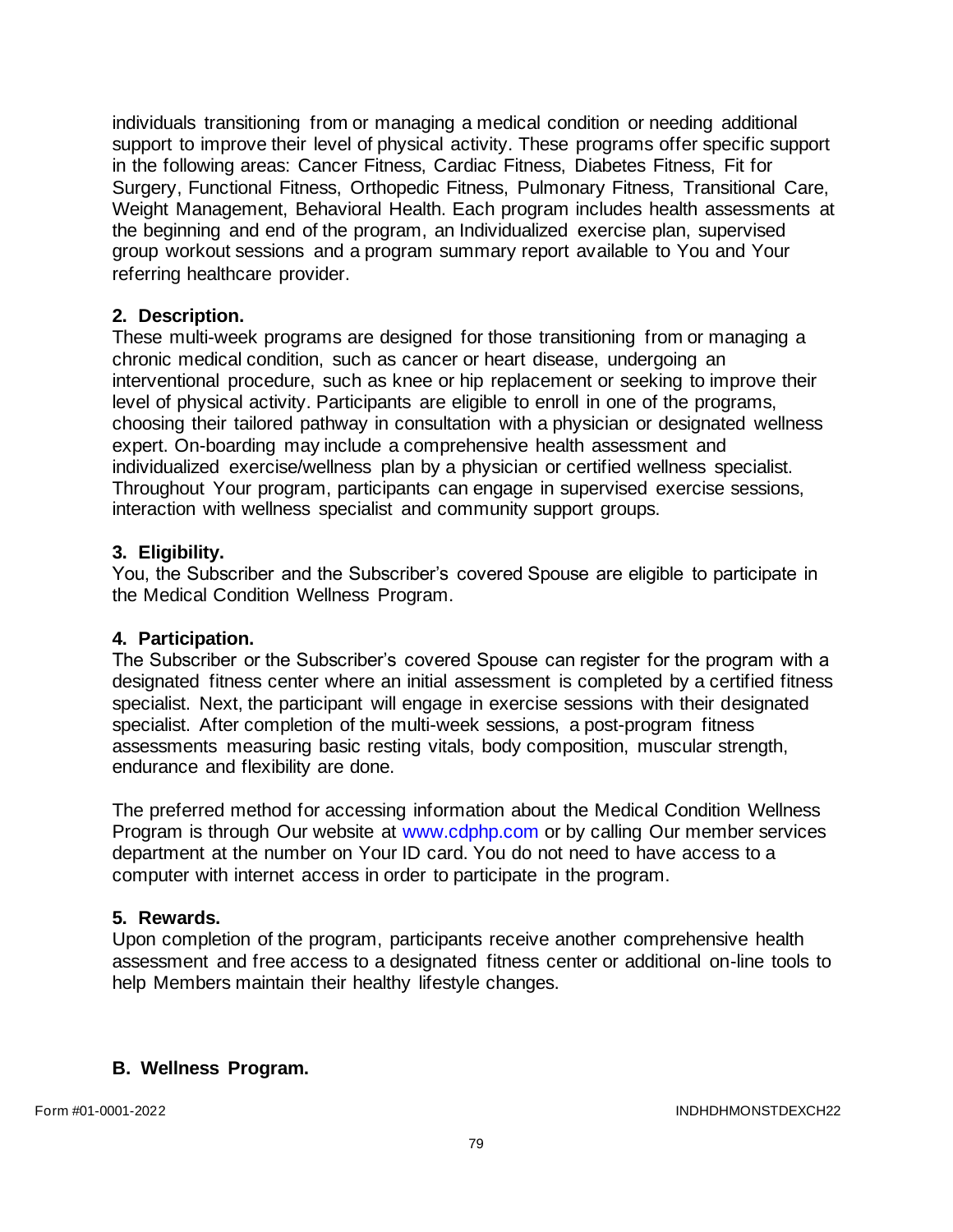individuals transitioning from or managing a medical condition or needing additional support to improve their level of physical activity. These programs offer specific support in the following areas: Cancer Fitness, Cardiac Fitness, Diabetes Fitness, Fit for Surgery, Functional Fitness, Orthopedic Fitness, Pulmonary Fitness, Transitional Care, Weight Management, Behavioral Health. Each program includes health assessments at the beginning and end of the program, an Individualized exercise plan, supervised group workout sessions and a program summary report available to You and Your referring healthcare provider.

**2. Description.**

These multi-week programs are designed for those transitioning from or managing a chronic medical condition, such as cancer or heart disease, undergoing an interventional procedure, such as knee or hip replacement or seeking to improve their level of physical activity. Participants are eligible to enroll in one of the programs, choosing their tailored pathway in consultation with a physician or designated wellness expert. On-boarding may include a comprehensive health assessment and individualized exercise/wellness plan by a physician or certified wellness specialist. Throughout Your program, participants can engage in supervised exercise sessions, interaction with wellness specialist and community support groups.

**3. Eligibility.**

You, the Subscriber and the Subscriber's covered Spouse are eligible to participate in the Medical Condition Wellness Program.

**4. Participation.**

The Subscriber or the Subscriber's covered Spouse can register for the program with a designated fitness center where an initial assessment is completed by a certified fitness specialist. Next, the participant will engage in exercise sessions with their designated specialist. After completion of the multi-week sessions, a post-program fitness assessments measuring basic resting vitals, body composition, muscular strength, endurance and flexibility are done.

The preferred method for accessing information about the Medical Condition Wellness Program is through Our website at www.cdphp.com or by calling Our member services department at the number on Your ID card. You do not need to have access to a computer with internet access in order to participate in the program.

**5. Rewards.**

Upon completion of the program, participants receive another comprehensive health assessment and free access to a designated fitness center or additional on-line tools to help Members maintain their healthy lifestyle changes.

**B. Wellness Program.**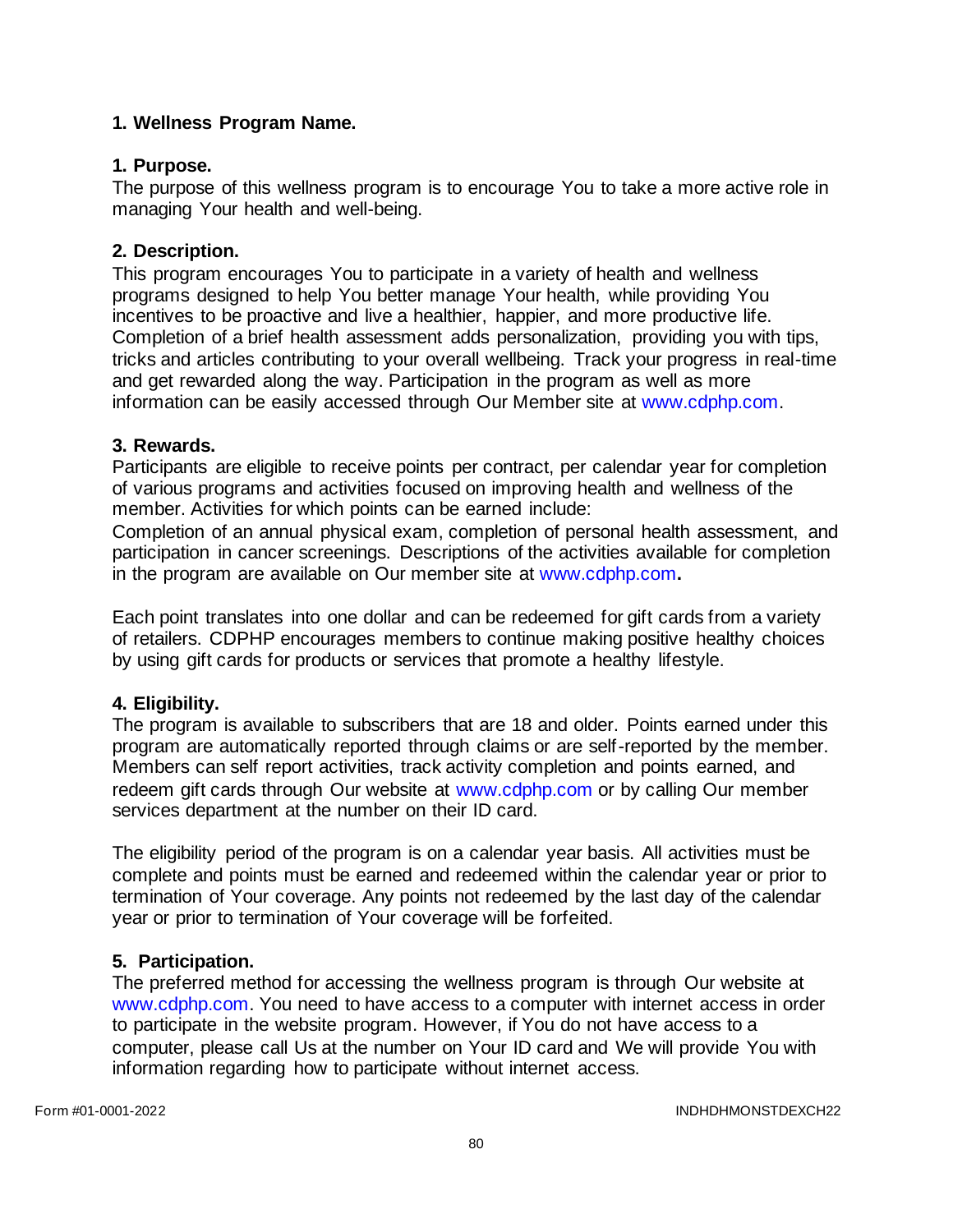**1. Wellness Program Name.**

**1. Purpose.**

The purpose of this wellness program is to encourage You to take a more active role in managing Your health and well-being.

**2. Description.**

This program encourages You to participate in a variety of health and wellness programs designed to help You better manage Your health, while providing You incentives to be proactive and live a healthier, happier, and more productive life. Completion of a brief health assessment adds personalization, providing you with tips, tricks and articles contributing to your overall wellbeing. Track your progress in real-time and get rewarded along the way. Participation in the program as well as more information can be easily accessed through Our Member site at www.cdphp.com.

**3. Rewards.**

Participants are eligible to receive points per contract, per calendar year for completion of various programs and activities focused on improving health and wellness of the member. Activities for which points can be earned include:

Completion of an annual physical exam, completion of personal health assessment, and participation in cancer screenings. Descriptions of the activities available for completion in the program are available on Our member site at www.cdphp.com**.**

Each point translates into one dollar and can be redeemed for gift cards from a variety of retailers. CDPHP encourages members to continue making positive healthy choices by using gift cards for products or services that promote a healthy lifestyle.

**4. Eligibility.**

The program is available to subscribers that are 18 and older. Points earned under this program are automatically reported through claims or are self-reported by the member. Members can self report activities, track activity completion and points earned, and redeem gift cards through Our website at www.cdphp.com or by calling Our member services department at the number on their ID card.

The eligibility period of the program is on a calendar year basis. All activities must be complete and points must be earned and redeemed within the calendar year or prior to termination of Your coverage. Any points not redeemed by the last day of the calendar year or prior to termination of Your coverage will be forfeited.

**5. Participation.**

The preferred method for accessing the wellness program is through Our website at www.cdphp.com. You need to have access to a computer with internet access in order to participate in the website program. However, if You do not have access to a computer, please call Us at the number on Your ID card and We will provide You with information regarding how to participate without internet access.

Form #01-0001-2022 INDHDHMONSTDEXCH22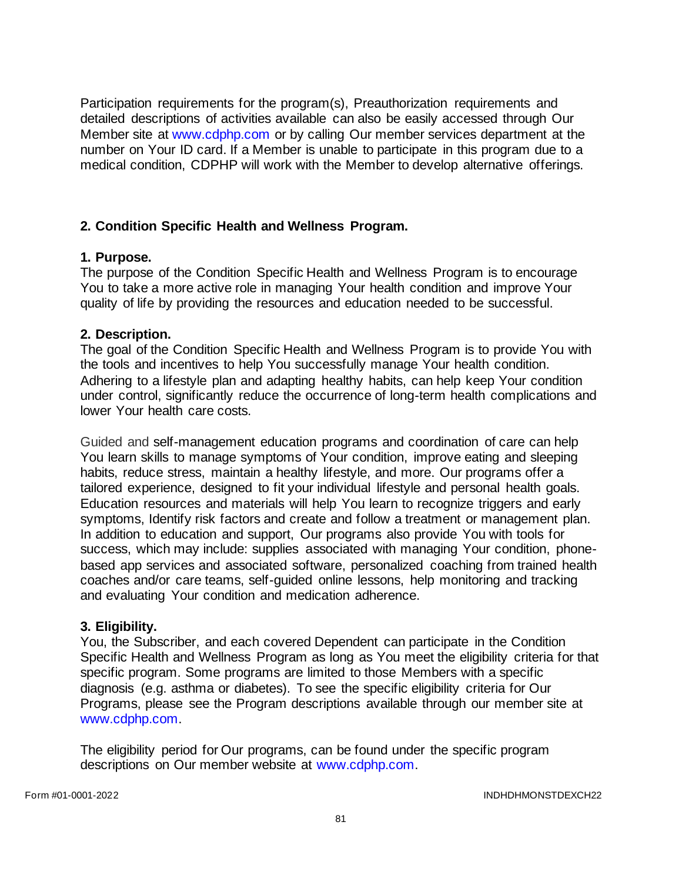Participation requirements for the program(s), Preauthorization requirements and detailed descriptions of activities available can also be easily accessed through Our Member site at www.cdphp.com or by calling Our member services department at the number on Your ID card. If a Member is unable to participate in this program due to a medical condition, CDPHP will work with the Member to develop alternative offerings.

**2. Condition Specific Health and Wellness Program.**

**1. Purpose.**
The purpose of the Condition Specific Health and Wellness Program is to encourage You to take a more active role in managing Your health condition and improve Your quality of life by providing the resources and education needed to be successful.

**2. Description.**
The goal of the Condition Specific Health and Wellness Program is to provide You with the tools and incentives to help You successfully manage Your health condition. Adhering to a lifestyle plan and adapting healthy habits, can help keep Your condition under control, significantly reduce the occurrence of long-term health complications and lower Your health care costs.

Guided and self-management education programs and coordination of care can help You learn skills to manage symptoms of Your condition, improve eating and sleeping habits, reduce stress, maintain a healthy lifestyle, and more. Our programs offer a tailored experience, designed to fit your individual lifestyle and personal health goals. Education resources and materials will help You learn to recognize triggers and early symptoms, Identify risk factors and create and follow a treatment or management plan. In addition to education and support, Our programs also provide You with tools for success, which may include: supplies associated with managing Your condition, phone-based app services and associated software, personalized coaching from trained health coaches and/or care teams, self-guided online lessons, help monitoring and tracking and evaluating Your condition and medication adherence.

**3. Eligibility.**
You, the Subscriber, and each covered Dependent can participate in the Condition Specific Health and Wellness Program as long as You meet the eligibility criteria for that specific program. Some programs are limited to those Members with a specific diagnosis (e.g. asthma or diabetes). To see the specific eligibility criteria for Our Programs, please see the Program descriptions available through our member site at www.cdphp.com.

The eligibility period for Our programs, can be found under the specific program descriptions on Our member website at www.cdphp.com.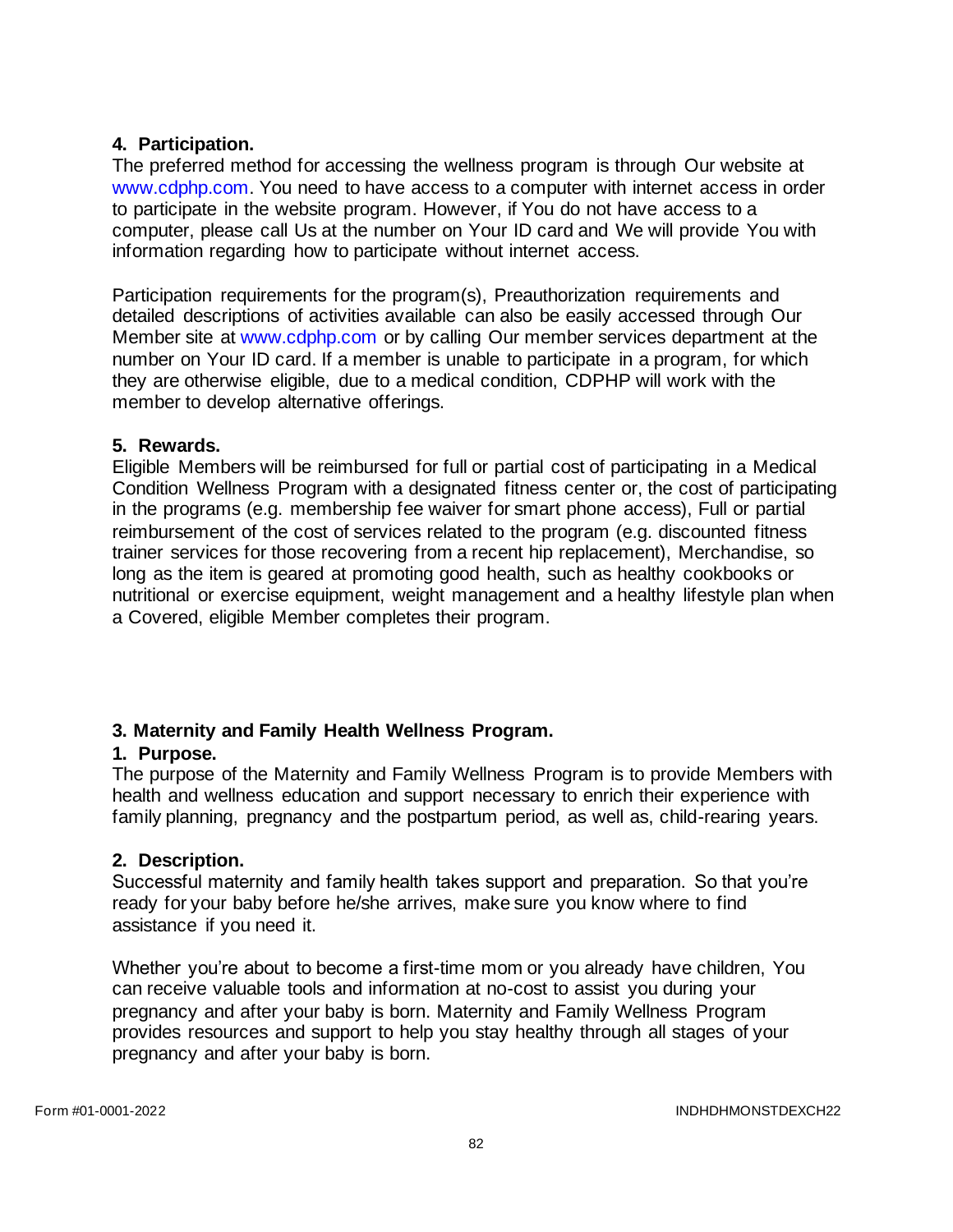#### 4. Participation.

The preferred method for accessing the wellness program is through Our website at www.cdphp.com. You need to have access to a computer with internet access in order to participate in the website program. However, if You do not have access to a computer, please call Us at the number on Your ID card and We will provide You with information regarding how to participate without internet access.

Participation requirements for the program(s), Preauthorization requirements and detailed descriptions of activities available can also be easily accessed through Our Member site at www.cdphp.com or by calling Our member services department at the number on Your ID card. If a member is unable to participate in a program, for which they are otherwise eligible, due to a medical condition, CDPHP will work with the member to develop alternative offerings.

#### 5. Rewards.

Eligible Members will be reimbursed for full or partial cost of participating in a Medical Condition Wellness Program with a designated fitness center or, the cost of participating in the programs (e.g. membership fee waiver for smart phone access), Full or partial reimbursement of the cost of services related to the program (e.g. discounted fitness trainer services for those recovering from a recent hip replacement), Merchandise, so long as the item is geared at promoting good health, such as healthy cookbooks or nutritional or exercise equipment, weight management and a healthy lifestyle plan when a Covered, eligible Member completes their program.

### 3. Maternity and Family Health Wellness Program.

#### 1. Purpose.

The purpose of the Maternity and Family Wellness Program is to provide Members with health and wellness education and support necessary to enrich their experience with family planning, pregnancy and the postpartum period, as well as, child-rearing years.

#### 2. Description.

Successful maternity and family health takes support and preparation. So that you're ready for your baby before he/she arrives, make sure you know where to find assistance if you need it.

Whether you're about to become a first-time mom or you already have children, You can receive valuable tools and information at no-cost to assist you during your pregnancy and after your baby is born. Maternity and Family Wellness Program provides resources and support to help you stay healthy through all stages of your pregnancy and after your baby is born.

Form #01-0001-2022 INDHDHMONSTDEXCH22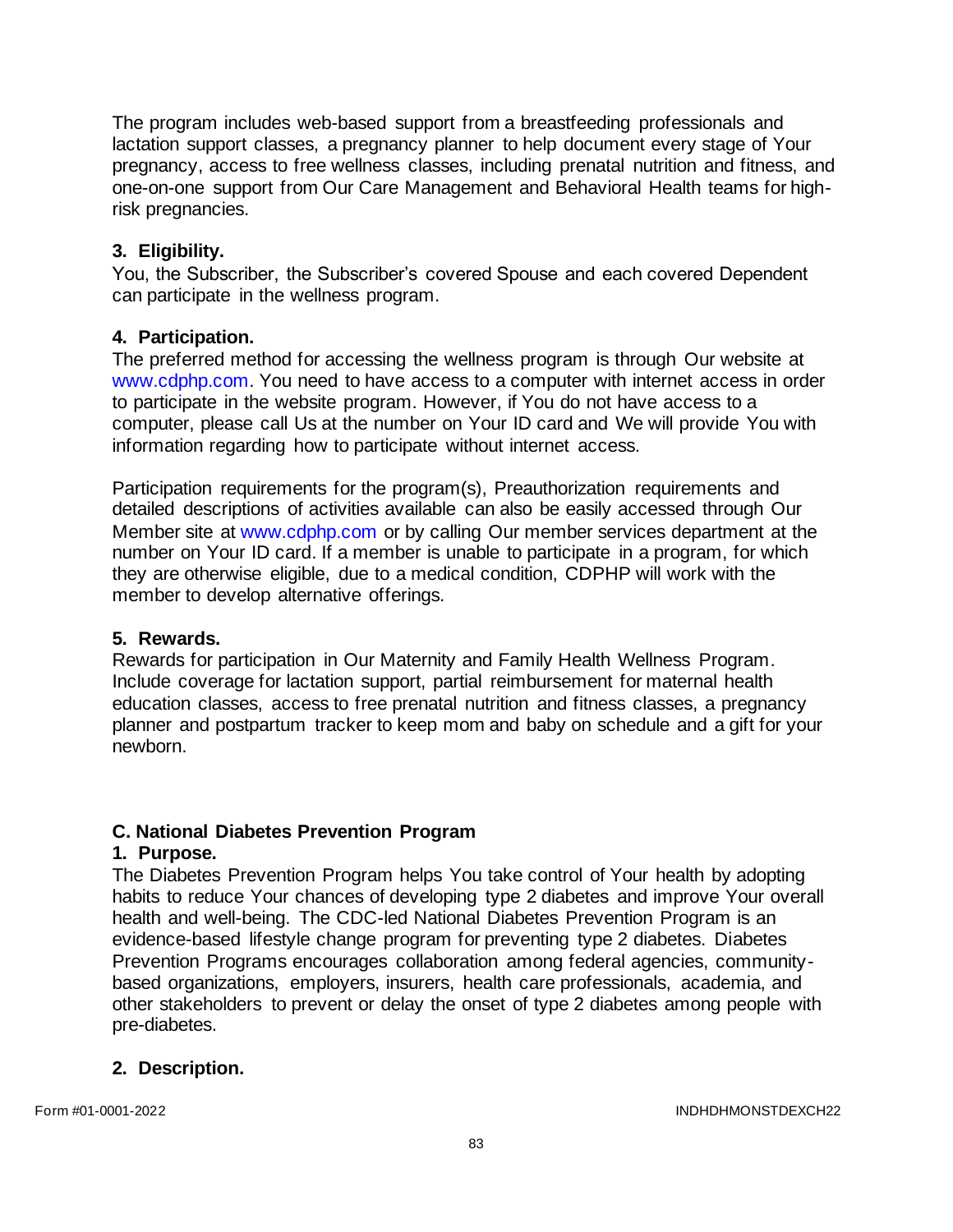The program includes web-based support from a breastfeeding professionals and lactation support classes, a pregnancy planner to help document every stage of Your pregnancy, access to free wellness classes, including prenatal nutrition and fitness, and one-on-one support from Our Care Management and Behavioral Health teams for high-risk pregnancies.

**3. Eligibility.**
You, the Subscriber, the Subscriber's covered Spouse and each covered Dependent can participate in the wellness program.

**4. Participation.**
The preferred method for accessing the wellness program is through Our website at www.cdphp.com. You need to have access to a computer with internet access in order to participate in the website program. However, if You do not have access to a computer, please call Us at the number on Your ID card and We will provide You with information regarding how to participate without internet access.

Participation requirements for the program(s), Preauthorization requirements and detailed descriptions of activities available can also be easily accessed through Our Member site at www.cdphp.com or by calling Our member services department at the number on Your ID card. If a member is unable to participate in a program, for which they are otherwise eligible, due to a medical condition, CDPHP will work with the member to develop alternative offerings.

**5. Rewards.**
Rewards for participation in Our Maternity and Family Health Wellness Program. Include coverage for lactation support, partial reimbursement for maternal health education classes, access to free prenatal nutrition and fitness classes, a pregnancy planner and postpartum tracker to keep mom and baby on schedule and a gift for your newborn.

### C. National Diabetes Prevention Program

**1. Purpose.**
The Diabetes Prevention Program helps You take control of Your health by adopting habits to reduce Your chances of developing type 2 diabetes and improve Your overall health and well-being. The CDC-led National Diabetes Prevention Program is an evidence-based lifestyle change program for preventing type 2 diabetes. Diabetes Prevention Programs encourages collaboration among federal agencies, community-based organizations, employers, insurers, health care professionals, academia, and other stakeholders to prevent or delay the onset of type 2 diabetes among people with pre-diabetes.

**2. Description.**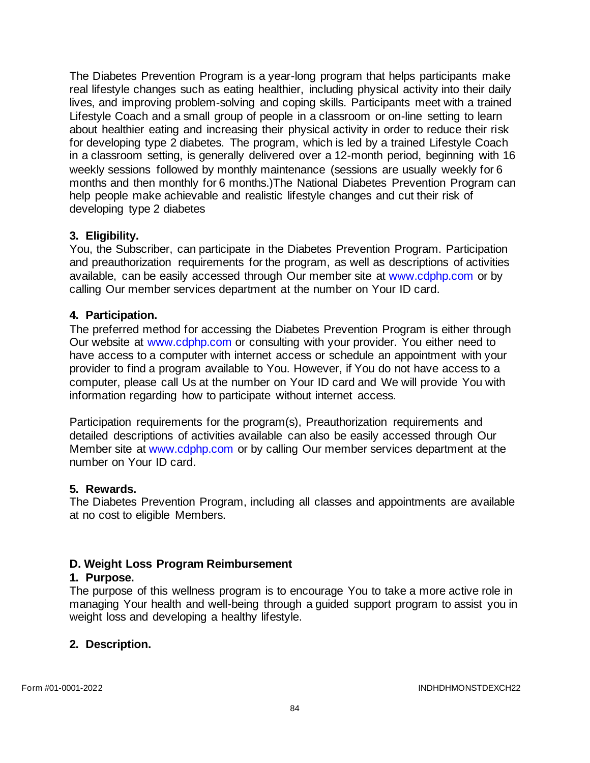The Diabetes Prevention Program is a year-long program that helps participants make real lifestyle changes such as eating healthier, including physical activity into their daily lives, and improving problem-solving and coping skills. Participants meet with a trained Lifestyle Coach and a small group of people in a classroom or on-line setting to learn about healthier eating and increasing their physical activity in order to reduce their risk for developing type 2 diabetes. The program, which is led by a trained Lifestyle Coach in a classroom setting, is generally delivered over a 12-month period, beginning with 16 weekly sessions followed by monthly maintenance (sessions are usually weekly for 6 months and then monthly for 6 months.)The National Diabetes Prevention Program can help people make achievable and realistic lifestyle changes and cut their risk of developing type 2 diabetes

**3. Eligibility.**

You, the Subscriber, can participate in the Diabetes Prevention Program. Participation and preauthorization requirements for the program, as well as descriptions of activities available, can be easily accessed through Our member site at www.cdphp.com or by calling Our member services department at the number on Your ID card.

**4. Participation.**

The preferred method for accessing the Diabetes Prevention Program is either through Our website at www.cdphp.com or consulting with your provider. You either need to have access to a computer with internet access or schedule an appointment with your provider to find a program available to You. However, if You do not have access to a computer, please call Us at the number on Your ID card and We will provide You with information regarding how to participate without internet access.

Participation requirements for the program(s), Preauthorization requirements and detailed descriptions of activities available can also be easily accessed through Our Member site at www.cdphp.com or by calling Our member services department at the number on Your ID card.

**5. Rewards.**

The Diabetes Prevention Program, including all classes and appointments are available at no cost to eligible Members.

### D. Weight Loss Program Reimbursement

**1. Purpose.**

The purpose of this wellness program is to encourage You to take a more active role in managing Your health and well-being through a guided support program to assist you in weight loss and developing a healthy lifestyle.

**2. Description.**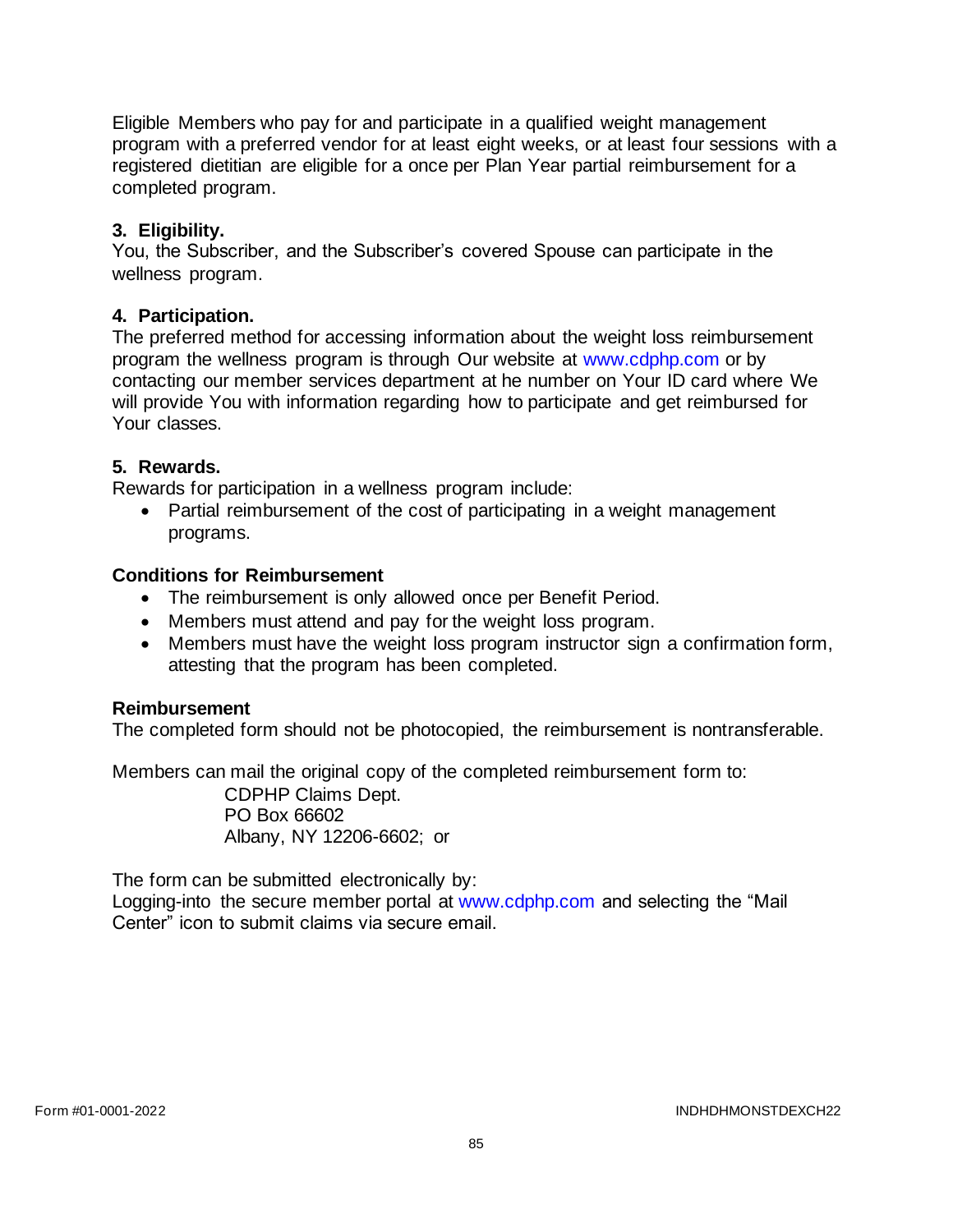Eligible Members who pay for and participate in a qualified weight management program with a preferred vendor for at least eight weeks, or at least four sessions with a registered dietitian are eligible for a once per Plan Year partial reimbursement for a completed program.

**3. Eligibility.**
You, the Subscriber, and the Subscriber's covered Spouse can participate in the wellness program.

**4. Participation.**
The preferred method for accessing information about the weight loss reimbursement program the wellness program is through Our website at www.cdphp.com or by contacting our member services department at he number on Your ID card where We will provide You with information regarding how to participate and get reimbursed for Your classes.

**5. Rewards.**
Rewards for participation in a wellness program include:

- Partial reimbursement of the cost of participating in a weight management programs.

**Conditions for Reimbursement**

- The reimbursement is only allowed once per Benefit Period.
- Members must attend and pay for the weight loss program.
- Members must have the weight loss program instructor sign a confirmation form, attesting that the program has been completed.

**Reimbursement**
The completed form should not be photocopied, the reimbursement is nontransferable.

Members can mail the original copy of the completed reimbursement form to:

CDPHP Claims Dept.
PO Box 66602
Albany, NY 12206-6602; or

The form can be submitted electronically by:
Logging-into the secure member portal at www.cdphp.com and selecting the "Mail Center" icon to submit claims via secure email.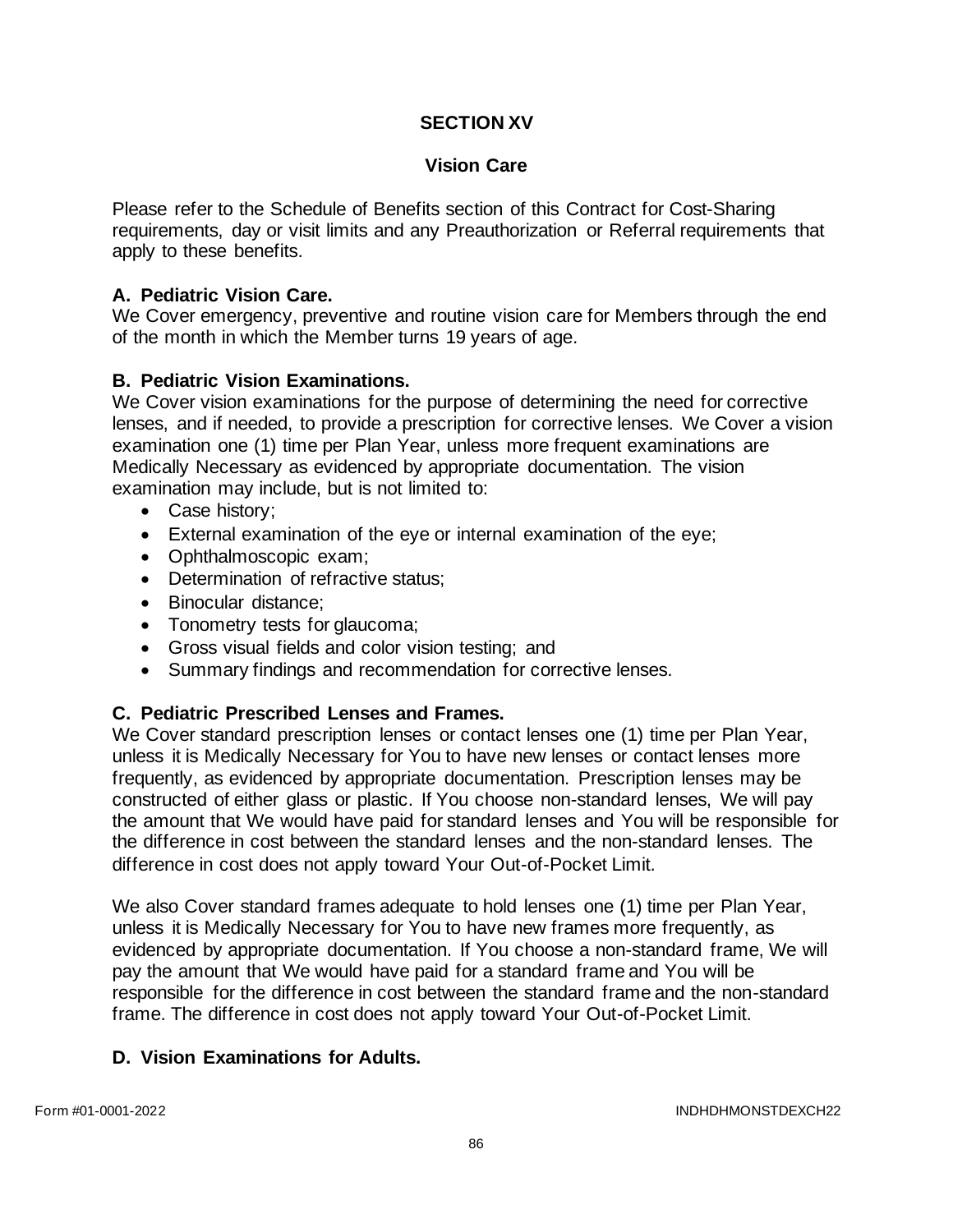# SECTION XV

## Vision Care

Please refer to the Schedule of Benefits section of this Contract for Cost-Sharing requirements, day or visit limits and any Preauthorization or Referral requirements that apply to these benefits.

### A. Pediatric Vision Care.

We Cover emergency, preventive and routine vision care for Members through the end of the month in which the Member turns 19 years of age.

### B. Pediatric Vision Examinations.

We Cover vision examinations for the purpose of determining the need for corrective lenses, and if needed, to provide a prescription for corrective lenses. We Cover a vision examination one (1) time per Plan Year, unless more frequent examinations are Medically Necessary as evidenced by appropriate documentation. The vision examination may include, but is not limited to:

- Case history;
- External examination of the eye or internal examination of the eye;
- Ophthalmoscopic exam;
- Determination of refractive status;
- Binocular distance;
- Tonometry tests for glaucoma;
- Gross visual fields and color vision testing; and
- Summary findings and recommendation for corrective lenses.

### C. Pediatric Prescribed Lenses and Frames.

We Cover standard prescription lenses or contact lenses one (1) time per Plan Year, unless it is Medically Necessary for You to have new lenses or contact lenses more frequently, as evidenced by appropriate documentation. Prescription lenses may be constructed of either glass or plastic. If You choose non-standard lenses, We will pay the amount that We would have paid for standard lenses and You will be responsible for the difference in cost between the standard lenses and the non-standard lenses. The difference in cost does not apply toward Your Out-of-Pocket Limit.

We also Cover standard frames adequate to hold lenses one (1) time per Plan Year, unless it is Medically Necessary for You to have new frames more frequently, as evidenced by appropriate documentation. If You choose a non-standard frame, We will pay the amount that We would have paid for a standard frame and You will be responsible for the difference in cost between the standard frame and the non-standard frame. The difference in cost does not apply toward Your Out-of-Pocket Limit.

### D. Vision Examinations for Adults.

Form #01-0001-2022 INDHDHMONSTDEXCH22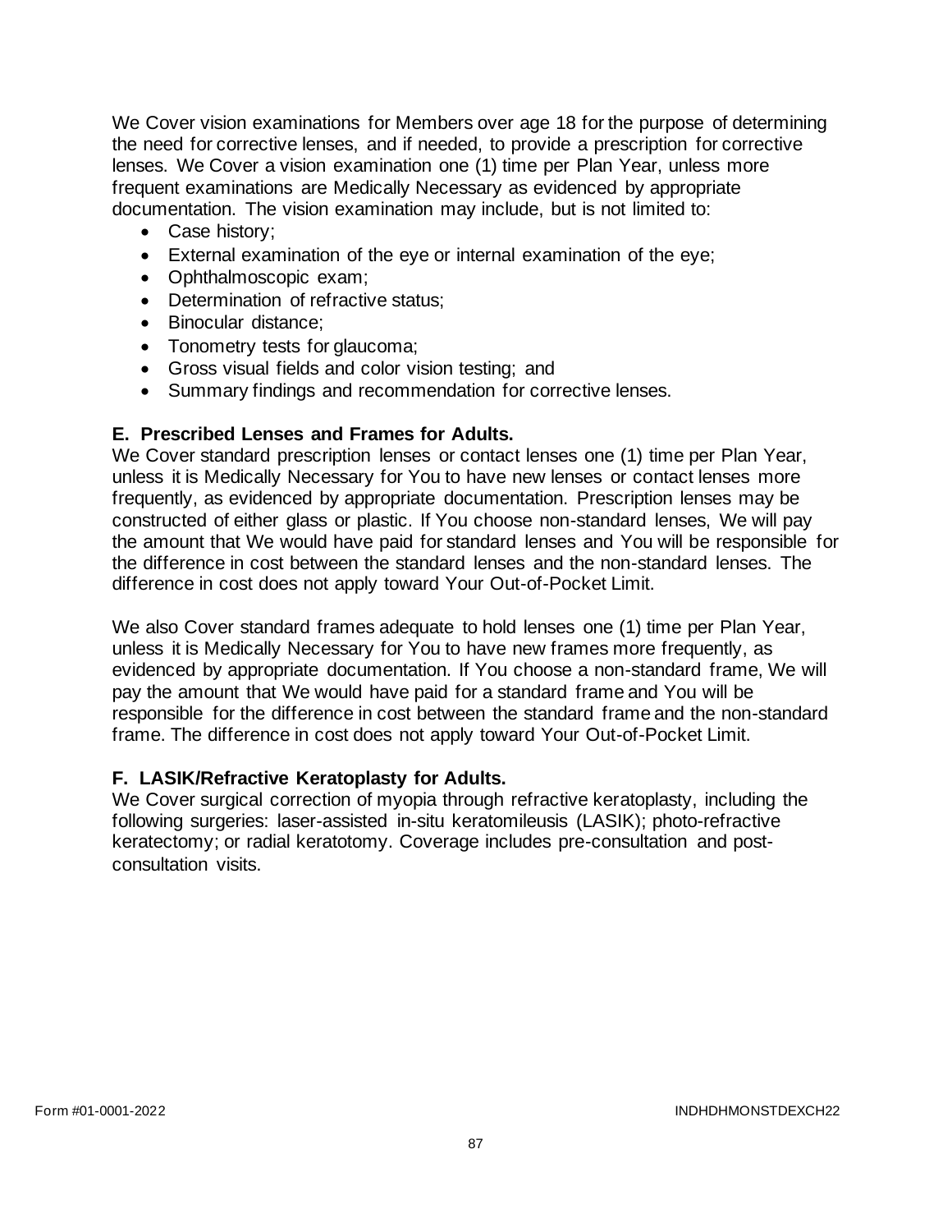We Cover vision examinations for Members over age 18 for the purpose of determining the need for corrective lenses, and if needed, to provide a prescription for corrective lenses. We Cover a vision examination one (1) time per Plan Year, unless more frequent examinations are Medically Necessary as evidenced by appropriate documentation. The vision examination may include, but is not limited to:

- Case history;
- External examination of the eye or internal examination of the eye;
- Ophthalmoscopic exam;
- Determination of refractive status;
- Binocular distance;
- Tonometry tests for glaucoma;
- Gross visual fields and color vision testing; and
- Summary findings and recommendation for corrective lenses.

**E. Prescribed Lenses and Frames for Adults.**

We Cover standard prescription lenses or contact lenses one (1) time per Plan Year, unless it is Medically Necessary for You to have new lenses or contact lenses more frequently, as evidenced by appropriate documentation. Prescription lenses may be constructed of either glass or plastic. If You choose non-standard lenses, We will pay the amount that We would have paid for standard lenses and You will be responsible for the difference in cost between the standard lenses and the non-standard lenses. The difference in cost does not apply toward Your Out-of-Pocket Limit.

We also Cover standard frames adequate to hold lenses one (1) time per Plan Year, unless it is Medically Necessary for You to have new frames more frequently, as evidenced by appropriate documentation. If You choose a non-standard frame, We will pay the amount that We would have paid for a standard frame and You will be responsible for the difference in cost between the standard frame and the non-standard frame. The difference in cost does not apply toward Your Out-of-Pocket Limit.

**F. LASIK/Refractive Keratoplasty for Adults.**

We Cover surgical correction of myopia through refractive keratoplasty, including the following surgeries: laser-assisted in-situ keratomileusis (LASIK); photo-refractive keratectomy; or radial keratotomy. Coverage includes pre-consultation and post-consultation visits.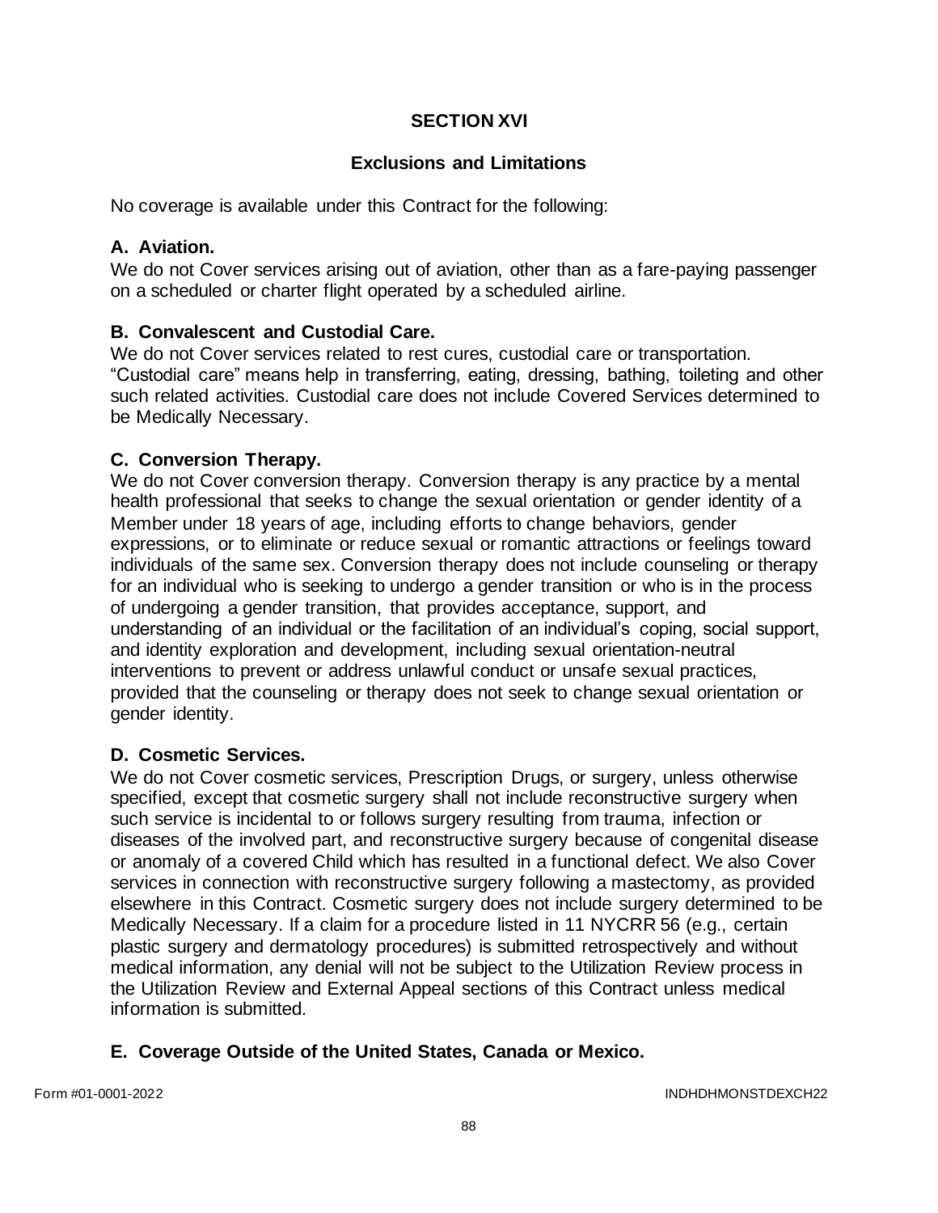## SECTION XVI

### Exclusions and Limitations

No coverage is available under this Contract for the following:

**A. Aviation.**
We do not Cover services arising out of aviation, other than as a fare-paying passenger on a scheduled or charter flight operated by a scheduled airline.

**B. Convalescent and Custodial Care.**
We do not Cover services related to rest cures, custodial care or transportation. "Custodial care" means help in transferring, eating, dressing, bathing, toileting and other such related activities. Custodial care does not include Covered Services determined to be Medically Necessary.

**C. Conversion Therapy.**
We do not Cover conversion therapy. Conversion therapy is any practice by a mental health professional that seeks to change the sexual orientation or gender identity of a Member under 18 years of age, including efforts to change behaviors, gender expressions, or to eliminate or reduce sexual or romantic attractions or feelings toward individuals of the same sex. Conversion therapy does not include counseling or therapy for an individual who is seeking to undergo a gender transition or who is in the process of undergoing a gender transition, that provides acceptance, support, and understanding of an individual or the facilitation of an individual's coping, social support, and identity exploration and development, including sexual orientation-neutral interventions to prevent or address unlawful conduct or unsafe sexual practices, provided that the counseling or therapy does not seek to change sexual orientation or gender identity.

**D. Cosmetic Services.**
We do not Cover cosmetic services, Prescription Drugs, or surgery, unless otherwise specified, except that cosmetic surgery shall not include reconstructive surgery when such service is incidental to or follows surgery resulting from trauma, infection or diseases of the involved part, and reconstructive surgery because of congenital disease or anomaly of a covered Child which has resulted in a functional defect. We also Cover services in connection with reconstructive surgery following a mastectomy, as provided elsewhere in this Contract. Cosmetic surgery does not include surgery determined to be Medically Necessary. If a claim for a procedure listed in 11 NYCRR 56 (e.g., certain plastic surgery and dermatology procedures) is submitted retrospectively and without medical information, any denial will not be subject to the Utilization Review process in the Utilization Review and External Appeal sections of this Contract unless medical information is submitted.

**E. Coverage Outside of the United States, Canada or Mexico.**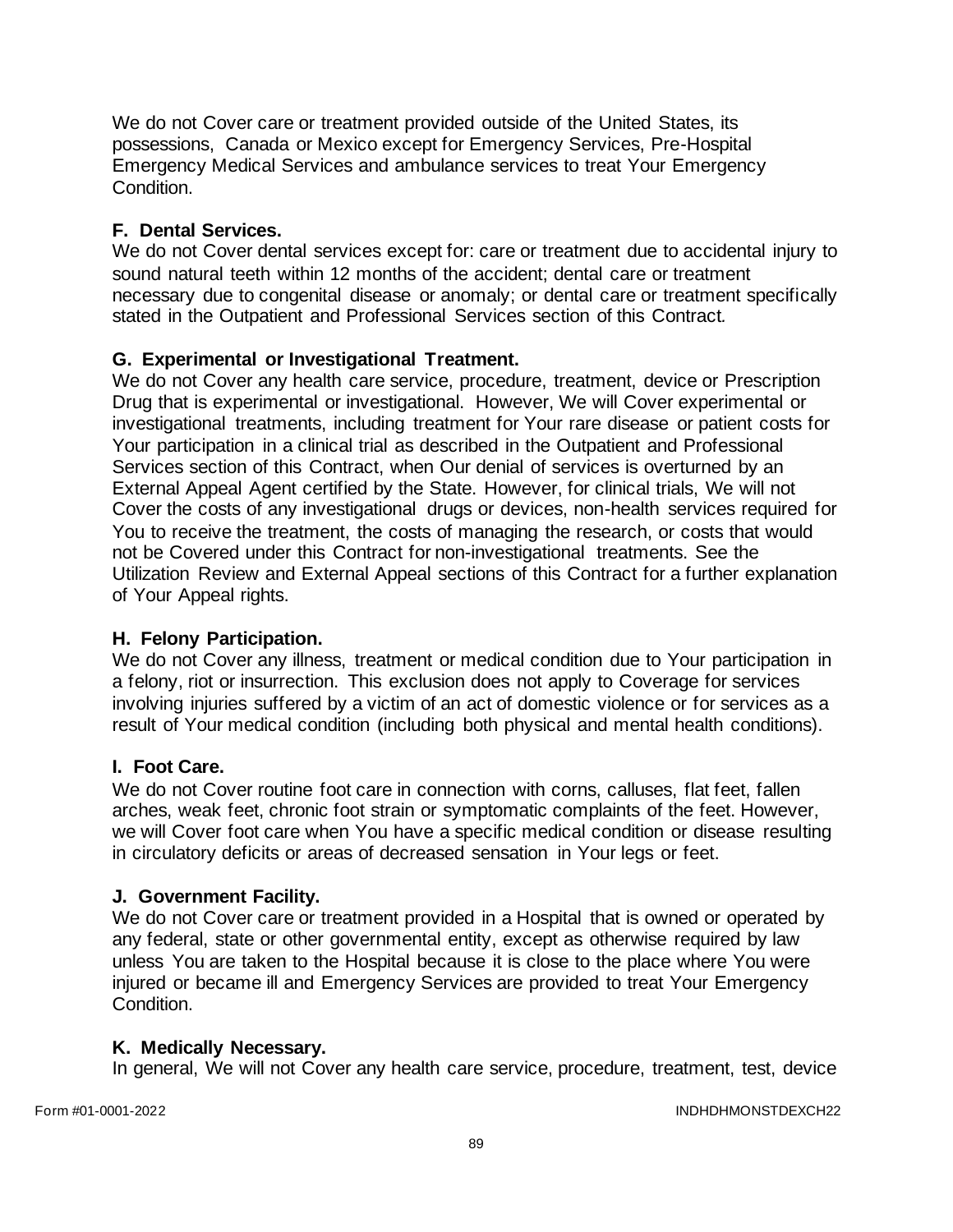We do not Cover care or treatment provided outside of the United States, its possessions, Canada or Mexico except for Emergency Services, Pre-Hospital Emergency Medical Services and ambulance services to treat Your Emergency Condition.

### F. Dental Services.

We do not Cover dental services except for: care or treatment due to accidental injury to sound natural teeth within 12 months of the accident; dental care or treatment necessary due to congenital disease or anomaly; or dental care or treatment specifically stated in the Outpatient and Professional Services section of this Contract.

### G. Experimental or Investigational Treatment.

We do not Cover any health care service, procedure, treatment, device or Prescription Drug that is experimental or investigational. However, We will Cover experimental or investigational treatments, including treatment for Your rare disease or patient costs for Your participation in a clinical trial as described in the Outpatient and Professional Services section of this Contract, when Our denial of services is overturned by an External Appeal Agent certified by the State. However, for clinical trials, We will not Cover the costs of any investigational drugs or devices, non-health services required for You to receive the treatment, the costs of managing the research, or costs that would not be Covered under this Contract for non-investigational treatments. See the Utilization Review and External Appeal sections of this Contract for a further explanation of Your Appeal rights.

### H. Felony Participation.

We do not Cover any illness, treatment or medical condition due to Your participation in a felony, riot or insurrection. This exclusion does not apply to Coverage for services involving injuries suffered by a victim of an act of domestic violence or for services as a result of Your medical condition (including both physical and mental health conditions).

### I. Foot Care.

We do not Cover routine foot care in connection with corns, calluses, flat feet, fallen arches, weak feet, chronic foot strain or symptomatic complaints of the feet. However, we will Cover foot care when You have a specific medical condition or disease resulting in circulatory deficits or areas of decreased sensation in Your legs or feet.

### J. Government Facility.

We do not Cover care or treatment provided in a Hospital that is owned or operated by any federal, state or other governmental entity, except as otherwise required by law unless You are taken to the Hospital because it is close to the place where You were injured or became ill and Emergency Services are provided to treat Your Emergency Condition.

### K. Medically Necessary.

In general, We will not Cover any health care service, procedure, treatment, test, device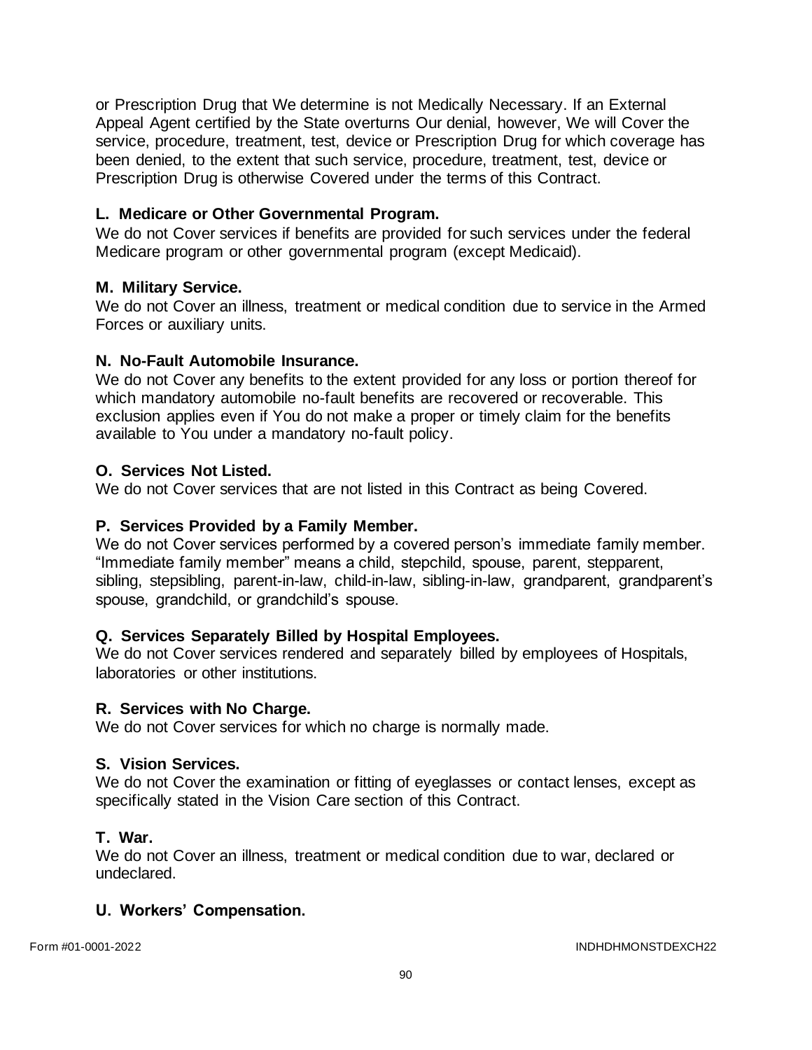or Prescription Drug that We determine is not Medically Necessary. If an External Appeal Agent certified by the State overturns Our denial, however, We will Cover the service, procedure, treatment, test, device or Prescription Drug for which coverage has been denied, to the extent that such service, procedure, treatment, test, device or Prescription Drug is otherwise Covered under the terms of this Contract.

### L. Medicare or Other Governmental Program.

We do not Cover services if benefits are provided for such services under the federal Medicare program or other governmental program (except Medicaid).

### M. Military Service.

We do not Cover an illness, treatment or medical condition due to service in the Armed Forces or auxiliary units.

### N. No-Fault Automobile Insurance.

We do not Cover any benefits to the extent provided for any loss or portion thereof for which mandatory automobile no-fault benefits are recovered or recoverable. This exclusion applies even if You do not make a proper or timely claim for the benefits available to You under a mandatory no-fault policy.

### O. Services Not Listed.

We do not Cover services that are not listed in this Contract as being Covered.

### P. Services Provided by a Family Member.

We do not Cover services performed by a covered person's immediate family member. "Immediate family member" means a child, stepchild, spouse, parent, stepparent, sibling, stepsibling, parent-in-law, child-in-law, sibling-in-law, grandparent, grandparent's spouse, grandchild, or grandchild's spouse.

### Q. Services Separately Billed by Hospital Employees.

We do not Cover services rendered and separately billed by employees of Hospitals, laboratories or other institutions.

### R. Services with No Charge.

We do not Cover services for which no charge is normally made.

### S. Vision Services.

We do not Cover the examination or fitting of eyeglasses or contact lenses, except as specifically stated in the Vision Care section of this Contract.

### T. War.

We do not Cover an illness, treatment or medical condition due to war, declared or undeclared.

### U. Workers' Compensation.

Form #01-0001-2022 INDHDHMONSTDEXCH22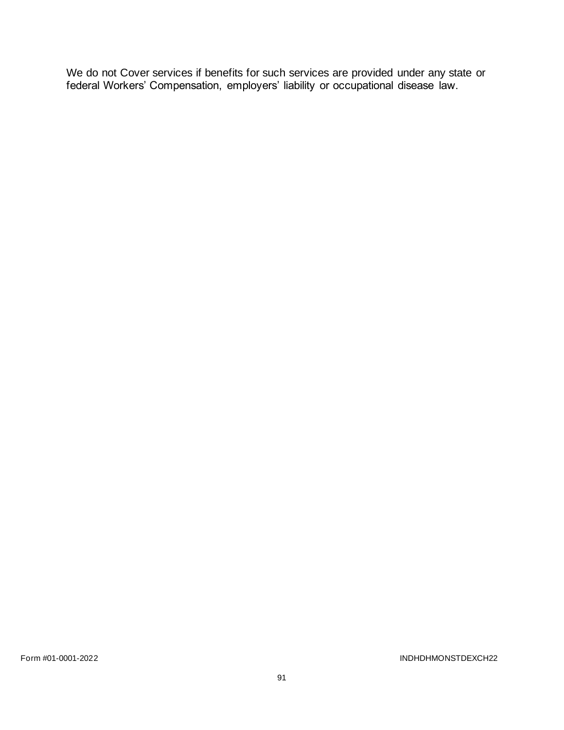We do not Cover services if benefits for such services are provided under any state or federal Workers' Compensation, employers' liability or occupational disease law.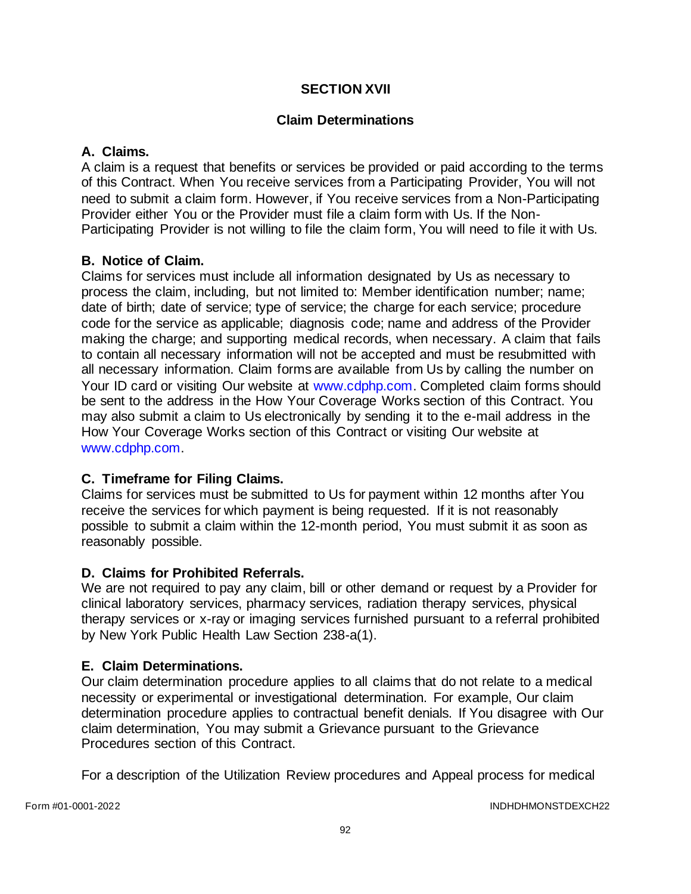## SECTION XVII

## Claim Determinations

### A. Claims.

A claim is a request that benefits or services be provided or paid according to the terms of this Contract. When You receive services from a Participating Provider, You will not need to submit a claim form. However, if You receive services from a Non-Participating Provider either You or the Provider must file a claim form with Us. If the Non-Participating Provider is not willing to file the claim form, You will need to file it with Us.

### B. Notice of Claim.

Claims for services must include all information designated by Us as necessary to process the claim, including, but not limited to: Member identification number; name; date of birth; date of service; type of service; the charge for each service; procedure code for the service as applicable; diagnosis code; name and address of the Provider making the charge; and supporting medical records, when necessary. A claim that fails to contain all necessary information will not be accepted and must be resubmitted with all necessary information. Claim forms are available from Us by calling the number on Your ID card or visiting Our website at www.cdphp.com. Completed claim forms should be sent to the address in the How Your Coverage Works section of this Contract. You may also submit a claim to Us electronically by sending it to the e-mail address in the How Your Coverage Works section of this Contract or visiting Our website at www.cdphp.com.

### C. Timeframe for Filing Claims.

Claims for services must be submitted to Us for payment within 12 months after You receive the services for which payment is being requested. If it is not reasonably possible to submit a claim within the 12-month period, You must submit it as soon as reasonably possible.

### D. Claims for Prohibited Referrals.

We are not required to pay any claim, bill or other demand or request by a Provider for clinical laboratory services, pharmacy services, radiation therapy services, physical therapy services or x-ray or imaging services furnished pursuant to a referral prohibited by New York Public Health Law Section 238-a(1).

### E. Claim Determinations.

Our claim determination procedure applies to all claims that do not relate to a medical necessity or experimental or investigational determination. For example, Our claim determination procedure applies to contractual benefit denials. If You disagree with Our claim determination, You may submit a Grievance pursuant to the Grievance Procedures section of this Contract.

For a description of the Utilization Review procedures and Appeal process for medical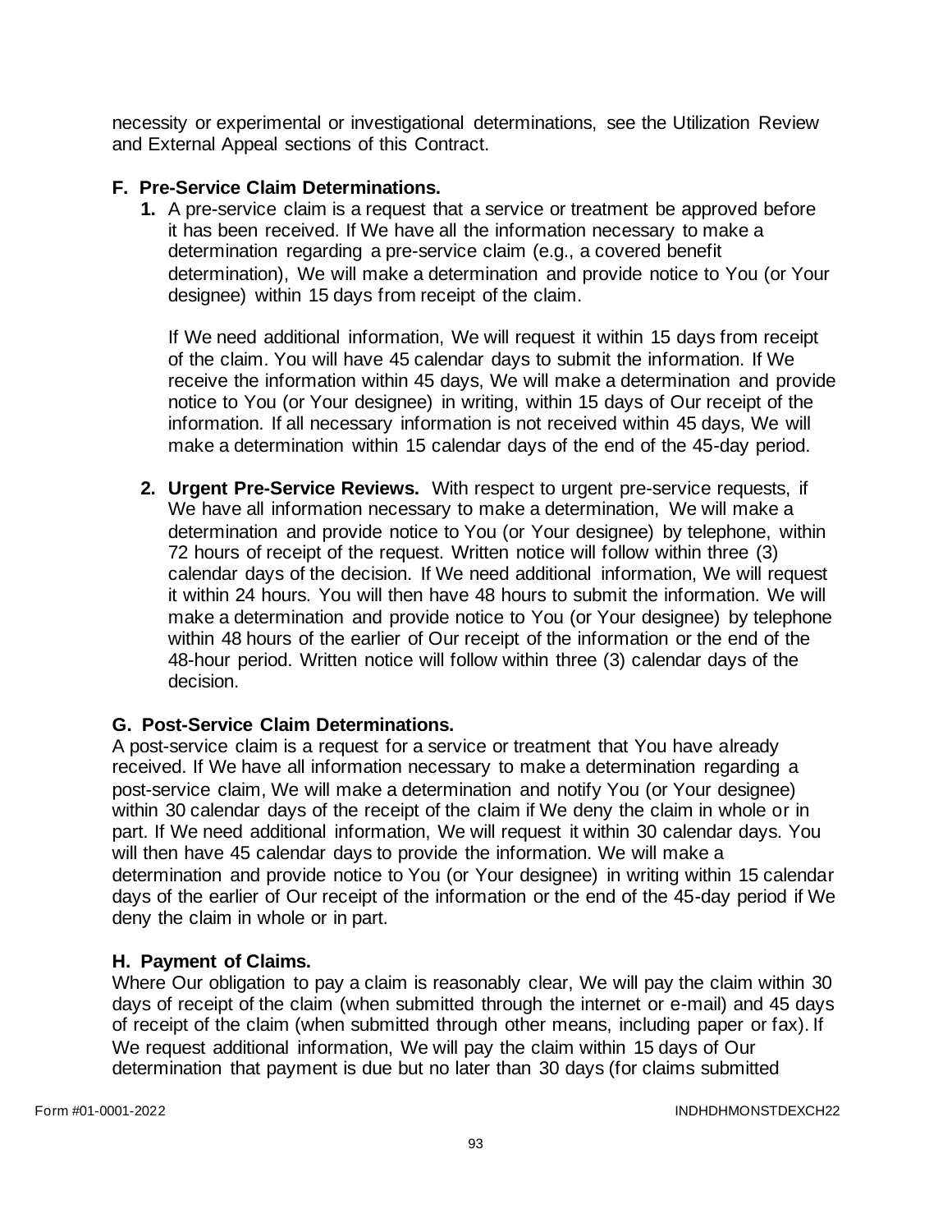necessity or experimental or investigational determinations, see the Utilization Review and External Appeal sections of this Contract.

### F. Pre-Service Claim Determinations.

1. A pre-service claim is a request that a service or treatment be approved before it has been received. If We have all the information necessary to make a determination regarding a pre-service claim (e.g., a covered benefit determination), We will make a determination and provide notice to You (or Your designee) within 15 days from receipt of the claim.

   If We need additional information, We will request it within 15 days from receipt of the claim. You will have 45 calendar days to submit the information. If We receive the information within 45 days, We will make a determination and provide notice to You (or Your designee) in writing, within 15 days of Our receipt of the information. If all necessary information is not received within 45 days, We will make a determination within 15 calendar days of the end of the 45-day period.

2. **Urgent Pre-Service Reviews.** With respect to urgent pre-service requests, if We have all information necessary to make a determination, We will make a determination and provide notice to You (or Your designee) by telephone, within 72 hours of receipt of the request. Written notice will follow within three (3) calendar days of the decision. If We need additional information, We will request it within 24 hours. You will then have 48 hours to submit the information. We will make a determination and provide notice to You (or Your designee) by telephone within 48 hours of the earlier of Our receipt of the information or the end of the 48-hour period. Written notice will follow within three (3) calendar days of the decision.

### G. Post-Service Claim Determinations.

A post-service claim is a request for a service or treatment that You have already received. If We have all information necessary to make a determination regarding a post-service claim, We will make a determination and notify You (or Your designee) within 30 calendar days of the receipt of the claim if We deny the claim in whole or in part. If We need additional information, We will request it within 30 calendar days. You will then have 45 calendar days to provide the information. We will make a determination and provide notice to You (or Your designee) in writing within 15 calendar days of the earlier of Our receipt of the information or the end of the 45-day period if We deny the claim in whole or in part.

### H. Payment of Claims.

Where Our obligation to pay a claim is reasonably clear, We will pay the claim within 30 days of receipt of the claim (when submitted through the internet or e-mail) and 45 days of receipt of the claim (when submitted through other means, including paper or fax). If We request additional information, We will pay the claim within 15 days of Our determination that payment is due but no later than 30 days (for claims submitted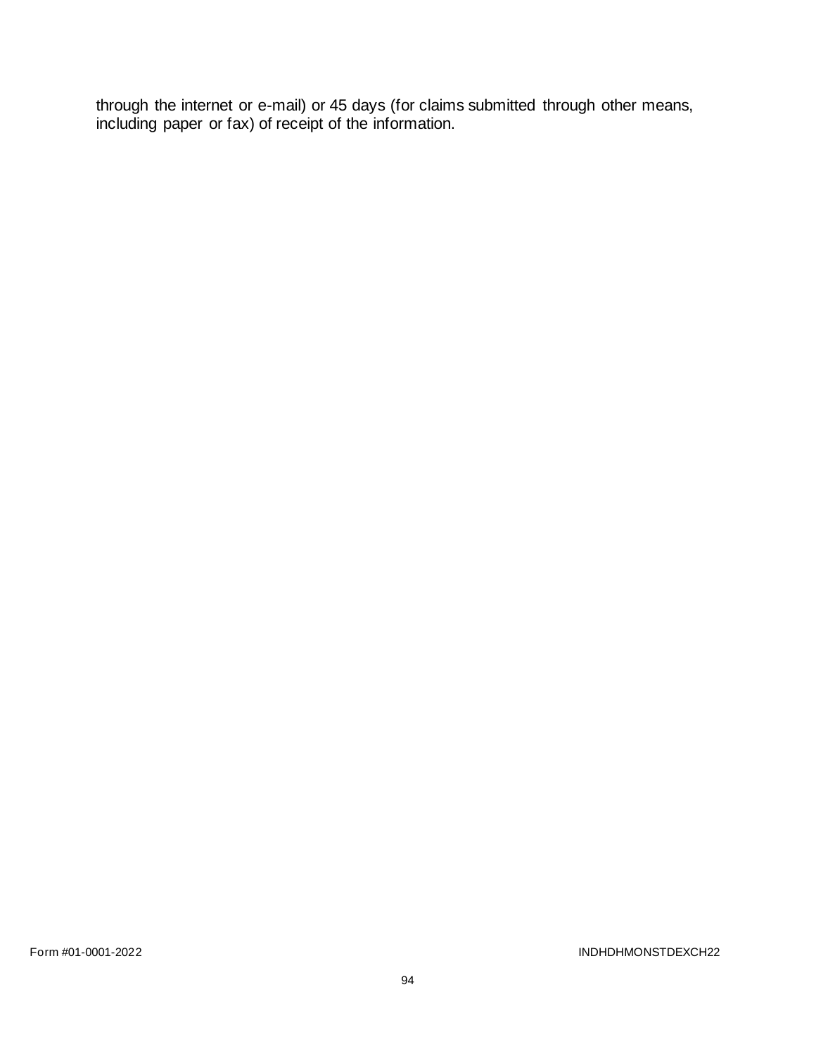through the internet or e-mail) or 45 days (for claims submitted through other means, including paper or fax) of receipt of the information.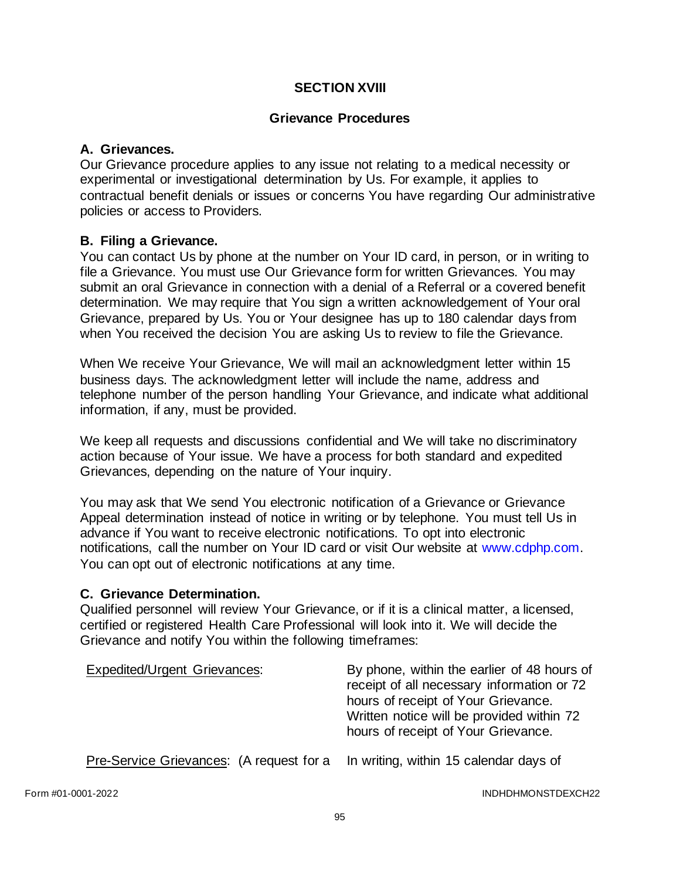## SECTION XVIII

## Grievance Procedures

### A. Grievances.

Our Grievance procedure applies to any issue not relating to a medical necessity or experimental or investigational determination by Us. For example, it applies to contractual benefit denials or issues or concerns You have regarding Our administrative policies or access to Providers.

### B. Filing a Grievance.

You can contact Us by phone at the number on Your ID card, in person, or in writing to file a Grievance. You must use Our Grievance form for written Grievances. You may submit an oral Grievance in connection with a denial of a Referral or a covered benefit determination. We may require that You sign a written acknowledgement of Your oral Grievance, prepared by Us. You or Your designee has up to 180 calendar days from when You received the decision You are asking Us to review to file the Grievance.

When We receive Your Grievance, We will mail an acknowledgment letter within 15 business days. The acknowledgment letter will include the name, address and telephone number of the person handling Your Grievance, and indicate what additional information, if any, must be provided.

We keep all requests and discussions confidential and We will take no discriminatory action because of Your issue. We have a process for both standard and expedited Grievances, depending on the nature of Your inquiry.

You may ask that We send You electronic notification of a Grievance or Grievance Appeal determination instead of notice in writing or by telephone. You must tell Us in advance if You want to receive electronic notifications. To opt into electronic notifications, call the number on Your ID card or visit Our website at www.cdphp.com. You can opt out of electronic notifications at any time.

### C. Grievance Determination.

Qualified personnel will review Your Grievance, or if it is a clinical matter, a licensed, certified or registered Health Care Professional will look into it. We will decide the Grievance and notify You within the following timeframes:

| | |
|---|---|
| Expedited/Urgent Grievances: | By phone, within the earlier of 48 hours of receipt of all necessary information or 72 hours of receipt of Your Grievance. Written notice will be provided within 72 hours of receipt of Your Grievance. |
| Pre-Service Grievances: (A request for a | In writing, within 15 calendar days of |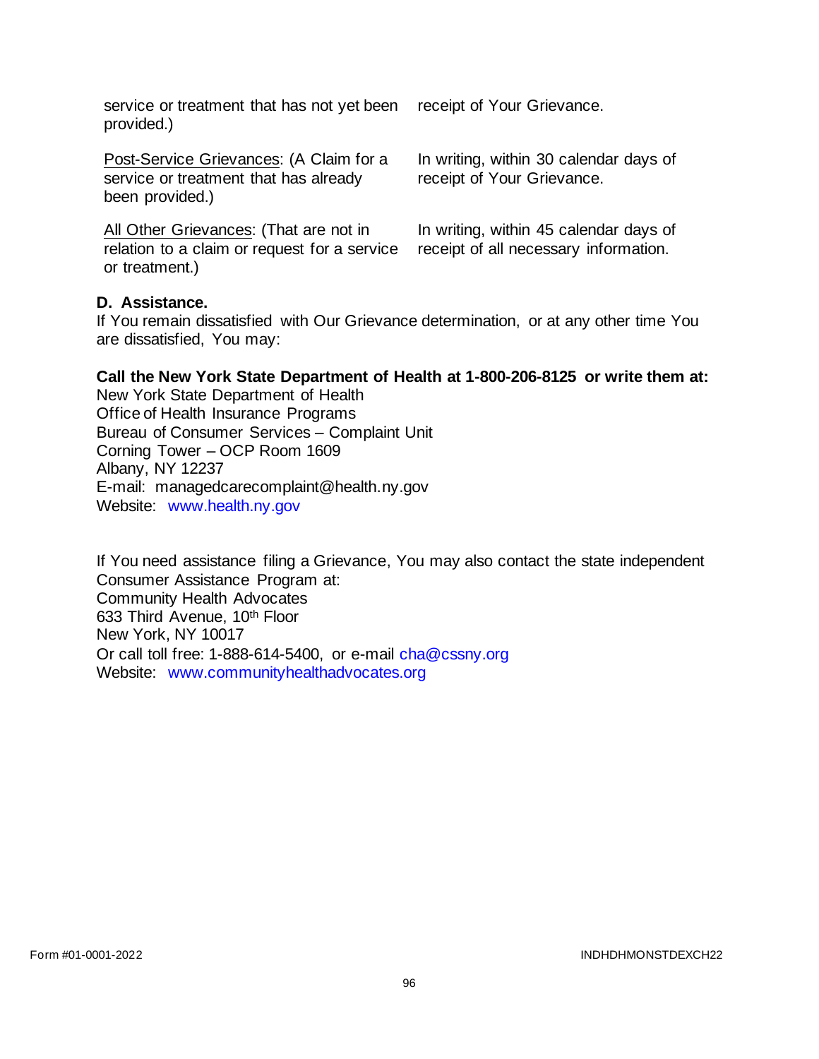| | |
|---|---|
| service or treatment that has not yet been provided.) | receipt of Your Grievance. |
| Post-Service Grievances: (A Claim for a service or treatment that has already been provided.) | In writing, within 30 calendar days of receipt of Your Grievance. |
| All Other Grievances: (That are not in relation to a claim or request for a service or treatment.) | In writing, within 45 calendar days of receipt of all necessary information. |

**D. Assistance.**

If You remain dissatisfied with Our Grievance determination, or at any other time You are dissatisfied, You may:

**Call the New York State Department of Health at 1-800-206-8125 or write them at:**

New York State Department of Health
Office of Health Insurance Programs
Bureau of Consumer Services – Complaint Unit
Corning Tower – OCP Room 1609
Albany, NY 12237
E-mail: managedcarecomplaint@health.ny.gov
Website: www.health.ny.gov

If You need assistance filing a Grievance, You may also contact the state independent Consumer Assistance Program at:
Community Health Advocates
633 Third Avenue, 10th Floor
New York, NY 10017
Or call toll free: 1-888-614-5400, or e-mail cha@cssny.org
Website: www.communityhealthadvocates.org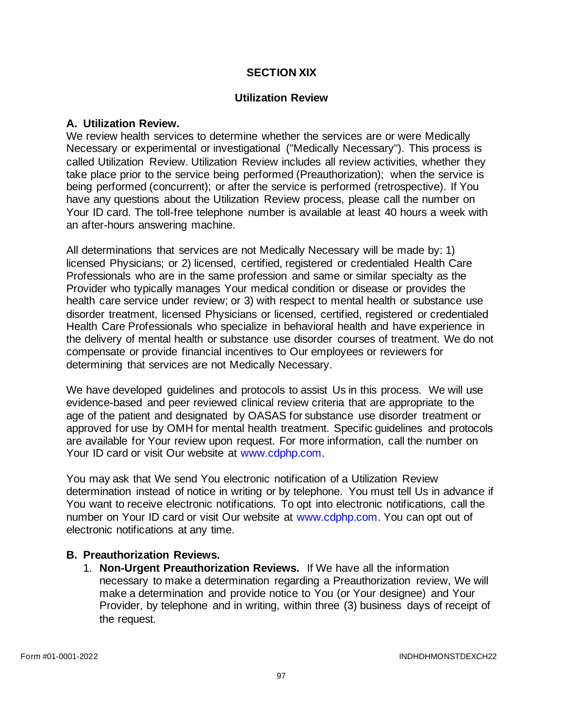# SECTION XIX

## Utilization Review

### A. Utilization Review.

We review health services to determine whether the services are or were Medically Necessary or experimental or investigational ("Medically Necessary"). This process is called Utilization Review. Utilization Review includes all review activities, whether they take place prior to the service being performed (Preauthorization); when the service is being performed (concurrent); or after the service is performed (retrospective). If You have any questions about the Utilization Review process, please call the number on Your ID card. The toll-free telephone number is available at least 40 hours a week with an after-hours answering machine.

All determinations that services are not Medically Necessary will be made by: 1) licensed Physicians; or 2) licensed, certified, registered or credentialed Health Care Professionals who are in the same profession and same or similar specialty as the Provider who typically manages Your medical condition or disease or provides the health care service under review; or 3) with respect to mental health or substance use disorder treatment, licensed Physicians or licensed, certified, registered or credentialed Health Care Professionals who specialize in behavioral health and have experience in the delivery of mental health or substance use disorder courses of treatment. We do not compensate or provide financial incentives to Our employees or reviewers for determining that services are not Medically Necessary.

We have developed guidelines and protocols to assist Us in this process. We will use evidence-based and peer reviewed clinical review criteria that are appropriate to the age of the patient and designated by OASAS for substance use disorder treatment or approved for use by OMH for mental health treatment. Specific guidelines and protocols are available for Your review upon request. For more information, call the number on Your ID card or visit Our website at www.cdphp.com.

You may ask that We send You electronic notification of a Utilization Review determination instead of notice in writing or by telephone. You must tell Us in advance if You want to receive electronic notifications. To opt into electronic notifications, call the number on Your ID card or visit Our website at www.cdphp.com. You can opt out of electronic notifications at any time.

### B. Preauthorization Reviews.

1. **Non-Urgent Preauthorization Reviews.** If We have all the information necessary to make a determination regarding a Preauthorization review, We will make a determination and provide notice to You (or Your designee) and Your Provider, by telephone and in writing, within three (3) business days of receipt of the request.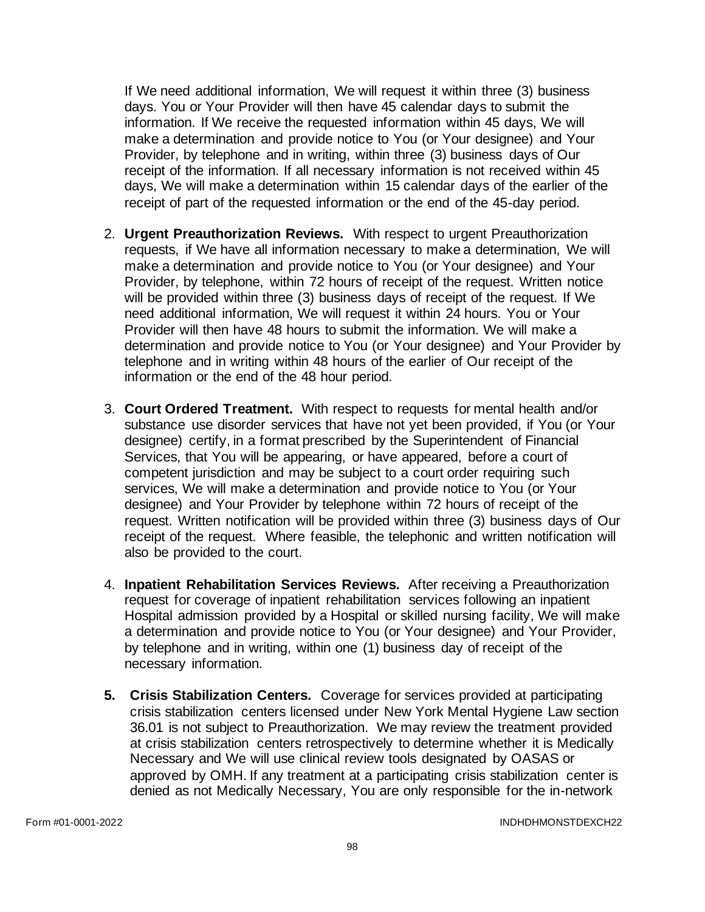If We need additional information, We will request it within three (3) business days. You or Your Provider will then have 45 calendar days to submit the information. If We receive the requested information within 45 days, We will make a determination and provide notice to You (or Your designee) and Your Provider, by telephone and in writing, within three (3) business days of Our receipt of the information. If all necessary information is not received within 45 days, We will make a determination within 15 calendar days of the earlier of the receipt of part of the requested information or the end of the 45-day period.

2. **Urgent Preauthorization Reviews.** With respect to urgent Preauthorization requests, if We have all information necessary to make a determination, We will make a determination and provide notice to You (or Your designee) and Your Provider, by telephone, within 72 hours of receipt of the request. Written notice will be provided within three (3) business days of receipt of the request. If We need additional information, We will request it within 24 hours. You or Your Provider will then have 48 hours to submit the information. We will make a determination and provide notice to You (or Your designee) and Your Provider by telephone and in writing within 48 hours of the earlier of Our receipt of the information or the end of the 48 hour period.

3. **Court Ordered Treatment.** With respect to requests for mental health and/or substance use disorder services that have not yet been provided, if You (or Your designee) certify, in a format prescribed by the Superintendent of Financial Services, that You will be appearing, or have appeared, before a court of competent jurisdiction and may be subject to a court order requiring such services, We will make a determination and provide notice to You (or Your designee) and Your Provider by telephone within 72 hours of receipt of the request. Written notification will be provided within three (3) business days of Our receipt of the request. Where feasible, the telephonic and written notification will also be provided to the court.

4. **Inpatient Rehabilitation Services Reviews.** After receiving a Preauthorization request for coverage of inpatient rehabilitation services following an inpatient Hospital admission provided by a Hospital or skilled nursing facility, We will make a determination and provide notice to You (or Your designee) and Your Provider, by telephone and in writing, within one (1) business day of receipt of the necessary information.

5. **Crisis Stabilization Centers.** Coverage for services provided at participating crisis stabilization centers licensed under New York Mental Hygiene Law section 36.01 is not subject to Preauthorization. We may review the treatment provided at crisis stabilization centers retrospectively to determine whether it is Medically Necessary and We will use clinical review tools designated by OASAS or approved by OMH. If any treatment at a participating crisis stabilization center is denied as not Medically Necessary, You are only responsible for the in-network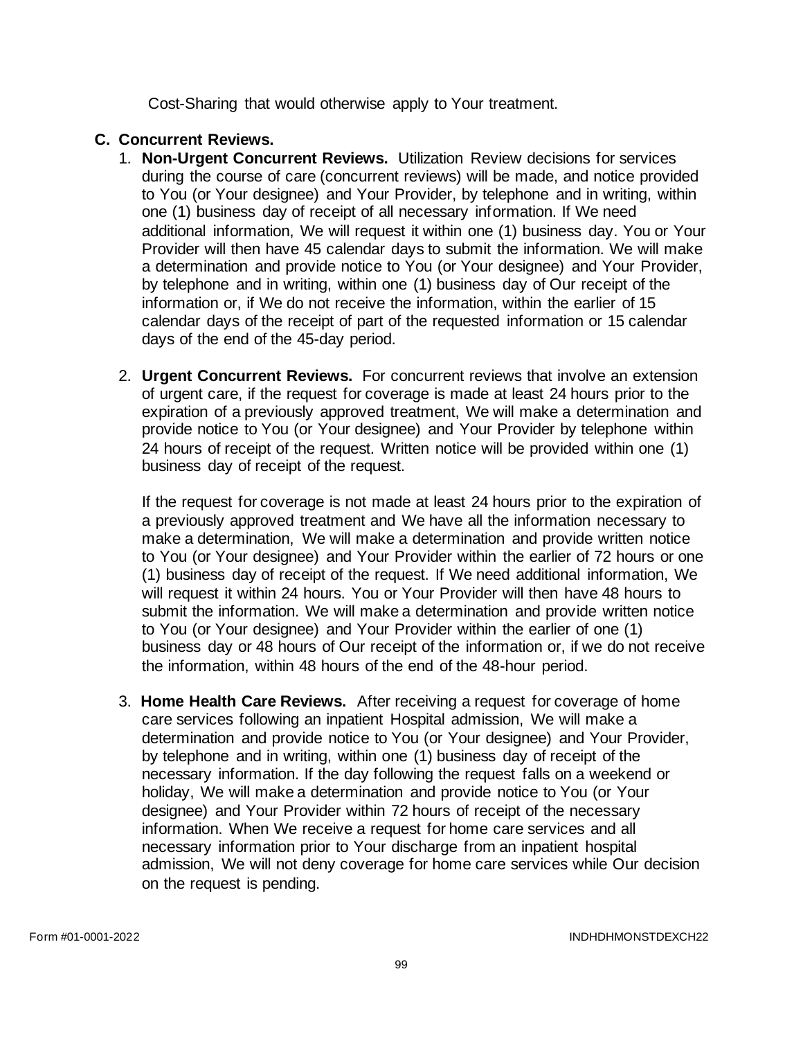Cost-Sharing that would otherwise apply to Your treatment.

## C. Concurrent Reviews.

1. **Non-Urgent Concurrent Reviews.** Utilization Review decisions for services during the course of care (concurrent reviews) will be made, and notice provided to You (or Your designee) and Your Provider, by telephone and in writing, within one (1) business day of receipt of all necessary information. If We need additional information, We will request it within one (1) business day. You or Your Provider will then have 45 calendar days to submit the information. We will make a determination and provide notice to You (or Your designee) and Your Provider, by telephone and in writing, within one (1) business day of Our receipt of the information or, if We do not receive the information, within the earlier of 15 calendar days of the receipt of part of the requested information or 15 calendar days of the end of the 45-day period.

2. **Urgent Concurrent Reviews.** For concurrent reviews that involve an extension of urgent care, if the request for coverage is made at least 24 hours prior to the expiration of a previously approved treatment, We will make a determination and provide notice to You (or Your designee) and Your Provider by telephone within 24 hours of receipt of the request. Written notice will be provided within one (1) business day of receipt of the request.

   If the request for coverage is not made at least 24 hours prior to the expiration of a previously approved treatment and We have all the information necessary to make a determination, We will make a determination and provide written notice to You (or Your designee) and Your Provider within the earlier of 72 hours or one (1) business day of receipt of the request. If We need additional information, We will request it within 24 hours. You or Your Provider will then have 48 hours to submit the information. We will make a determination and provide written notice to You (or Your designee) and Your Provider within the earlier of one (1) business day or 48 hours of Our receipt of the information or, if we do not receive the information, within 48 hours of the end of the 48-hour period.

3. **Home Health Care Reviews.** After receiving a request for coverage of home care services following an inpatient Hospital admission, We will make a determination and provide notice to You (or Your designee) and Your Provider, by telephone and in writing, within one (1) business day of receipt of the necessary information. If the day following the request falls on a weekend or holiday, We will make a determination and provide notice to You (or Your designee) and Your Provider within 72 hours of receipt of the necessary information. When We receive a request for home care services and all necessary information prior to Your discharge from an inpatient hospital admission, We will not deny coverage for home care services while Our decision on the request is pending.

Form #01-0001-2022 INDHDHMONSTDEXCH22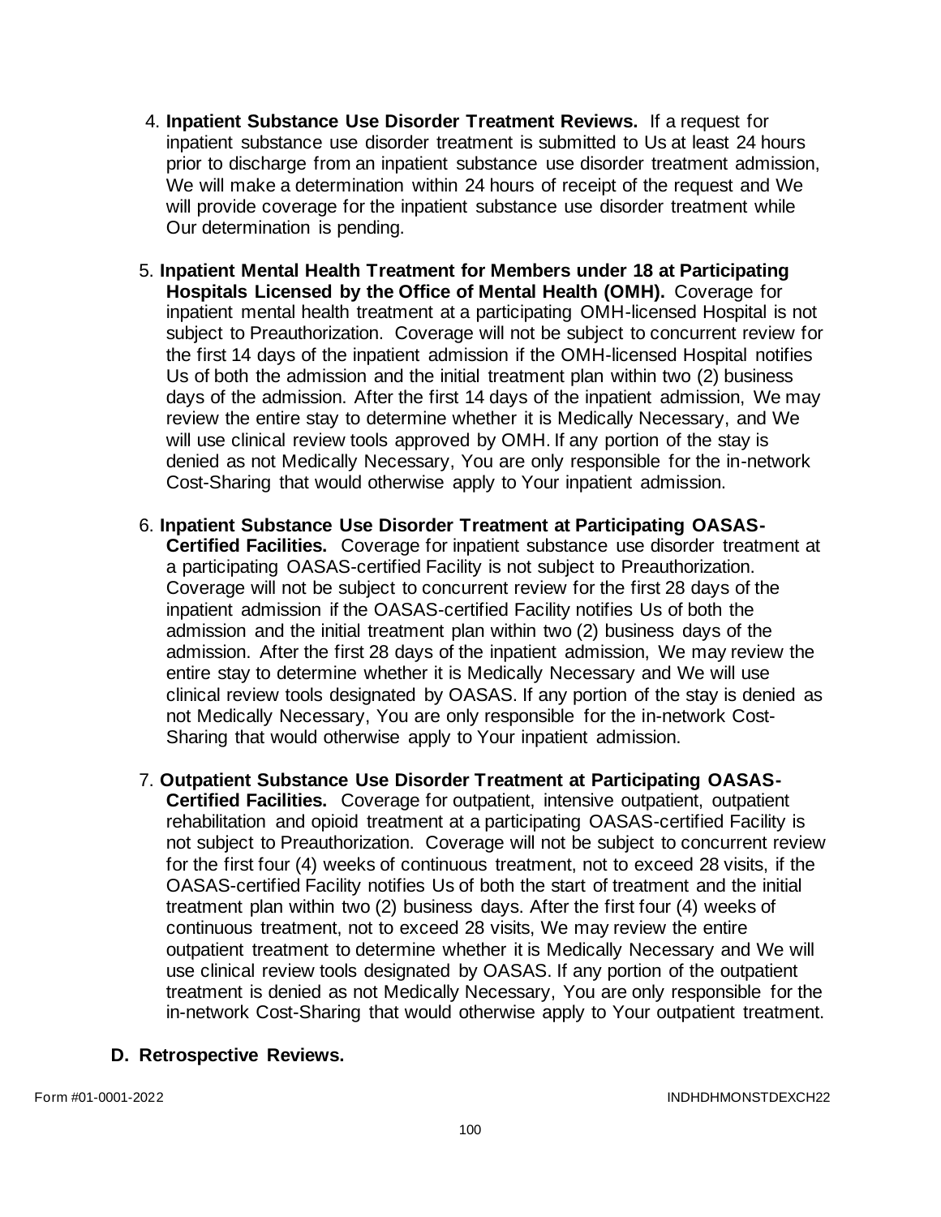4. **Inpatient Substance Use Disorder Treatment Reviews.** If a request for inpatient substance use disorder treatment is submitted to Us at least 24 hours prior to discharge from an inpatient substance use disorder treatment admission, We will make a determination within 24 hours of receipt of the request and We will provide coverage for the inpatient substance use disorder treatment while Our determination is pending.

5. **Inpatient Mental Health Treatment for Members under 18 at Participating Hospitals Licensed by the Office of Mental Health (OMH).** Coverage for inpatient mental health treatment at a participating OMH-licensed Hospital is not subject to Preauthorization. Coverage will not be subject to concurrent review for the first 14 days of the inpatient admission if the OMH-licensed Hospital notifies Us of both the admission and the initial treatment plan within two (2) business days of the admission. After the first 14 days of the inpatient admission, We may review the entire stay to determine whether it is Medically Necessary, and We will use clinical review tools approved by OMH. If any portion of the stay is denied as not Medically Necessary, You are only responsible for the in-network Cost-Sharing that would otherwise apply to Your inpatient admission.

6. **Inpatient Substance Use Disorder Treatment at Participating OASAS-Certified Facilities.** Coverage for inpatient substance use disorder treatment at a participating OASAS-certified Facility is not subject to Preauthorization. Coverage will not be subject to concurrent review for the first 28 days of the inpatient admission if the OASAS-certified Facility notifies Us of both the admission and the initial treatment plan within two (2) business days of the admission. After the first 28 days of the inpatient admission, We may review the entire stay to determine whether it is Medically Necessary and We will use clinical review tools designated by OASAS. If any portion of the stay is denied as not Medically Necessary, You are only responsible for the in-network Cost-Sharing that would otherwise apply to Your inpatient admission.

7. **Outpatient Substance Use Disorder Treatment at Participating OASAS-Certified Facilities.** Coverage for outpatient, intensive outpatient, outpatient rehabilitation and opioid treatment at a participating OASAS-certified Facility is not subject to Preauthorization. Coverage will not be subject to concurrent review for the first four (4) weeks of continuous treatment, not to exceed 28 visits, if the OASAS-certified Facility notifies Us of both the start of treatment and the initial treatment plan within two (2) business days. After the first four (4) weeks of continuous treatment, not to exceed 28 visits, We may review the entire outpatient treatment to determine whether it is Medically Necessary and We will use clinical review tools designated by OASAS. If any portion of the outpatient treatment is denied as not Medically Necessary, You are only responsible for the in-network Cost-Sharing that would otherwise apply to Your outpatient treatment.

## D. Retrospective Reviews.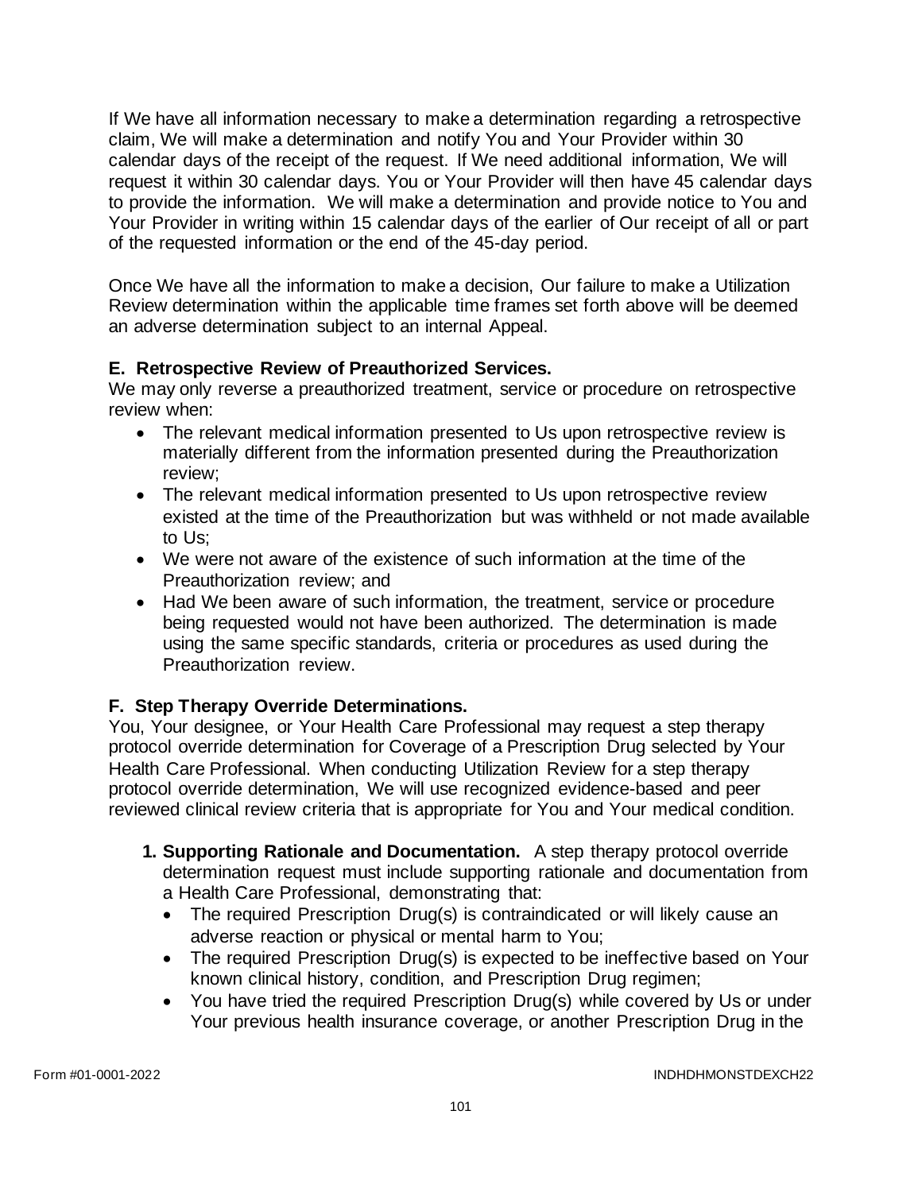If We have all information necessary to make a determination regarding a retrospective claim, We will make a determination and notify You and Your Provider within 30 calendar days of the receipt of the request. If We need additional information, We will request it within 30 calendar days. You or Your Provider will then have 45 calendar days to provide the information. We will make a determination and provide notice to You and Your Provider in writing within 15 calendar days of the earlier of Our receipt of all or part of the requested information or the end of the 45-day period.

Once We have all the information to make a decision, Our failure to make a Utilization Review determination within the applicable time frames set forth above will be deemed an adverse determination subject to an internal Appeal.

**E. Retrospective Review of Preauthorized Services.**

We may only reverse a preauthorized treatment, service or procedure on retrospective review when:

- The relevant medical information presented to Us upon retrospective review is materially different from the information presented during the Preauthorization review;
- The relevant medical information presented to Us upon retrospective review existed at the time of the Preauthorization but was withheld or not made available to Us;
- We were not aware of the existence of such information at the time of the Preauthorization review; and
- Had We been aware of such information, the treatment, service or procedure being requested would not have been authorized. The determination is made using the same specific standards, criteria or procedures as used during the Preauthorization review.

**F. Step Therapy Override Determinations.**

You, Your designee, or Your Health Care Professional may request a step therapy protocol override determination for Coverage of a Prescription Drug selected by Your Health Care Professional. When conducting Utilization Review for a step therapy protocol override determination, We will use recognized evidence-based and peer reviewed clinical review criteria that is appropriate for You and Your medical condition.

1. **Supporting Rationale and Documentation.** A step therapy protocol override determination request must include supporting rationale and documentation from a Health Care Professional, demonstrating that:
   - The required Prescription Drug(s) is contraindicated or will likely cause an adverse reaction or physical or mental harm to You;
   - The required Prescription Drug(s) is expected to be ineffective based on Your known clinical history, condition, and Prescription Drug regimen;
   - You have tried the required Prescription Drug(s) while covered by Us or under Your previous health insurance coverage, or another Prescription Drug in the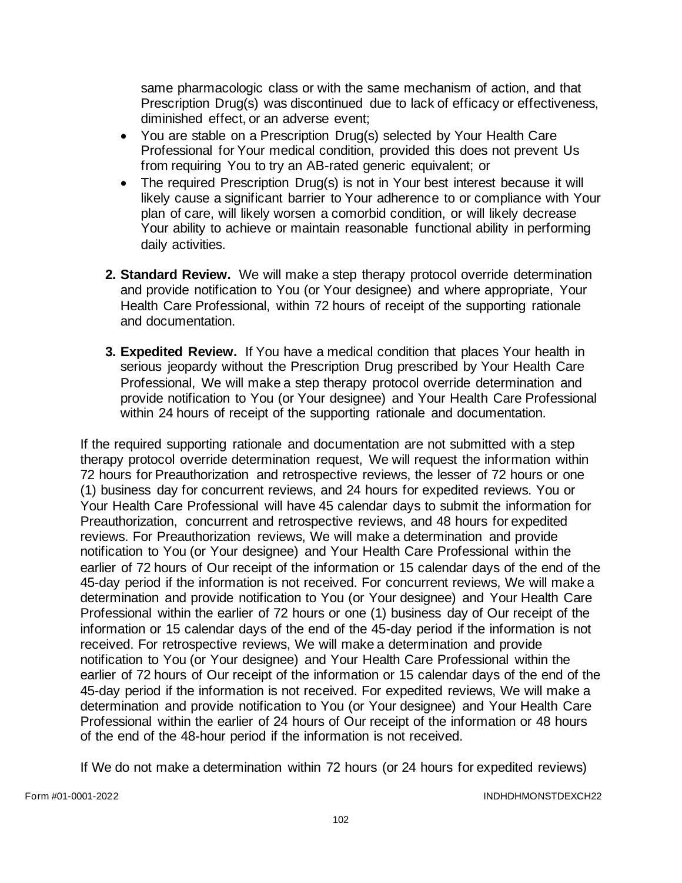same pharmacologic class or with the same mechanism of action, and that Prescription Drug(s) was discontinued due to lack of efficacy or effectiveness, diminished effect, or an adverse event;

- You are stable on a Prescription Drug(s) selected by Your Health Care Professional for Your medical condition, provided this does not prevent Us from requiring You to try an AB-rated generic equivalent; or
- The required Prescription Drug(s) is not in Your best interest because it will likely cause a significant barrier to Your adherence to or compliance with Your plan of care, will likely worsen a comorbid condition, or will likely decrease Your ability to achieve or maintain reasonable functional ability in performing daily activities.

2. **Standard Review.** We will make a step therapy protocol override determination and provide notification to You (or Your designee) and where appropriate, Your Health Care Professional, within 72 hours of receipt of the supporting rationale and documentation.

3. **Expedited Review.** If You have a medical condition that places Your health in serious jeopardy without the Prescription Drug prescribed by Your Health Care Professional, We will make a step therapy protocol override determination and provide notification to You (or Your designee) and Your Health Care Professional within 24 hours of receipt of the supporting rationale and documentation.

If the required supporting rationale and documentation are not submitted with a step therapy protocol override determination request, We will request the information within 72 hours for Preauthorization and retrospective reviews, the lesser of 72 hours or one (1) business day for concurrent reviews, and 24 hours for expedited reviews. You or Your Health Care Professional will have 45 calendar days to submit the information for Preauthorization, concurrent and retrospective reviews, and 48 hours for expedited reviews. For Preauthorization reviews, We will make a determination and provide notification to You (or Your designee) and Your Health Care Professional within the earlier of 72 hours of Our receipt of the information or 15 calendar days of the end of the 45-day period if the information is not received. For concurrent reviews, We will make a determination and provide notification to You (or Your designee) and Your Health Care Professional within the earlier of 72 hours or one (1) business day of Our receipt of the information or 15 calendar days of the end of the 45-day period if the information is not received. For retrospective reviews, We will make a determination and provide notification to You (or Your designee) and Your Health Care Professional within the earlier of 72 hours of Our receipt of the information or 15 calendar days of the end of the 45-day period if the information is not received. For expedited reviews, We will make a determination and provide notification to You (or Your designee) and Your Health Care Professional within the earlier of 24 hours of Our receipt of the information or 48 hours of the end of the 48-hour period if the information is not received.

If We do not make a determination within 72 hours (or 24 hours for expedited reviews)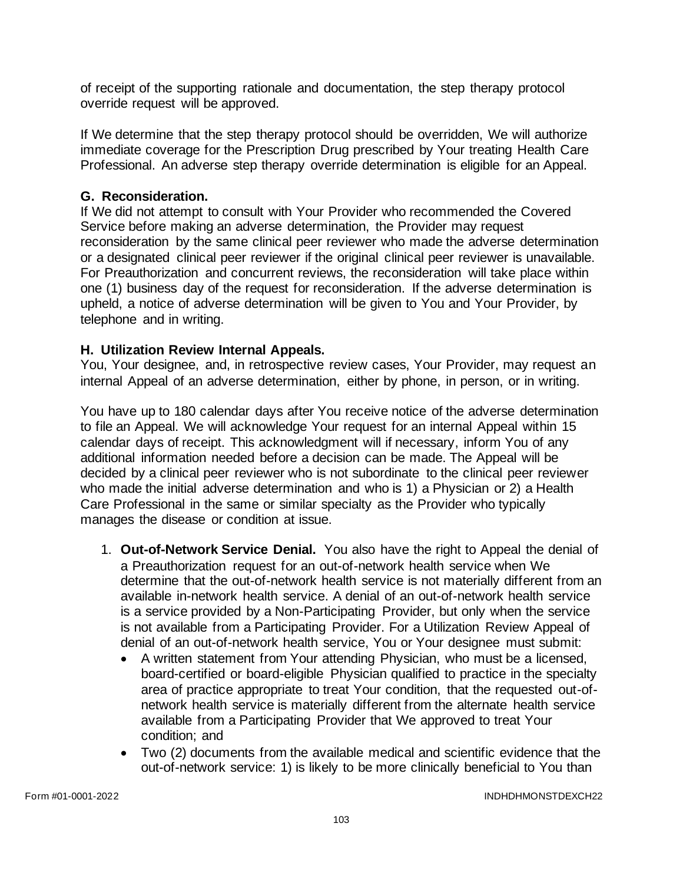of receipt of the supporting rationale and documentation, the step therapy protocol override request will be approved.

If We determine that the step therapy protocol should be overridden, We will authorize immediate coverage for the Prescription Drug prescribed by Your treating Health Care Professional. An adverse step therapy override determination is eligible for an Appeal.

**G. Reconsideration.**
If We did not attempt to consult with Your Provider who recommended the Covered Service before making an adverse determination, the Provider may request reconsideration by the same clinical peer reviewer who made the adverse determination or a designated clinical peer reviewer if the original clinical peer reviewer is unavailable. For Preauthorization and concurrent reviews, the reconsideration will take place within one (1) business day of the request for reconsideration. If the adverse determination is upheld, a notice of adverse determination will be given to You and Your Provider, by telephone and in writing.

**H. Utilization Review Internal Appeals.**
You, Your designee, and, in retrospective review cases, Your Provider, may request an internal Appeal of an adverse determination, either by phone, in person, or in writing.

You have up to 180 calendar days after You receive notice of the adverse determination to file an Appeal. We will acknowledge Your request for an internal Appeal within 15 calendar days of receipt. This acknowledgment will if necessary, inform You of any additional information needed before a decision can be made. The Appeal will be decided by a clinical peer reviewer who is not subordinate to the clinical peer reviewer who made the initial adverse determination and who is 1) a Physician or 2) a Health Care Professional in the same or similar specialty as the Provider who typically manages the disease or condition at issue.

1. **Out-of-Network Service Denial.** You also have the right to Appeal the denial of a Preauthorization request for an out-of-network health service when We determine that the out-of-network health service is not materially different from an available in-network health service. A denial of an out-of-network health service is a service provided by a Non-Participating Provider, but only when the service is not available from a Participating Provider. For a Utilization Review Appeal of denial of an out-of-network health service, You or Your designee must submit:
   - A written statement from Your attending Physician, who must be a licensed, board-certified or board-eligible Physician qualified to practice in the specialty area of practice appropriate to treat Your condition, that the requested out-of-network health service is materially different from the alternate health service available from a Participating Provider that We approved to treat Your condition; and
   - Two (2) documents from the available medical and scientific evidence that the out-of-network service: 1) is likely to be more clinically beneficial to You than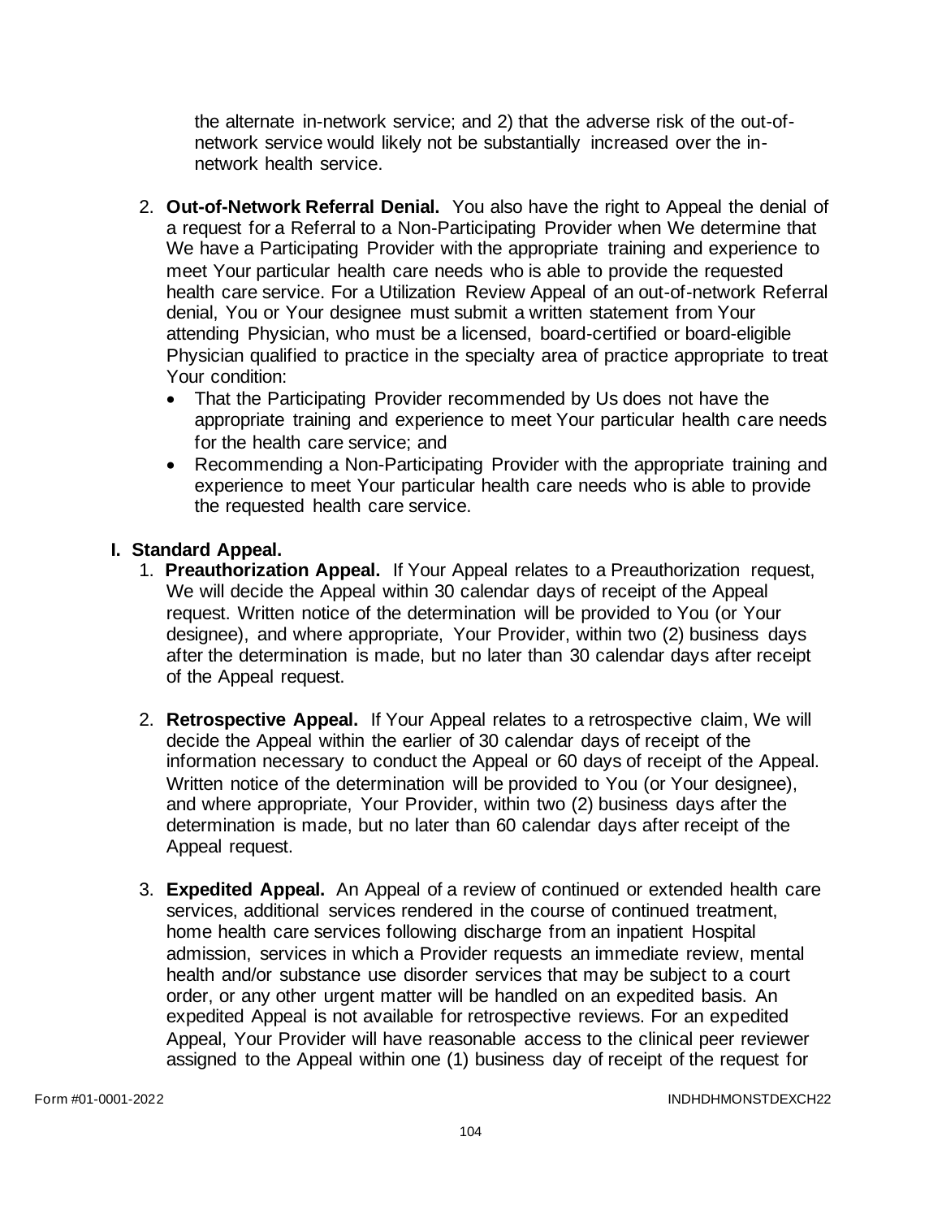the alternate in-network service; and 2) that the adverse risk of the out-of-network service would likely not be substantially increased over the in-network health service.

2. **Out-of-Network Referral Denial.** You also have the right to Appeal the denial of a request for a Referral to a Non-Participating Provider when We determine that We have a Participating Provider with the appropriate training and experience to meet Your particular health care needs who is able to provide the requested health care service. For a Utilization Review Appeal of an out-of-network Referral denial, You or Your designee must submit a written statement from Your attending Physician, who must be a licensed, board-certified or board-eligible Physician qualified to practice in the specialty area of practice appropriate to treat Your condition:
   - That the Participating Provider recommended by Us does not have the appropriate training and experience to meet Your particular health care needs for the health care service; and
   - Recommending a Non-Participating Provider with the appropriate training and experience to meet Your particular health care needs who is able to provide the requested health care service.

## I. Standard Appeal.

1. **Preauthorization Appeal.** If Your Appeal relates to a Preauthorization request, We will decide the Appeal within 30 calendar days of receipt of the Appeal request. Written notice of the determination will be provided to You (or Your designee), and where appropriate, Your Provider, within two (2) business days after the determination is made, but no later than 30 calendar days after receipt of the Appeal request.

2. **Retrospective Appeal.** If Your Appeal relates to a retrospective claim, We will decide the Appeal within the earlier of 30 calendar days of receipt of the information necessary to conduct the Appeal or 60 days of receipt of the Appeal. Written notice of the determination will be provided to You (or Your designee), and where appropriate, Your Provider, within two (2) business days after the determination is made, but no later than 60 calendar days after receipt of the Appeal request.

3. **Expedited Appeal.** An Appeal of a review of continued or extended health care services, additional services rendered in the course of continued treatment, home health care services following discharge from an inpatient Hospital admission, services in which a Provider requests an immediate review, mental health and/or substance use disorder services that may be subject to a court order, or any other urgent matter will be handled on an expedited basis. An expedited Appeal is not available for retrospective reviews. For an expedited Appeal, Your Provider will have reasonable access to the clinical peer reviewer assigned to the Appeal within one (1) business day of receipt of the request for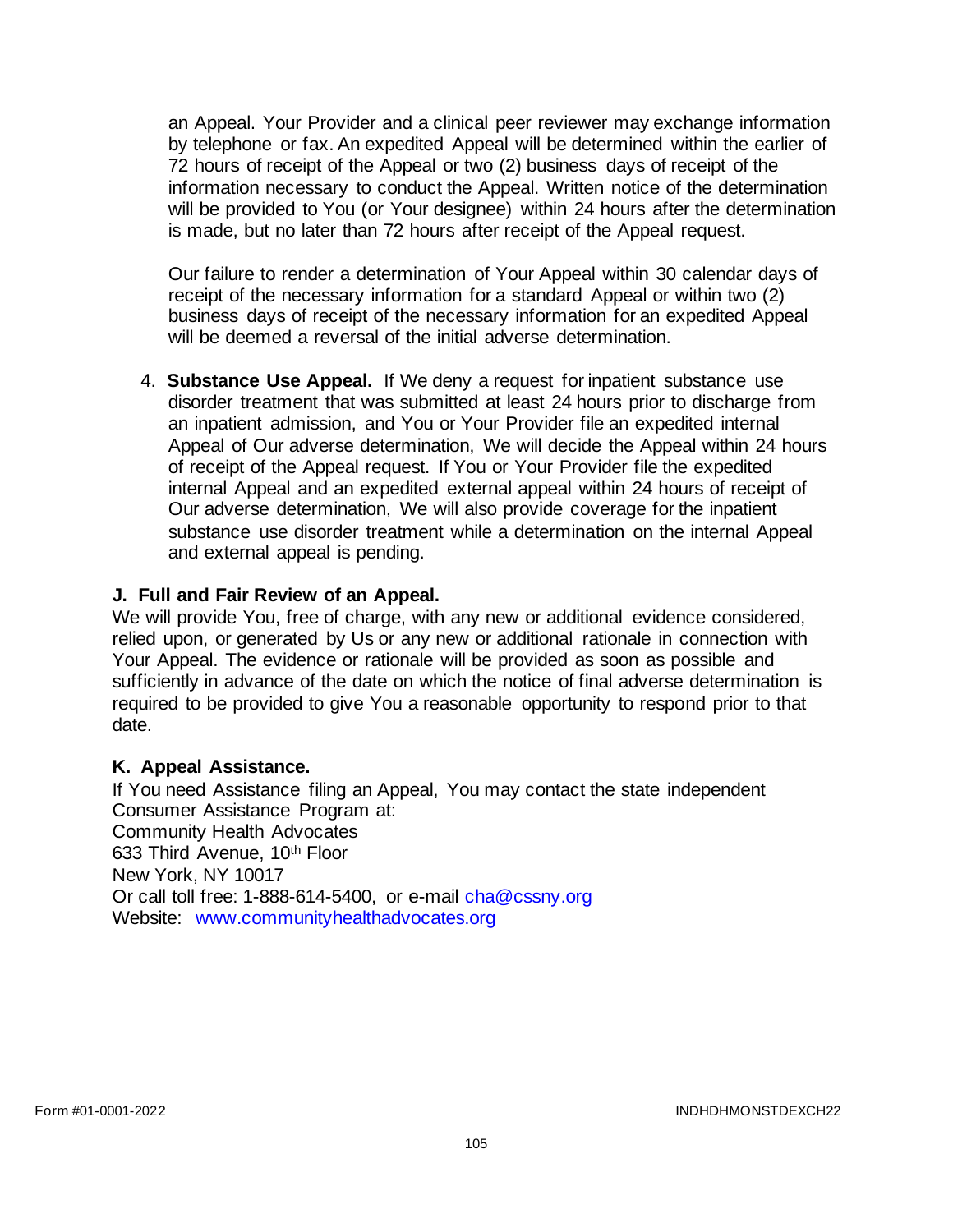an Appeal. Your Provider and a clinical peer reviewer may exchange information by telephone or fax. An expedited Appeal will be determined within the earlier of 72 hours of receipt of the Appeal or two (2) business days of receipt of the information necessary to conduct the Appeal. Written notice of the determination will be provided to You (or Your designee) within 24 hours after the determination is made, but no later than 72 hours after receipt of the Appeal request.

Our failure to render a determination of Your Appeal within 30 calendar days of receipt of the necessary information for a standard Appeal or within two (2) business days of receipt of the necessary information for an expedited Appeal will be deemed a reversal of the initial adverse determination.

4. **Substance Use Appeal.** If We deny a request for inpatient substance use disorder treatment that was submitted at least 24 hours prior to discharge from an inpatient admission, and You or Your Provider file an expedited internal Appeal of Our adverse determination, We will decide the Appeal within 24 hours of receipt of the Appeal request. If You or Your Provider file the expedited internal Appeal and an expedited external appeal within 24 hours of receipt of Our adverse determination, We will also provide coverage for the inpatient substance use disorder treatment while a determination on the internal Appeal and external appeal is pending.

### J. Full and Fair Review of an Appeal.

We will provide You, free of charge, with any new or additional evidence considered, relied upon, or generated by Us or any new or additional rationale in connection with Your Appeal. The evidence or rationale will be provided as soon as possible and sufficiently in advance of the date on which the notice of final adverse determination is required to be provided to give You a reasonable opportunity to respond prior to that date.

### K. Appeal Assistance.

If You need Assistance filing an Appeal, You may contact the state independent Consumer Assistance Program at:
Community Health Advocates
633 Third Avenue, 10th Floor
New York, NY 10017
Or call toll free: 1-888-614-5400, or e-mail cha@cssny.org
Website: www.communityhealthadvocates.org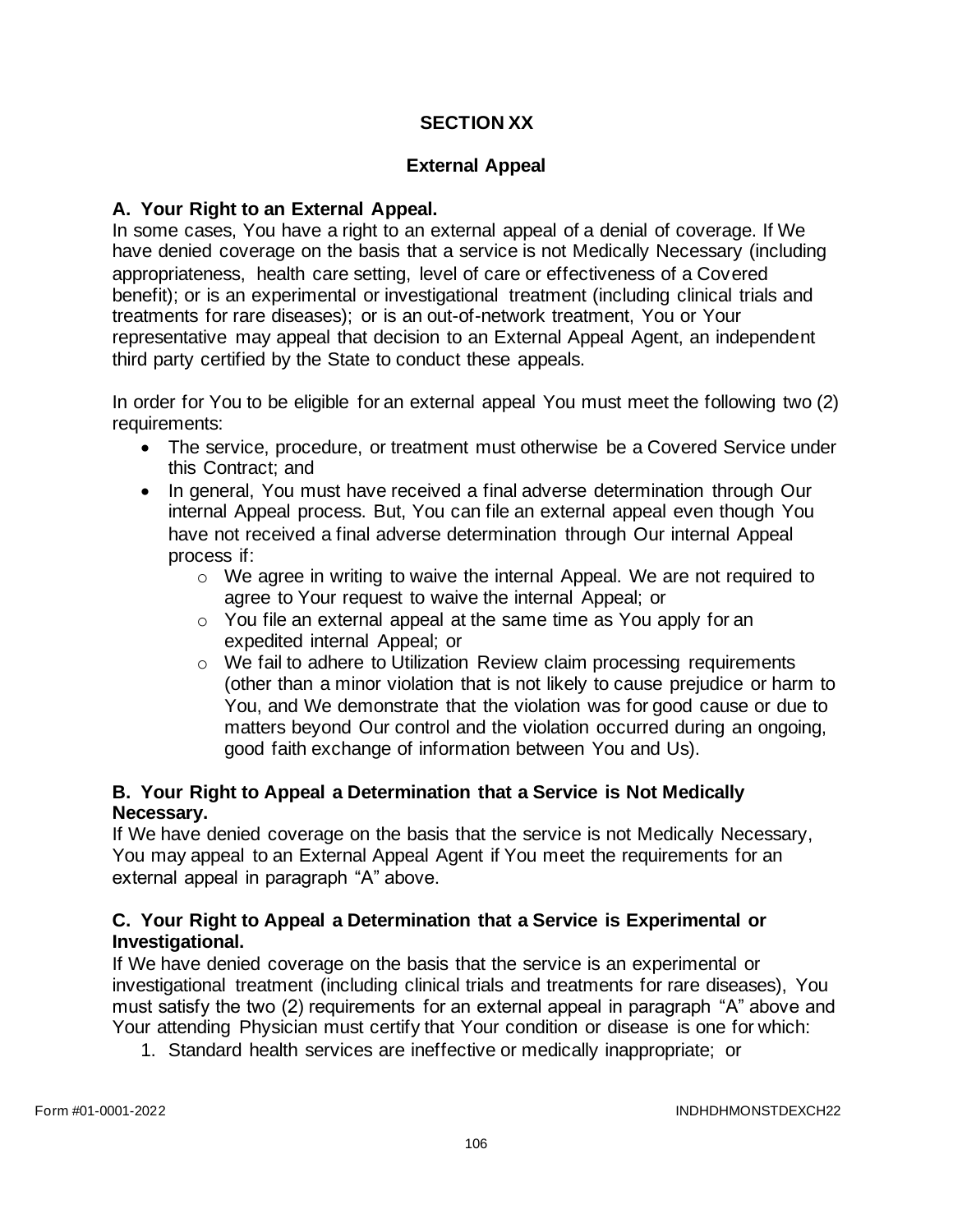## SECTION XX

## External Appeal

### A. Your Right to an External Appeal.

In some cases, You have a right to an external appeal of a denial of coverage. If We have denied coverage on the basis that a service is not Medically Necessary (including appropriateness, health care setting, level of care or effectiveness of a Covered benefit); or is an experimental or investigational treatment (including clinical trials and treatments for rare diseases); or is an out-of-network treatment, You or Your representative may appeal that decision to an External Appeal Agent, an independent third party certified by the State to conduct these appeals.

In order for You to be eligible for an external appeal You must meet the following two (2) requirements:

- The service, procedure, or treatment must otherwise be a Covered Service under this Contract; and
- In general, You must have received a final adverse determination through Our internal Appeal process. But, You can file an external appeal even though You have not received a final adverse determination through Our internal Appeal process if:
  - We agree in writing to waive the internal Appeal. We are not required to agree to Your request to waive the internal Appeal; or
  - You file an external appeal at the same time as You apply for an expedited internal Appeal; or
  - We fail to adhere to Utilization Review claim processing requirements (other than a minor violation that is not likely to cause prejudice or harm to You, and We demonstrate that the violation was for good cause or due to matters beyond Our control and the violation occurred during an ongoing, good faith exchange of information between You and Us).

### B. Your Right to Appeal a Determination that a Service is Not Medically Necessary.

If We have denied coverage on the basis that the service is not Medically Necessary, You may appeal to an External Appeal Agent if You meet the requirements for an external appeal in paragraph "A" above.

### C. Your Right to Appeal a Determination that a Service is Experimental or Investigational.

If We have denied coverage on the basis that the service is an experimental or investigational treatment (including clinical trials and treatments for rare diseases), You must satisfy the two (2) requirements for an external appeal in paragraph "A" above and Your attending Physician must certify that Your condition or disease is one for which:

1. Standard health services are ineffective or medically inappropriate; or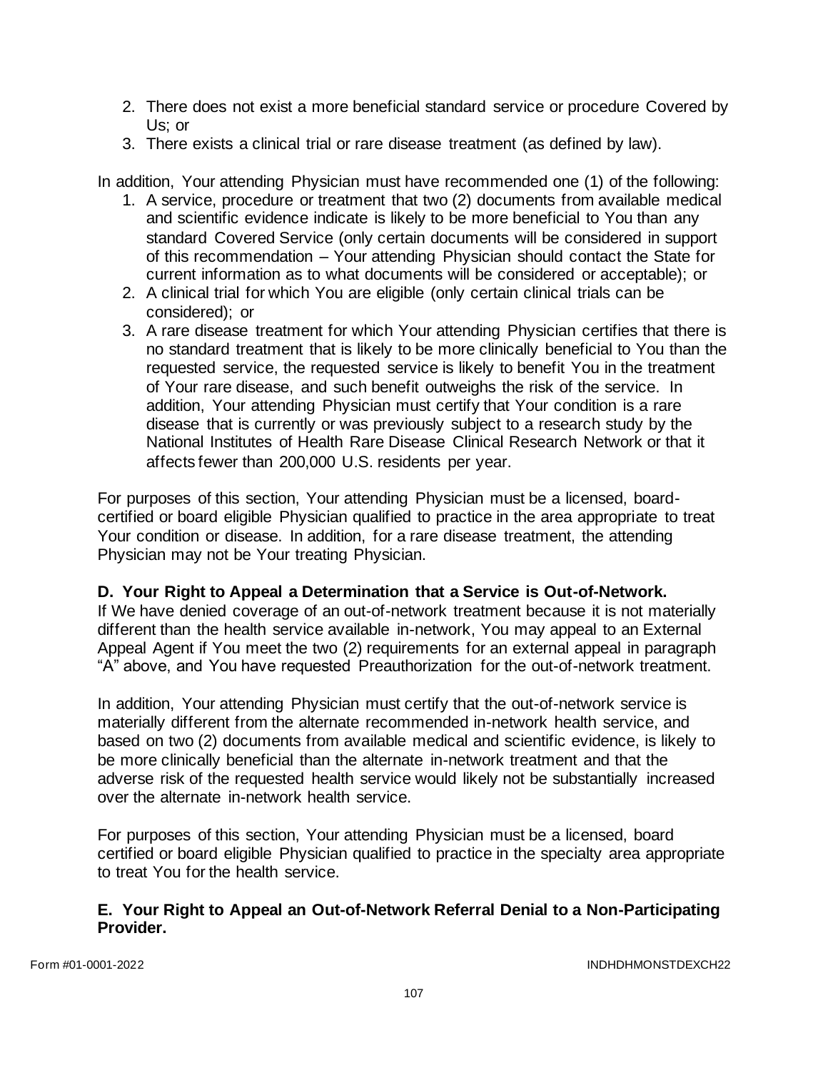2. There does not exist a more beneficial standard service or procedure Covered by Us; or
3. There exists a clinical trial or rare disease treatment (as defined by law).

In addition, Your attending Physician must have recommended one (1) of the following:

1. A service, procedure or treatment that two (2) documents from available medical and scientific evidence indicate is likely to be more beneficial to You than any standard Covered Service (only certain documents will be considered in support of this recommendation – Your attending Physician should contact the State for current information as to what documents will be considered or acceptable); or
2. A clinical trial for which You are eligible (only certain clinical trials can be considered); or
3. A rare disease treatment for which Your attending Physician certifies that there is no standard treatment that is likely to be more clinically beneficial to You than the requested service, the requested service is likely to benefit You in the treatment of Your rare disease, and such benefit outweighs the risk of the service. In addition, Your attending Physician must certify that Your condition is a rare disease that is currently or was previously subject to a research study by the National Institutes of Health Rare Disease Clinical Research Network or that it affects fewer than 200,000 U.S. residents per year.

For purposes of this section, Your attending Physician must be a licensed, board-certified or board eligible Physician qualified to practice in the area appropriate to treat Your condition or disease. In addition, for a rare disease treatment, the attending Physician may not be Your treating Physician.

**D. Your Right to Appeal a Determination that a Service is Out-of-Network.**
If We have denied coverage of an out-of-network treatment because it is not materially different than the health service available in-network, You may appeal to an External Appeal Agent if You meet the two (2) requirements for an external appeal in paragraph "A" above, and You have requested Preauthorization for the out-of-network treatment.

In addition, Your attending Physician must certify that the out-of-network service is materially different from the alternate recommended in-network health service, and based on two (2) documents from available medical and scientific evidence, is likely to be more clinically beneficial than the alternate in-network treatment and that the adverse risk of the requested health service would likely not be substantially increased over the alternate in-network health service.

For purposes of this section, Your attending Physician must be a licensed, board certified or board eligible Physician qualified to practice in the specialty area appropriate to treat You for the health service.

**E. Your Right to Appeal an Out-of-Network Referral Denial to a Non-Participating Provider.**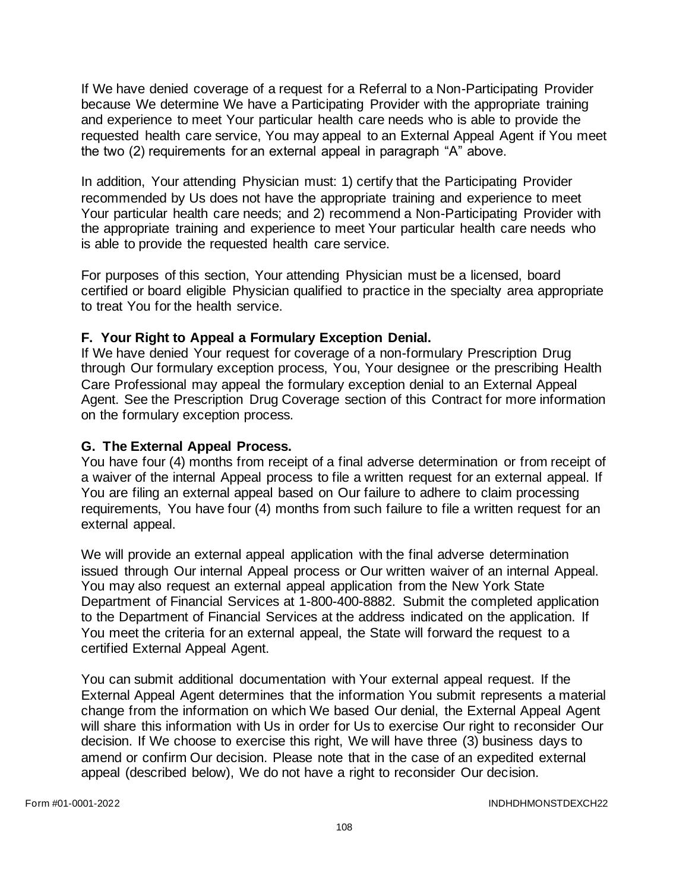If We have denied coverage of a request for a Referral to a Non-Participating Provider because We determine We have a Participating Provider with the appropriate training and experience to meet Your particular health care needs who is able to provide the requested health care service, You may appeal to an External Appeal Agent if You meet the two (2) requirements for an external appeal in paragraph "A" above.

In addition, Your attending Physician must: 1) certify that the Participating Provider recommended by Us does not have the appropriate training and experience to meet Your particular health care needs; and 2) recommend a Non-Participating Provider with the appropriate training and experience to meet Your particular health care needs who is able to provide the requested health care service.

For purposes of this section, Your attending Physician must be a licensed, board certified or board eligible Physician qualified to practice in the specialty area appropriate to treat You for the health service.

**F. Your Right to Appeal a Formulary Exception Denial.**

If We have denied Your request for coverage of a non-formulary Prescription Drug through Our formulary exception process, You, Your designee or the prescribing Health Care Professional may appeal the formulary exception denial to an External Appeal Agent. See the Prescription Drug Coverage section of this Contract for more information on the formulary exception process.

**G. The External Appeal Process.**

You have four (4) months from receipt of a final adverse determination or from receipt of a waiver of the internal Appeal process to file a written request for an external appeal. If You are filing an external appeal based on Our failure to adhere to claim processing requirements, You have four (4) months from such failure to file a written request for an external appeal.

We will provide an external appeal application with the final adverse determination issued through Our internal Appeal process or Our written waiver of an internal Appeal. You may also request an external appeal application from the New York State Department of Financial Services at 1-800-400-8882. Submit the completed application to the Department of Financial Services at the address indicated on the application. If You meet the criteria for an external appeal, the State will forward the request to a certified External Appeal Agent.

You can submit additional documentation with Your external appeal request. If the External Appeal Agent determines that the information You submit represents a material change from the information on which We based Our denial, the External Appeal Agent will share this information with Us in order for Us to exercise Our right to reconsider Our decision. If We choose to exercise this right, We will have three (3) business days to amend or confirm Our decision. Please note that in the case of an expedited external appeal (described below), We do not have a right to reconsider Our decision.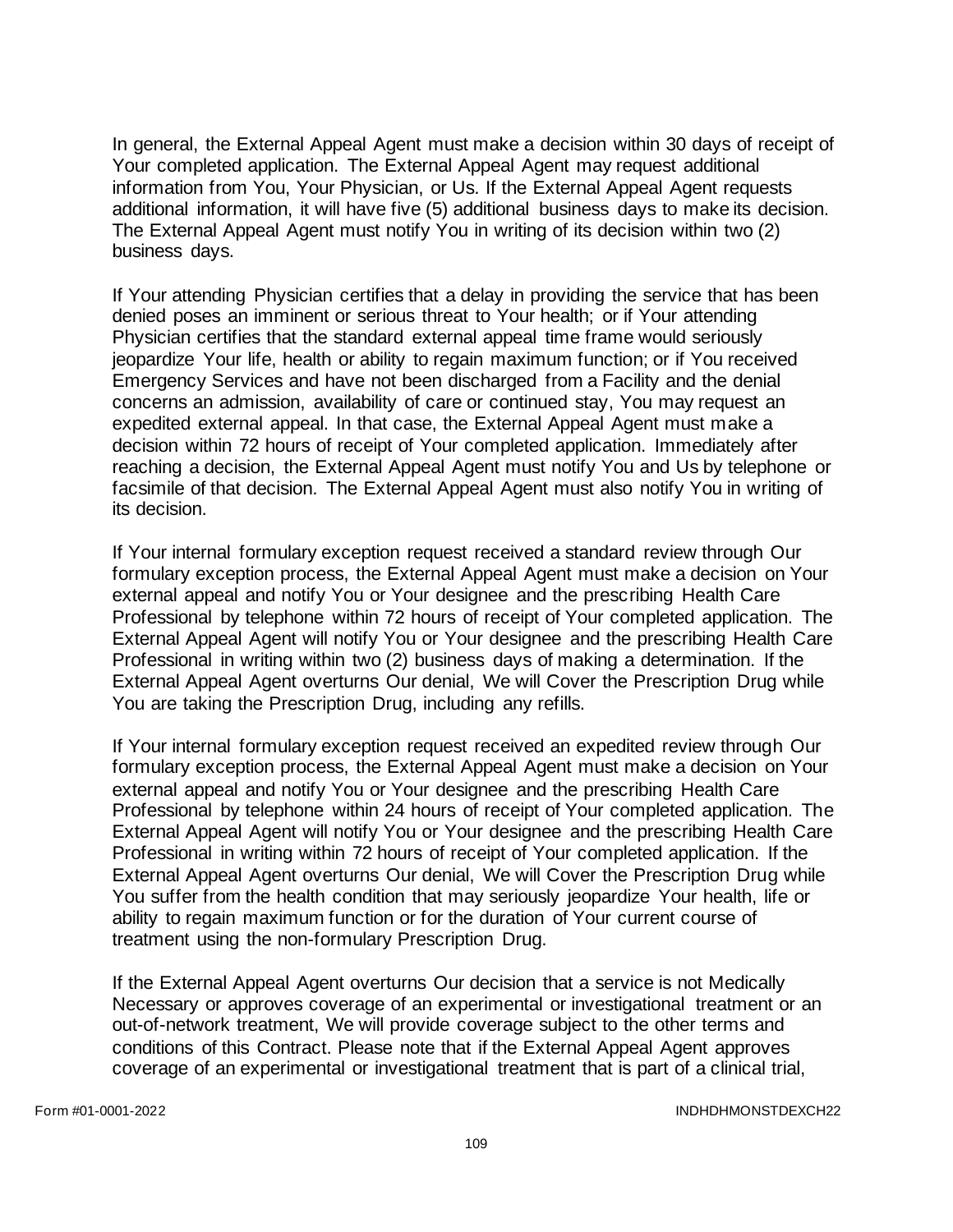In general, the External Appeal Agent must make a decision within 30 days of receipt of Your completed application. The External Appeal Agent may request additional information from You, Your Physician, or Us. If the External Appeal Agent requests additional information, it will have five (5) additional business days to make its decision. The External Appeal Agent must notify You in writing of its decision within two (2) business days.

If Your attending Physician certifies that a delay in providing the service that has been denied poses an imminent or serious threat to Your health; or if Your attending Physician certifies that the standard external appeal time frame would seriously jeopardize Your life, health or ability to regain maximum function; or if You received Emergency Services and have not been discharged from a Facility and the denial concerns an admission, availability of care or continued stay, You may request an expedited external appeal. In that case, the External Appeal Agent must make a decision within 72 hours of receipt of Your completed application. Immediately after reaching a decision, the External Appeal Agent must notify You and Us by telephone or facsimile of that decision. The External Appeal Agent must also notify You in writing of its decision.

If Your internal formulary exception request received a standard review through Our formulary exception process, the External Appeal Agent must make a decision on Your external appeal and notify You or Your designee and the prescribing Health Care Professional by telephone within 72 hours of receipt of Your completed application. The External Appeal Agent will notify You or Your designee and the prescribing Health Care Professional in writing within two (2) business days of making a determination. If the External Appeal Agent overturns Our denial, We will Cover the Prescription Drug while You are taking the Prescription Drug, including any refills.

If Your internal formulary exception request received an expedited review through Our formulary exception process, the External Appeal Agent must make a decision on Your external appeal and notify You or Your designee and the prescribing Health Care Professional by telephone within 24 hours of receipt of Your completed application. The External Appeal Agent will notify You or Your designee and the prescribing Health Care Professional in writing within 72 hours of receipt of Your completed application. If the External Appeal Agent overturns Our denial, We will Cover the Prescription Drug while You suffer from the health condition that may seriously jeopardize Your health, life or ability to regain maximum function or for the duration of Your current course of treatment using the non-formulary Prescription Drug.

If the External Appeal Agent overturns Our decision that a service is not Medically Necessary or approves coverage of an experimental or investigational treatment or an out-of-network treatment, We will provide coverage subject to the other terms and conditions of this Contract. Please note that if the External Appeal Agent approves coverage of an experimental or investigational treatment that is part of a clinical trial,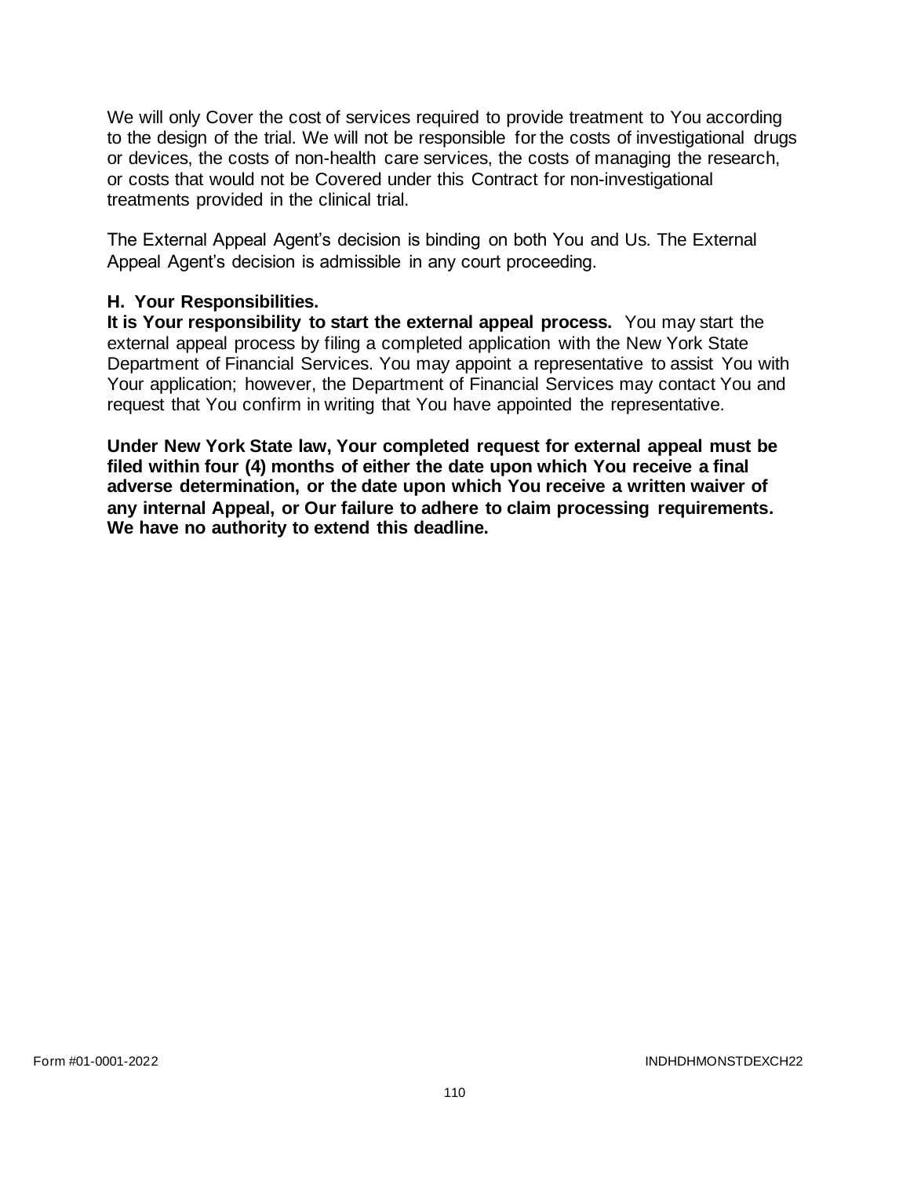We will only Cover the cost of services required to provide treatment to You according to the design of the trial. We will not be responsible for the costs of investigational drugs or devices, the costs of non-health care services, the costs of managing the research, or costs that would not be Covered under this Contract for non-investigational treatments provided in the clinical trial.

The External Appeal Agent's decision is binding on both You and Us. The External Appeal Agent's decision is admissible in any court proceeding.

### H. Your Responsibilities.

**It is Your responsibility to start the external appeal process.** You may start the external appeal process by filing a completed application with the New York State Department of Financial Services. You may appoint a representative to assist You with Your application; however, the Department of Financial Services may contact You and request that You confirm in writing that You have appointed the representative.

**Under New York State law, Your completed request for external appeal must be filed within four (4) months of either the date upon which You receive a final adverse determination, or the date upon which You receive a written waiver of any internal Appeal, or Our failure to adhere to claim processing requirements. We have no authority to extend this deadline.**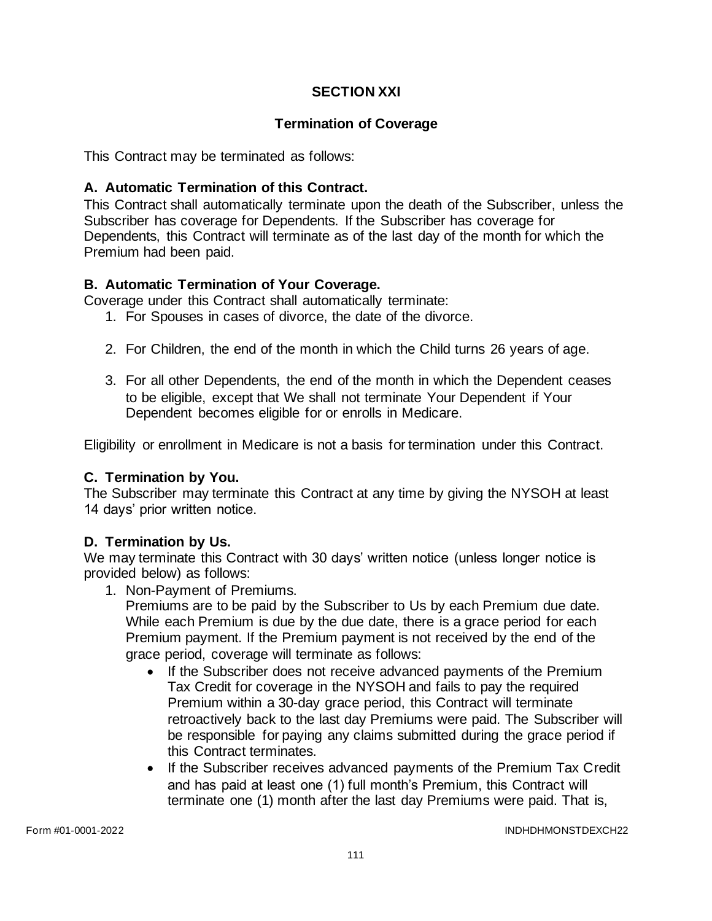## SECTION XXI

## Termination of Coverage

This Contract may be terminated as follows:

### A. Automatic Termination of this Contract.

This Contract shall automatically terminate upon the death of the Subscriber, unless the Subscriber has coverage for Dependents. If the Subscriber has coverage for Dependents, this Contract will terminate as of the last day of the month for which the Premium had been paid.

### B. Automatic Termination of Your Coverage.

Coverage under this Contract shall automatically terminate:

1. For Spouses in cases of divorce, the date of the divorce.
2. For Children, the end of the month in which the Child turns 26 years of age.
3. For all other Dependents, the end of the month in which the Dependent ceases to be eligible, except that We shall not terminate Your Dependent if Your Dependent becomes eligible for or enrolls in Medicare.

Eligibility or enrollment in Medicare is not a basis for termination under this Contract.

### C. Termination by You.

The Subscriber may terminate this Contract at any time by giving the NYSOH at least 14 days' prior written notice.

### D. Termination by Us.

We may terminate this Contract with 30 days' written notice (unless longer notice is provided below) as follows:

1. Non-Payment of Premiums.
   Premiums are to be paid by the Subscriber to Us by each Premium due date. While each Premium is due by the due date, there is a grace period for each Premium payment. If the Premium payment is not received by the end of the grace period, coverage will terminate as follows:
   - If the Subscriber does not receive advanced payments of the Premium Tax Credit for coverage in the NYSOH and fails to pay the required Premium within a 30-day grace period, this Contract will terminate retroactively back to the last day Premiums were paid. The Subscriber will be responsible for paying any claims submitted during the grace period if this Contract terminates.
   - If the Subscriber receives advanced payments of the Premium Tax Credit and has paid at least one (1) full month's Premium, this Contract will terminate one (1) month after the last day Premiums were paid. That is,

Form #01-0001-2022 INDHDHMONSTDEXCH22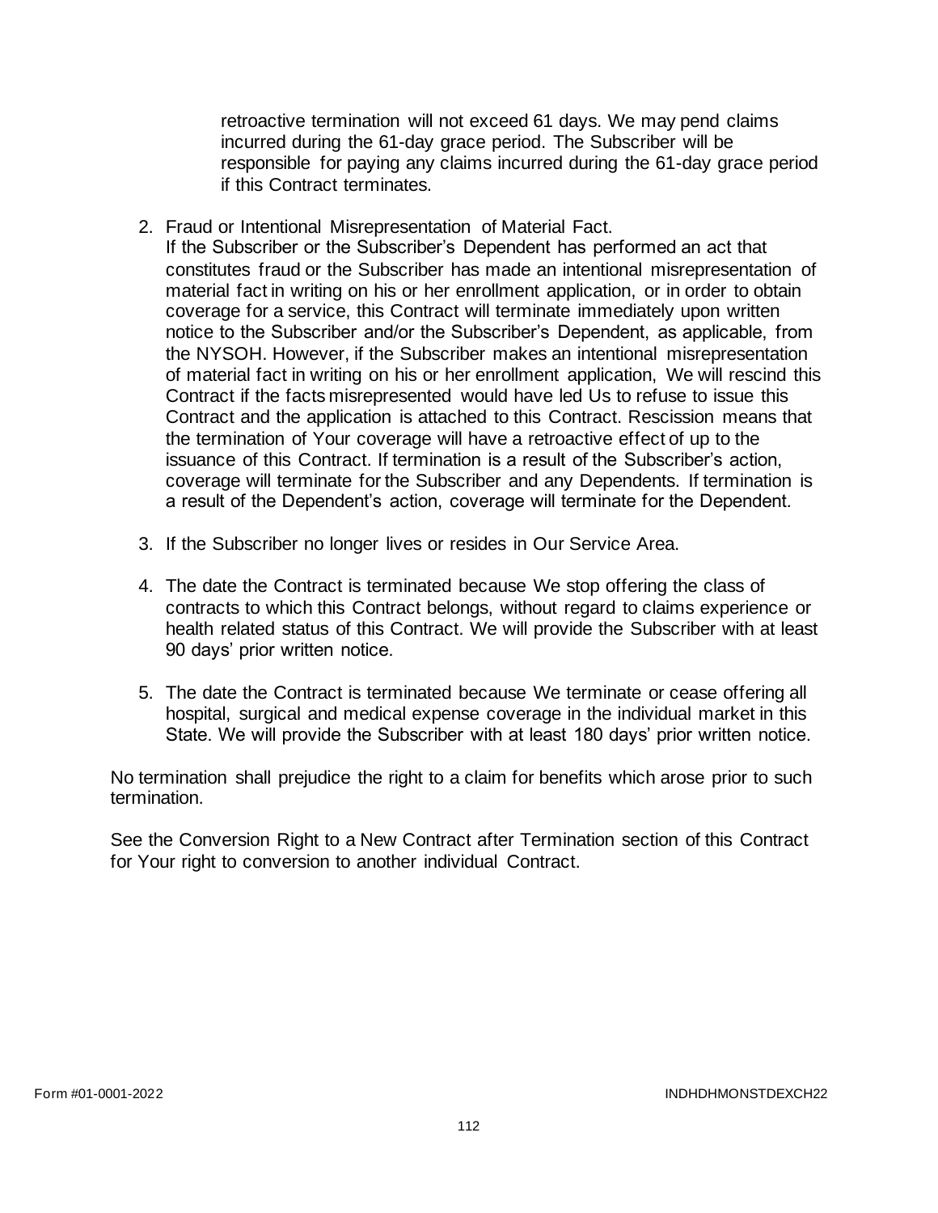retroactive termination will not exceed 61 days. We may pend claims incurred during the 61-day grace period. The Subscriber will be responsible for paying any claims incurred during the 61-day grace period if this Contract terminates.

2. Fraud or Intentional Misrepresentation of Material Fact.
   If the Subscriber or the Subscriber's Dependent has performed an act that constitutes fraud or the Subscriber has made an intentional misrepresentation of material fact in writing on his or her enrollment application, or in order to obtain coverage for a service, this Contract will terminate immediately upon written notice to the Subscriber and/or the Subscriber's Dependent, as applicable, from the NYSOH. However, if the Subscriber makes an intentional misrepresentation of material fact in writing on his or her enrollment application, We will rescind this Contract if the facts misrepresented would have led Us to refuse to issue this Contract and the application is attached to this Contract. Rescission means that the termination of Your coverage will have a retroactive effect of up to the issuance of this Contract. If termination is a result of the Subscriber's action, coverage will terminate for the Subscriber and any Dependents. If termination is a result of the Dependent's action, coverage will terminate for the Dependent.

3. If the Subscriber no longer lives or resides in Our Service Area.

4. The date the Contract is terminated because We stop offering the class of contracts to which this Contract belongs, without regard to claims experience or health related status of this Contract. We will provide the Subscriber with at least 90 days' prior written notice.

5. The date the Contract is terminated because We terminate or cease offering all hospital, surgical and medical expense coverage in the individual market in this State. We will provide the Subscriber with at least 180 days' prior written notice.

No termination shall prejudice the right to a claim for benefits which arose prior to such termination.

See the Conversion Right to a New Contract after Termination section of this Contract for Your right to conversion to another individual Contract.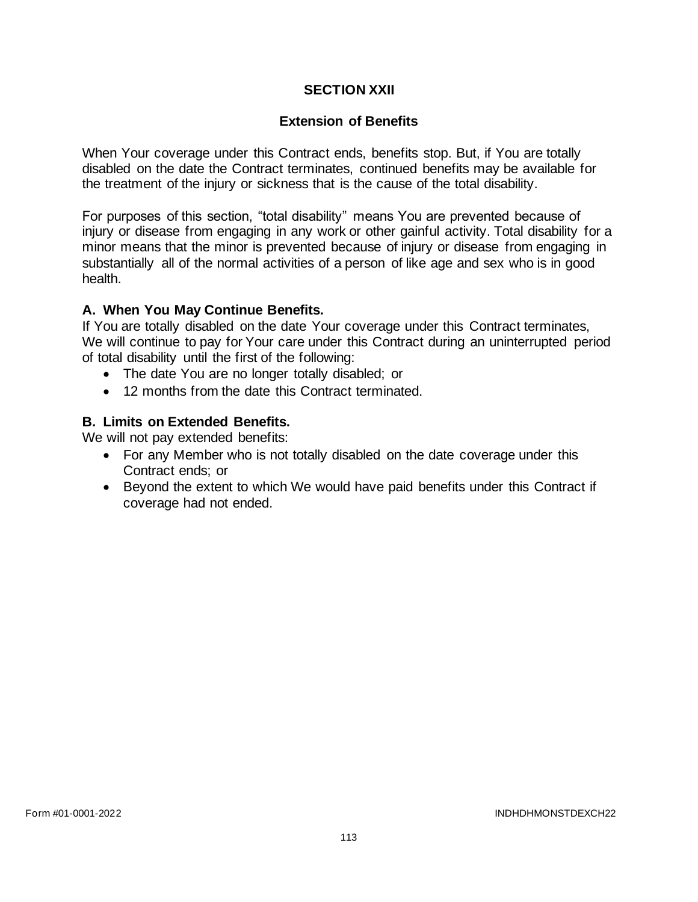# SECTION XXII

## Extension of Benefits

When Your coverage under this Contract ends, benefits stop. But, if You are totally disabled on the date the Contract terminates, continued benefits may be available for the treatment of the injury or sickness that is the cause of the total disability.

For purposes of this section, "total disability" means You are prevented because of injury or disease from engaging in any work or other gainful activity. Total disability for a minor means that the minor is prevented because of injury or disease from engaging in substantially all of the normal activities of a person of like age and sex who is in good health.

### A. When You May Continue Benefits.

If You are totally disabled on the date Your coverage under this Contract terminates, We will continue to pay for Your care under this Contract during an uninterrupted period of total disability until the first of the following:

- The date You are no longer totally disabled; or
- 12 months from the date this Contract terminated.

### B. Limits on Extended Benefits.

We will not pay extended benefits:

- For any Member who is not totally disabled on the date coverage under this Contract ends; or
- Beyond the extent to which We would have paid benefits under this Contract if coverage had not ended.

Form #01-0001-2022 INDHDHMONSTDEXCH22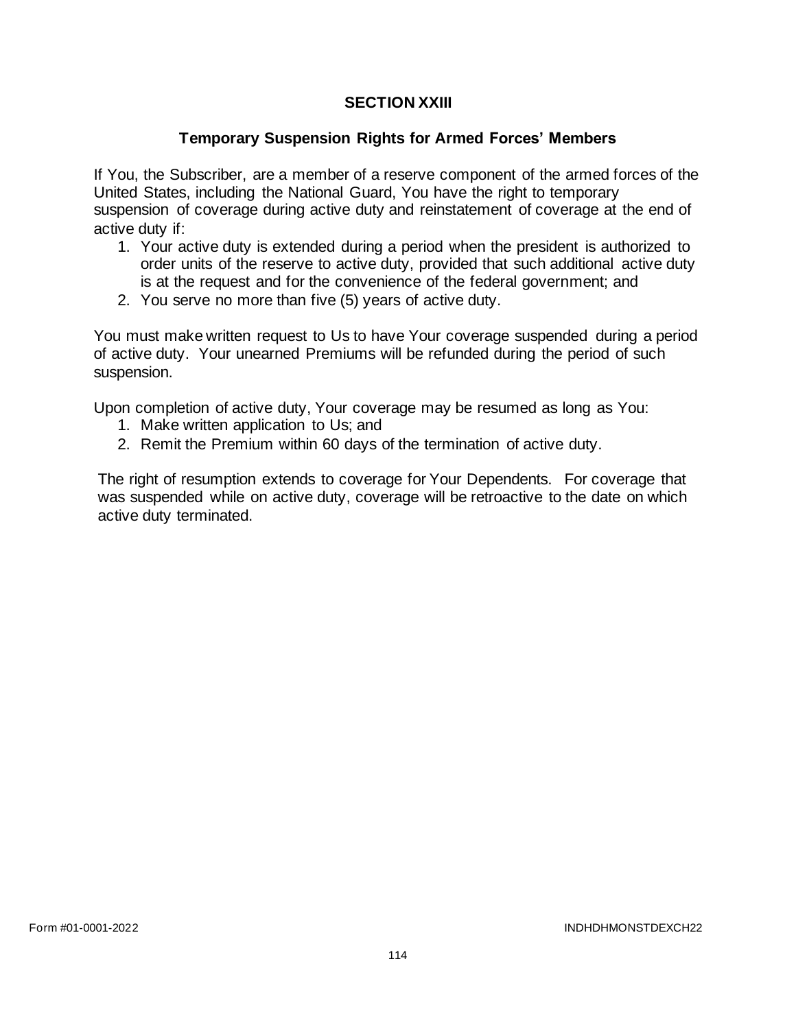## SECTION XXIII

### Temporary Suspension Rights for Armed Forces' Members

If You, the Subscriber, are a member of a reserve component of the armed forces of the United States, including the National Guard, You have the right to temporary suspension of coverage during active duty and reinstatement of coverage at the end of active duty if:

1. Your active duty is extended during a period when the president is authorized to order units of the reserve to active duty, provided that such additional active duty is at the request and for the convenience of the federal government; and
2. You serve no more than five (5) years of active duty.

You must make written request to Us to have Your coverage suspended during a period of active duty. Your unearned Premiums will be refunded during the period of such suspension.

Upon completion of active duty, Your coverage may be resumed as long as You:

1. Make written application to Us; and
2. Remit the Premium within 60 days of the termination of active duty.

The right of resumption extends to coverage for Your Dependents. For coverage that was suspended while on active duty, coverage will be retroactive to the date on which active duty terminated.

Form #01-0001-2022 INDHDHMONSTDEXCH22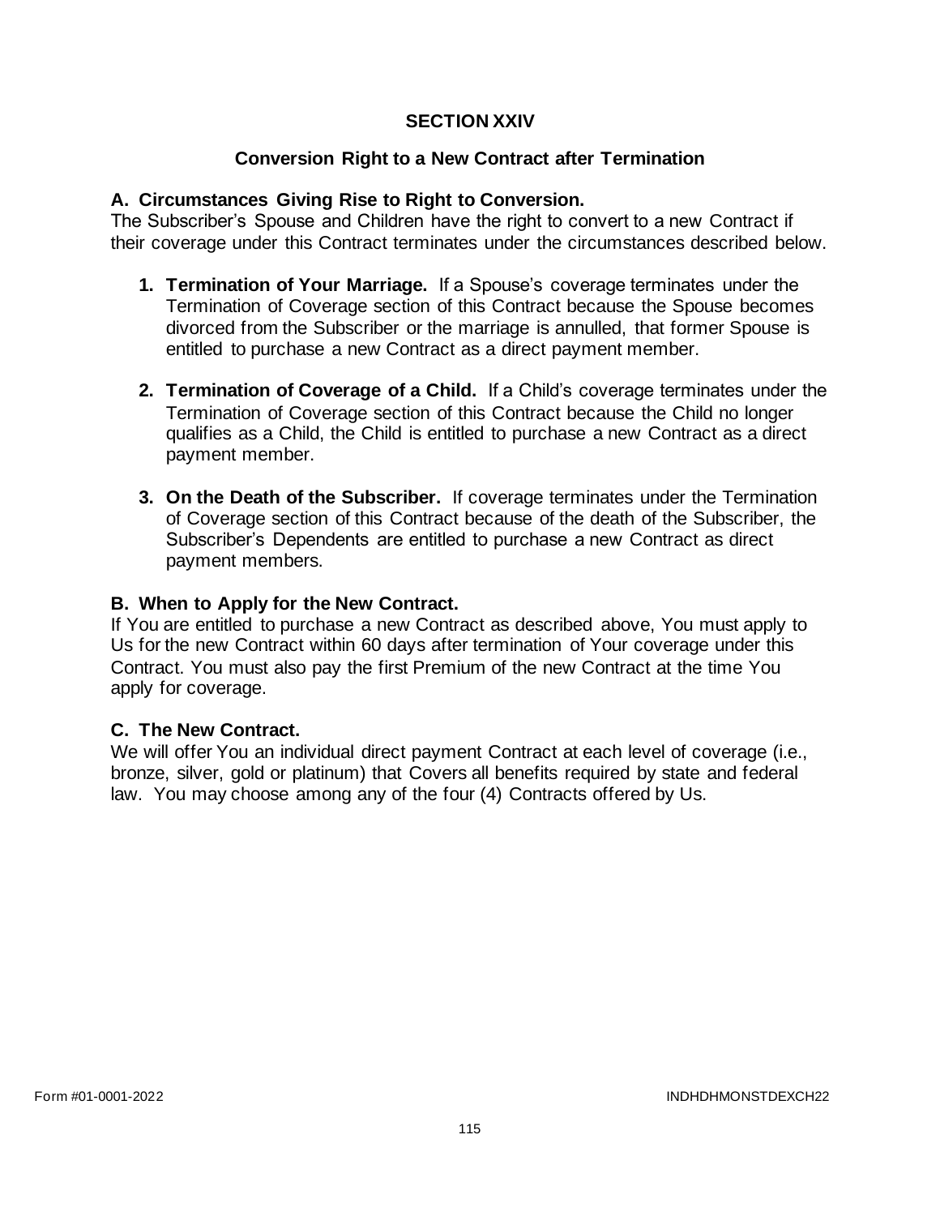## SECTION XXIV

## Conversion Right to a New Contract after Termination

### A. Circumstances Giving Rise to Right to Conversion.

The Subscriber's Spouse and Children have the right to convert to a new Contract if their coverage under this Contract terminates under the circumstances described below.

1. **Termination of Your Marriage.** If a Spouse's coverage terminates under the Termination of Coverage section of this Contract because the Spouse becomes divorced from the Subscriber or the marriage is annulled, that former Spouse is entitled to purchase a new Contract as a direct payment member.

2. **Termination of Coverage of a Child.** If a Child's coverage terminates under the Termination of Coverage section of this Contract because the Child no longer qualifies as a Child, the Child is entitled to purchase a new Contract as a direct payment member.

3. **On the Death of the Subscriber.** If coverage terminates under the Termination of Coverage section of this Contract because of the death of the Subscriber, the Subscriber's Dependents are entitled to purchase a new Contract as direct payment members.

### B. When to Apply for the New Contract.

If You are entitled to purchase a new Contract as described above, You must apply to Us for the new Contract within 60 days after termination of Your coverage under this Contract. You must also pay the first Premium of the new Contract at the time You apply for coverage.

### C. The New Contract.

We will offer You an individual direct payment Contract at each level of coverage (i.e., bronze, silver, gold or platinum) that Covers all benefits required by state and federal law. You may choose among any of the four (4) Contracts offered by Us.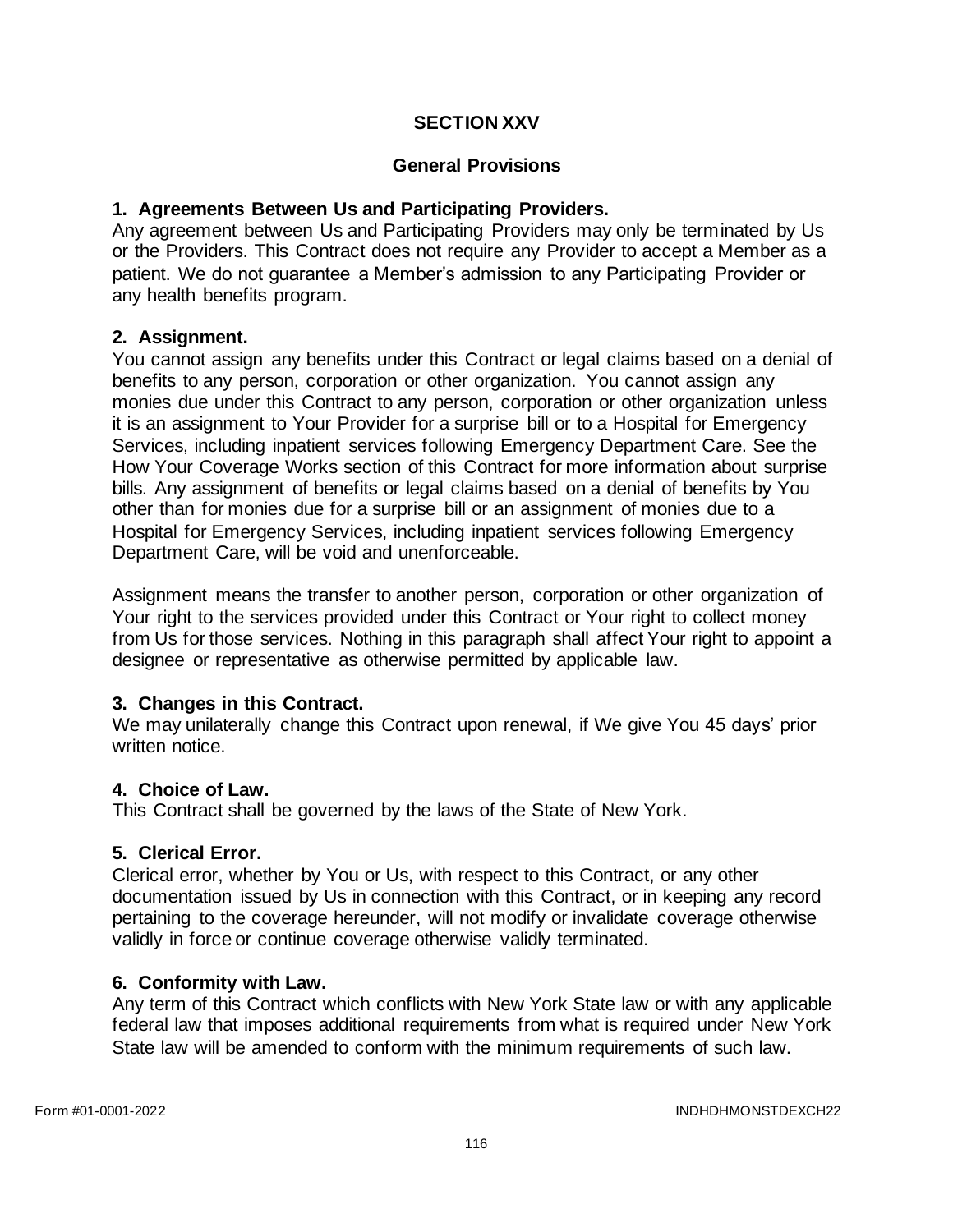## SECTION XXV

## General Provisions

### 1. Agreements Between Us and Participating Providers.

Any agreement between Us and Participating Providers may only be terminated by Us or the Providers. This Contract does not require any Provider to accept a Member as a patient. We do not guarantee a Member's admission to any Participating Provider or any health benefits program.

### 2. Assignment.

You cannot assign any benefits under this Contract or legal claims based on a denial of benefits to any person, corporation or other organization. You cannot assign any monies due under this Contract to any person, corporation or other organization unless it is an assignment to Your Provider for a surprise bill or to a Hospital for Emergency Services, including inpatient services following Emergency Department Care. See the How Your Coverage Works section of this Contract for more information about surprise bills. Any assignment of benefits or legal claims based on a denial of benefits by You other than for monies due for a surprise bill or an assignment of monies due to a Hospital for Emergency Services, including inpatient services following Emergency Department Care, will be void and unenforceable.

Assignment means the transfer to another person, corporation or other organization of Your right to the services provided under this Contract or Your right to collect money from Us for those services. Nothing in this paragraph shall affect Your right to appoint a designee or representative as otherwise permitted by applicable law.

### 3. Changes in this Contract.

We may unilaterally change this Contract upon renewal, if We give You 45 days' prior written notice.

### 4. Choice of Law.

This Contract shall be governed by the laws of the State of New York.

### 5. Clerical Error.

Clerical error, whether by You or Us, with respect to this Contract, or any other documentation issued by Us in connection with this Contract, or in keeping any record pertaining to the coverage hereunder, will not modify or invalidate coverage otherwise validly in force or continue coverage otherwise validly terminated.

### 6. Conformity with Law.

Any term of this Contract which conflicts with New York State law or with any applicable federal law that imposes additional requirements from what is required under New York State law will be amended to conform with the minimum requirements of such law.

Form #01-0001-2022 INDHDHMONSTDEXCH22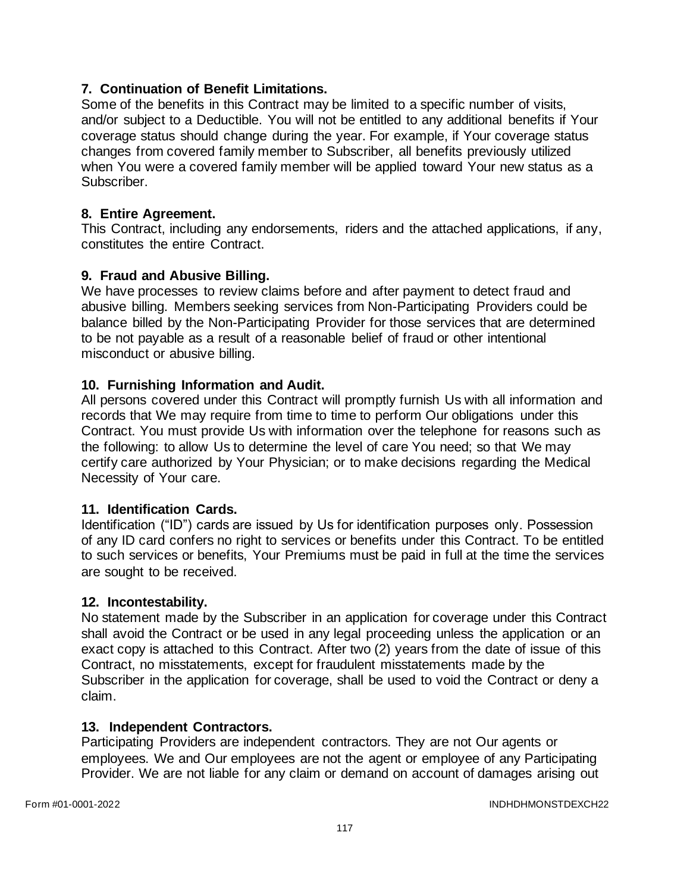**7. Continuation of Benefit Limitations.**
Some of the benefits in this Contract may be limited to a specific number of visits, and/or subject to a Deductible. You will not be entitled to any additional benefits if Your coverage status should change during the year. For example, if Your coverage status changes from covered family member to Subscriber, all benefits previously utilized when You were a covered family member will be applied toward Your new status as a Subscriber.

**8. Entire Agreement.**
This Contract, including any endorsements, riders and the attached applications, if any, constitutes the entire Contract.

**9. Fraud and Abusive Billing.**
We have processes to review claims before and after payment to detect fraud and abusive billing. Members seeking services from Non-Participating Providers could be balance billed by the Non-Participating Provider for those services that are determined to be not payable as a result of a reasonable belief of fraud or other intentional misconduct or abusive billing.

**10. Furnishing Information and Audit.**
All persons covered under this Contract will promptly furnish Us with all information and records that We may require from time to time to perform Our obligations under this Contract. You must provide Us with information over the telephone for reasons such as the following: to allow Us to determine the level of care You need; so that We may certify care authorized by Your Physician; or to make decisions regarding the Medical Necessity of Your care.

**11. Identification Cards.**
Identification ("ID") cards are issued by Us for identification purposes only. Possession of any ID card confers no right to services or benefits under this Contract. To be entitled to such services or benefits, Your Premiums must be paid in full at the time the services are sought to be received.

**12. Incontestability.**
No statement made by the Subscriber in an application for coverage under this Contract shall avoid the Contract or be used in any legal proceeding unless the application or an exact copy is attached to this Contract. After two (2) years from the date of issue of this Contract, no misstatements, except for fraudulent misstatements made by the Subscriber in the application for coverage, shall be used to void the Contract or deny a claim.

**13. Independent Contractors.**
Participating Providers are independent contractors. They are not Our agents or employees. We and Our employees are not the agent or employee of any Participating Provider. We are not liable for any claim or demand on account of damages arising out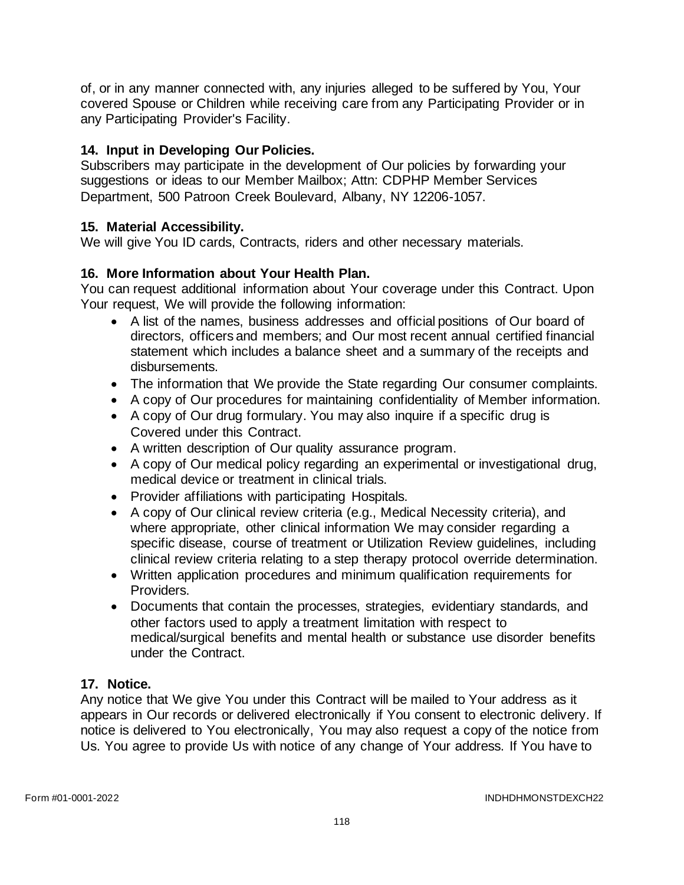of, or in any manner connected with, any injuries alleged to be suffered by You, Your covered Spouse or Children while receiving care from any Participating Provider or in any Participating Provider's Facility.

**14. Input in Developing Our Policies.**
Subscribers may participate in the development of Our policies by forwarding your suggestions or ideas to our Member Mailbox; Attn: CDPHP Member Services Department, 500 Patroon Creek Boulevard, Albany, NY 12206-1057.

**15. Material Accessibility.**
We will give You ID cards, Contracts, riders and other necessary materials.

**16. More Information about Your Health Plan.**
You can request additional information about Your coverage under this Contract. Upon Your request, We will provide the following information:

- A list of the names, business addresses and official positions of Our board of directors, officers and members; and Our most recent annual certified financial statement which includes a balance sheet and a summary of the receipts and disbursements.
- The information that We provide the State regarding Our consumer complaints.
- A copy of Our procedures for maintaining confidentiality of Member information.
- A copy of Our drug formulary. You may also inquire if a specific drug is Covered under this Contract.
- A written description of Our quality assurance program.
- A copy of Our medical policy regarding an experimental or investigational drug, medical device or treatment in clinical trials.
- Provider affiliations with participating Hospitals.
- A copy of Our clinical review criteria (e.g., Medical Necessity criteria), and where appropriate, other clinical information We may consider regarding a specific disease, course of treatment or Utilization Review guidelines, including clinical review criteria relating to a step therapy protocol override determination.
- Written application procedures and minimum qualification requirements for Providers.
- Documents that contain the processes, strategies, evidentiary standards, and other factors used to apply a treatment limitation with respect to medical/surgical benefits and mental health or substance use disorder benefits under the Contract.

**17. Notice.**
Any notice that We give You under this Contract will be mailed to Your address as it appears in Our records or delivered electronically if You consent to electronic delivery. If notice is delivered to You electronically, You may also request a copy of the notice from Us. You agree to provide Us with notice of any change of Your address. If You have to

Form #01-0001-2022 INDHDHMONSTDEXCH22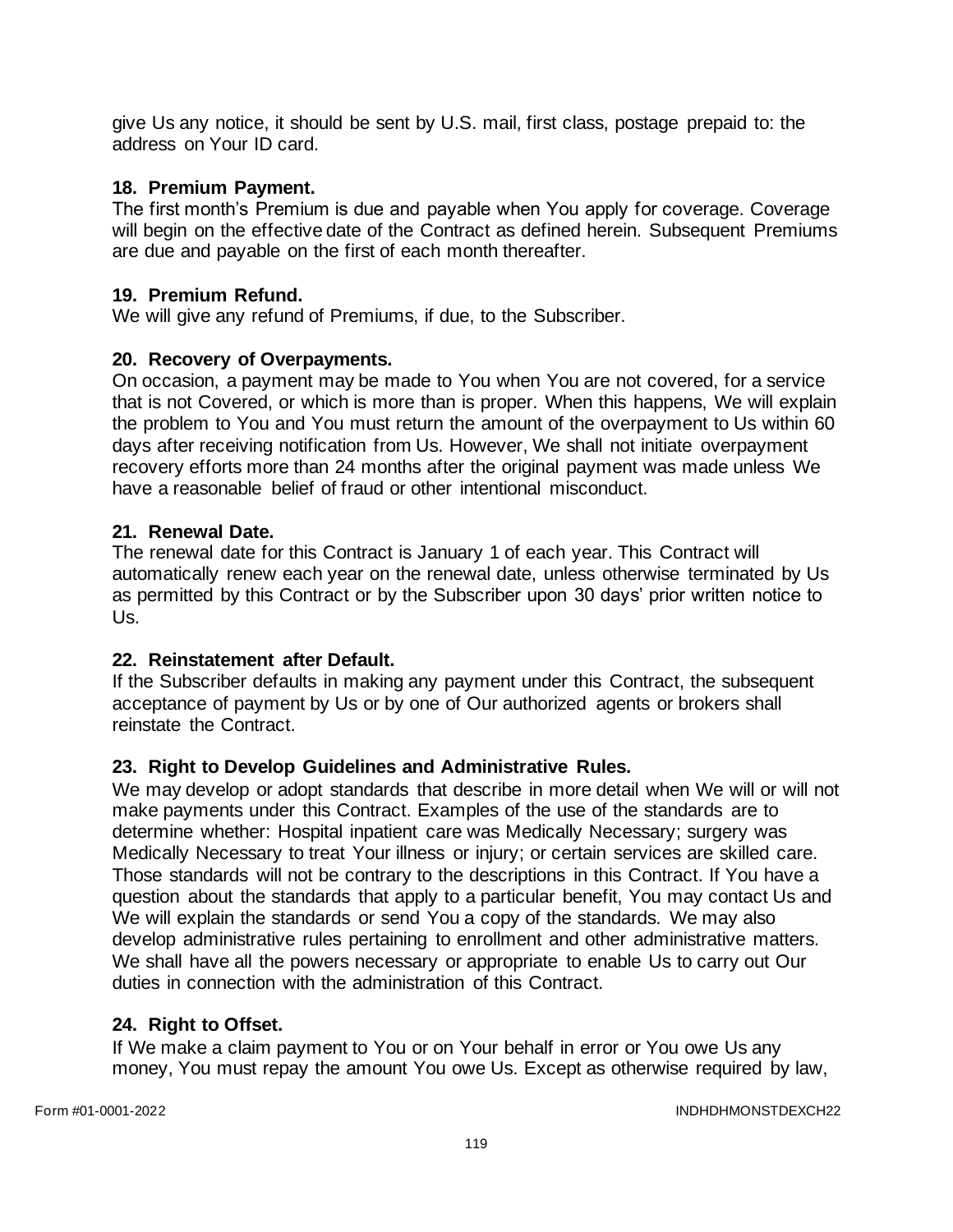give Us any notice, it should be sent by U.S. mail, first class, postage prepaid to: the address on Your ID card.

**18. Premium Payment.**
The first month's Premium is due and payable when You apply for coverage. Coverage will begin on the effective date of the Contract as defined herein. Subsequent Premiums are due and payable on the first of each month thereafter.

**19. Premium Refund.**
We will give any refund of Premiums, if due, to the Subscriber.

**20. Recovery of Overpayments.**
On occasion, a payment may be made to You when You are not covered, for a service that is not Covered, or which is more than is proper. When this happens, We will explain the problem to You and You must return the amount of the overpayment to Us within 60 days after receiving notification from Us. However, We shall not initiate overpayment recovery efforts more than 24 months after the original payment was made unless We have a reasonable belief of fraud or other intentional misconduct.

**21. Renewal Date.**
The renewal date for this Contract is January 1 of each year. This Contract will automatically renew each year on the renewal date, unless otherwise terminated by Us as permitted by this Contract or by the Subscriber upon 30 days' prior written notice to Us.

**22. Reinstatement after Default.**
If the Subscriber defaults in making any payment under this Contract, the subsequent acceptance of payment by Us or by one of Our authorized agents or brokers shall reinstate the Contract.

**23. Right to Develop Guidelines and Administrative Rules.**
We may develop or adopt standards that describe in more detail when We will or will not make payments under this Contract. Examples of the use of the standards are to determine whether: Hospital inpatient care was Medically Necessary; surgery was Medically Necessary to treat Your illness or injury; or certain services are skilled care. Those standards will not be contrary to the descriptions in this Contract. If You have a question about the standards that apply to a particular benefit, You may contact Us and We will explain the standards or send You a copy of the standards. We may also develop administrative rules pertaining to enrollment and other administrative matters. We shall have all the powers necessary or appropriate to enable Us to carry out Our duties in connection with the administration of this Contract.

**24. Right to Offset.**
If We make a claim payment to You or on Your behalf in error or You owe Us any money, You must repay the amount You owe Us. Except as otherwise required by law,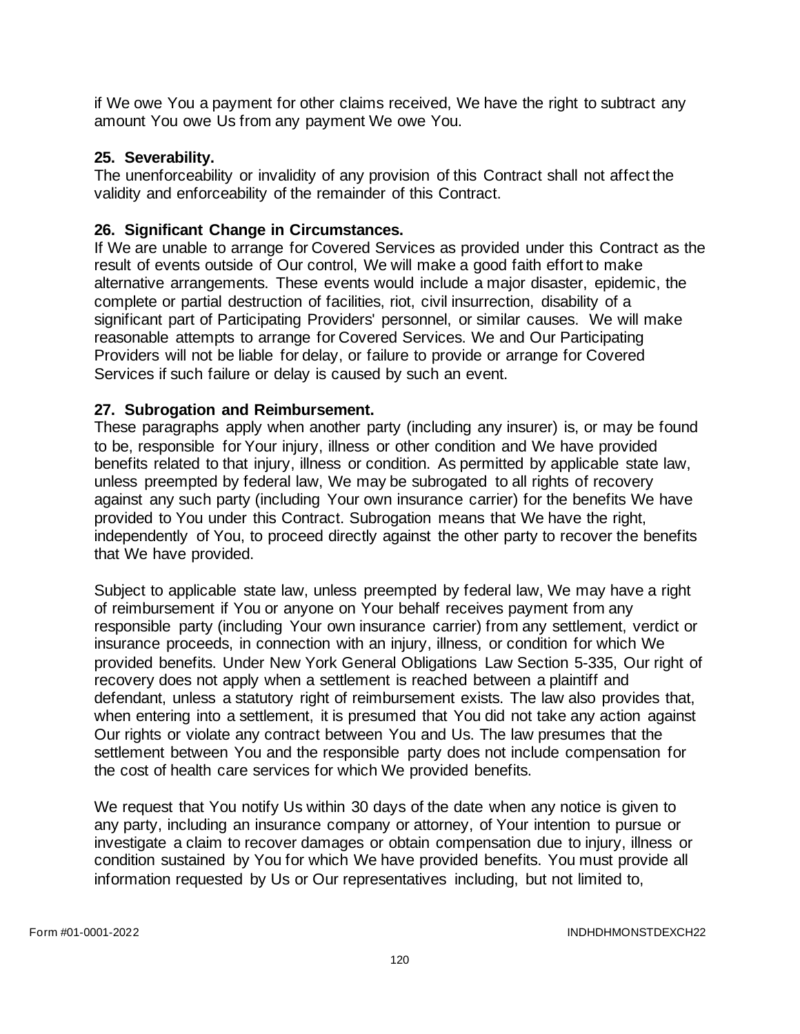if We owe You a payment for other claims received, We have the right to subtract any amount You owe Us from any payment We owe You.

**25. Severability.**

The unenforceability or invalidity of any provision of this Contract shall not affect the validity and enforceability of the remainder of this Contract.

**26. Significant Change in Circumstances.**

If We are unable to arrange for Covered Services as provided under this Contract as the result of events outside of Our control, We will make a good faith effort to make alternative arrangements. These events would include a major disaster, epidemic, the complete or partial destruction of facilities, riot, civil insurrection, disability of a significant part of Participating Providers' personnel, or similar causes. We will make reasonable attempts to arrange for Covered Services. We and Our Participating Providers will not be liable for delay, or failure to provide or arrange for Covered Services if such failure or delay is caused by such an event.

**27. Subrogation and Reimbursement.**

These paragraphs apply when another party (including any insurer) is, or may be found to be, responsible for Your injury, illness or other condition and We have provided benefits related to that injury, illness or condition. As permitted by applicable state law, unless preempted by federal law, We may be subrogated to all rights of recovery against any such party (including Your own insurance carrier) for the benefits We have provided to You under this Contract. Subrogation means that We have the right, independently of You, to proceed directly against the other party to recover the benefits that We have provided.

Subject to applicable state law, unless preempted by federal law, We may have a right of reimbursement if You or anyone on Your behalf receives payment from any responsible party (including Your own insurance carrier) from any settlement, verdict or insurance proceeds, in connection with an injury, illness, or condition for which We provided benefits. Under New York General Obligations Law Section 5-335, Our right of recovery does not apply when a settlement is reached between a plaintiff and defendant, unless a statutory right of reimbursement exists. The law also provides that, when entering into a settlement, it is presumed that You did not take any action against Our rights or violate any contract between You and Us. The law presumes that the settlement between You and the responsible party does not include compensation for the cost of health care services for which We provided benefits.

We request that You notify Us within 30 days of the date when any notice is given to any party, including an insurance company or attorney, of Your intention to pursue or investigate a claim to recover damages or obtain compensation due to injury, illness or condition sustained by You for which We have provided benefits. You must provide all information requested by Us or Our representatives including, but not limited to,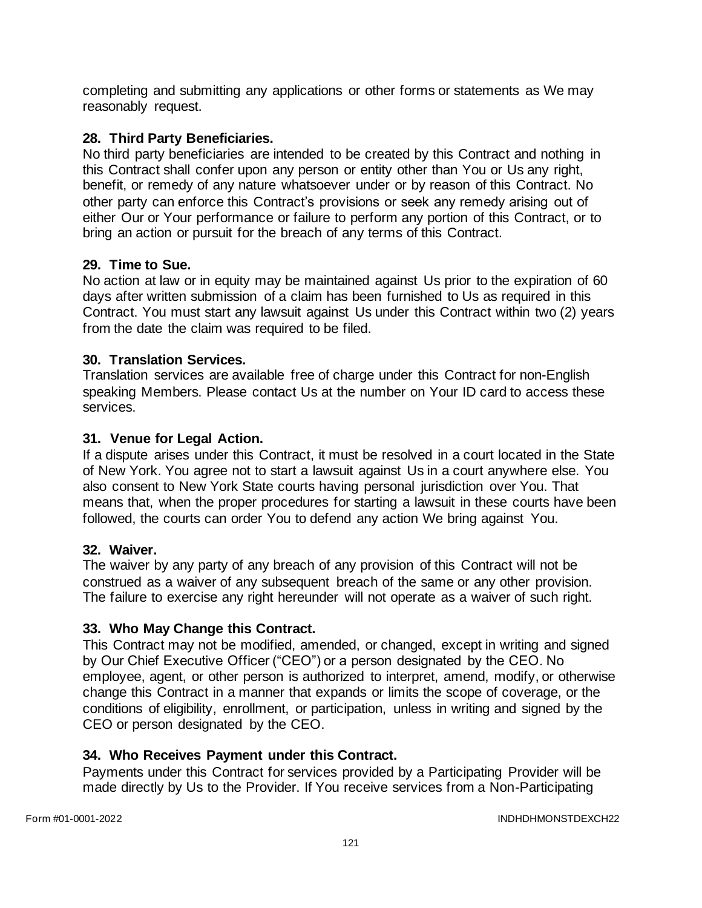completing and submitting any applications or other forms or statements as We may reasonably request.

### 28. Third Party Beneficiaries.

No third party beneficiaries are intended to be created by this Contract and nothing in this Contract shall confer upon any person or entity other than You or Us any right, benefit, or remedy of any nature whatsoever under or by reason of this Contract. No other party can enforce this Contract's provisions or seek any remedy arising out of either Our or Your performance or failure to perform any portion of this Contract, or to bring an action or pursuit for the breach of any terms of this Contract.

### 29. Time to Sue.

No action at law or in equity may be maintained against Us prior to the expiration of 60 days after written submission of a claim has been furnished to Us as required in this Contract. You must start any lawsuit against Us under this Contract within two (2) years from the date the claim was required to be filed.

### 30. Translation Services.

Translation services are available free of charge under this Contract for non-English speaking Members. Please contact Us at the number on Your ID card to access these services.

### 31. Venue for Legal Action.

If a dispute arises under this Contract, it must be resolved in a court located in the State of New York. You agree not to start a lawsuit against Us in a court anywhere else. You also consent to New York State courts having personal jurisdiction over You. That means that, when the proper procedures for starting a lawsuit in these courts have been followed, the courts can order You to defend any action We bring against You.

### 32. Waiver.

The waiver by any party of any breach of any provision of this Contract will not be construed as a waiver of any subsequent breach of the same or any other provision. The failure to exercise any right hereunder will not operate as a waiver of such right.

### 33. Who May Change this Contract.

This Contract may not be modified, amended, or changed, except in writing and signed by Our Chief Executive Officer ("CEO") or a person designated by the CEO. No employee, agent, or other person is authorized to interpret, amend, modify, or otherwise change this Contract in a manner that expands or limits the scope of coverage, or the conditions of eligibility, enrollment, or participation, unless in writing and signed by the CEO or person designated by the CEO.

### 34. Who Receives Payment under this Contract.

Payments under this Contract for services provided by a Participating Provider will be made directly by Us to the Provider. If You receive services from a Non-Participating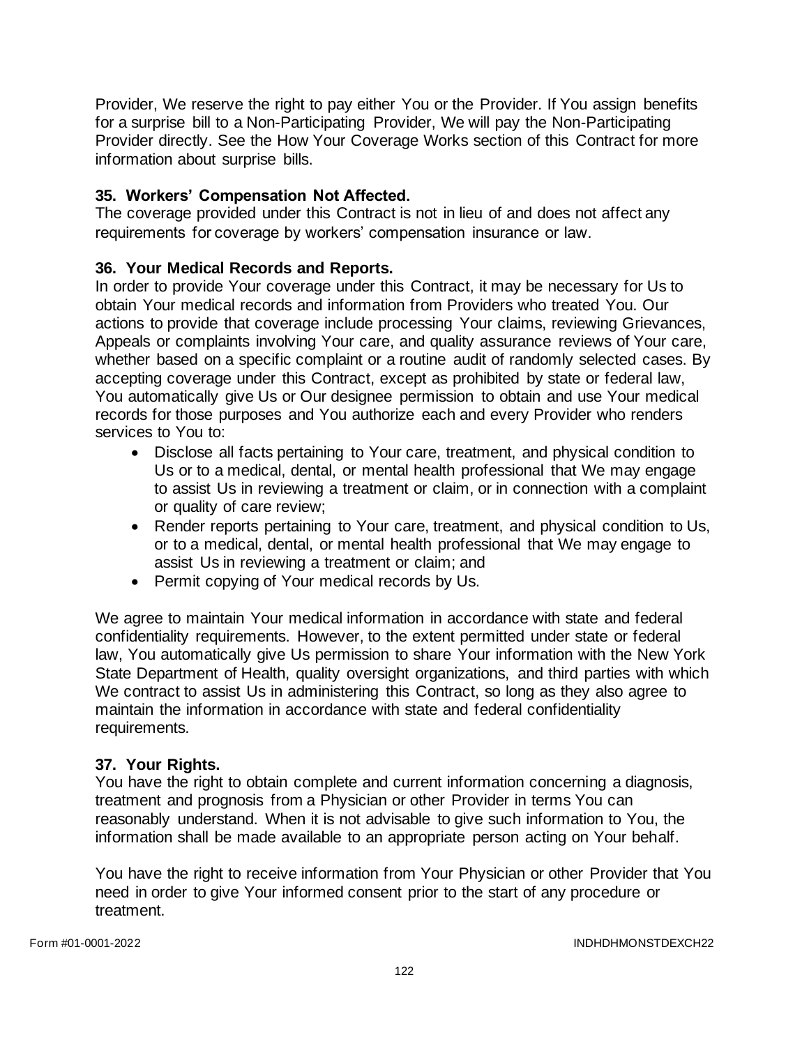Provider, We reserve the right to pay either You or the Provider. If You assign benefits for a surprise bill to a Non-Participating Provider, We will pay the Non-Participating Provider directly. See the How Your Coverage Works section of this Contract for more information about surprise bills.

### 35. Workers' Compensation Not Affected.

The coverage provided under this Contract is not in lieu of and does not affect any requirements for coverage by workers' compensation insurance or law.

### 36. Your Medical Records and Reports.

In order to provide Your coverage under this Contract, it may be necessary for Us to obtain Your medical records and information from Providers who treated You. Our actions to provide that coverage include processing Your claims, reviewing Grievances, Appeals or complaints involving Your care, and quality assurance reviews of Your care, whether based on a specific complaint or a routine audit of randomly selected cases. By accepting coverage under this Contract, except as prohibited by state or federal law, You automatically give Us or Our designee permission to obtain and use Your medical records for those purposes and You authorize each and every Provider who renders services to You to:

- Disclose all facts pertaining to Your care, treatment, and physical condition to Us or to a medical, dental, or mental health professional that We may engage to assist Us in reviewing a treatment or claim, or in connection with a complaint or quality of care review;
- Render reports pertaining to Your care, treatment, and physical condition to Us, or to a medical, dental, or mental health professional that We may engage to assist Us in reviewing a treatment or claim; and
- Permit copying of Your medical records by Us.

We agree to maintain Your medical information in accordance with state and federal confidentiality requirements. However, to the extent permitted under state or federal law, You automatically give Us permission to share Your information with the New York State Department of Health, quality oversight organizations, and third parties with which We contract to assist Us in administering this Contract, so long as they also agree to maintain the information in accordance with state and federal confidentiality requirements.

### 37. Your Rights.

You have the right to obtain complete and current information concerning a diagnosis, treatment and prognosis from a Physician or other Provider in terms You can reasonably understand. When it is not advisable to give such information to You, the information shall be made available to an appropriate person acting on Your behalf.

You have the right to receive information from Your Physician or other Provider that You need in order to give Your informed consent prior to the start of any procedure or treatment.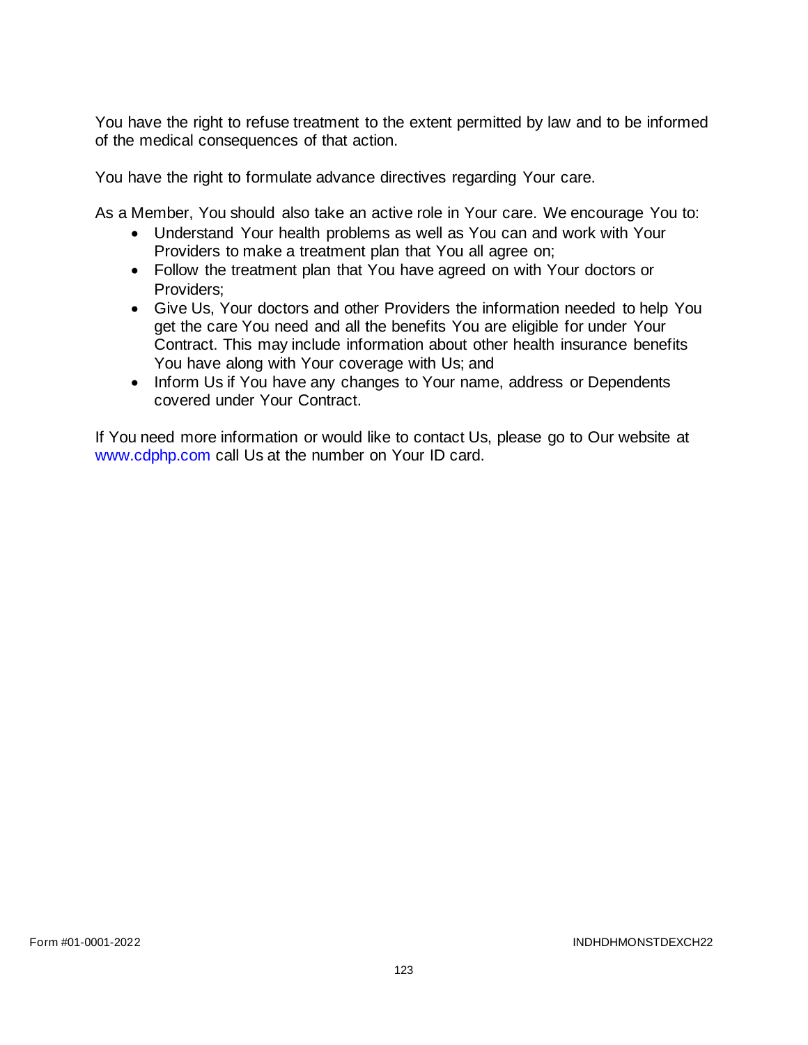You have the right to refuse treatment to the extent permitted by law and to be informed of the medical consequences of that action.

You have the right to formulate advance directives regarding Your care.

As a Member, You should also take an active role in Your care. We encourage You to:

- Understand Your health problems as well as You can and work with Your Providers to make a treatment plan that You all agree on;
- Follow the treatment plan that You have agreed on with Your doctors or Providers;
- Give Us, Your doctors and other Providers the information needed to help You get the care You need and all the benefits You are eligible for under Your Contract. This may include information about other health insurance benefits You have along with Your coverage with Us; and
- Inform Us if You have any changes to Your name, address or Dependents covered under Your Contract.

If You need more information or would like to contact Us, please go to Our website at www.cdphp.com call Us at the number on Your ID card.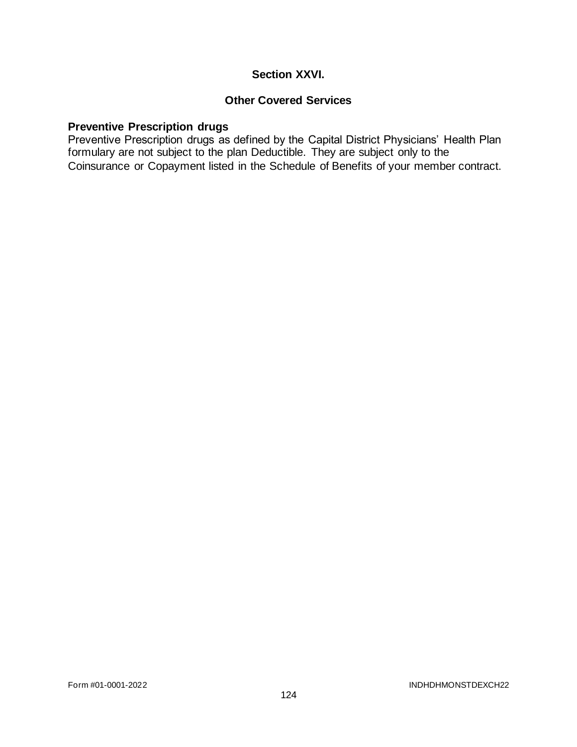# Section XXVI.

## Other Covered Services

### Preventive Prescription drugs

Preventive Prescription drugs as defined by the Capital District Physicians' Health Plan formulary are not subject to the plan Deductible. They are subject only to the Coinsurance or Copayment listed in the Schedule of Benefits of your member contract.